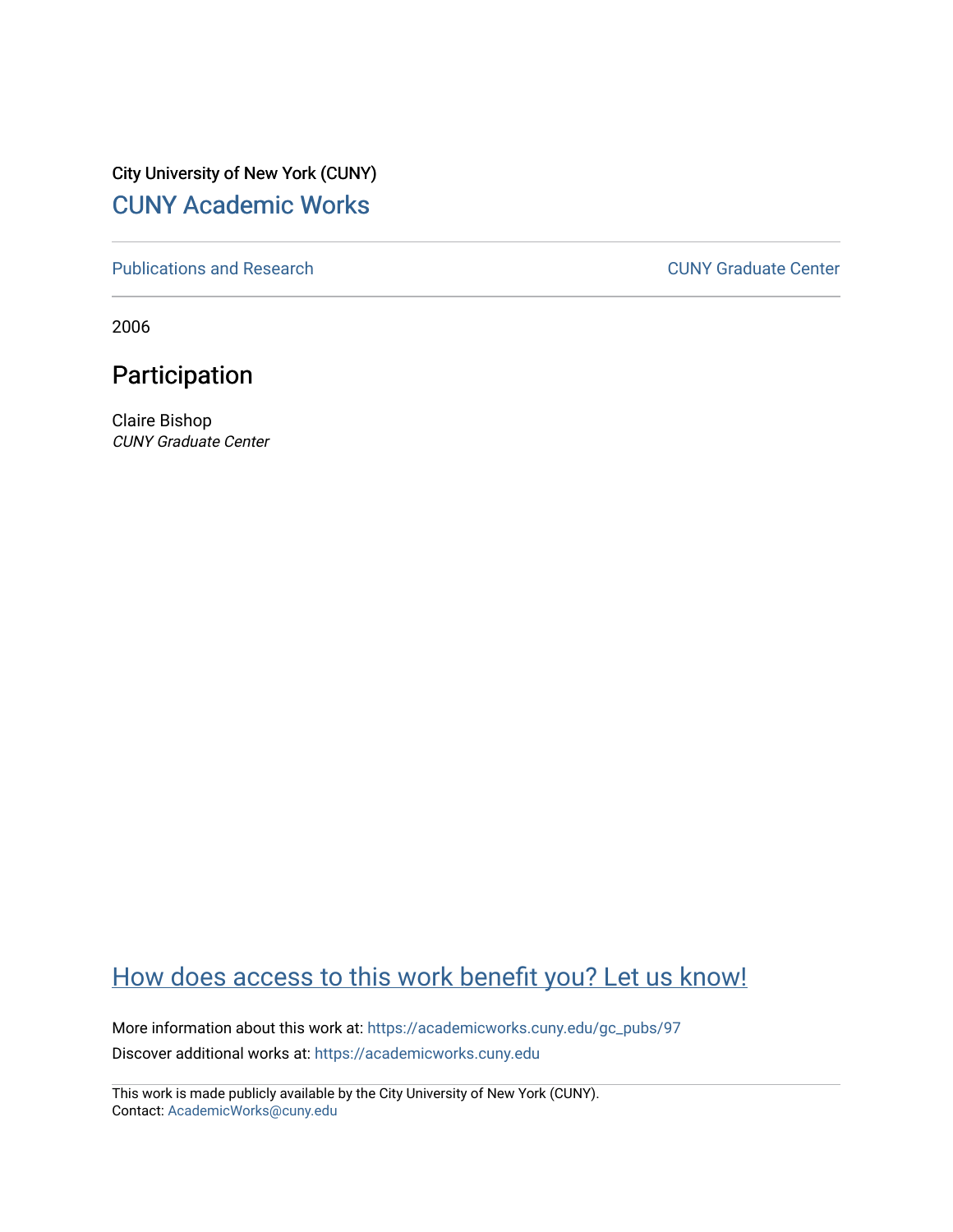City University of New York (CUNY)

[CUNY Academic Works](https://academicworks.cuny.edu)

[Publications and Research](https://academicworks.cuny.edu/gc_pubs) | [CUNY Graduate Center](https://academicworks.cuny.edu/gc)

2006

# Participation

Claire Bishop
*CUNY Graduate Center*

[How does access to this work benefit you? Let us know!](https://academicworks.cuny.edu)

More information about this work at: https://academicworks.cuny.edu/gc_pubs/97

Discover additional works at: https://academicworks.cuny.edu

This work is made publicly available by the City University of New York (CUNY).
Contact: AcademicWorks@cuny.edu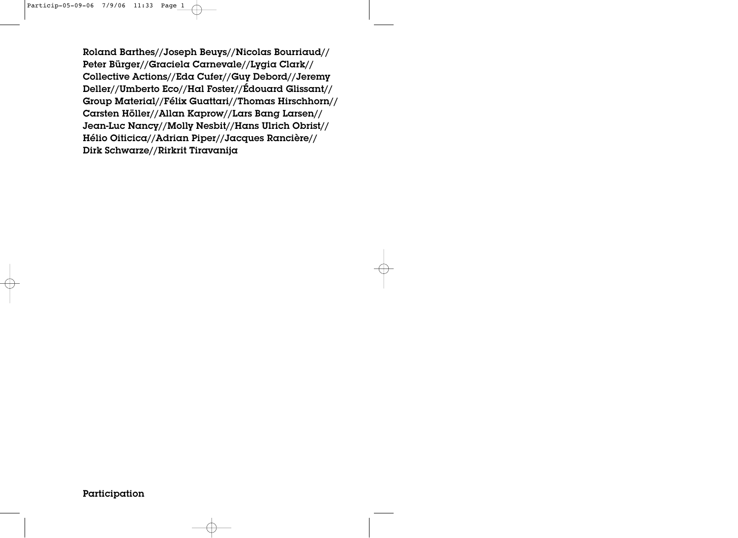Roland Barthes//Joseph Beuys//Nicolas Bourriaud//
Peter Bürger//Graciela Carnevale//Lygia Clark//
Collective Actions//Eda Cufer//Guy Debord//Jeremy
Deller//Umberto Eco//Hal Foster//Édouard Glissant//
Group Material//Félix Guattari//Thomas Hirschhorn//
Carsten Höller//Allan Kaprow//Lars Bang Larsen//
Jean-Luc Nancy//Molly Nesbit//Hans Ulrich Obrist//
Hélio Oiticica//Adrian Piper//Jacques Rancière//
Dirk Schwarze//Rirkrit Tiravanija

Participation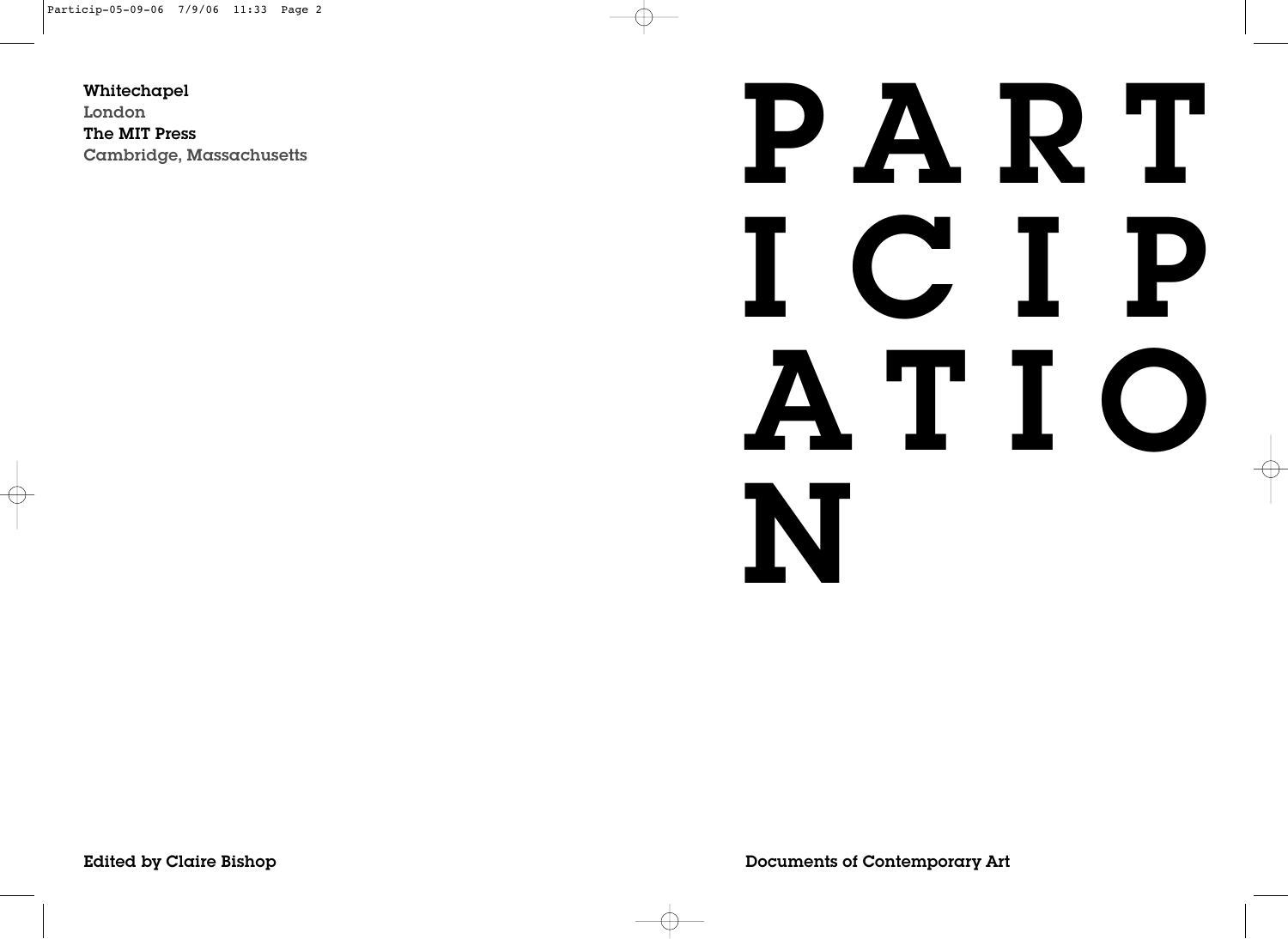Whitechapel
London
The MIT Press
Cambridge, Massachusetts

# PARTICIPATION

Edited by Claire Bishop

Documents of Contemporary Art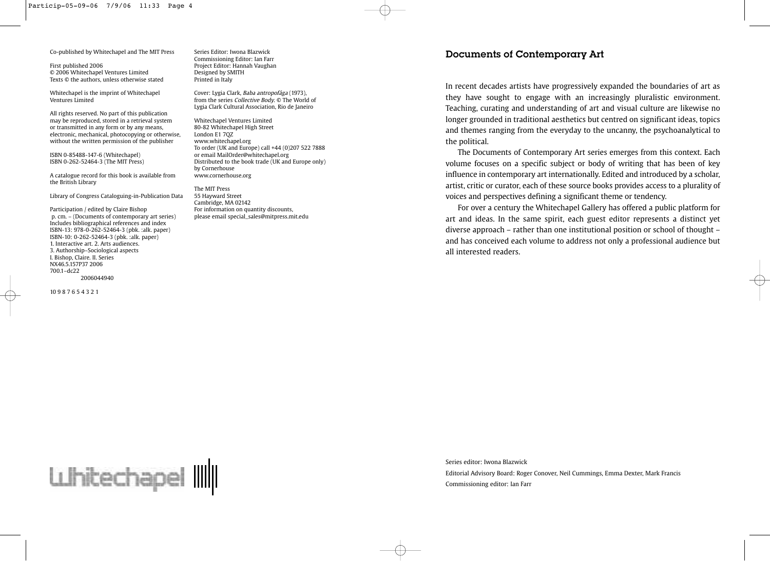Co-published by Whitechapel and The MIT Press

First published 2006
© 2006 Whitechapel Ventures Limited
Texts © the authors, unless otherwise stated

Whitechapel is the imprint of Whitechapel Ventures Limited

All rights reserved. No part of this publication may be reproduced, stored in a retrieval system or transmitted in any form or by any means, electronic, mechanical, photocopying or otherwise, without the written permission of the publisher

ISBN 0-85488-147-6 (Whitechapel)
ISBN 0-262-52464-3 (The MIT Press)

A catalogue record for this book is available from the British Library

Library of Congress Cataloguing-in-Publication Data

Participation / edited by Claire Bishop
p. cm. – (Documents of contemporary art series)
Includes bibliographical references and index
ISBN-13: 978-0-262-52464-3 (pbk. :alk. paper)
ISBN-10: 0-262-52464-3 (pbk. :alk. paper)
1. Interactive art. 2. Arts audiences.
3. Authorship–Sociological aspects
I. Bishop, Claire. II. Series
NX46.5.157P37 2006
700.1–dc22
2006044940

10 9 8 7 6 5 4 3 2 1

Series Editor: Iwona Blazwick
Commissioning Editor: Ian Farr
Project Editor: Hannah Vaughan
Designed by SMITH
Printed in Italy

Cover: Lygia Clark, *Baba antropofága* (1973), from the series *Collective Body*. © The World of Lygia Clark Cultural Association, Rio de Janeiro

Whitechapel Ventures Limited
80-82 Whitechapel High Street
London E1 7QZ
www.whitechapel.org
To order (UK and Europe) call +44 (0)207 522 7888 or email MailOrder@whitechapel.org
Distributed to the book trade (UK and Europe only) by Cornerhouse
www.cornerhouse.org

The MIT Press
55 Hayward Street
Cambridge, MA 02142
For information on quantity discounts, please email special_sales@mitpress.mit.edu

Whitechapel

## Documents of Contemporary Art

In recent decades artists have progressively expanded the boundaries of art as they have sought to engage with an increasingly pluralistic environment. Teaching, curating and understanding of art and visual culture are likewise no longer grounded in traditional aesthetics but centred on significant ideas, topics and themes ranging from the everyday to the uncanny, the psychoanalytical to the political.

The Documents of Contemporary Art series emerges from this context. Each volume focuses on a specific subject or body of writing that has been of key influence in contemporary art internationally. Edited and introduced by a scholar, artist, critic or curator, each of these source books provides access to a plurality of voices and perspectives defining a significant theme or tendency.

For over a century the Whitechapel Gallery has offered a public platform for art and ideas. In the same spirit, each guest editor represents a distinct yet diverse approach – rather than one institutional position or school of thought – and has conceived each volume to address not only a professional audience but all interested readers.

Series editor: Iwona Blazwick
Editorial Advisory Board: Roger Conover, Neil Cummings, Emma Dexter, Mark Francis
Commissioning editor: Ian Farr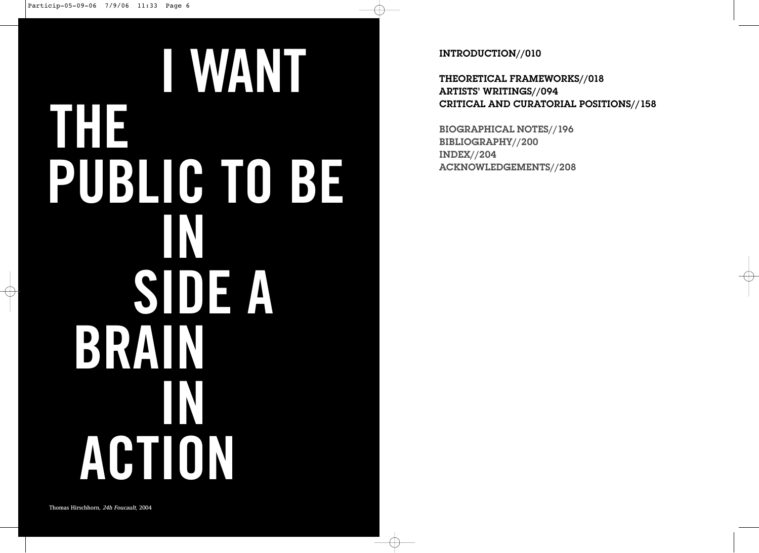I WANT THE PUBLIC TO BE IN SIDE A BRAIN IN ACTION

Thomas Hirschhorn, *24h Foucault*, 2004

**INTRODUCTION//010**

**THEORETICAL FRAMEWORKS//018**
**ARTISTS' WRITINGS//094**
**CRITICAL AND CURATORIAL POSITIONS//158**

**BIOGRAPHICAL NOTES//196**
**BIBLIOGRAPHY//200**
**INDEX//204**
**ACKNOWLEDGEMENTS//208**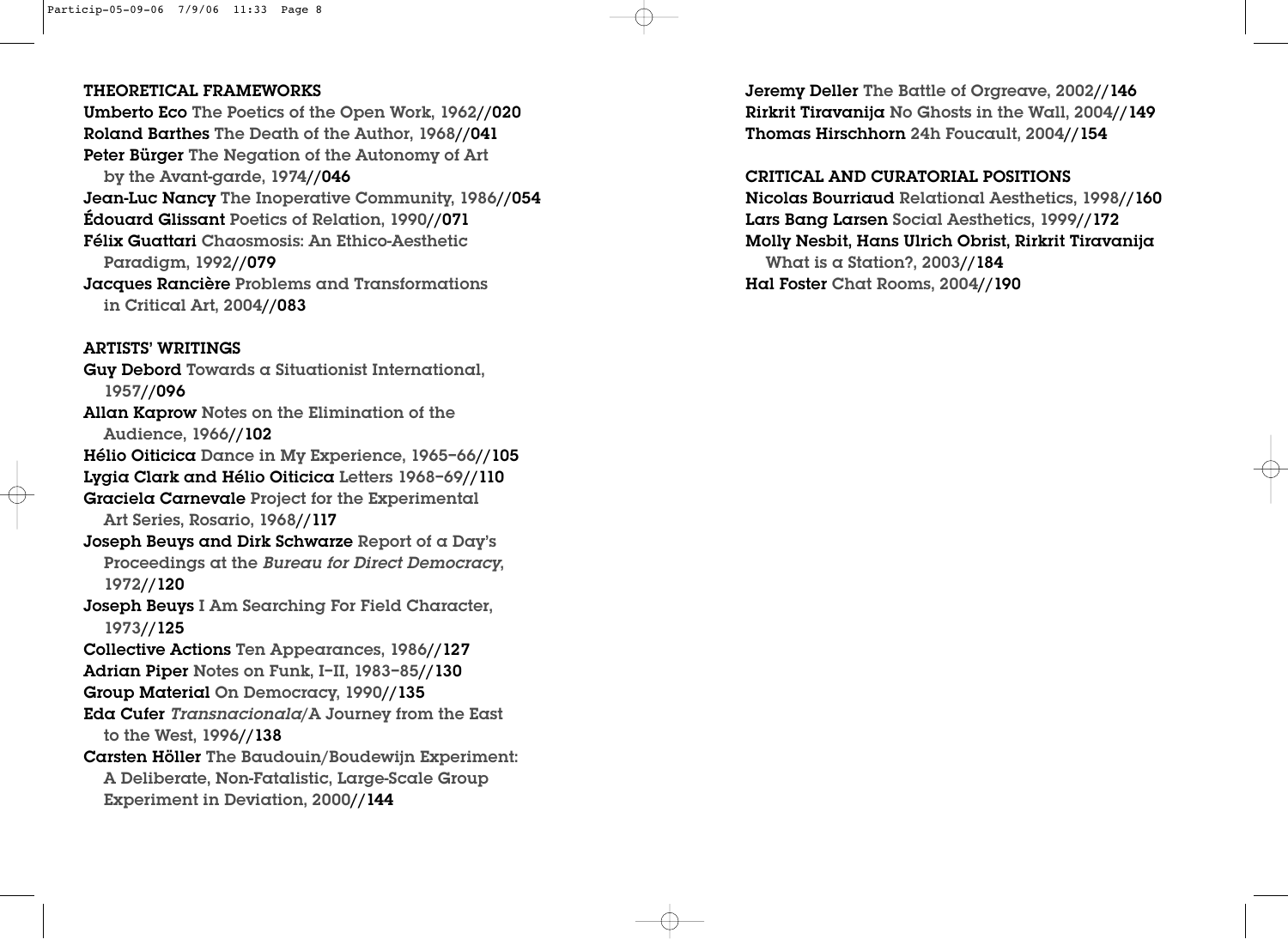## THEORETICAL FRAMEWORKS

**Umberto Eco** The Poetics of the Open Work, 1962//**020**

**Roland Barthes** The Death of the Author, 1968//**041**

**Peter Bürger** The Negation of the Autonomy of Art by the Avant-garde, 1974//**046**

**Jean-Luc Nancy** The Inoperative Community, 1986//**054**

**Édouard Glissant** Poetics of Relation, 1990//**071**

**Félix Guattari** Chaosmosis: An Ethico-Aesthetic Paradigm, 1992//**079**

**Jacques Rancière** Problems and Transformations in Critical Art, 2004//**083**

## ARTISTS' WRITINGS

**Guy Debord** Towards a Situationist International, 1957//**096**

**Allan Kaprow** Notes on the Elimination of the Audience, 1966//**102**

**Hélio Oiticica** Dance in My Experience, 1965–66//**105**

**Lygia Clark and Hélio Oiticica** Letters 1968–69//**110**

**Graciela Carnevale** Project for the Experimental Art Series, Rosario, 1968//**117**

**Joseph Beuys and Dirk Schwarze** Report of a Day's Proceedings at the *Bureau for Direct Democracy*, 1972//**120**

**Joseph Beuys** I Am Searching For Field Character, 1973//**125**

**Collective Actions** Ten Appearances, 1986//**127**

**Adrian Piper** Notes on Funk, I–II, 1983–85//**130**

**Group Material** On Democracy, 1990//**135**

**Eda Cufer** *Transnacionala*/A Journey from the East to the West, 1996//**138**

**Carsten Höller** The Baudouin/Boudewijn Experiment: A Deliberate, Non-Fatalistic, Large-Scale Group Experiment in Deviation, 2000//**144**

**Jeremy Deller** The Battle of Orgreave, 2002//**146**

**Rirkrit Tiravanija** No Ghosts in the Wall, 2004//**149**

**Thomas Hirschhorn** 24h Foucault, 2004//**154**

## CRITICAL AND CURATORIAL POSITIONS

**Nicolas Bourriaud** Relational Aesthetics, 1998//**160**

**Lars Bang Larsen** Social Aesthetics, 1999//**172**

**Molly Nesbit, Hans Ulrich Obrist, Rirkrit Tiravanija** What is a Station?, 2003//**184**

**Hal Foster** Chat Rooms, 2004//**190**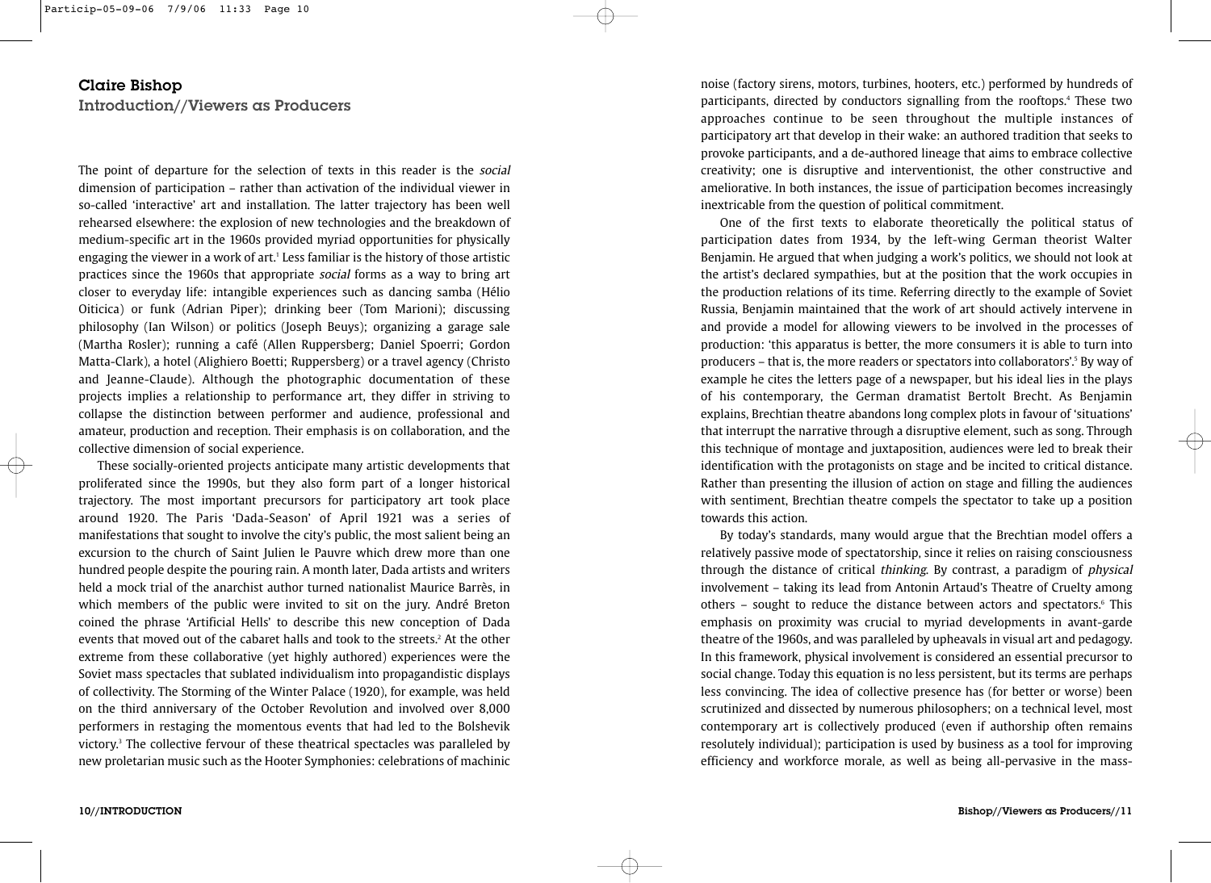# Claire Bishop

## Introduction//Viewers as Producers

The point of departure for the selection of texts in this reader is the *social* dimension of participation – rather than activation of the individual viewer in so-called 'interactive' art and installation. The latter trajectory has been well rehearsed elsewhere: the explosion of new technologies and the breakdown of medium-specific art in the 1960s provided myriad opportunities for physically engaging the viewer in a work of art.[1] Less familiar is the history of those artistic practices since the 1960s that appropriate *social* forms as a way to bring art closer to everyday life: intangible experiences such as dancing samba (Hélio Oiticica) or funk (Adrian Piper); drinking beer (Tom Marioni); discussing philosophy (Ian Wilson) or politics (Joseph Beuys); organizing a garage sale (Martha Rosler); running a café (Allen Ruppersberg; Daniel Spoerri; Gordon Matta-Clark), a hotel (Alighiero Boetti; Ruppersberg) or a travel agency (Christo and Jeanne-Claude). Although the photographic documentation of these projects implies a relationship to performance art, they differ in striving to collapse the distinction between performer and audience, professional and amateur, production and reception. Their emphasis is on collaboration, and the collective dimension of social experience.

These socially-oriented projects anticipate many artistic developments that proliferated since the 1990s, but they also form part of a longer historical trajectory. The most important precursors for participatory art took place around 1920. The Paris 'Dada-Season' of April 1921 was a series of manifestations that sought to involve the city's public, the most salient being an excursion to the church of Saint Julien le Pauvre which drew more than one hundred people despite the pouring rain. A month later, Dada artists and writers held a mock trial of the anarchist author turned nationalist Maurice Barrès, in which members of the public were invited to sit on the jury. André Breton coined the phrase 'Artificial Hells' to describe this new conception of Dada events that moved out of the cabaret halls and took to the streets.[2] At the other extreme from these collaborative (yet highly authored) experiences were the Soviet mass spectacles that sublated individualism into propagandistic displays of collectivity. The Storming of the Winter Palace (1920), for example, was held on the third anniversary of the October Revolution and involved over 8,000 performers in restaging the momentous events that had led to the Bolshevik victory.[3] The collective fervour of these theatrical spectacles was paralleled by new proletarian music such as the Hooter Symphonies: celebrations of machinic noise (factory sirens, motors, turbines, hooters, etc.) performed by hundreds of participants, directed by conductors signalling from the rooftops.[4] These two approaches continue to be seen throughout the multiple instances of participatory art that develop in their wake: an authored tradition that seeks to provoke participants, and a de-authored lineage that aims to embrace collective creativity; one is disruptive and interventionist, the other constructive and ameliorative. In both instances, the issue of participation becomes increasingly inextricable from the question of political commitment.

One of the first texts to elaborate theoretically the political status of participation dates from 1934, by the left-wing German theorist Walter Benjamin. He argued that when judging a work's politics, we should not look at the artist's declared sympathies, but at the position that the work occupies in the production relations of its time. Referring directly to the example of Soviet Russia, Benjamin maintained that the work of art should actively intervene in and provide a model for allowing viewers to be involved in the processes of production: 'this apparatus is better, the more consumers it is able to turn into producers – that is, the more readers or spectators into collaborators'.[5] By way of example he cites the letters page of a newspaper, but his ideal lies in the plays of his contemporary, the German dramatist Bertolt Brecht. As Benjamin explains, Brechtian theatre abandons long complex plots in favour of 'situations' that interrupt the narrative through a disruptive element, such as song. Through this technique of montage and juxtaposition, audiences were led to break their identification with the protagonists on stage and be incited to critical distance. Rather than presenting the illusion of action on stage and filling the audiences with sentiment, Brechtian theatre compels the spectator to take up a position towards this action.

By today's standards, many would argue that the Brechtian model offers a relatively passive mode of spectatorship, since it relies on raising consciousness through the distance of critical *thinking*. By contrast, a paradigm of *physical* involvement – taking its lead from Antonin Artaud's Theatre of Cruelty among others – sought to reduce the distance between actors and spectators.[6] This emphasis on proximity was crucial to myriad developments in avant-garde theatre of the 1960s, and was paralleled by upheavals in visual art and pedagogy. In this framework, physical involvement is considered an essential precursor to social change. Today this equation is no less persistent, but its terms are perhaps less convincing. The idea of collective presence has (for better or worse) been scrutinized and dissected by numerous philosophers; on a technical level, most contemporary art is collectively produced (even if authorship often remains resolutely individual); participation is used by business as a tool for improving efficiency and workforce morale, as well as being all-pervasive in the mass-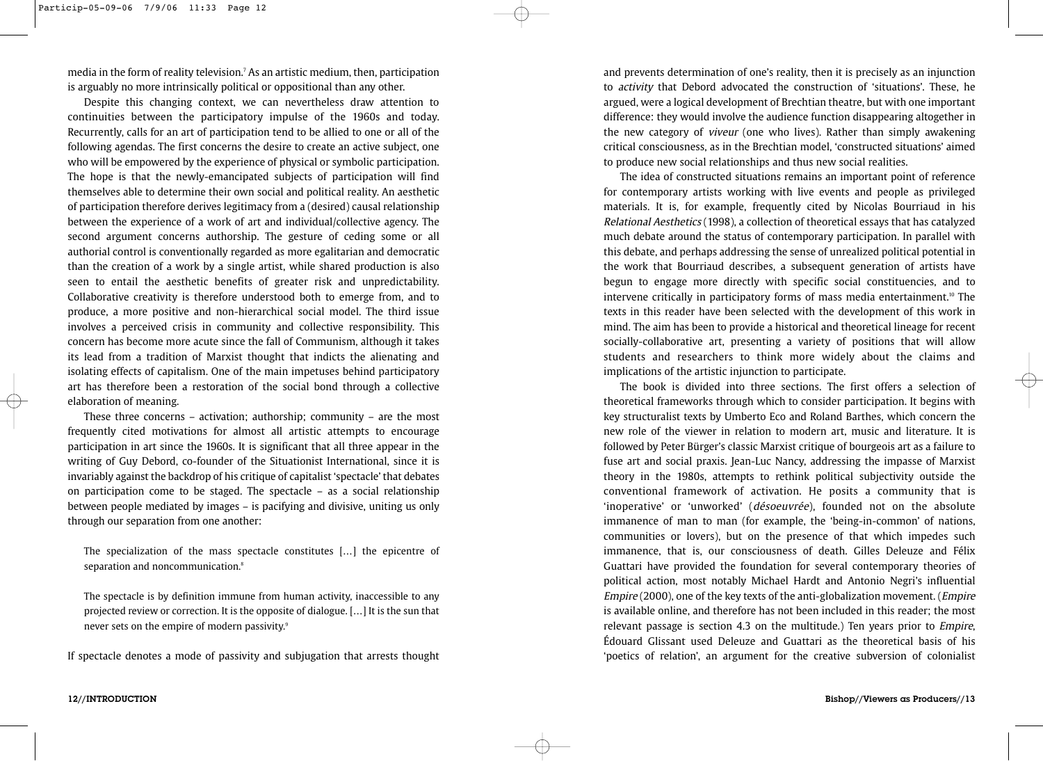media in the form of reality television.[7] As an artistic medium, then, participation is arguably no more intrinsically political or oppositional than any other.

Despite this changing context, we can nevertheless draw attention to continuities between the participatory impulse of the 1960s and today. Recurrently, calls for an art of participation tend to be allied to one or all of the following agendas. The first concerns the desire to create an active subject, one who will be empowered by the experience of physical or symbolic participation. The hope is that the newly-emancipated subjects of participation will find themselves able to determine their own social and political reality. An aesthetic of participation therefore derives legitimacy from a (desired) causal relationship between the experience of a work of art and individual/collective agency. The second argument concerns authorship. The gesture of ceding some or all authorial control is conventionally regarded as more egalitarian and democratic than the creation of a work by a single artist, while shared production is also seen to entail the aesthetic benefits of greater risk and unpredictability. Collaborative creativity is therefore understood both to emerge from, and to produce, a more positive and non-hierarchical social model. The third issue involves a perceived crisis in community and collective responsibility. This concern has become more acute since the fall of Communism, although it takes its lead from a tradition of Marxist thought that indicts the alienating and isolating effects of capitalism. One of the main impetuses behind participatory art has therefore been a restoration of the social bond through a collective elaboration of meaning.

These three concerns – activation; authorship; community – are the most frequently cited motivations for almost all artistic attempts to encourage participation in art since the 1960s. It is significant that all three appear in the writing of Guy Debord, co-founder of the Situationist International, since it is invariably against the backdrop of his critique of capitalist 'spectacle' that debates on participation come to be staged. The spectacle – as a social relationship between people mediated by images – is pacifying and divisive, uniting us only through our separation from one another:

> The specialization of the mass spectacle constitutes […] the epicentre of separation and noncommunication.[8]

> The spectacle is by definition immune from human activity, inaccessible to any projected review or correction. It is the opposite of dialogue. […] It is the sun that never sets on the empire of modern passivity.[9]

If spectacle denotes a mode of passivity and subjugation that arrests thought and prevents determination of one's reality, then it is precisely as an injunction to *activity* that Debord advocated the construction of 'situations'. These, he argued, were a logical development of Brechtian theatre, but with one important difference: they would involve the audience function disappearing altogether in the new category of *viveur* (one who lives). Rather than simply awakening critical consciousness, as in the Brechtian model, 'constructed situations' aimed to produce new social relationships and thus new social realities.

The idea of constructed situations remains an important point of reference for contemporary artists working with live events and people as privileged materials. It is, for example, frequently cited by Nicolas Bourriaud in his *Relational Aesthetics* (1998), a collection of theoretical essays that has catalyzed much debate around the status of contemporary participation. In parallel with this debate, and perhaps addressing the sense of unrealized political potential in the work that Bourriaud describes, a subsequent generation of artists have begun to engage more directly with specific social constituencies, and to intervene critically in participatory forms of mass media entertainment.[10] The texts in this reader have been selected with the development of this work in mind. The aim has been to provide a historical and theoretical lineage for recent socially-collaborative art, presenting a variety of positions that will allow students and researchers to think more widely about the claims and implications of the artistic injunction to participate.

The book is divided into three sections. The first offers a selection of theoretical frameworks through which to consider participation. It begins with key structuralist texts by Umberto Eco and Roland Barthes, which concern the new role of the viewer in relation to modern art, music and literature. It is followed by Peter Bürger's classic Marxist critique of bourgeois art as a failure to fuse art and social praxis. Jean-Luc Nancy, addressing the impasse of Marxist theory in the 1980s, attempts to rethink political subjectivity outside the conventional framework of activation. He posits a community that is 'inoperative' or 'unworked' (*désoeuvrée*), founded not on the absolute immanence of man to man (for example, the 'being-in-common' of nations, communities or lovers), but on the presence of that which impedes such immanence, that is, our consciousness of death. Gilles Deleuze and Félix Guattari have provided the foundation for several contemporary theories of political action, most notably Michael Hardt and Antonio Negri's influential *Empire* (2000), one of the key texts of the anti-globalization movement. (*Empire* is available online, and therefore has not been included in this reader; the most relevant passage is section 4.3 on the multitude.) Ten years prior to *Empire*, Édouard Glissant used Deleuze and Guattari as the theoretical basis of his 'poetics of relation', an argument for the creative subversion of colonialist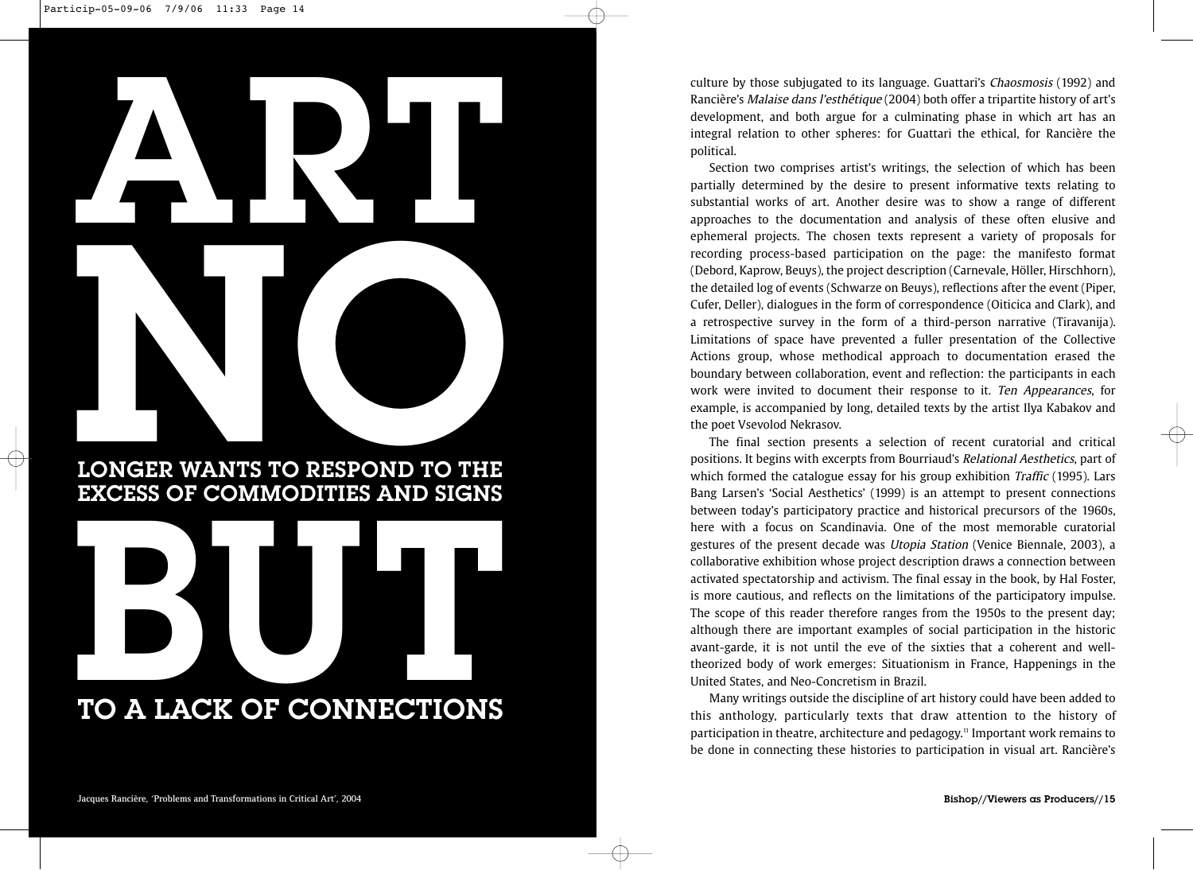# ART NO

## LONGER WANTS TO RESPOND TO THE EXCESS OF COMMODITIES AND SIGNS

# BUT

## TO A LACK OF CONNECTIONS

Jacques Rancière, 'Problems and Transformations in Critical Art', 2004

culture by those subjugated to its language. Guattari's *Chaosmosis* (1992) and Rancière's *Malaise dans l'esthétique* (2004) both offer a tripartite history of art's development, and both argue for a culminating phase in which art has an integral relation to other spheres: for Guattari the ethical, for Rancière the political.

Section two comprises artist's writings, the selection of which has been partially determined by the desire to present informative texts relating to substantial works of art. Another desire was to show a range of different approaches to the documentation and analysis of these often elusive and ephemeral projects. The chosen texts represent a variety of proposals for recording process-based participation on the page: the manifesto format (Debord, Kaprow, Beuys), the project description (Carnevale, Höller, Hirschhorn), the detailed log of events (Schwarze on Beuys), reflections after the event (Piper, Cufer, Deller), dialogues in the form of correspondence (Oiticica and Clark), and a retrospective survey in the form of a third-person narrative (Tiravanija). Limitations of space have prevented a fuller presentation of the Collective Actions group, whose methodical approach to documentation erased the boundary between collaboration, event and reflection: the participants in each work were invited to document their response to it. *Ten Appearances*, for example, is accompanied by long, detailed texts by the artist Ilya Kabakov and the poet Vsevolod Nekrasov.

The final section presents a selection of recent curatorial and critical positions. It begins with excerpts from Bourriaud's *Relational Aesthetics*, part of which formed the catalogue essay for his group exhibition *Traffic* (1995). Lars Bang Larsen's 'Social Aesthetics' (1999) is an attempt to present connections between today's participatory practice and historical precursors of the 1960s, here with a focus on Scandinavia. One of the most memorable curatorial gestures of the present decade was *Utopia Station* (Venice Biennale, 2003), a collaborative exhibition whose project description draws a connection between activated spectatorship and activism. The final essay in the book, by Hal Foster, is more cautious, and reflects on the limitations of the participatory impulse. The scope of this reader therefore ranges from the 1950s to the present day; although there are important examples of social participation in the historic avant-garde, it is not until the eve of the sixties that a coherent and well-theorized body of work emerges: Situationism in France, Happenings in the United States, and Neo-Concretism in Brazil.

Many writings outside the discipline of art history could have been added to this anthology, particularly texts that draw attention to the history of participation in theatre, architecture and pedagogy.[11] Important work remains to be done in connecting these histories to participation in visual art. Rancière's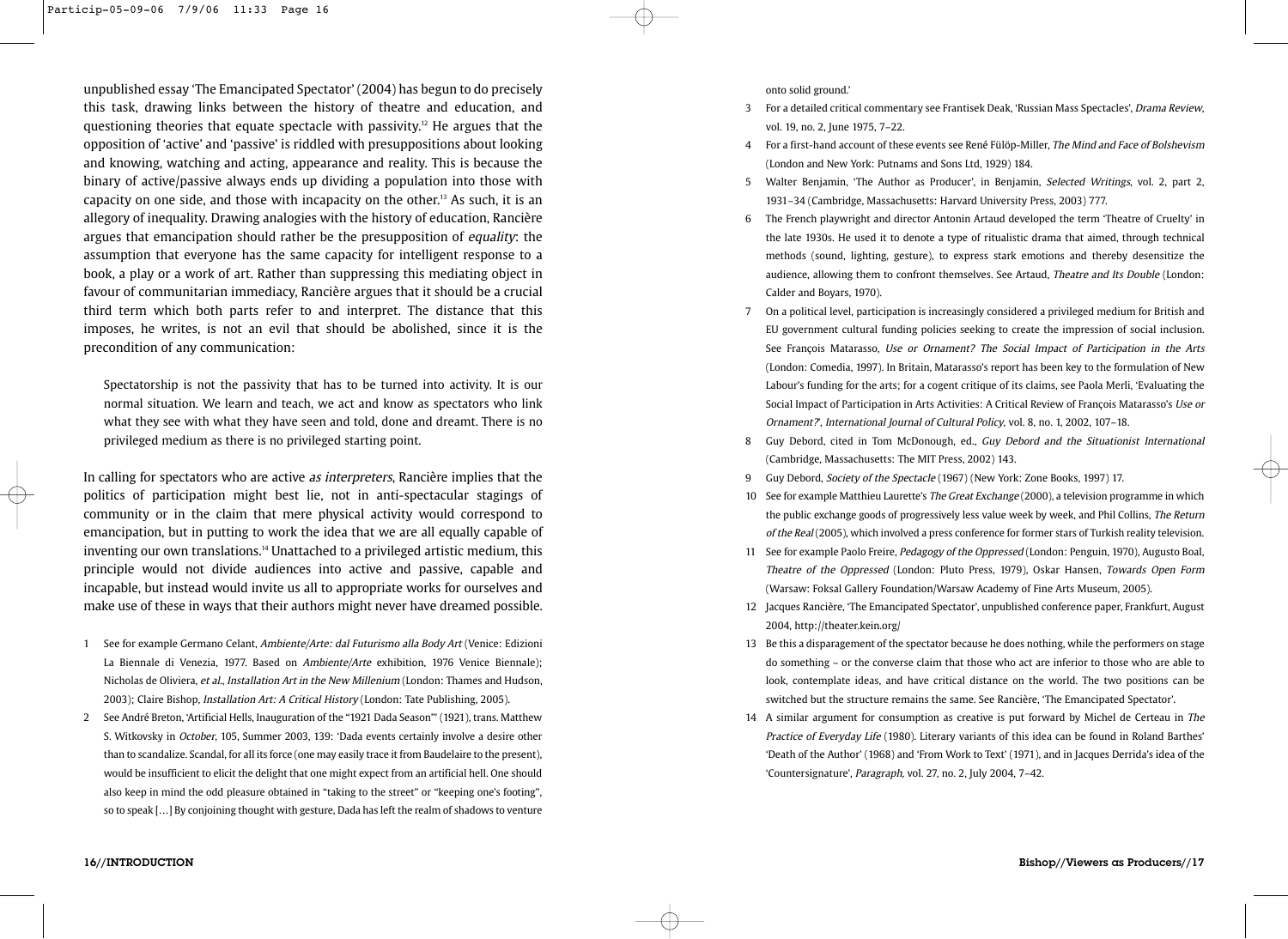unpublished essay 'The Emancipated Spectator' (2004) has begun to do precisely this task, drawing links between the history of theatre and education, and questioning theories that equate spectacle with passivity.[12] He argues that the opposition of 'active' and 'passive' is riddled with presuppositions about looking and knowing, watching and acting, appearance and reality. This is because the binary of active/passive always ends up dividing a population into those with capacity on one side, and those with incapacity on the other.[13] As such, it is an allegory of inequality. Drawing analogies with the history of education, Rancière argues that emancipation should rather be the presupposition of *equality*: the assumption that everyone has the same capacity for intelligent response to a book, a play or a work of art. Rather than suppressing this mediating object in favour of communitarian immediacy, Rancière argues that it should be a crucial third term which both parts refer to and interpret. The distance that this imposes, he writes, is not an evil that should be abolished, since it is the precondition of any communication:

> Spectatorship is not the passivity that has to be turned into activity. It is our normal situation. We learn and teach, we act and know as spectators who link what they see with what they have seen and told, done and dreamt. There is no privileged medium as there is no privileged starting point.

In calling for spectators who are active *as interpreters*, Rancière implies that the politics of participation might best lie, not in anti-spectacular stagings of community or in the claim that mere physical activity would correspond to emancipation, but in putting to work the idea that we are all equally capable of inventing our own translations.[14] Unattached to a privileged artistic medium, this principle would not divide audiences into active and passive, capable and incapable, but instead would invite us all to appropriate works for ourselves and make use of these in ways that their authors might never have dreamed possible.

1 See for example Germano Celant, *Ambiente/Arte: dal Futurismo alla Body Art* (Venice: Edizioni La Biennale di Venezia, 1977. Based on *Ambiente/Arte* exhibition, 1976 Venice Biennale); Nicholas de Oliviera, *et al.*, *Installation Art in the New Millenium* (London: Thames and Hudson, 2003); Claire Bishop, *Installation Art: A Critical History* (London: Tate Publishing, 2005).

2 See André Breton, 'Artificial Hells, Inauguration of the "1921 Dada Season"' (1921), trans. Matthew S. Witkovsky in *October*, 105, Summer 2003, 139: 'Dada events certainly involve a desire other than to scandalize. Scandal, for all its force (one may easily trace it from Baudelaire to the present), would be insufficient to elicit the delight that one might expect from an artificial hell. One should also keep in mind the odd pleasure obtained in "taking to the street" or "keeping one's footing", so to speak [...] By conjoining thought with gesture, Dada has left the realm of shadows to venture onto solid ground.'

3 For a detailed critical commentary see Frantisek Deak, 'Russian Mass Spectacles', *Drama Review*, vol. 19, no. 2, June 1975, 7–22.

4 For a first-hand account of these events see René Fülöp-Miller, *The Mind and Face of Bolshevism* (London and New York: Putnams and Sons Ltd, 1929) 184.

5 Walter Benjamin, 'The Author as Producer', in Benjamin, *Selected Writings*, vol. 2, part 2, 1931–34 (Cambridge, Massachusetts: Harvard University Press, 2003) 777.

6 The French playwright and director Antonin Artaud developed the term 'Theatre of Cruelty' in the late 1930s. He used it to denote a type of ritualistic drama that aimed, through technical methods (sound, lighting, gesture), to express stark emotions and thereby desensitize the audience, allowing them to confront themselves. See Artaud, *Theatre and Its Double* (London: Calder and Boyars, 1970).

7 On a political level, participation is increasingly considered a privileged medium for British and EU government cultural funding policies seeking to create the impression of social inclusion. See François Matarasso, *Use or Ornament? The Social Impact of Participation in the Arts* (London: Comedia, 1997). In Britain, Matarasso's report has been key to the formulation of New Labour's funding for the arts; for a cogent critique of its claims, see Paola Merli, 'Evaluating the Social Impact of Participation in Arts Activities: A Critical Review of François Matarasso's *Use or Ornament?*', *International Journal of Cultural Policy*, vol. 8, no. 1, 2002, 107–18.

8 Guy Debord, cited in Tom McDonough, ed., *Guy Debord and the Situationist International* (Cambridge, Massachusetts: The MIT Press, 2002) 143.

9 Guy Debord, *Society of the Spectacle* (1967) (New York: Zone Books, 1997) 17.

10 See for example Matthieu Laurette's *The Great Exchange* (2000), a television programme in which the public exchange goods of progressively less value week by week, and Phil Collins, *The Return of the Real* (2005), which involved a press conference for former stars of Turkish reality television.

11 See for example Paolo Freire, *Pedagogy of the Oppressed* (London: Penguin, 1970), Augusto Boal, *Theatre of the Oppressed* (London: Pluto Press, 1979), Oskar Hansen, *Towards Open Form* (Warsaw: Foksal Gallery Foundation/Warsaw Academy of Fine Arts Museum, 2005).

12 Jacques Rancière, 'The Emancipated Spectator', unpublished conference paper, Frankfurt, August 2004, http://theater.kein.org/

13 Be this a disparagement of the spectator because he does nothing, while the performers on stage do something – or the converse claim that those who act are inferior to those who are able to look, contemplate ideas, and have critical distance on the world. The two positions can be switched but the structure remains the same. See Rancière, 'The Emancipated Spectator'.

14 A similar argument for consumption as creative is put forward by Michel de Certeau in *The Practice of Everyday Life* (1980). Literary variants of this idea can be found in Roland Barthes' 'Death of the Author' (1968) and 'From Work to Text' (1971), and in Jacques Derrida's idea of the 'Countersignature', *Paragraph*, vol. 27, no. 2, July 2004, 7–42.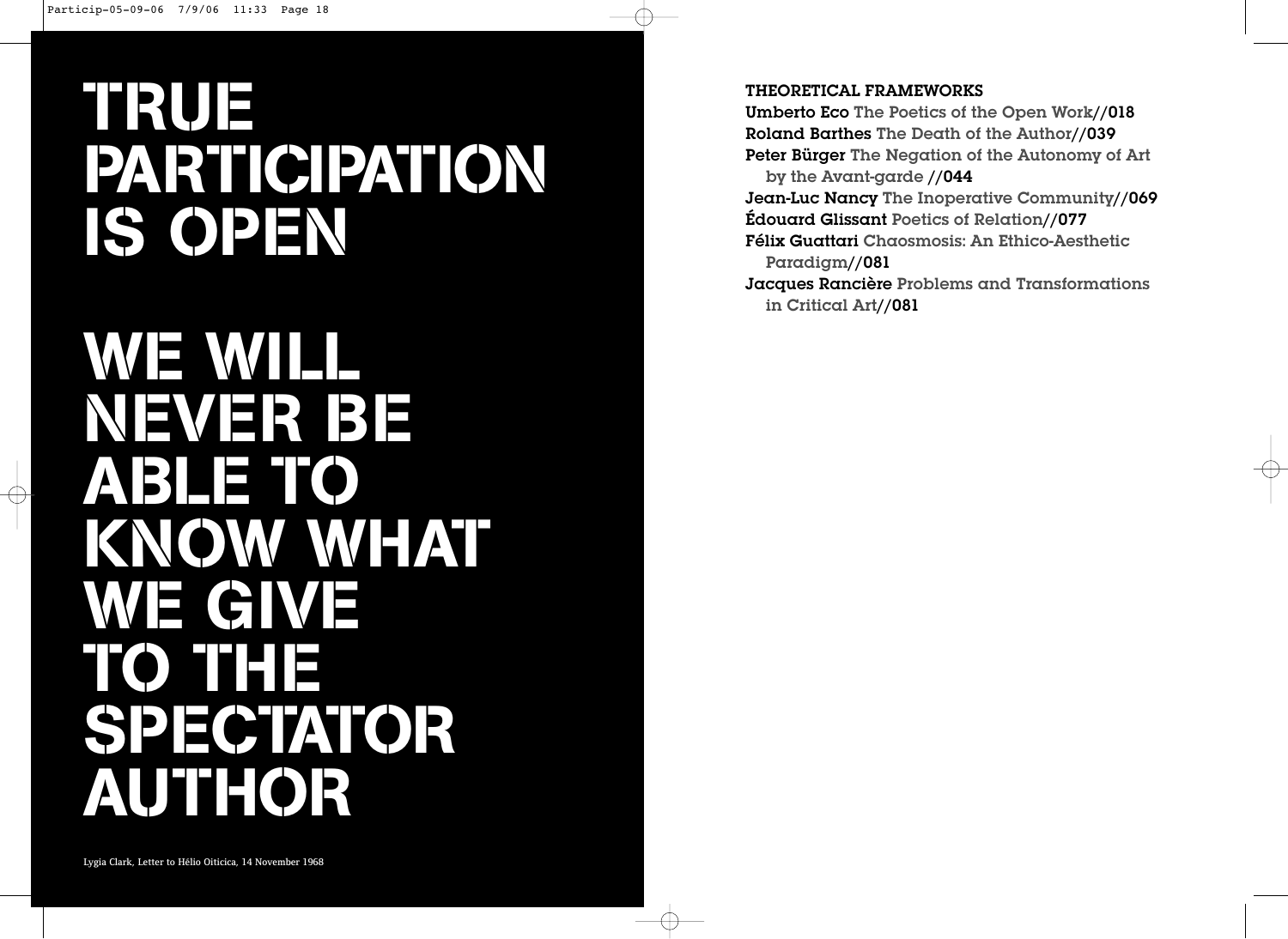# TRUE PARTICIPATION IS OPEN

# WE WILL NEVER BE ABLE TO KNOW WHAT WE GIVE TO THE SPECTATOR AUTHOR

Lygia Clark, Letter to Hélio Oiticica, 14 November 1968

**THEORETICAL FRAMEWORKS**

**Umberto Eco** The Poetics of the Open Work//**018**
**Roland Barthes** The Death of the Author//**039**
**Peter Bürger** The Negation of the Autonomy of Art by the Avant-garde //**044**
**Jean-Luc Nancy** The Inoperative Community//**069**
**Édouard Glissant** Poetics of Relation//**077**
**Félix Guattari** Chaosmosis: An Ethico-Aesthetic Paradigm//**081**
**Jacques Rancière** Problems and Transformations in Critical Art//**081**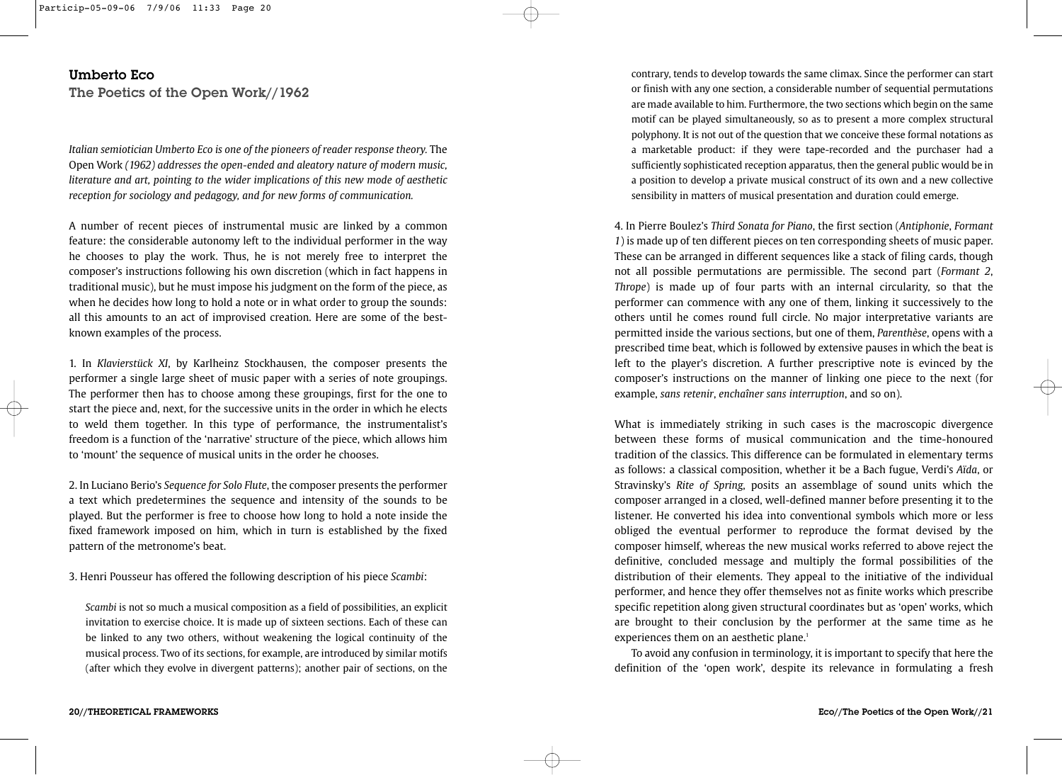# Umberto Eco
## The Poetics of the Open Work//1962

*Italian semiotician Umberto Eco is one of the pioneers of reader response theory.* The Open Work *(1962) addresses the open-ended and aleatory nature of modern music, literature and art, pointing to the wider implications of this new mode of aesthetic reception for sociology and pedagogy, and for new forms of communication.*

A number of recent pieces of instrumental music are linked by a common feature: the considerable autonomy left to the individual performer in the way he chooses to play the work. Thus, he is not merely free to interpret the composer's instructions following his own discretion (which in fact happens in traditional music), but he must impose his judgment on the form of the piece, as when he decides how long to hold a note or in what order to group the sounds: all this amounts to an act of improvised creation. Here are some of the best-known examples of the process.

1. In *Klavierstück XI*, by Karlheinz Stockhausen, the composer presents the performer a single large sheet of music paper with a series of note groupings. The performer then has to choose among these groupings, first for the one to start the piece and, next, for the successive units in the order in which he elects to weld them together. In this type of performance, the instrumentalist's freedom is a function of the 'narrative' structure of the piece, which allows him to 'mount' the sequence of musical units in the order he chooses.

2. In Luciano Berio's *Sequence for Solo Flute*, the composer presents the performer a text which predetermines the sequence and intensity of the sounds to be played. But the performer is free to choose how long to hold a note inside the fixed framework imposed on him, which in turn is established by the fixed pattern of the metronome's beat.

3. Henri Pousseur has offered the following description of his piece *Scambi*:

> *Scambi* is not so much a musical composition as a field of possibilities, an explicit invitation to exercise choice. It is made up of sixteen sections. Each of these can be linked to any two others, without weakening the logical continuity of the musical process. Two of its sections, for example, are introduced by similar motifs (after which they evolve in divergent patterns); another pair of sections, on the contrary, tends to develop towards the same climax. Since the performer can start or finish with any one section, a considerable number of sequential permutations are made available to him. Furthermore, the two sections which begin on the same motif can be played simultaneously, so as to present a more complex structural polyphony. It is not out of the question that we conceive these formal notations as a marketable product: if they were tape-recorded and the purchaser had a sufficiently sophisticated reception apparatus, then the general public would be in a position to develop a private musical construct of its own and a new collective sensibility in matters of musical presentation and duration could emerge.

4. In Pierre Boulez's *Third Sonata for Piano*, the first section (*Antiphonie*, *Formant 1*) is made up of ten different pieces on ten corresponding sheets of music paper. These can be arranged in different sequences like a stack of filing cards, though not all possible permutations are permissible. The second part (*Formant 2*, *Thrope*) is made up of four parts with an internal circularity, so that the performer can commence with any one of them, linking it successively to the others until he comes round full circle. No major interpretative variants are permitted inside the various sections, but one of them, *Parenthèse*, opens with a prescribed time beat, which is followed by extensive pauses in which the beat is left to the player's discretion. A further prescriptive note is evinced by the composer's instructions on the manner of linking one piece to the next (for example, *sans retenir*, *enchaîner sans interruption*, and so on).

What is immediately striking in such cases is the macroscopic divergence between these forms of musical communication and the time-honoured tradition of the classics. This difference can be formulated in elementary terms as follows: a classical composition, whether it be a Bach fugue, Verdi's *Aïda*, or Stravinsky's *Rite of Spring*, posits an assemblage of sound units which the composer arranged in a closed, well-defined manner before presenting it to the listener. He converted his idea into conventional symbols which more or less obliged the eventual performer to reproduce the format devised by the composer himself, whereas the new musical works referred to above reject the definitive, concluded message and multiply the formal possibilities of the distribution of their elements. They appeal to the initiative of the individual performer, and hence they offer themselves not as finite works which prescribe specific repetition along given structural coordinates but as 'open' works, which are brought to their conclusion by the performer at the same time as he experiences them on an aesthetic plane.[1]

To avoid any confusion in terminology, it is important to specify that here the definition of the 'open work', despite its relevance in formulating a fresh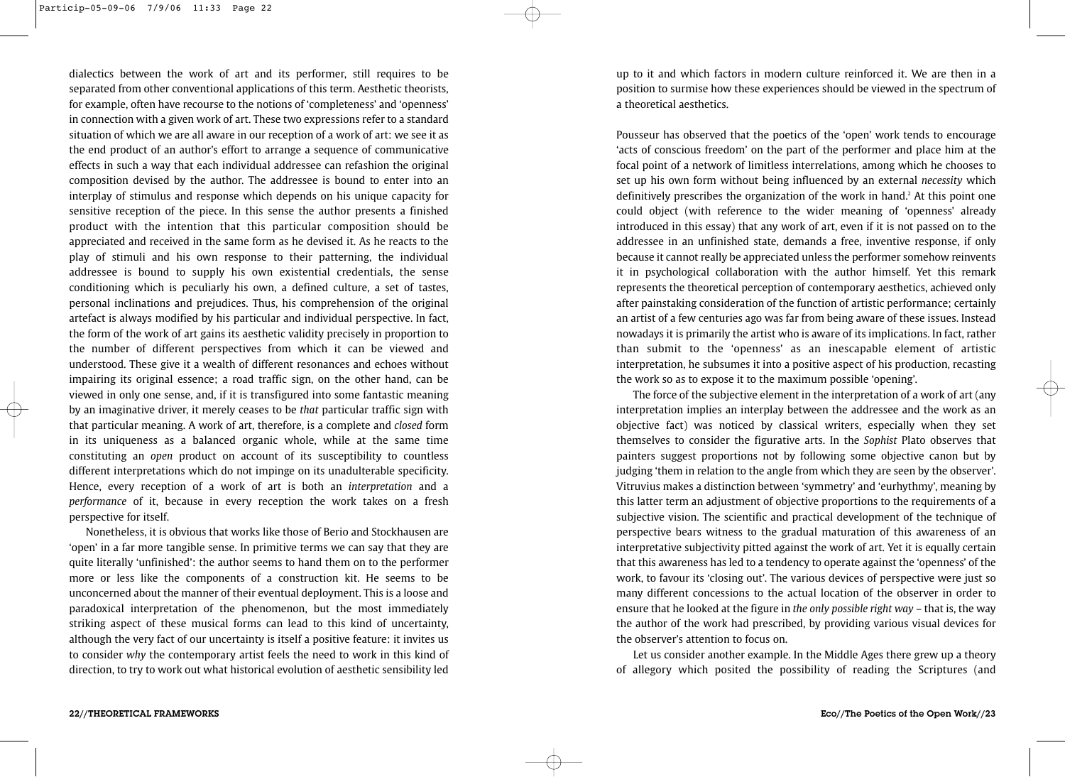dialectics between the work of art and its performer, still requires to be separated from other conventional applications of this term. Aesthetic theorists, for example, often have recourse to the notions of 'completeness' and 'openness' in connection with a given work of art. These two expressions refer to a standard situation of which we are all aware in our reception of a work of art: we see it as the end product of an author's effort to arrange a sequence of communicative effects in such a way that each individual addressee can refashion the original composition devised by the author. The addressee is bound to enter into an interplay of stimulus and response which depends on his unique capacity for sensitive reception of the piece. In this sense the author presents a finished product with the intention that this particular composition should be appreciated and received in the same form as he devised it. As he reacts to the play of stimuli and his own response to their patterning, the individual addressee is bound to supply his own existential credentials, the sense conditioning which is peculiarly his own, a defined culture, a set of tastes, personal inclinations and prejudices. Thus, his comprehension of the original artefact is always modified by his particular and individual perspective. In fact, the form of the work of art gains its aesthetic validity precisely in proportion to the number of different perspectives from which it can be viewed and understood. These give it a wealth of different resonances and echoes without impairing its original essence; a road traffic sign, on the other hand, can be viewed in only one sense, and, if it is transfigured into some fantastic meaning by an imaginative driver, it merely ceases to be *that* particular traffic sign with that particular meaning. A work of art, therefore, is a complete and *closed* form in its uniqueness as a balanced organic whole, while at the same time constituting an *open* product on account of its susceptibility to countless different interpretations which do not impinge on its unadulterable specificity. Hence, every reception of a work of art is both an *interpretation* and a *performance* of it, because in every reception the work takes on a fresh perspective for itself.

Nonetheless, it is obvious that works like those of Berio and Stockhausen are 'open' in a far more tangible sense. In primitive terms we can say that they are quite literally 'unfinished': the author seems to hand them on to the performer more or less like the components of a construction kit. He seems to be unconcerned about the manner of their eventual deployment. This is a loose and paradoxical interpretation of the phenomenon, but the most immediately striking aspect of these musical forms can lead to this kind of uncertainty, although the very fact of our uncertainty is itself a positive feature: it invites us to consider *why* the contemporary artist feels the need to work in this kind of direction, to try to work out what historical evolution of aesthetic sensibility led up to it and which factors in modern culture reinforced it. We are then in a position to surmise how these experiences should be viewed in the spectrum of a theoretical aesthetics.

Pousseur has observed that the poetics of the 'open' work tends to encourage 'acts of conscious freedom' on the part of the performer and place him at the focal point of a network of limitless interrelations, among which he chooses to set up his own form without being influenced by an external *necessity* which definitively prescribes the organization of the work in hand.[2] At this point one could object (with reference to the wider meaning of 'openness' already introduced in this essay) that any work of art, even if it is not passed on to the addressee in an unfinished state, demands a free, inventive response, if only because it cannot really be appreciated unless the performer somehow reinvents it in psychological collaboration with the author himself. Yet this remark represents the theoretical perception of contemporary aesthetics, achieved only after painstaking consideration of the function of artistic performance; certainly an artist of a few centuries ago was far from being aware of these issues. Instead nowadays it is primarily the artist who is aware of its implications. In fact, rather than submit to the 'openness' as an inescapable element of artistic interpretation, he subsumes it into a positive aspect of his production, recasting the work so as to expose it to the maximum possible 'opening'.

The force of the subjective element in the interpretation of a work of art (any interpretation implies an interplay between the addressee and the work as an objective fact) was noticed by classical writers, especially when they set themselves to consider the figurative arts. In the *Sophist* Plato observes that painters suggest proportions not by following some objective canon but by judging 'them in relation to the angle from which they are seen by the observer'. Vitruvius makes a distinction between 'symmetry' and 'eurhythmy', meaning by this latter term an adjustment of objective proportions to the requirements of a subjective vision. The scientific and practical development of the technique of perspective bears witness to the gradual maturation of this awareness of an interpretative subjectivity pitted against the work of art. Yet it is equally certain that this awareness has led to a tendency to operate against the 'openness' of the work, to favour its 'closing out'. The various devices of perspective were just so many different concessions to the actual location of the observer in order to ensure that he looked at the figure in *the only possible right way* – that is, the way the author of the work had prescribed, by providing various visual devices for the observer's attention to focus on.

Let us consider another example. In the Middle Ages there grew up a theory of allegory which posited the possibility of reading the Scriptures (and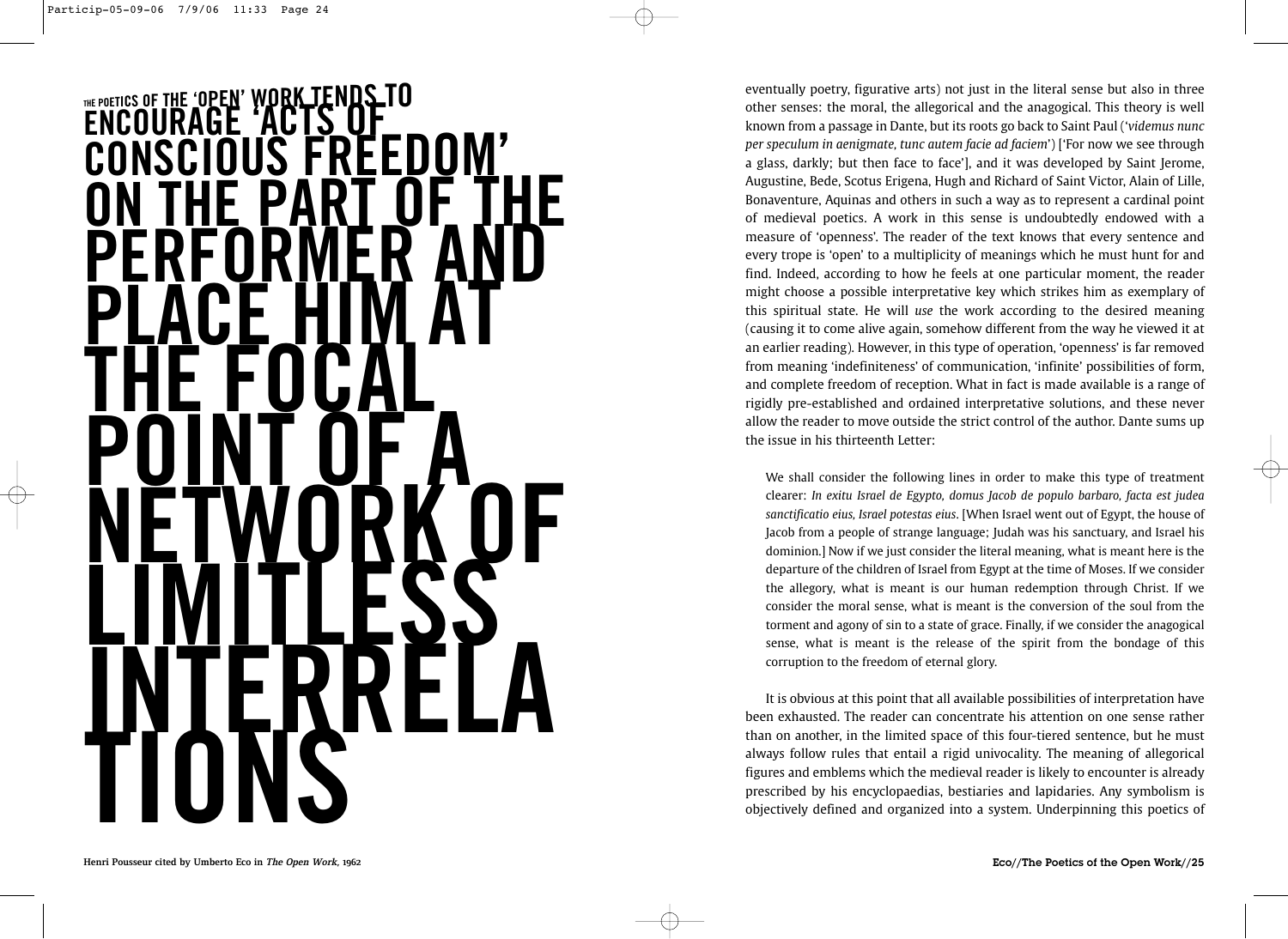# THE POETICS OF THE 'OPEN' WORK TENDS TO ENCOURAGE 'ACTS OF CONSCIOUS FREEDOM' ON THE PART OF THE PERFORMER AND PLACE HIM AT THE FOCAL POINT OF A NETWORK OF LIMITLESS INTERRELATIONS

Henri Pousseur cited by Umberto Eco in *The Open Work*, 1962

eventually poetry, figurative arts) not just in the literal sense but also in three other senses: the moral, the allegorical and the anagogical. This theory is well known from a passage in Dante, but its roots go back to Saint Paul ('*videmus nunc per speculum in aenigmate, tunc autem facie ad faciem*') ['For now we see through a glass, darkly; but then face to face'], and it was developed by Saint Jerome, Augustine, Bede, Scotus Erigena, Hugh and Richard of Saint Victor, Alain of Lille, Bonaventure, Aquinas and others in such a way as to represent a cardinal point of medieval poetics. A work in this sense is undoubtedly endowed with a measure of 'openness'. The reader of the text knows that every sentence and every trope is 'open' to a multiplicity of meanings which he must hunt for and find. Indeed, according to how he feels at one particular moment, the reader might choose a possible interpretative key which strikes him as exemplary of this spiritual state. He will *use* the work according to the desired meaning (causing it to come alive again, somehow different from the way he viewed it at an earlier reading). However, in this type of operation, 'openness' is far removed from meaning 'indefiniteness' of communication, 'infinite' possibilities of form, and complete freedom of reception. What in fact is made available is a range of rigidly pre-established and ordained interpretative solutions, and these never allow the reader to move outside the strict control of the author. Dante sums up the issue in his thirteenth Letter:

> We shall consider the following lines in order to make this type of treatment clearer: *In exitu Israel de Egypto, domus Jacob de populo barbaro, facta est judea sanctificatio eius, Israel potestas eius*. [When Israel went out of Egypt, the house of Jacob from a people of strange language; Judah was his sanctuary, and Israel his dominion.] Now if we just consider the literal meaning, what is meant here is the departure of the children of Israel from Egypt at the time of Moses. If we consider the allegory, what is meant is our human redemption through Christ. If we consider the moral sense, what is meant is the conversion of the soul from the torment and agony of sin to a state of grace. Finally, if we consider the anagogical sense, what is meant is the release of the spirit from the bondage of this corruption to the freedom of eternal glory.

It is obvious at this point that all available possibilities of interpretation have been exhausted. The reader can concentrate his attention on one sense rather than on another, in the limited space of this four-tiered sentence, but he must always follow rules that entail a rigid univocality. The meaning of allegorical figures and emblems which the medieval reader is likely to encounter is already prescribed by his encyclopaedias, bestiaries and lapidaries. Any symbolism is objectively defined and organized into a system. Underpinning this poetics of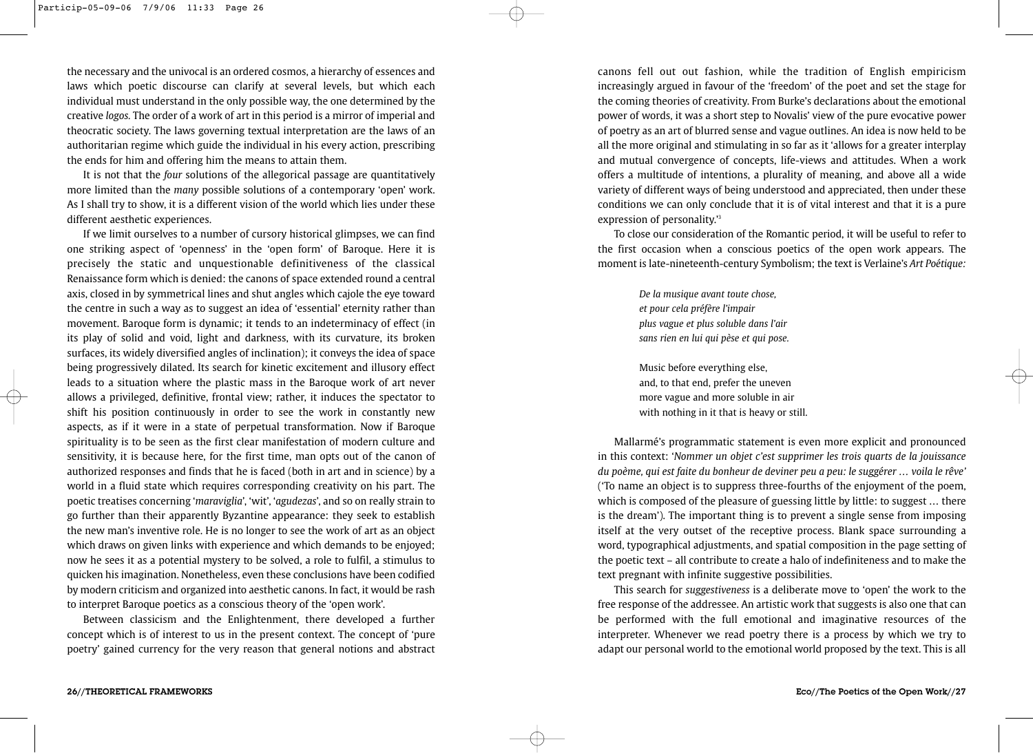the necessary and the univocal is an ordered cosmos, a hierarchy of essences and laws which poetic discourse can clarify at several levels, but which each individual must understand in the only possible way, the one determined by the creative *logos*. The order of a work of art in this period is a mirror of imperial and theocratic society. The laws governing textual interpretation are the laws of an authoritarian regime which guide the individual in his every action, prescribing the ends for him and offering him the means to attain them.

It is not that the *four* solutions of the allegorical passage are quantitatively more limited than the *many* possible solutions of a contemporary 'open' work. As I shall try to show, it is a different vision of the world which lies under these different aesthetic experiences.

If we limit ourselves to a number of cursory historical glimpses, we can find one striking aspect of 'openness' in the 'open form' of Baroque. Here it is precisely the static and unquestionable definitiveness of the classical Renaissance form which is denied: the canons of space extended round a central axis, closed in by symmetrical lines and shut angles which cajole the eye toward the centre in such a way as to suggest an idea of 'essential' eternity rather than movement. Baroque form is dynamic; it tends to an indeterminacy of effect (in its play of solid and void, light and darkness, with its curvature, its broken surfaces, its widely diversified angles of inclination); it conveys the idea of space being progressively dilated. Its search for kinetic excitement and illusory effect leads to a situation where the plastic mass in the Baroque work of art never allows a privileged, definitive, frontal view; rather, it induces the spectator to shift his position continuously in order to see the work in constantly new aspects, as if it were in a state of perpetual transformation. Now if Baroque spirituality is to be seen as the first clear manifestation of modern culture and sensitivity, it is because here, for the first time, man opts out of the canon of authorized responses and finds that he is faced (both in art and in science) by a world in a fluid state which requires corresponding creativity on his part. The poetic treatises concerning '*maraviglia*', 'wit', '*agudezas*', and so on really strain to go further than their apparently Byzantine appearance: they seek to establish the new man's inventive role. He is no longer to see the work of art as an object which draws on given links with experience and which demands to be enjoyed; now he sees it as a potential mystery to be solved, a role to fulfil, a stimulus to quicken his imagination. Nonetheless, even these conclusions have been codified by modern criticism and organized into aesthetic canons. In fact, it would be rash to interpret Baroque poetics as a conscious theory of the 'open work'.

Between classicism and the Enlightenment, there developed a further concept which is of interest to us in the present context. The concept of 'pure poetry' gained currency for the very reason that general notions and abstract canons fell out out fashion, while the tradition of English empiricism increasingly argued in favour of the 'freedom' of the poet and set the stage for the coming theories of creativity. From Burke's declarations about the emotional power of words, it was a short step to Novalis' view of the pure evocative power of poetry as an art of blurred sense and vague outlines. An idea is now held to be all the more original and stimulating in so far as it 'allows for a greater interplay and mutual convergence of concepts, life-views and attitudes. When a work offers a multitude of intentions, a plurality of meaning, and above all a wide variety of different ways of being understood and appreciated, then under these conditions we can only conclude that it is of vital interest and that it is a pure expression of personality.'[5]

To close our consideration of the Romantic period, it will be useful to refer to the first occasion when a conscious poetics of the open work appears. The moment is late-nineteenth-century Symbolism; the text is Verlaine's *Art Poétique:*

> *De la musique avant toute chose,*
> *et pour cela préfère l'impair*
> *plus vague et plus soluble dans l'air*
> *sans rien en lui qui pèse et qui pose.*
>
> Music before everything else,
> and, to that end, prefer the uneven
> more vague and more soluble in air
> with nothing in it that is heavy or still.

Mallarmé's programmatic statement is even more explicit and pronounced in this context: '*Nommer un objet c'est supprimer les trois quarts de la jouissance du poème, qui est faite du bonheur de deviner peu a peu: le suggérer … voila le rêve*' ('To name an object is to suppress three-fourths of the enjoyment of the poem, which is composed of the pleasure of guessing little by little: to suggest … there is the dream'). The important thing is to prevent a single sense from imposing itself at the very outset of the receptive process. Blank space surrounding a word, typographical adjustments, and spatial composition in the page setting of the poetic text – all contribute to create a halo of indefiniteness and to make the text pregnant with infinite suggestive possibilities.

This search for *suggestiveness* is a deliberate move to 'open' the work to the free response of the addressee. An artistic work that suggests is also one that can be performed with the full emotional and imaginative resources of the interpreter. Whenever we read poetry there is a process by which we try to adapt our personal world to the emotional world proposed by the text. This is all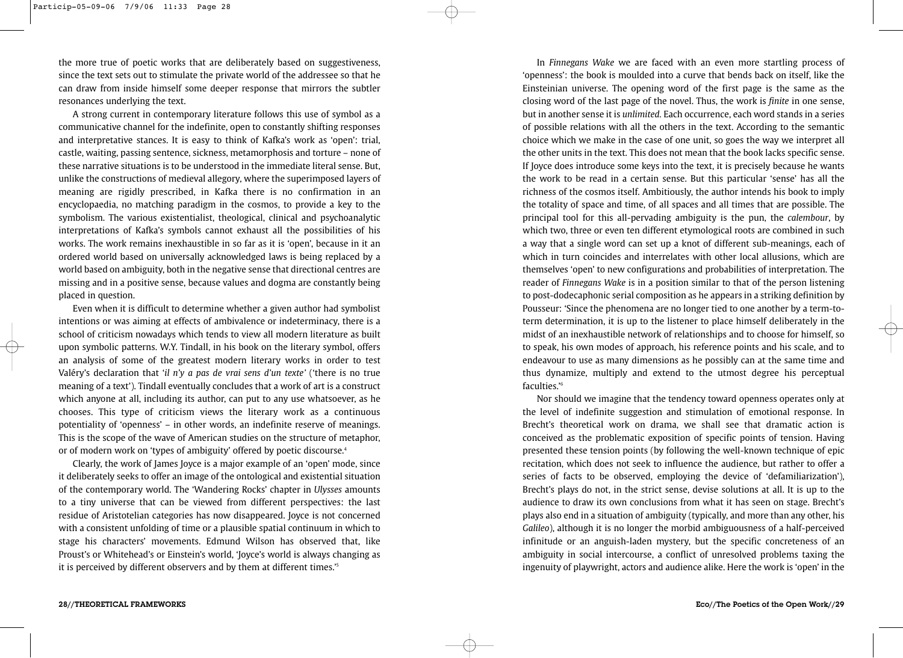the more true of poetic works that are deliberately based on suggestiveness, since the text sets out to stimulate the private world of the addressee so that he can draw from inside himself some deeper response that mirrors the subtler resonances underlying the text.

A strong current in contemporary literature follows this use of symbol as a communicative channel for the indefinite, open to constantly shifting responses and interpretative stances. It is easy to think of Kafka's work as 'open': trial, castle, waiting, passing sentence, sickness, metamorphosis and torture – none of these narrative situations is to be understood in the immediate literal sense. But, unlike the constructions of medieval allegory, where the superimposed layers of meaning are rigidly prescribed, in Kafka there is no confirmation in an encyclopaedia, no matching paradigm in the cosmos, to provide a key to the symbolism. The various existentialist, theological, clinical and psychoanalytic interpretations of Kafka's symbols cannot exhaust all the possibilities of his works. The work remains inexhaustible in so far as it is 'open', because in it an ordered world based on universally acknowledged laws is being replaced by a world based on ambiguity, both in the negative sense that directional centres are missing and in a positive sense, because values and dogma are constantly being placed in question.

Even when it is difficult to determine whether a given author had symbolist intentions or was aiming at effects of ambivalence or indeterminacy, there is a school of criticism nowadays which tends to view all modern literature as built upon symbolic patterns. W.Y. Tindall, in his book on the literary symbol, offers an analysis of some of the greatest modern literary works in order to test Valéry's declaration that '*il n'y a pas de vrai sens d'un texte*' ('there is no true meaning of a text'). Tindall eventually concludes that a work of art is a construct which anyone at all, including its author, can put to any use whatsoever, as he chooses. This type of criticism views the literary work as a continuous potentiality of 'openness' – in other words, an indefinite reserve of meanings. This is the scope of the wave of American studies on the structure of metaphor, or of modern work on 'types of ambiguity' offered by poetic discourse.[4]

Clearly, the work of James Joyce is a major example of an 'open' mode, since it deliberately seeks to offer an image of the ontological and existential situation of the contemporary world. The 'Wandering Rocks' chapter in *Ulysses* amounts to a tiny universe that can be viewed from different perspectives: the last residue of Aristotelian categories has now disappeared. Joyce is not concerned with a consistent unfolding of time or a plausible spatial continuum in which to stage his characters' movements. Edmund Wilson has observed that, like Proust's or Whitehead's or Einstein's world, 'Joyce's world is always changing as it is perceived by different observers and by them at different times.'[5]

In *Finnegans Wake* we are faced with an even more startling process of 'openness': the book is moulded into a curve that bends back on itself, like the Einsteinian universe. The opening word of the first page is the same as the closing word of the last page of the novel. Thus, the work is *finite* in one sense, but in another sense it is *unlimited*. Each occurrence, each word stands in a series of possible relations with all the others in the text. According to the semantic choice which we make in the case of one unit, so goes the way we interpret all the other units in the text. This does not mean that the book lacks specific sense. If Joyce does introduce some keys into the text, it is precisely because he wants the work to be read in a certain sense. But this particular 'sense' has all the richness of the cosmos itself. Ambitiously, the author intends his book to imply the totality of space and time, of all spaces and all times that are possible. The principal tool for this all-pervading ambiguity is the pun, the *calembour*, by which two, three or even ten different etymological roots are combined in such a way that a single word can set up a knot of different sub-meanings, each of which in turn coincides and interrelates with other local allusions, which are themselves 'open' to new configurations and probabilities of interpretation. The reader of *Finnegans Wake* is in a position similar to that of the person listening to post-dodecaphonic serial composition as he appears in a striking definition by Pousseur: 'Since the phenomena are no longer tied to one another by a term-to-term determination, it is up to the listener to place himself deliberately in the midst of an inexhaustible network of relationships and to choose for himself, so to speak, his own modes of approach, his reference points and his scale, and to endeavour to use as many dimensions as he possibly can at the same time and thus dynamize, multiply and extend to the utmost degree his perceptual faculties.'[6]

Nor should we imagine that the tendency toward openness operates only at the level of indefinite suggestion and stimulation of emotional response. In Brecht's theoretical work on drama, we shall see that dramatic action is conceived as the problematic exposition of specific points of tension. Having presented these tension points (by following the well-known technique of epic recitation, which does not seek to influence the audience, but rather to offer a series of facts to be observed, employing the device of 'defamiliarization'), Brecht's plays do not, in the strict sense, devise solutions at all. It is up to the audience to draw its own conclusions from what it has seen on stage. Brecht's plays also end in a situation of ambiguity (typically, and more than any other, his *Galileo*), although it is no longer the morbid ambiguousness of a half-perceived infinitude or an anguish-laden mystery, but the specific concreteness of an ambiguity in social intercourse, a conflict of unresolved problems taxing the ingenuity of playwright, actors and audience alike. Here the work is 'open' in the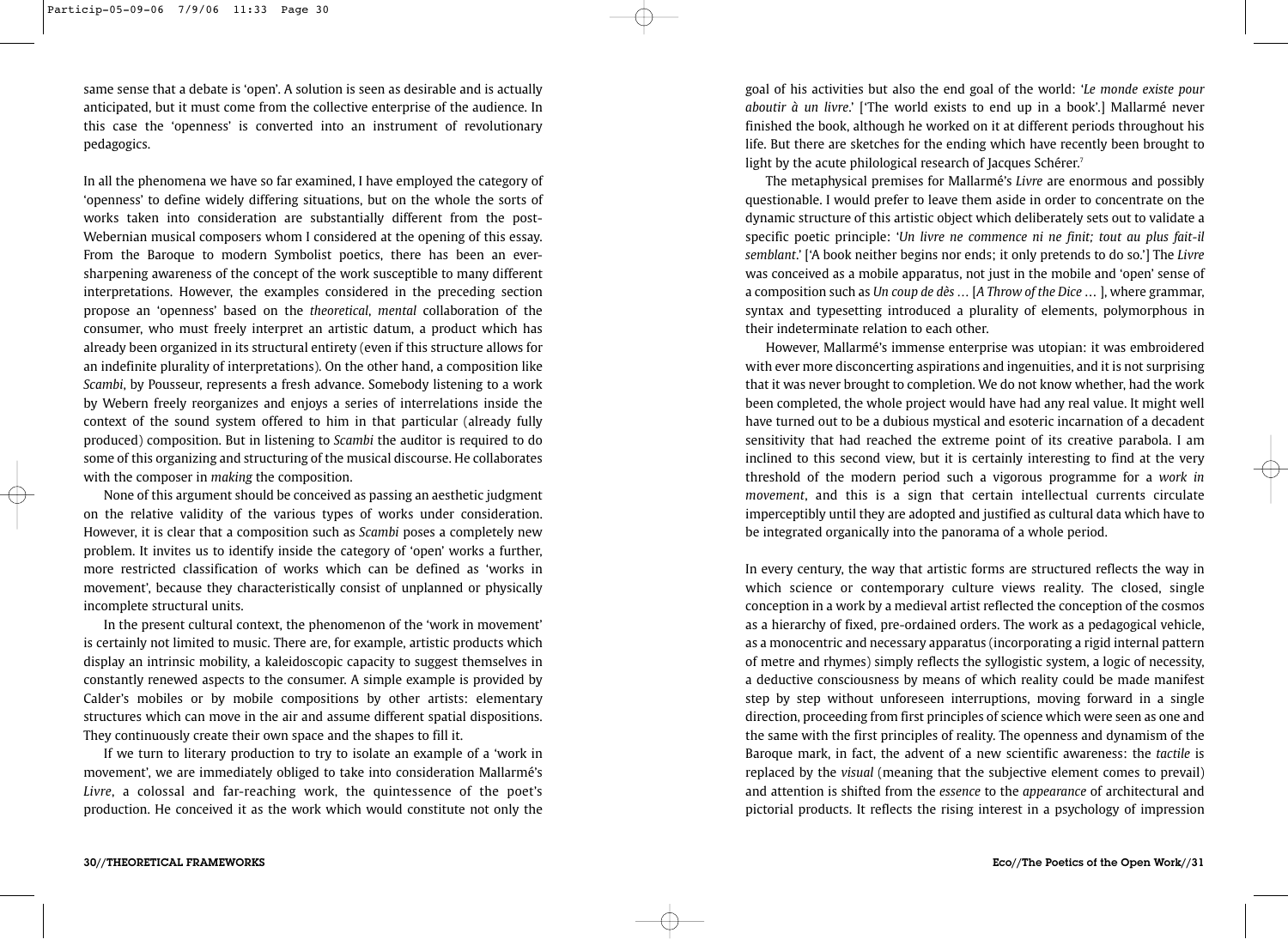same sense that a debate is 'open'. A solution is seen as desirable and is actually anticipated, but it must come from the collective enterprise of the audience. In this case the 'openness' is converted into an instrument of revolutionary pedagogics.

In all the phenomena we have so far examined, I have employed the category of 'openness' to define widely differing situations, but on the whole the sorts of works taken into consideration are substantially different from the post-Webernian musical composers whom I considered at the opening of this essay. From the Baroque to modern Symbolist poetics, there has been an ever-sharpening awareness of the concept of the work susceptible to many different interpretations. However, the examples considered in the preceding section propose an 'openness' based on the *theoretical*, *mental* collaboration of the consumer, who must freely interpret an artistic datum, a product which has already been organized in its structural entirety (even if this structure allows for an indefinite plurality of interpretations). On the other hand, a composition like *Scambi*, by Pousseur, represents a fresh advance. Somebody listening to a work by Webern freely reorganizes and enjoys a series of interrelations inside the context of the sound system offered to him in that particular (already fully produced) composition. But in listening to *Scambi* the auditor is required to do some of this organizing and structuring of the musical discourse. He collaborates with the composer in *making* the composition.

None of this argument should be conceived as passing an aesthetic judgment on the relative validity of the various types of works under consideration. However, it is clear that a composition such as *Scambi* poses a completely new problem. It invites us to identify inside the category of 'open' works a further, more restricted classification of works which can be defined as 'works in movement', because they characteristically consist of unplanned or physically incomplete structural units.

In the present cultural context, the phenomenon of the 'work in movement' is certainly not limited to music. There are, for example, artistic products which display an intrinsic mobility, a kaleidoscopic capacity to suggest themselves in constantly renewed aspects to the consumer. A simple example is provided by Calder's mobiles or by mobile compositions by other artists: elementary structures which can move in the air and assume different spatial dispositions. They continuously create their own space and the shapes to fill it.

If we turn to literary production to try to isolate an example of a 'work in movement', we are immediately obliged to take into consideration Mallarmé's *Livre*, a colossal and far-reaching work, the quintessence of the poet's production. He conceived it as the work which would constitute not only the goal of his activities but also the end goal of the world: '*Le monde existe pour aboutir à un livre*.' ['The world exists to end up in a book'.] Mallarmé never finished the book, although he worked on it at different periods throughout his life. But there are sketches for the ending which have recently been brought to light by the acute philological research of Jacques Schérer.[7]

The metaphysical premises for Mallarmé's *Livre* are enormous and possibly questionable. I would prefer to leave them aside in order to concentrate on the dynamic structure of this artistic object which deliberately sets out to validate a specific poetic principle: '*Un livre ne commence ni ne finit; tout au plus fait-il semblant*.' ['A book neither begins nor ends; it only pretends to do so.'] The *Livre* was conceived as a mobile apparatus, not just in the mobile and 'open' sense of a composition such as *Un coup de dès …* [*A Throw of the Dice …* ], where grammar, syntax and typesetting introduced a plurality of elements, polymorphous in their indeterminate relation to each other.

However, Mallarmé's immense enterprise was utopian: it was embroidered with ever more disconcerting aspirations and ingenuities, and it is not surprising that it was never brought to completion. We do not know whether, had the work been completed, the whole project would have had any real value. It might well have turned out to be a dubious mystical and esoteric incarnation of a decadent sensitivity that had reached the extreme point of its creative parabola. I am inclined to this second view, but it is certainly interesting to find at the very threshold of the modern period such a vigorous programme for a *work in movement*, and this is a sign that certain intellectual currents circulate imperceptibly until they are adopted and justified as cultural data which have to be integrated organically into the panorama of a whole period.

In every century, the way that artistic forms are structured reflects the way in which science or contemporary culture views reality. The closed, single conception in a work by a medieval artist reflected the conception of the cosmos as a hierarchy of fixed, pre-ordained orders. The work as a pedagogical vehicle, as a monocentric and necessary apparatus (incorporating a rigid internal pattern of metre and rhymes) simply reflects the syllogistic system, a logic of necessity, a deductive consciousness by means of which reality could be made manifest step by step without unforeseen interruptions, moving forward in a single direction, proceeding from first principles of science which were seen as one and the same with the first principles of reality. The openness and dynamism of the Baroque mark, in fact, the advent of a new scientific awareness: the *tactile* is replaced by the *visual* (meaning that the subjective element comes to prevail) and attention is shifted from the *essence* to the *appearance* of architectural and pictorial products. It reflects the rising interest in a psychology of impression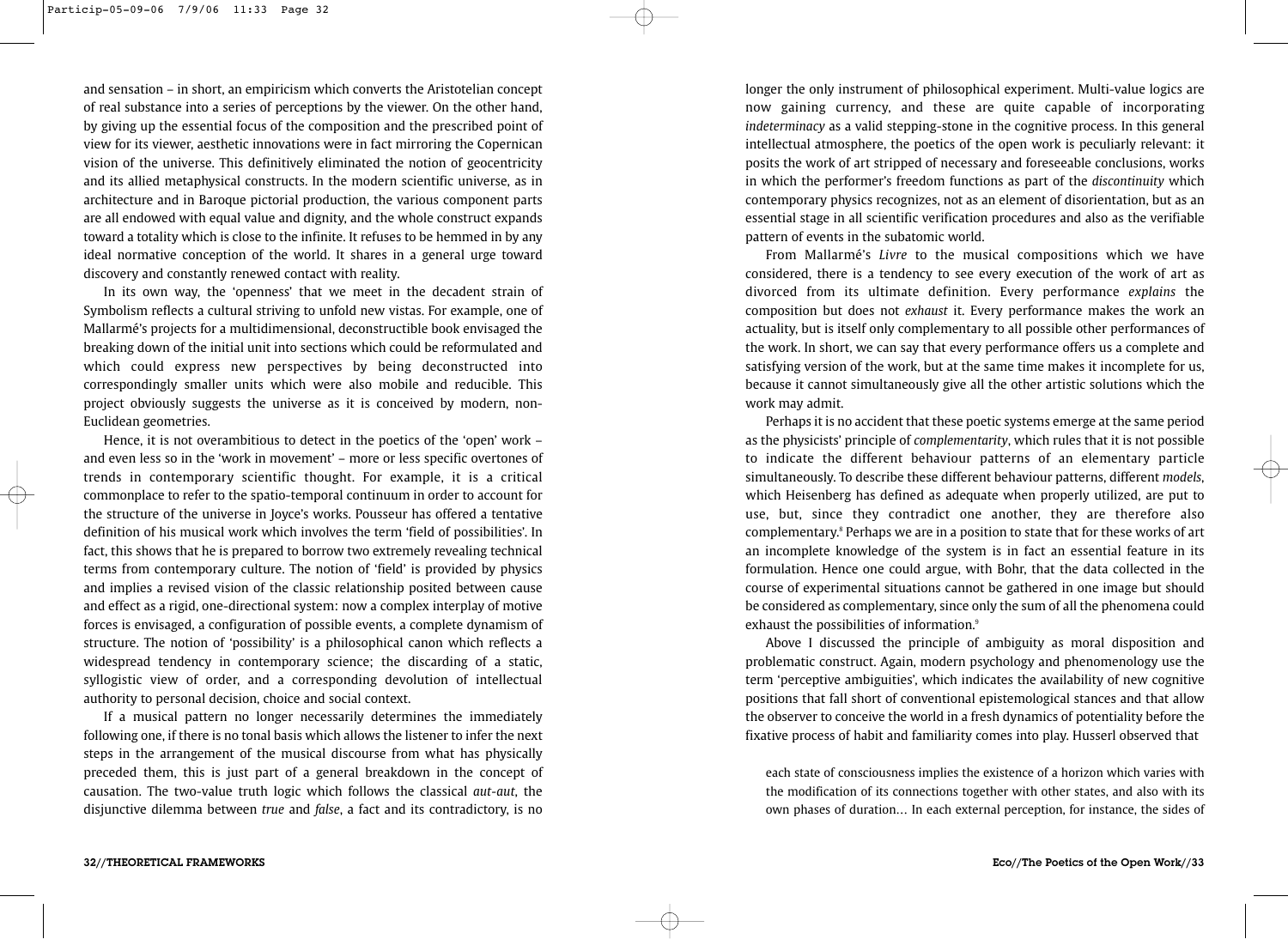and sensation – in short, an empiricism which converts the Aristotelian concept of real substance into a series of perceptions by the viewer. On the other hand, by giving up the essential focus of the composition and the prescribed point of view for its viewer, aesthetic innovations were in fact mirroring the Copernican vision of the universe. This definitively eliminated the notion of geocentricity and its allied metaphysical constructs. In the modern scientific universe, as in architecture and in Baroque pictorial production, the various component parts are all endowed with equal value and dignity, and the whole construct expands toward a totality which is close to the infinite. It refuses to be hemmed in by any ideal normative conception of the world. It shares in a general urge toward discovery and constantly renewed contact with reality.

In its own way, the 'openness' that we meet in the decadent strain of Symbolism reflects a cultural striving to unfold new vistas. For example, one of Mallarmé's projects for a multidimensional, deconstructible book envisaged the breaking down of the initial unit into sections which could be reformulated and which could express new perspectives by being deconstructed into correspondingly smaller units which were also mobile and reducible. This project obviously suggests the universe as it is conceived by modern, non-Euclidean geometries.

Hence, it is not overambitious to detect in the poetics of the 'open' work – and even less so in the 'work in movement' – more or less specific overtones of trends in contemporary scientific thought. For example, it is a critical commonplace to refer to the spatio-temporal continuum in order to account for the structure of the universe in Joyce's works. Pousseur has offered a tentative definition of his musical work which involves the term 'field of possibilities'. In fact, this shows that he is prepared to borrow two extremely revealing technical terms from contemporary culture. The notion of 'field' is provided by physics and implies a revised vision of the classic relationship posited between cause and effect as a rigid, one-directional system: now a complex interplay of motive forces is envisaged, a configuration of possible events, a complete dynamism of structure. The notion of 'possibility' is a philosophical canon which reflects a widespread tendency in contemporary science; the discarding of a static, syllogistic view of order, and a corresponding devolution of intellectual authority to personal decision, choice and social context.

If a musical pattern no longer necessarily determines the immediately following one, if there is no tonal basis which allows the listener to infer the next steps in the arrangement of the musical discourse from what has physically preceded them, this is just part of a general breakdown in the concept of causation. The two-value truth logic which follows the classical *aut-aut*, the disjunctive dilemma between *true* and *false*, a fact and its contradictory, is no longer the only instrument of philosophical experiment. Multi-value logics are now gaining currency, and these are quite capable of incorporating *indeterminacy* as a valid stepping-stone in the cognitive process. In this general intellectual atmosphere, the poetics of the open work is peculiarly relevant: it posits the work of art stripped of necessary and foreseeable conclusions, works in which the performer's freedom functions as part of the *discontinuity* which contemporary physics recognizes, not as an element of disorientation, but as an essential stage in all scientific verification procedures and also as the verifiable pattern of events in the subatomic world.

From Mallarmé's *Livre* to the musical compositions which we have considered, there is a tendency to see every execution of the work of art as divorced from its ultimate definition. Every performance *explains* the composition but does not *exhaust* it. Every performance makes the work an actuality, but is itself only complementary to all possible other performances of the work. In short, we can say that every performance offers us a complete and satisfying version of the work, but at the same time makes it incomplete for us, because it cannot simultaneously give all the other artistic solutions which the work may admit.

Perhaps it is no accident that these poetic systems emerge at the same period as the physicists' principle of *complementarity*, which rules that it is not possible to indicate the different behaviour patterns of an elementary particle simultaneously. To describe these different behaviour patterns, different *models*, which Heisenberg has defined as adequate when properly utilized, are put to use, but, since they contradict one another, they are therefore also complementary.[8] Perhaps we are in a position to state that for these works of art an incomplete knowledge of the system is in fact an essential feature in its formulation. Hence one could argue, with Bohr, that the data collected in the course of experimental situations cannot be gathered in one image but should be considered as complementary, since only the sum of all the phenomena could exhaust the possibilities of information.[9]

Above I discussed the principle of ambiguity as moral disposition and problematic construct. Again, modern psychology and phenomenology use the term 'perceptive ambiguities', which indicates the availability of new cognitive positions that fall short of conventional epistemological stances and that allow the observer to conceive the world in a fresh dynamics of potentiality before the fixative process of habit and familiarity comes into play. Husserl observed that

> each state of consciousness implies the existence of a horizon which varies with the modification of its connections together with other states, and also with its own phases of duration... In each external perception, for instance, the sides of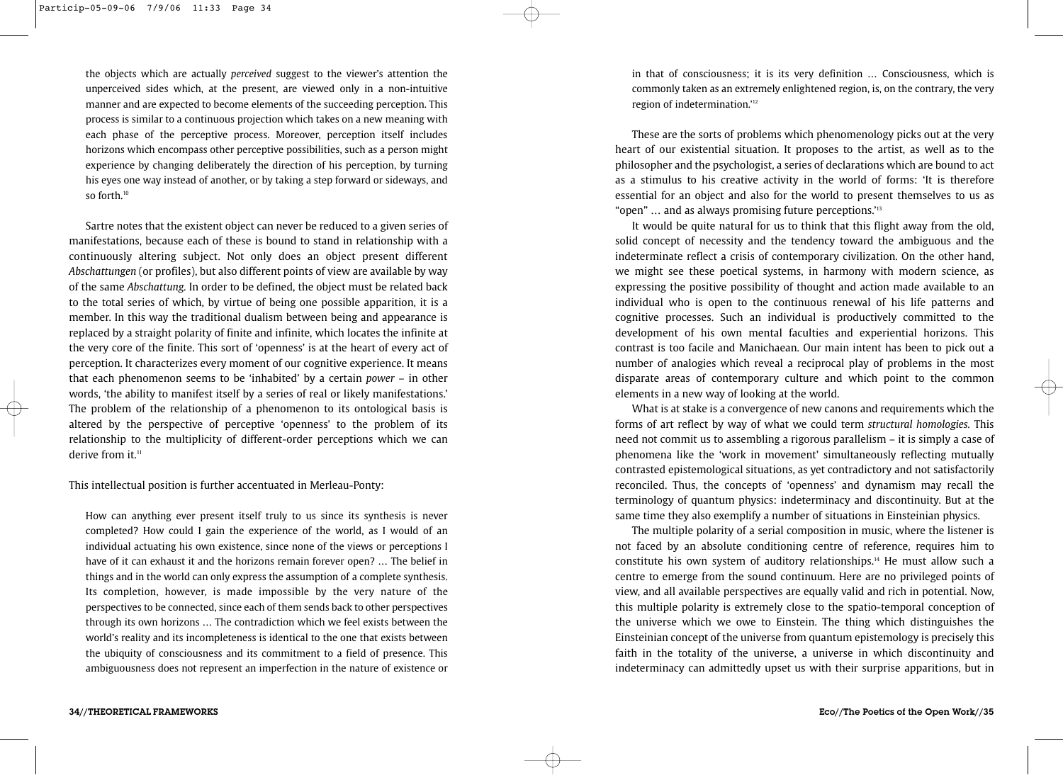the objects which are actually *perceived* suggest to the viewer's attention the unperceived sides which, at the present, are viewed only in a non-intuitive manner and are expected to become elements of the succeeding perception. This process is similar to a continuous projection which takes on a new meaning with each phase of the perceptive process. Moreover, perception itself includes horizons which encompass other perceptive possibilities, such as a person might experience by changing deliberately the direction of his perception, by turning his eyes one way instead of another, or by taking a step forward or sideways, and so forth.[10]

Sartre notes that the existent object can never be reduced to a given series of manifestations, because each of these is bound to stand in relationship with a continuously altering subject. Not only does an object present different *Abschattungen* (or profiles), but also different points of view are available by way of the same *Abschattung.* In order to be defined, the object must be related back to the total series of which, by virtue of being one possible apparition, it is a member. In this way the traditional dualism between being and appearance is replaced by a straight polarity of finite and infinite, which locates the infinite at the very core of the finite. This sort of 'openness' is at the heart of every act of perception. It characterizes every moment of our cognitive experience. It means that each phenomenon seems to be 'inhabited' by a certain *power* – in other words, 'the ability to manifest itself by a series of real or likely manifestations.' The problem of the relationship of a phenomenon to its ontological basis is altered by the perspective of perceptive 'openness' to the problem of its relationship to the multiplicity of different-order perceptions which we can derive from it.[11]

This intellectual position is further accentuated in Merleau-Ponty:

> How can anything ever present itself truly to us since its synthesis is never completed? How could I gain the experience of the world, as I would of an individual actuating his own existence, since none of the views or perceptions I have of it can exhaust it and the horizons remain forever open? ... The belief in things and in the world can only express the assumption of a complete synthesis. Its completion, however, is made impossible by the very nature of the perspectives to be connected, since each of them sends back to other perspectives through its own horizons ... The contradiction which we feel exists between the world's reality and its incompleteness is identical to the one that exists between the ubiquity of consciousness and its commitment to a field of presence. This ambiguousness does not represent an imperfection in the nature of existence or in that of consciousness; it is its very definition ... Consciousness, which is commonly taken as an extremely enlightened region, is, on the contrary, the very region of indetermination.'[12]

These are the sorts of problems which phenomenology picks out at the very heart of our existential situation. It proposes to the artist, as well as to the philosopher and the psychologist, a series of declarations which are bound to act as a stimulus to his creative activity in the world of forms: 'It is therefore essential for an object and also for the world to present themselves to us as "open" ... and as always promising future perceptions.'[13]

It would be quite natural for us to think that this flight away from the old, solid concept of necessity and the tendency toward the ambiguous and the indeterminate reflect a crisis of contemporary civilization. On the other hand, we might see these poetical systems, in harmony with modern science, as expressing the positive possibility of thought and action made available to an individual who is open to the continuous renewal of his life patterns and cognitive processes. Such an individual is productively committed to the development of his own mental faculties and experiential horizons. This contrast is too facile and Manichaean. Our main intent has been to pick out a number of analogies which reveal a reciprocal play of problems in the most disparate areas of contemporary culture and which point to the common elements in a new way of looking at the world.

What is at stake is a convergence of new canons and requirements which the forms of art reflect by way of what we could term *structural homologies.* This need not commit us to assembling a rigorous parallelism – it is simply a case of phenomena like the 'work in movement' simultaneously reflecting mutually contrasted epistemological situations, as yet contradictory and not satisfactorily reconciled. Thus, the concepts of 'openness' and dynamism may recall the terminology of quantum physics: indeterminacy and discontinuity. But at the same time they also exemplify a number of situations in Einsteinian physics.

The multiple polarity of a serial composition in music, where the listener is not faced by an absolute conditioning centre of reference, requires him to constitute his own system of auditory relationships.[14] He must allow such a centre to emerge from the sound continuum. Here are no privileged points of view, and all available perspectives are equally valid and rich in potential. Now, this multiple polarity is extremely close to the spatio-temporal conception of the universe which we owe to Einstein. The thing which distinguishes the Einsteinian concept of the universe from quantum epistemology is precisely this faith in the totality of the universe, a universe in which discontinuity and indeterminacy can admittedly upset us with their surprise apparitions, but in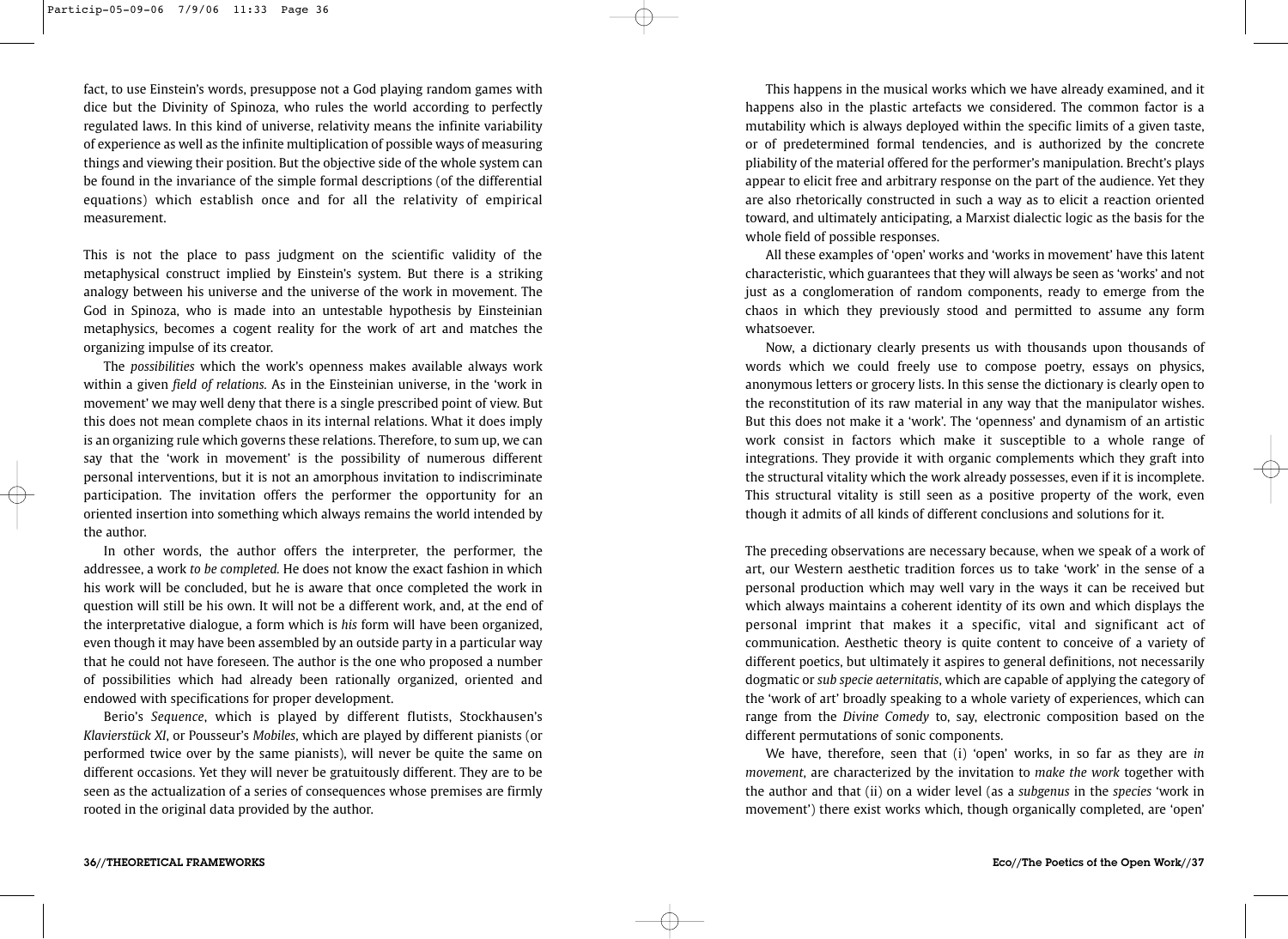fact, to use Einstein's words, presuppose not a God playing random games with dice but the Divinity of Spinoza, who rules the world according to perfectly regulated laws. In this kind of universe, relativity means the infinite variability of experience as well as the infinite multiplication of possible ways of measuring things and viewing their position. But the objective side of the whole system can be found in the invariance of the simple formal descriptions (of the differential equations) which establish once and for all the relativity of empirical measurement.

This is not the place to pass judgment on the scientific validity of the metaphysical construct implied by Einstein's system. But there is a striking analogy between his universe and the universe of the work in movement. The God in Spinoza, who is made into an untestable hypothesis by Einsteinian metaphysics, becomes a cogent reality for the work of art and matches the organizing impulse of its creator.

The *possibilities* which the work's openness makes available always work within a given *field of relations*. As in the Einsteinian universe, in the 'work in movement' we may well deny that there is a single prescribed point of view. But this does not mean complete chaos in its internal relations. What it does imply is an organizing rule which governs these relations. Therefore, to sum up, we can say that the 'work in movement' is the possibility of numerous different personal interventions, but it is not an amorphous invitation to indiscriminate participation. The invitation offers the performer the opportunity for an oriented insertion into something which always remains the world intended by the author.

In other words, the author offers the interpreter, the performer, the addressee, a work *to be completed*. He does not know the exact fashion in which his work will be concluded, but he is aware that once completed the work in question will still be his own. It will not be a different work, and, at the end of the interpretative dialogue, a form which is *his* form will have been organized, even though it may have been assembled by an outside party in a particular way that he could not have foreseen. The author is the one who proposed a number of possibilities which had already been rationally organized, oriented and endowed with specifications for proper development.

Berio's *Sequence*, which is played by different flutists, Stockhausen's *Klavierstück XI*, or Pousseur's *Mobiles*, which are played by different pianists (or performed twice over by the same pianists), will never be quite the same on different occasions. Yet they will never be gratuitously different. They are to be seen as the actualization of a series of consequences whose premises are firmly rooted in the original data provided by the author.

This happens in the musical works which we have already examined, and it happens also in the plastic artefacts we considered. The common factor is a mutability which is always deployed within the specific limits of a given taste, or of predetermined formal tendencies, and is authorized by the concrete pliability of the material offered for the performer's manipulation. Brecht's plays appear to elicit free and arbitrary response on the part of the audience. Yet they are also rhetorically constructed in such a way as to elicit a reaction oriented toward, and ultimately anticipating, a Marxist dialectic logic as the basis for the whole field of possible responses.

All these examples of 'open' works and 'works in movement' have this latent characteristic, which guarantees that they will always be seen as 'works' and not just as a conglomeration of random components, ready to emerge from the chaos in which they previously stood and permitted to assume any form whatsoever.

Now, a dictionary clearly presents us with thousands upon thousands of words which we could freely use to compose poetry, essays on physics, anonymous letters or grocery lists. In this sense the dictionary is clearly open to the reconstitution of its raw material in any way that the manipulator wishes. But this does not make it a 'work'. The 'openness' and dynamism of an artistic work consist in factors which make it susceptible to a whole range of integrations. They provide it with organic complements which they graft into the structural vitality which the work already possesses, even if it is incomplete. This structural vitality is still seen as a positive property of the work, even though it admits of all kinds of different conclusions and solutions for it.

The preceding observations are necessary because, when we speak of a work of art, our Western aesthetic tradition forces us to take 'work' in the sense of a personal production which may well vary in the ways it can be received but which always maintains a coherent identity of its own and which displays the personal imprint that makes it a specific, vital and significant act of communication. Aesthetic theory is quite content to conceive of a variety of different poetics, but ultimately it aspires to general definitions, not necessarily dogmatic or *sub specie aeternitatis*, which are capable of applying the category of the 'work of art' broadly speaking to a whole variety of experiences, which can range from the *Divine Comedy* to, say, electronic composition based on the different permutations of sonic components.

We have, therefore, seen that (i) 'open' works, in so far as they are *in movement*, are characterized by the invitation to *make the work* together with the author and that (ii) on a wider level (as a *subgenus* in the *species* 'work in movement') there exist works which, though organically completed, are 'open'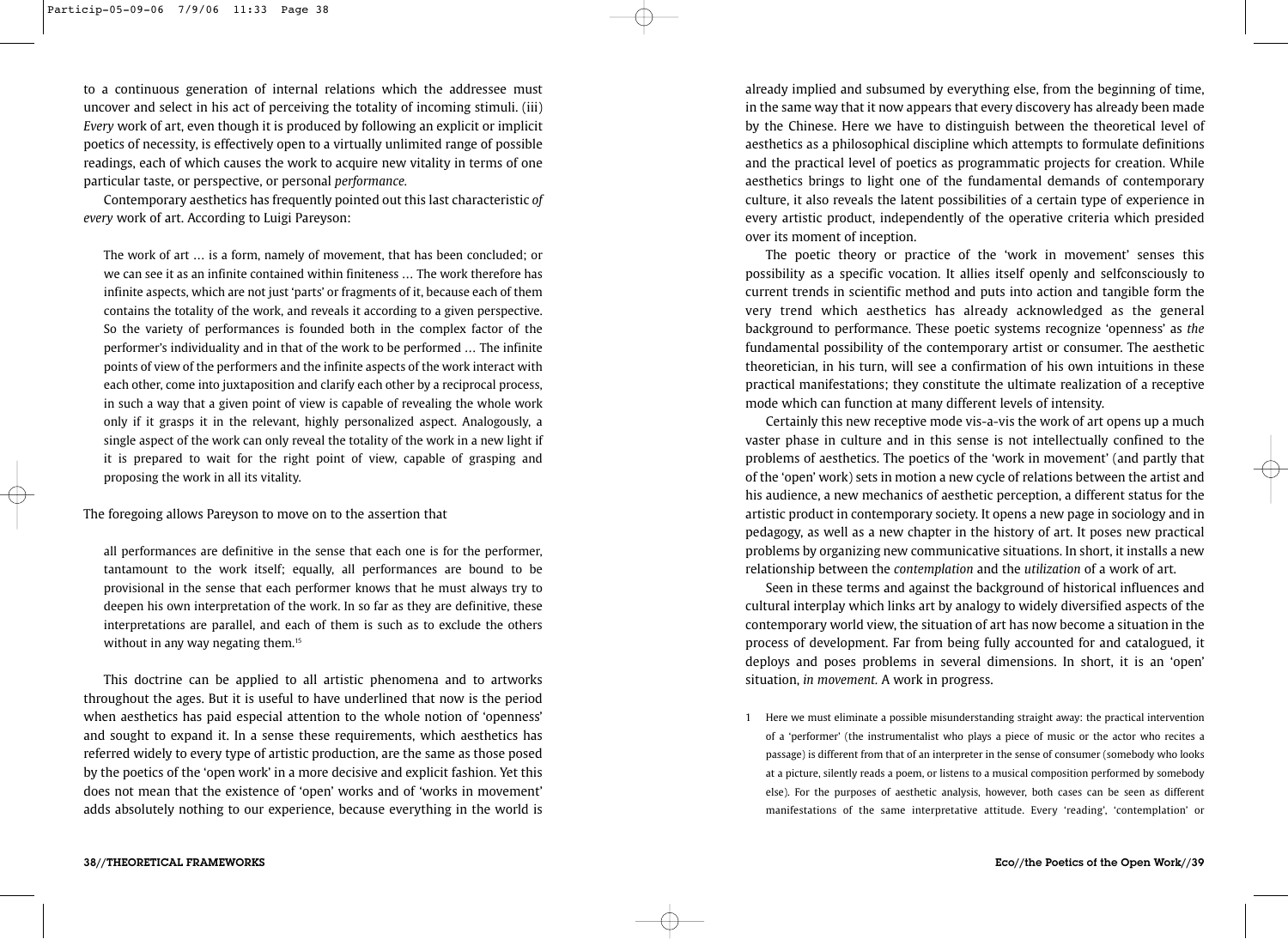to a continuous generation of internal relations which the addressee must uncover and select in his act of perceiving the totality of incoming stimuli. (iii) *Every* work of art, even though it is produced by following an explicit or implicit poetics of necessity, is effectively open to a virtually unlimited range of possible readings, each of which causes the work to acquire new vitality in terms of one particular taste, or perspective, or personal *performance.*

Contemporary aesthetics has frequently pointed out this last characteristic *of every* work of art. According to Luigi Pareyson:

> The work of art … is a form, namely of movement, that has been concluded; or we can see it as an infinite contained within finiteness … The work therefore has infinite aspects, which are not just 'parts' or fragments of it, because each of them contains the totality of the work, and reveals it according to a given perspective. So the variety of performances is founded both in the complex factor of the performer's individuality and in that of the work to be performed … The infinite points of view of the performers and the infinite aspects of the work interact with each other, come into juxtaposition and clarify each other by a reciprocal process, in such a way that a given point of view is capable of revealing the whole work only if it grasps it in the relevant, highly personalized aspect. Analogously, a single aspect of the work can only reveal the totality of the work in a new light if it is prepared to wait for the right point of view, capable of grasping and proposing the work in all its vitality.

The foregoing allows Pareyson to move on to the assertion that

> all performances are definitive in the sense that each one is for the performer, tantamount to the work itself; equally, all performances are bound to be provisional in the sense that each performer knows that he must always try to deepen his own interpretation of the work. In so far as they are definitive, these interpretations are parallel, and each of them is such as to exclude the others without in any way negating them.[15]

This doctrine can be applied to all artistic phenomena and to artworks throughout the ages. But it is useful to have underlined that now is the period when aesthetics has paid especial attention to the whole notion of 'openness' and sought to expand it. In a sense these requirements, which aesthetics has referred widely to every type of artistic production, are the same as those posed by the poetics of the 'open work' in a more decisive and explicit fashion. Yet this does not mean that the existence of 'open' works and of 'works in movement' adds absolutely nothing to our experience, because everything in the world is already implied and subsumed by everything else, from the beginning of time, in the same way that it now appears that every discovery has already been made by the Chinese. Here we have to distinguish between the theoretical level of aesthetics as a philosophical discipline which attempts to formulate definitions and the practical level of poetics as programmatic projects for creation. While aesthetics brings to light one of the fundamental demands of contemporary culture, it also reveals the latent possibilities of a certain type of experience in every artistic product, independently of the operative criteria which presided over its moment of inception.

The poetic theory or practice of the 'work in movement' senses this possibility as a specific vocation. It allies itself openly and selfconsciously to current trends in scientific method and puts into action and tangible form the very trend which aesthetics has already acknowledged as the general background to performance. These poetic systems recognize 'openness' as *the* fundamental possibility of the contemporary artist or consumer. The aesthetic theoretician, in his turn, will see a confirmation of his own intuitions in these practical manifestations; they constitute the ultimate realization of a receptive mode which can function at many different levels of intensity.

Certainly this new receptive mode vis-a-vis the work of art opens up a much vaster phase in culture and in this sense is not intellectually confined to the problems of aesthetics. The poetics of the 'work in movement' (and partly that of the 'open' work) sets in motion a new cycle of relations between the artist and his audience, a new mechanics of aesthetic perception, a different status for the artistic product in contemporary society. It opens a new page in sociology and in pedagogy, as well as a new chapter in the history of art. It poses new practical problems by organizing new communicative situations. In short, it installs a new relationship between the *contemplation* and the *utilization* of a work of art.

Seen in these terms and against the background of historical influences and cultural interplay which links art by analogy to widely diversified aspects of the contemporary world view, the situation of art has now become a situation in the process of development. Far from being fully accounted for and catalogued, it deploys and poses problems in several dimensions. In short, it is an 'open' situation, *in movement.* A work in progress.

1 Here we must eliminate a possible misunderstanding straight away: the practical intervention of a 'performer' (the instrumentalist who plays a piece of music or the actor who recites a passage) is different from that of an interpreter in the sense of consumer (somebody who looks at a picture, silently reads a poem, or listens to a musical composition performed by somebody else). For the purposes of aesthetic analysis, however, both cases can be seen as different manifestations of the same interpretative attitude. Every 'reading', 'contemplation' or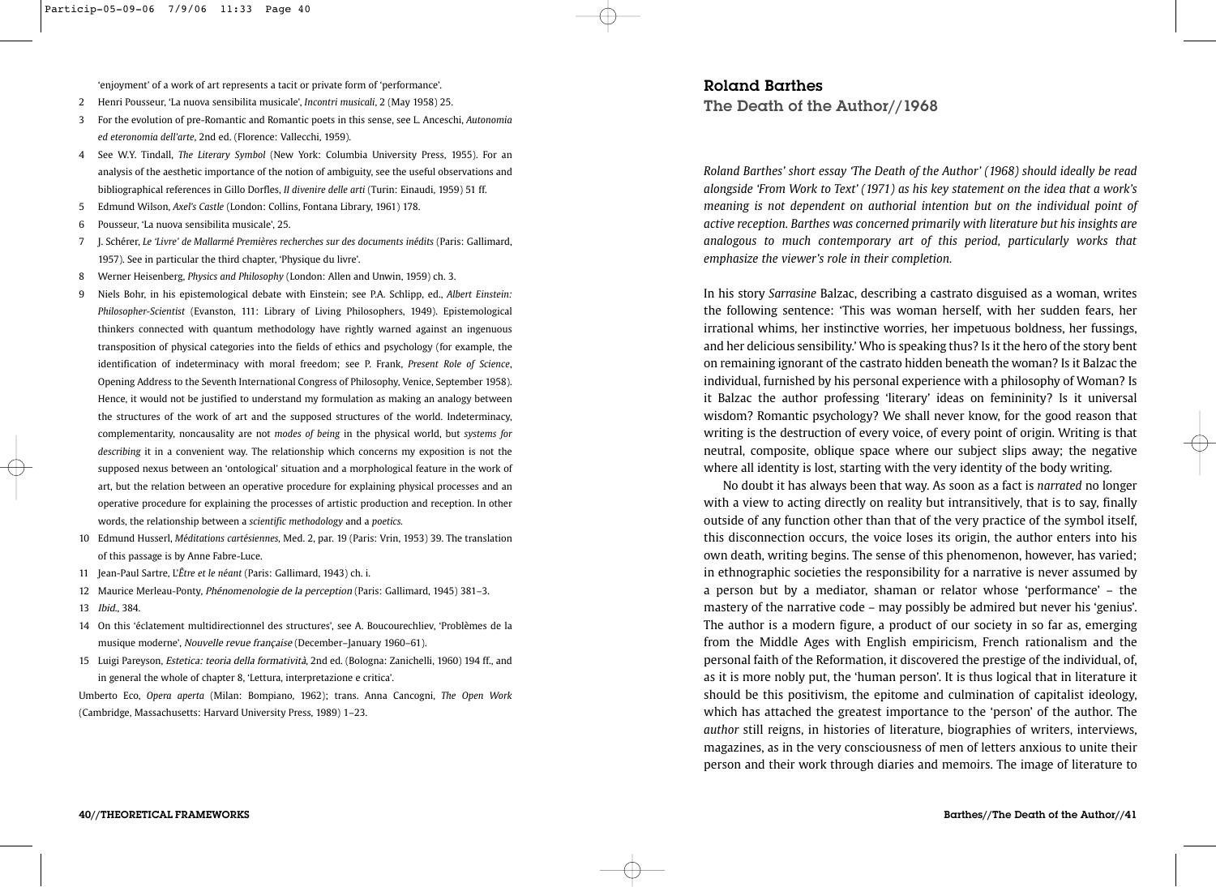'enjoyment' of a work of art represents a tacit or private form of 'performance'.

2 Henri Pousseur, 'La nuova sensibilita musicale', *Incontri musicali*, 2 (May 1958) 25.

3 For the evolution of pre-Romantic and Romantic poets in this sense, see L. Anceschi, *Autonomia ed eteronomia dell'arte*, 2nd ed. (Florence: Vallecchi, 1959).

4 See W.Y. Tindall, *The Literary Symbol* (New York: Columbia University Press, 1955). For an analysis of the aesthetic importance of the notion of ambiguity, see the useful observations and bibliographical references in Gillo Dorfles, *Il divenire delle arti* (Turin: Einaudi, 1959) 51 ff.

5 Edmund Wilson, *Axel's Castle* (London: Collins, Fontana Library, 1961) 178.

6 Pousseur, 'La nuova sensibilita musicale', 25.

7 J. Schérer, *Le 'Livre' de Mallarmé Premières recherches sur des documents inédits* (Paris: Gallimard, 1957). See in particular the third chapter, 'Physique du livre'.

8 Werner Heisenberg, *Physics and Philosophy* (London: Allen and Unwin, 1959) ch. 3.

9 Niels Bohr, in his epistemological debate with Einstein; see P.A. Schlipp, ed., *Albert Einstein: Philosopher-Scientist* (Evanston, 111: Library of Living Philosophers, 1949). Epistemological thinkers connected with quantum methodology have rightly warned against an ingenuous transposition of physical categories into the fields of ethics and psychology (for example, the identification of indeterminacy with moral freedom; see P. Frank, *Present Role of Science*, Opening Address to the Seventh International Congress of Philosophy, Venice, September 1958). Hence, it would not be justified to understand my formulation as making an analogy between the structures of the work of art and the supposed structures of the world. Indeterminacy, complementarity, noncausality are not *modes of being* in the physical world, but *systems for describing* it in a convenient way. The relationship which concerns my exposition is not the supposed nexus between an 'ontological' situation and a morphological feature in the work of art, but the relation between an operative procedure for explaining physical processes and an operative procedure for explaining the processes of artistic production and reception. In other words, the relationship between a *scientific methodology* and a *poetics*.

10 Edmund Husserl, *Méditations cartésiennes*, Med. 2, par. 19 (Paris: Vrin, 1953) 39. The translation of this passage is by Anne Fabre-Luce.

11 Jean-Paul Sartre, *L'Être et le néant* (Paris: Gallimard, 1943) ch. i.

12 Maurice Merleau-Ponty, *Phénomenologie de la perception* (Paris: Gallimard, 1945) 381–3.

13 *Ibid.*, 384.

14 On this 'éclatement multidirectionnel des structures', see A. Boucourechliev, 'Problèmes de la musique moderne', *Nouvelle revue française* (December–January 1960–61).

15 Luigi Pareyson, *Estetica: teoria della formatività*, 2nd ed. (Bologna: Zanichelli, 1960) 194 ff., and in general the whole of chapter 8, 'Lettura, interpretazione e critica'.

Umberto Eco, *Opera aperta* (Milan: Bompiano, 1962); trans. Anna Cancogni, *The Open Work* (Cambridge, Massachusetts: Harvard University Press, 1989) 1–23.

## Roland Barthes
## The Death of the Author//1968

*Roland Barthes' short essay 'The Death of the Author' (1968) should ideally be read alongside 'From Work to Text' (1971) as his key statement on the idea that a work's meaning is not dependent on authorial intention but on the individual point of active reception. Barthes was concerned primarily with literature but his insights are analogous to much contemporary art of this period, particularly works that emphasize the viewer's role in their completion.*

In his story *Sarrasine* Balzac, describing a castrato disguised as a woman, writes the following sentence: 'This was woman herself, with her sudden fears, her irrational whims, her instinctive worries, her impetuous boldness, her fussings, and her delicious sensibility.' Who is speaking thus? Is it the hero of the story bent on remaining ignorant of the castrato hidden beneath the woman? Is it Balzac the individual, furnished by his personal experience with a philosophy of Woman? Is it Balzac the author professing 'literary' ideas on femininity? Is it universal wisdom? Romantic psychology? We shall never know, for the good reason that writing is the destruction of every voice, of every point of origin. Writing is that neutral, composite, oblique space where our subject slips away; the negative where all identity is lost, starting with the very identity of the body writing.

No doubt it has always been that way. As soon as a fact is *narrated* no longer with a view to acting directly on reality but intransitively, that is to say, finally outside of any function other than that of the very practice of the symbol itself, this disconnection occurs, the voice loses its origin, the author enters into his own death, writing begins. The sense of this phenomenon, however, has varied; in ethnographic societies the responsibility for a narrative is never assumed by a person but by a mediator, shaman or relator whose 'performance' – the mastery of the narrative code – may possibly be admired but never his 'genius'. The author is a modern figure, a product of our society in so far as, emerging from the Middle Ages with English empiricism, French rationalism and the personal faith of the Reformation, it discovered the prestige of the individual, of, as it is more nobly put, the 'human person'. It is thus logical that in literature it should be this positivism, the epitome and culmination of capitalist ideology, which has attached the greatest importance to the 'person' of the author. The *author* still reigns, in histories of literature, biographies of writers, interviews, magazines, as in the very consciousness of men of letters anxious to unite their person and their work through diaries and memoirs. The image of literature to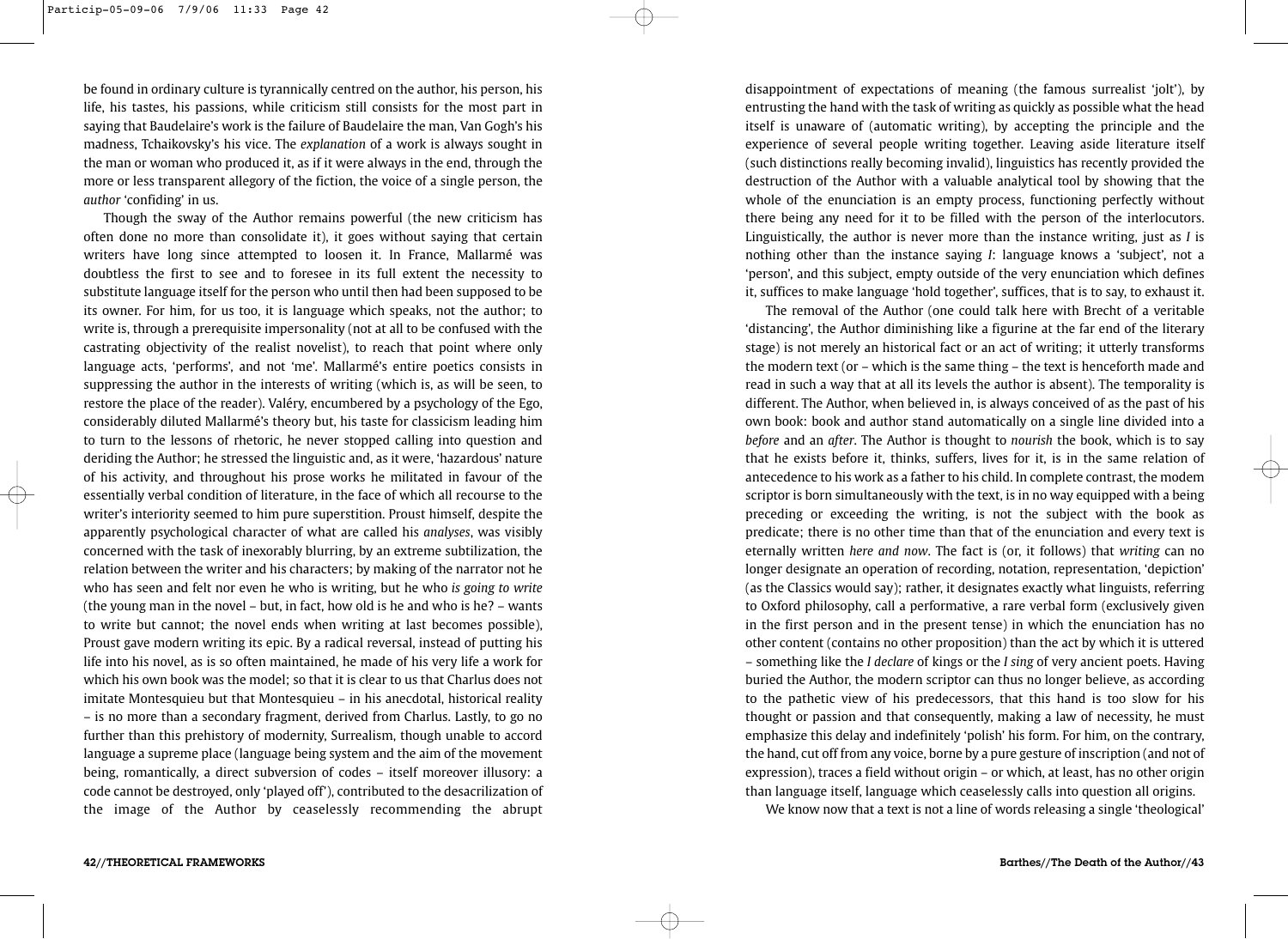be found in ordinary culture is tyrannically centred on the author, his person, his life, his tastes, his passions, while criticism still consists for the most part in saying that Baudelaire's work is the failure of Baudelaire the man, Van Gogh's his madness, Tchaikovsky's his vice. The *explanation* of a work is always sought in the man or woman who produced it, as if it were always in the end, through the more or less transparent allegory of the fiction, the voice of a single person, the *author* 'confiding' in us.

Though the sway of the Author remains powerful (the new criticism has often done no more than consolidate it), it goes without saying that certain writers have long since attempted to loosen it. In France, Mallarmé was doubtless the first to see and to foresee in its full extent the necessity to substitute language itself for the person who until then had been supposed to be its owner. For him, for us too, it is language which speaks, not the author; to write is, through a prerequisite impersonality (not at all to be confused with the castrating objectivity of the realist novelist), to reach that point where only language acts, 'performs', and not 'me'. Mallarmé's entire poetics consists in suppressing the author in the interests of writing (which is, as will be seen, to restore the place of the reader). Valéry, encumbered by a psychology of the Ego, considerably diluted Mallarmé's theory but, his taste for classicism leading him to turn to the lessons of rhetoric, he never stopped calling into question and deriding the Author; he stressed the linguistic and, as it were, 'hazardous' nature of his activity, and throughout his prose works he militated in favour of the essentially verbal condition of literature, in the face of which all recourse to the writer's interiority seemed to him pure superstition. Proust himself, despite the apparently psychological character of what are called his *analyses*, was visibly concerned with the task of inexorably blurring, by an extreme subtilization, the relation between the writer and his characters; by making of the narrator not he who has seen and felt nor even he who is writing, but he who *is going to write* (the young man in the novel – but, in fact, how old is he and who is he? – wants to write but cannot; the novel ends when writing at last becomes possible), Proust gave modern writing its epic. By a radical reversal, instead of putting his life into his novel, as is so often maintained, he made of his very life a work for which his own book was the model; so that it is clear to us that Charlus does not imitate Montesquieu but that Montesquieu – in his anecdotal, historical reality – is no more than a secondary fragment, derived from Charlus. Lastly, to go no further than this prehistory of modernity, Surrealism, though unable to accord language a supreme place (language being system and the aim of the movement being, romantically, a direct subversion of codes – itself moreover illusory: a code cannot be destroyed, only 'played off'), contributed to the desacrilization of the image of the Author by ceaselessly recommending the abrupt disappointment of expectations of meaning (the famous surrealist 'jolt'), by entrusting the hand with the task of writing as quickly as possible what the head itself is unaware of (automatic writing), by accepting the principle and the experience of several people writing together. Leaving aside literature itself (such distinctions really becoming invalid), linguistics has recently provided the destruction of the Author with a valuable analytical tool by showing that the whole of the enunciation is an empty process, functioning perfectly without there being any need for it to be filled with the person of the interlocutors. Linguistically, the author is never more than the instance writing, just as *I* is nothing other than the instance saying *I*: language knows a 'subject', not a 'person', and this subject, empty outside of the very enunciation which defines it, suffices to make language 'hold together', suffices, that is to say, to exhaust it.

The removal of the Author (one could talk here with Brecht of a veritable 'distancing', the Author diminishing like a figurine at the far end of the literary stage) is not merely an historical fact or an act of writing; it utterly transforms the modern text (or – which is the same thing – the text is henceforth made and read in such a way that at all its levels the author is absent). The temporality is different. The Author, when believed in, is always conceived of as the past of his own book: book and author stand automatically on a single line divided into a *before* and an *after*. The Author is thought to *nourish* the book, which is to say that he exists before it, thinks, suffers, lives for it, is in the same relation of antecedence to his work as a father to his child. In complete contrast, the modem scriptor is born simultaneously with the text, is in no way equipped with a being preceding or exceeding the writing, is not the subject with the book as predicate; there is no other time than that of the enunciation and every text is eternally written *here and now*. The fact is (or, it follows) that *writing* can no longer designate an operation of recording, notation, representation, 'depiction' (as the Classics would say); rather, it designates exactly what linguists, referring to Oxford philosophy, call a performative, a rare verbal form (exclusively given in the first person and in the present tense) in which the enunciation has no other content (contains no other proposition) than the act by which it is uttered – something like the *I declare* of kings or the *I sing* of very ancient poets. Having buried the Author, the modern scriptor can thus no longer believe, as according to the pathetic view of his predecessors, that this hand is too slow for his thought or passion and that consequently, making a law of necessity, he must emphasize this delay and indefinitely 'polish' his form. For him, on the contrary, the hand, cut off from any voice, borne by a pure gesture of inscription (and not of expression), traces a field without origin – or which, at least, has no other origin than language itself, language which ceaselessly calls into question all origins.

We know now that a text is not a line of words releasing a single 'theological'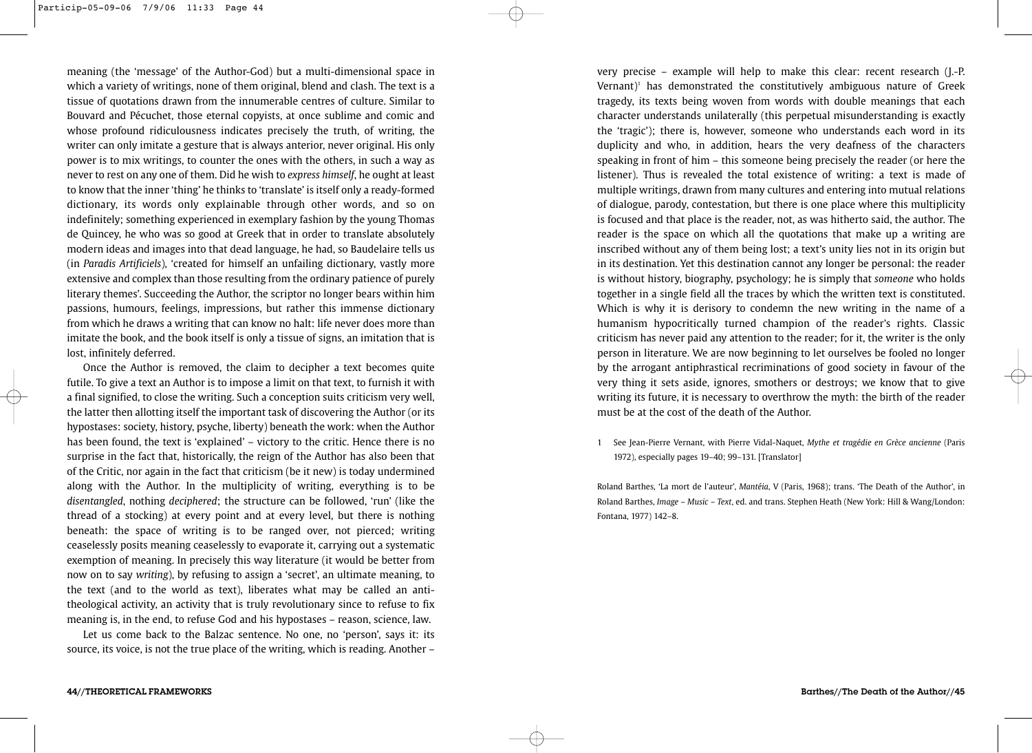meaning (the 'message' of the Author-God) but a multi-dimensional space in which a variety of writings, none of them original, blend and clash. The text is a tissue of quotations drawn from the innumerable centres of culture. Similar to Bouvard and Pécuchet, those eternal copyists, at once sublime and comic and whose profound ridiculousness indicates precisely the truth, of writing, the writer can only imitate a gesture that is always anterior, never original. His only power is to mix writings, to counter the ones with the others, in such a way as never to rest on any one of them. Did he wish to *express himself*, he ought at least to know that the inner 'thing' he thinks to 'translate' is itself only a ready-formed dictionary, its words only explainable through other words, and so on indefinitely; something experienced in exemplary fashion by the young Thomas de Quincey, he who was so good at Greek that in order to translate absolutely modern ideas and images into that dead language, he had, so Baudelaire tells us (in *Paradis Artificiels*), 'created for himself an unfailing dictionary, vastly more extensive and complex than those resulting from the ordinary patience of purely literary themes'. Succeeding the Author, the scriptor no longer bears within him passions, humours, feelings, impressions, but rather this immense dictionary from which he draws a writing that can know no halt: life never does more than imitate the book, and the book itself is only a tissue of signs, an imitation that is lost, infinitely deferred.

Once the Author is removed, the claim to decipher a text becomes quite futile. To give a text an Author is to impose a limit on that text, to furnish it with a final signified, to close the writing. Such a conception suits criticism very well, the latter then allotting itself the important task of discovering the Author (or its hypostases: society, history, psyche, liberty) beneath the work: when the Author has been found, the text is 'explained' – victory to the critic. Hence there is no surprise in the fact that, historically, the reign of the Author has also been that of the Critic, nor again in the fact that criticism (be it new) is today undermined along with the Author. In the multiplicity of writing, everything is to be *disentangled*, nothing *deciphered*; the structure can be followed, 'run' (like the thread of a stocking) at every point and at every level, but there is nothing beneath: the space of writing is to be ranged over, not pierced; writing ceaselessly posits meaning ceaselessly to evaporate it, carrying out a systematic exemption of meaning. In precisely this way literature (it would be better from now on to say *writing*), by refusing to assign a 'secret', an ultimate meaning, to the text (and to the world as text), liberates what may be called an anti-theological activity, an activity that is truly revolutionary since to refuse to fix meaning is, in the end, to refuse God and his hypostases – reason, science, law.

Let us come back to the Balzac sentence. No one, no 'person', says it: its source, its voice, is not the true place of the writing, which is reading. Another – very precise – example will help to make this clear: recent research (J.-P. Vernant)[1] has demonstrated the constitutively ambiguous nature of Greek tragedy, its texts being woven from words with double meanings that each character understands unilaterally (this perpetual misunderstanding is exactly the 'tragic'); there is, however, someone who understands each word in its duplicity and who, in addition, hears the very deafness of the characters speaking in front of him – this someone being precisely the reader (or here the listener). Thus is revealed the total existence of writing: a text is made of multiple writings, drawn from many cultures and entering into mutual relations of dialogue, parody, contestation, but there is one place where this multiplicity is focused and that place is the reader, not, as was hitherto said, the author. The reader is the space on which all the quotations that make up a writing are inscribed without any of them being lost; a text's unity lies not in its origin but in its destination. Yet this destination cannot any longer be personal: the reader is without history, biography, psychology; he is simply that *someone* who holds together in a single field all the traces by which the written text is constituted. Which is why it is derisory to condemn the new writing in the name of a humanism hypocritically turned champion of the reader's rights. Classic criticism has never paid any attention to the reader; for it, the writer is the only person in literature. We are now beginning to let ourselves be fooled no longer by the arrogant antiphrastical recriminations of good society in favour of the very thing it sets aside, ignores, smothers or destroys; we know that to give writing its future, it is necessary to overthrow the myth: the birth of the reader must be at the cost of the death of the Author.

1 See Jean-Pierre Vernant, with Pierre Vidal-Naquet, *Mythe et tragédie en Grèce ancienne* (Paris 1972), especially pages 19–40; 99–131. [Translator]

Roland Barthes, 'La mort de l'auteur', *Mantéia*, V (Paris, 1968); trans. 'The Death of the Author', in Roland Barthes, *Image – Music – Text*, ed. and trans. Stephen Heath (New York: Hill & Wang/London: Fontana, 1977) 142–8.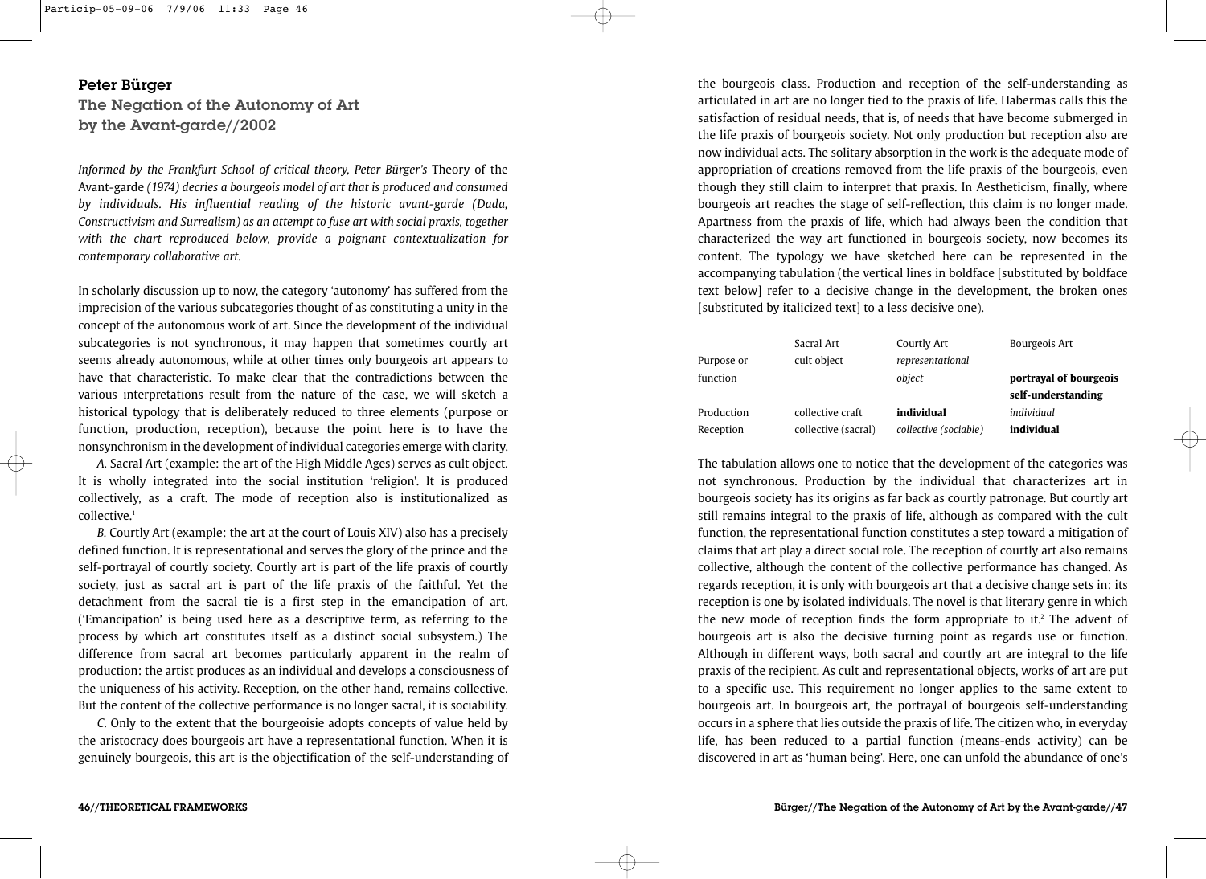# Peter Bürger

## The Negation of the Autonomy of Art by the Avant-garde//2002

*Informed by the Frankfurt School of critical theory, Peter Bürger's* Theory of the Avant-garde *(1974) decries a bourgeois model of art that is produced and consumed by individuals. His influential reading of the historic avant-garde (Dada, Constructivism and Surrealism) as an attempt to fuse art with social praxis, together with the chart reproduced below, provide a poignant contextualization for contemporary collaborative art.*

In scholarly discussion up to now, the category 'autonomy' has suffered from the imprecision of the various subcategories thought of as constituting a unity in the concept of the autonomous work of art. Since the development of the individual subcategories is not synchronous, it may happen that sometimes courtly art seems already autonomous, while at other times only bourgeois art appears to have that characteristic. To make clear that the contradictions between the various interpretations result from the nature of the case, we will sketch a historical typology that is deliberately reduced to three elements (purpose or function, production, reception), because the point here is to have the nonsynchronism in the development of individual categories emerge with clarity.

*A.* Sacral Art (example: the art of the High Middle Ages) serves as cult object. It is wholly integrated into the social institution 'religion'. It is produced collectively, as a craft. The mode of reception also is institutionalized as collective.[1]

*B.* Courtly Art (example: the art at the court of Louis XIV) also has a precisely defined function. It is representational and serves the glory of the prince and the self-portrayal of courtly society. Courtly art is part of the life praxis of courtly society, just as sacral art is part of the life praxis of the faithful. Yet the detachment from the sacral tie is a first step in the emancipation of art. ('Emancipation' is being used here as a descriptive term, as referring to the process by which art constitutes itself as a distinct social subsystem.) The difference from sacral art becomes particularly apparent in the realm of production: the artist produces as an individual and develops a consciousness of the uniqueness of his activity. Reception, on the other hand, remains collective. But the content of the collective performance is no longer sacral, it is sociability.

*C.* Only to the extent that the bourgeoisie adopts concepts of value held by the aristocracy does bourgeois art have a representational function. When it is genuinely bourgeois, this art is the objectification of the self-understanding of the bourgeois class. Production and reception of the self-understanding as articulated in art are no longer tied to the praxis of life. Habermas calls this the satisfaction of residual needs, that is, of needs that have become submerged in the life praxis of bourgeois society. Not only production but reception also are now individual acts. The solitary absorption in the work is the adequate mode of appropriation of creations removed from the life praxis of the bourgeois, even though they still claim to interpret that praxis. In Aestheticism, finally, where bourgeois art reaches the stage of self-reflection, this claim is no longer made. Apartness from the praxis of life, which had always been the condition that characterized the way art functioned in bourgeois society, now becomes its content. The typology we have sketched here can be represented in the accompanying tabulation (the vertical lines in boldface [substituted by boldface text below] refer to a decisive change in the development, the broken ones [substituted by italicized text] to a less decisive one).

| | Sacral Art | Courtly Art | Bourgeois Art |
|---|---|---|---|
| Purpose or function | cult object | *representational object* | **portrayal of bourgeois self-understanding** |
| Production | collective craft | **individual** | *individual* |
| Reception | collective (sacral) | *collective (sociable)* | **individual** |

The tabulation allows one to notice that the development of the categories was not synchronous. Production by the individual that characterizes art in bourgeois society has its origins as far back as courtly patronage. But courtly art still remains integral to the praxis of life, although as compared with the cult function, the representational function constitutes a step toward a mitigation of claims that art play a direct social role. The reception of courtly art also remains collective, although the content of the collective performance has changed. As regards reception, it is only with bourgeois art that a decisive change sets in: its reception is one by isolated individuals. The novel is that literary genre in which the new mode of reception finds the form appropriate to it.[2] The advent of bourgeois art is also the decisive turning point as regards use or function. Although in different ways, both sacral and courtly art are integral to the life praxis of the recipient. As cult and representational objects, works of art are put to a specific use. This requirement no longer applies to the same extent to bourgeois art. In bourgeois art, the portrayal of bourgeois self-understanding occurs in a sphere that lies outside the praxis of life. The citizen who, in everyday life, has been reduced to a partial function (means-ends activity) can be discovered in art as 'human being'. Here, one can unfold the abundance of one's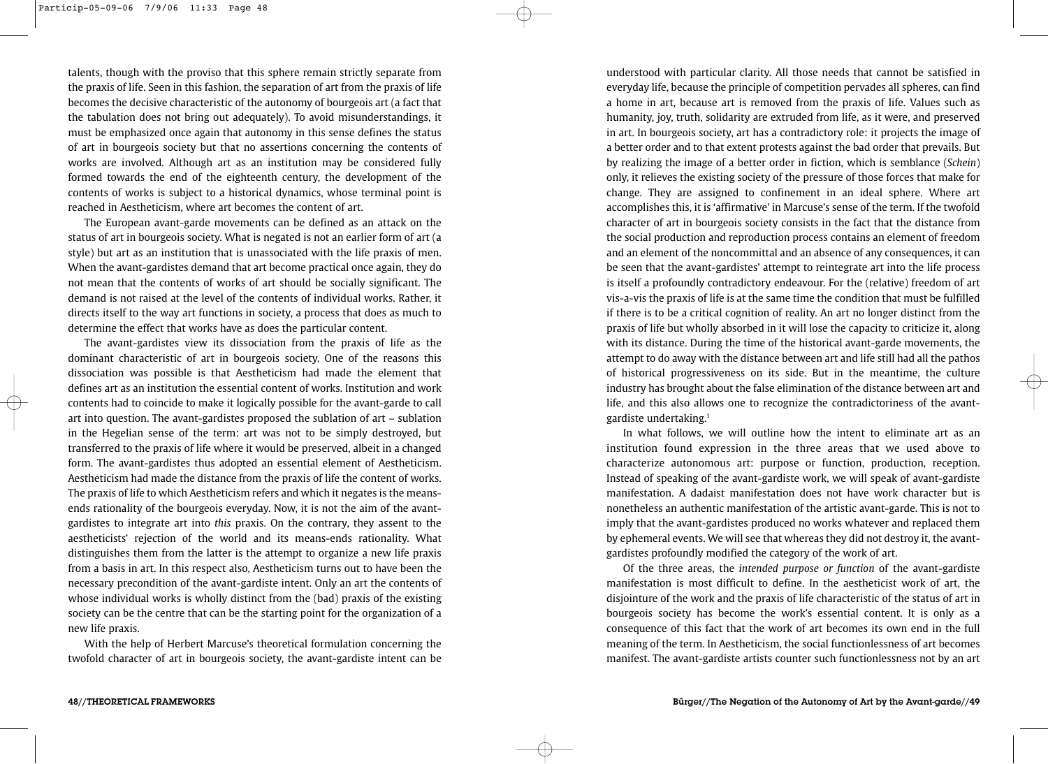talents, though with the proviso that this sphere remain strictly separate from the praxis of life. Seen in this fashion, the separation of art from the praxis of life becomes the decisive characteristic of the autonomy of bourgeois art (a fact that the tabulation does not bring out adequately). To avoid misunderstandings, it must be emphasized once again that autonomy in this sense defines the status of art in bourgeois society but that no assertions concerning the contents of works are involved. Although art as an institution may be considered fully formed towards the end of the eighteenth century, the development of the contents of works is subject to a historical dynamics, whose terminal point is reached in Aestheticism, where art becomes the content of art.

The European avant-garde movements can be defined as an attack on the status of art in bourgeois society. What is negated is not an earlier form of art (a style) but art as an institution that is unassociated with the life praxis of men. When the avant-gardistes demand that art become practical once again, they do not mean that the contents of works of art should be socially significant. The demand is not raised at the level of the contents of individual works. Rather, it directs itself to the way art functions in society, a process that does as much to determine the effect that works have as does the particular content.

The avant-gardistes view its dissociation from the praxis of life as the dominant characteristic of art in bourgeois society. One of the reasons this dissociation was possible is that Aestheticism had made the element that defines art as an institution the essential content of works. Institution and work contents had to coincide to make it logically possible for the avant-garde to call art into question. The avant-gardistes proposed the sublation of art – sublation in the Hegelian sense of the term: art was not to be simply destroyed, but transferred to the praxis of life where it would be preserved, albeit in a changed form. The avant-gardistes thus adopted an essential element of Aestheticism. Aestheticism had made the distance from the praxis of life the content of works. The praxis of life to which Aestheticism refers and which it negates is the means-ends rationality of the bourgeois everyday. Now, it is not the aim of the avant-gardistes to integrate art into *this* praxis. On the contrary, they assent to the aestheticists' rejection of the world and its means-ends rationality. What distinguishes them from the latter is the attempt to organize a new life praxis from a basis in art. In this respect also, Aestheticism turns out to have been the necessary precondition of the avant-gardiste intent. Only an art the contents of whose individual works is wholly distinct from the (bad) praxis of the existing society can be the centre that can be the starting point for the organization of a new life praxis.

With the help of Herbert Marcuse's theoretical formulation concerning the twofold character of art in bourgeois society, the avant-gardiste intent can be understood with particular clarity. All those needs that cannot be satisfied in everyday life, because the principle of competition pervades all spheres, can find a home in art, because art is removed from the praxis of life. Values such as humanity, joy, truth, solidarity are extruded from life, as it were, and preserved in art. In bourgeois society, art has a contradictory role: it projects the image of a better order and to that extent protests against the bad order that prevails. But by realizing the image of a better order in fiction, which is semblance (*Schein*) only, it relieves the existing society of the pressure of those forces that make for change. They are assigned to confinement in an ideal sphere. Where art accomplishes this, it is 'affirmative' in Marcuse's sense of the term. If the twofold character of art in bourgeois society consists in the fact that the distance from the social production and reproduction process contains an element of freedom and an element of the noncommittal and an absence of any consequences, it can be seen that the avant-gardistes' attempt to reintegrate art into the life process is itself a profoundly contradictory endeavour. For the (relative) freedom of art vis-a-vis the praxis of life is at the same time the condition that must be fulfilled if there is to be a critical cognition of reality. An art no longer distinct from the praxis of life but wholly absorbed in it will lose the capacity to criticize it, along with its distance. During the time of the historical avant-garde movements, the attempt to do away with the distance between art and life still had all the pathos of historical progressiveness on its side. But in the meantime, the culture industry has brought about the false elimination of the distance between art and life, and this also allows one to recognize the contradictoriness of the avant-gardiste undertaking.[3]

In what follows, we will outline how the intent to eliminate art as an institution found expression in the three areas that we used above to characterize autonomous art: purpose or function, production, reception. Instead of speaking of the avant-gardiste work, we will speak of avant-gardiste manifestation. A dadaist manifestation does not have work character but is nonetheless an authentic manifestation of the artistic avant-garde. This is not to imply that the avant-gardistes produced no works whatever and replaced them by ephemeral events. We will see that whereas they did not destroy it, the avant-gardistes profoundly modified the category of the work of art.

Of the three areas, the *intended purpose or function* of the avant-gardiste manifestation is most difficult to define. In the aestheticist work of art, the disjointure of the work and the praxis of life characteristic of the status of art in bourgeois society has become the work's essential content. It is only as a consequence of this fact that the work of art becomes its own end in the full meaning of the term. In Aestheticism, the social functionlessness of art becomes manifest. The avant-gardiste artists counter such functionlessness not by an art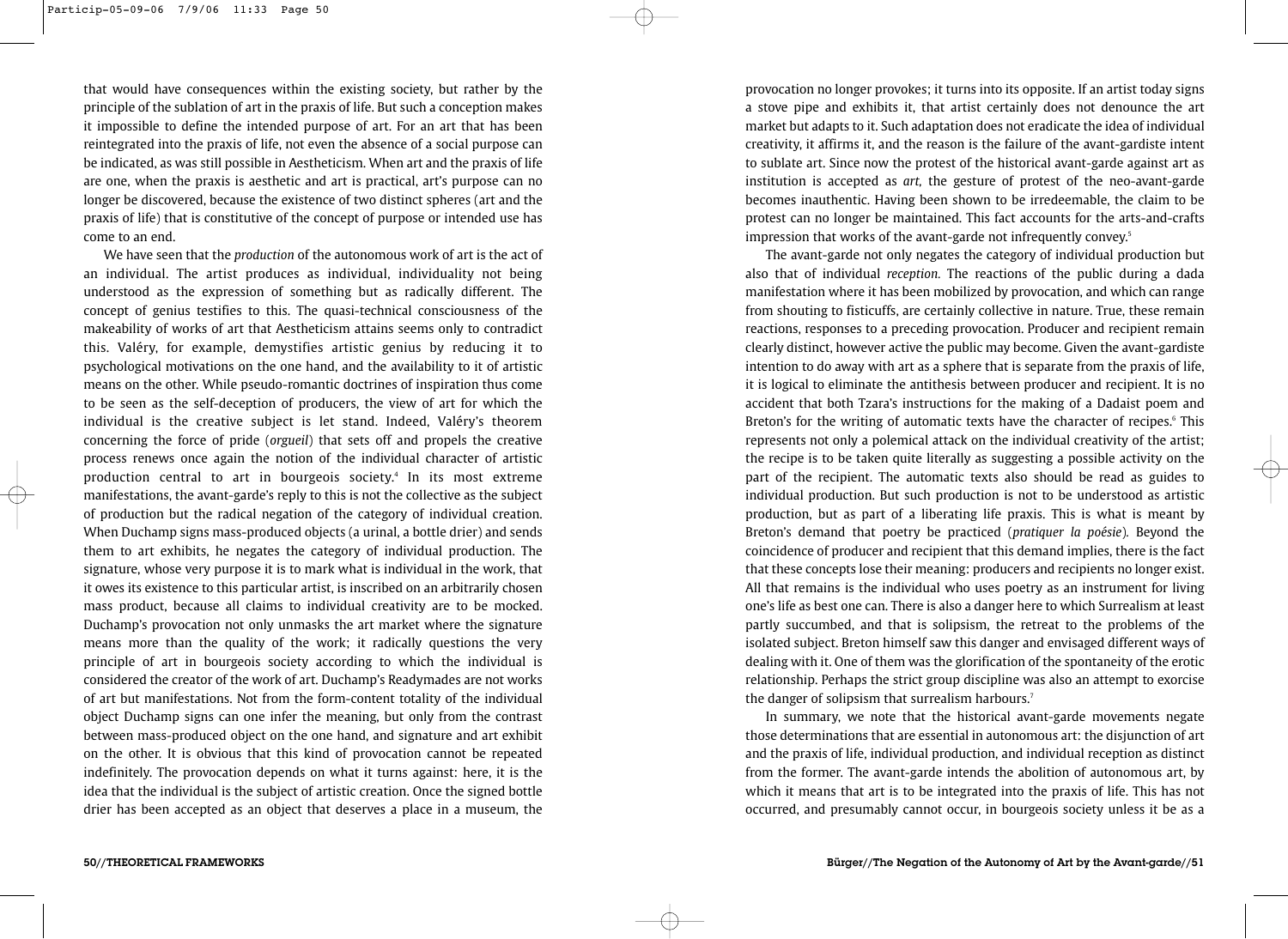that would have consequences within the existing society, but rather by the principle of the sublation of art in the praxis of life. But such a conception makes it impossible to define the intended purpose of art. For an art that has been reintegrated into the praxis of life, not even the absence of a social purpose can be indicated, as was still possible in Aestheticism. When art and the praxis of life are one, when the praxis is aesthetic and art is practical, art's purpose can no longer be discovered, because the existence of two distinct spheres (art and the praxis of life) that is constitutive of the concept of purpose or intended use has come to an end.

We have seen that the *production* of the autonomous work of art is the act of an individual. The artist produces as individual, individuality not being understood as the expression of something but as radically different. The concept of genius testifies to this. The quasi-technical consciousness of the makeability of works of art that Aestheticism attains seems only to contradict this. Valéry, for example, demystifies artistic genius by reducing it to psychological motivations on the one hand, and the availability to it of artistic means on the other. While pseudo-romantic doctrines of inspiration thus come to be seen as the self-deception of producers, the view of art for which the individual is the creative subject is let stand. Indeed, Valéry's theorem concerning the force of pride (*orgueil*) that sets off and propels the creative process renews once again the notion of the individual character of artistic production central to art in bourgeois society.[4] In its most extreme manifestations, the avant-garde's reply to this is not the collective as the subject of production but the radical negation of the category of individual creation. When Duchamp signs mass-produced objects (a urinal, a bottle drier) and sends them to art exhibits, he negates the category of individual production. The signature, whose very purpose it is to mark what is individual in the work, that it owes its existence to this particular artist, is inscribed on an arbitrarily chosen mass product, because all claims to individual creativity are to be mocked. Duchamp's provocation not only unmasks the art market where the signature means more than the quality of the work; it radically questions the very principle of art in bourgeois society according to which the individual is considered the creator of the work of art. Duchamp's Readymades are not works of art but manifestations. Not from the form-content totality of the individual object Duchamp signs can one infer the meaning, but only from the contrast between mass-produced object on the one hand, and signature and art exhibit on the other. It is obvious that this kind of provocation cannot be repeated indefinitely. The provocation depends on what it turns against: here, it is the idea that the individual is the subject of artistic creation. Once the signed bottle drier has been accepted as an object that deserves a place in a museum, the provocation no longer provokes; it turns into its opposite. If an artist today signs a stove pipe and exhibits it, that artist certainly does not denounce the art market but adapts to it. Such adaptation does not eradicate the idea of individual creativity, it affirms it, and the reason is the failure of the avant-gardiste intent to sublate art. Since now the protest of the historical avant-garde against art as institution is accepted as *art*, the gesture of protest of the neo-avant-garde becomes inauthentic. Having been shown to be irredeemable, the claim to be protest can no longer be maintained. This fact accounts for the arts-and-crafts impression that works of the avant-garde not infrequently convey.[5]

The avant-garde not only negates the category of individual production but also that of individual *reception*. The reactions of the public during a dada manifestation where it has been mobilized by provocation, and which can range from shouting to fisticuffs, are certainly collective in nature. True, these remain reactions, responses to a preceding provocation. Producer and recipient remain clearly distinct, however active the public may become. Given the avant-gardiste intention to do away with art as a sphere that is separate from the praxis of life, it is logical to eliminate the antithesis between producer and recipient. It is no accident that both Tzara's instructions for the making of a Dadaist poem and Breton's for the writing of automatic texts have the character of recipes.[6] This represents not only a polemical attack on the individual creativity of the artist; the recipe is to be taken quite literally as suggesting a possible activity on the part of the recipient. The automatic texts also should be read as guides to individual production. But such production is not to be understood as artistic production, but as part of a liberating life praxis. This is what is meant by Breton's demand that poetry be practiced (*pratiquer la poésie*). Beyond the coincidence of producer and recipient that this demand implies, there is the fact that these concepts lose their meaning: producers and recipients no longer exist. All that remains is the individual who uses poetry as an instrument for living one's life as best one can. There is also a danger here to which Surrealism at least partly succumbed, and that is solipsism, the retreat to the problems of the isolated subject. Breton himself saw this danger and envisaged different ways of dealing with it. One of them was the glorification of the spontaneity of the erotic relationship. Perhaps the strict group discipline was also an attempt to exorcise the danger of solipsism that surrealism harbours.[7]

In summary, we note that the historical avant-garde movements negate those determinations that are essential in autonomous art: the disjunction of art and the praxis of life, individual production, and individual reception as distinct from the former. The avant-garde intends the abolition of autonomous art, by which it means that art is to be integrated into the praxis of life. This has not occurred, and presumably cannot occur, in bourgeois society unless it be as a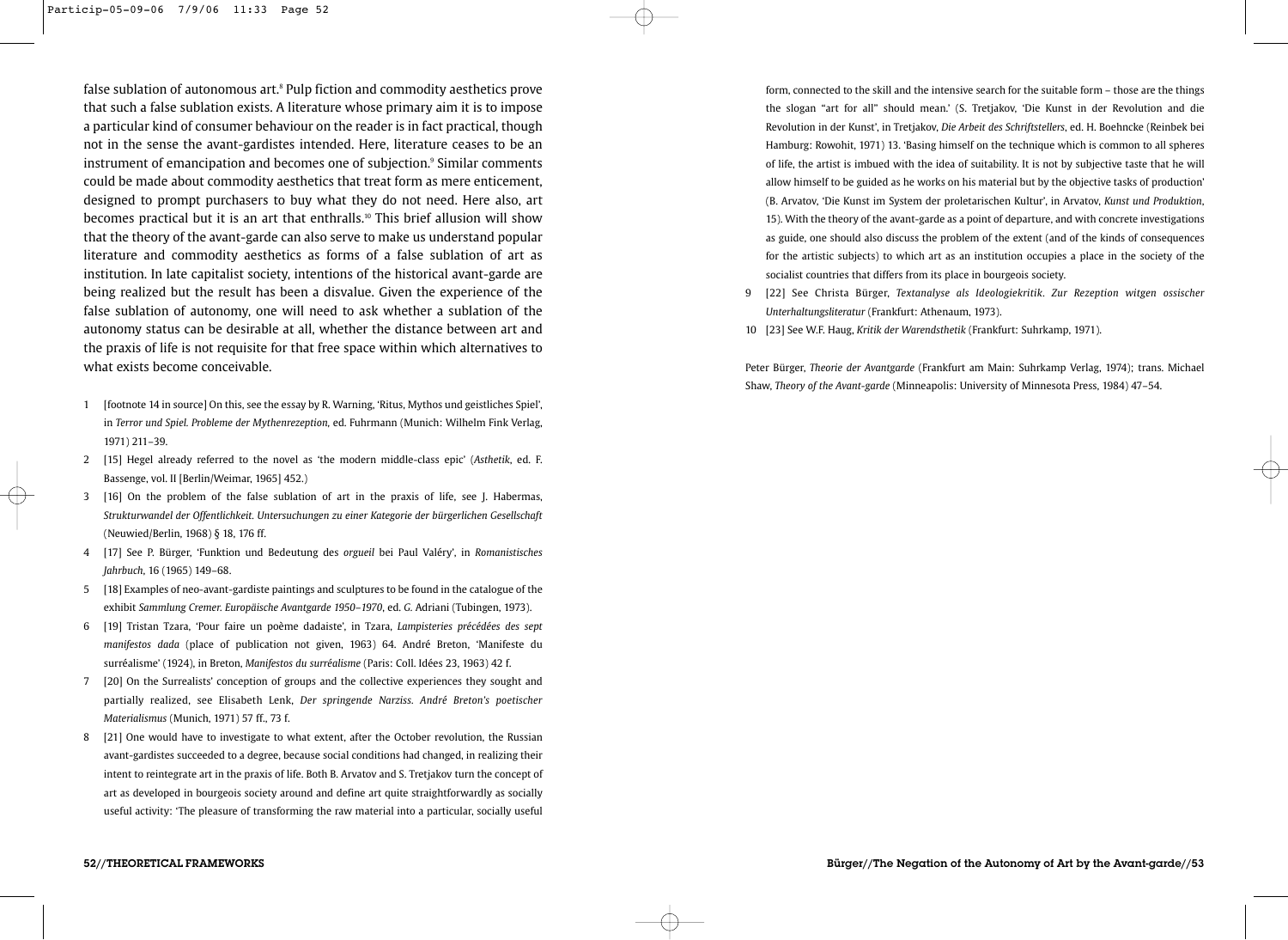false sublation of autonomous art.[8] Pulp fiction and commodity aesthetics prove that such a false sublation exists. A literature whose primary aim it is to impose a particular kind of consumer behaviour on the reader is in fact practical, though not in the sense the avant-gardistes intended. Here, literature ceases to be an instrument of emancipation and becomes one of subjection.[9] Similar comments could be made about commodity aesthetics that treat form as mere enticement, designed to prompt purchasers to buy what they do not need. Here also, art becomes practical but it is an art that enthralls.[10] This brief allusion will show that the theory of the avant-garde can also serve to make us understand popular literature and commodity aesthetics as forms of a false sublation of art as institution. In late capitalist society, intentions of the historical avant-garde are being realized but the result has been a disvalue. Given the experience of the false sublation of autonomy, one will need to ask whether a sublation of the autonomy status can be desirable at all, whether the distance between art and the praxis of life is not requisite for that free space within which alternatives to what exists become conceivable.

1 [footnote 14 in source] On this, see the essay by R. Warning, 'Ritus, Mythos und geistliches Spiel', in *Terror und Spiel. Probleme der Mythenrezeption*, ed. Fuhrmann (Munich: Wilhelm Fink Verlag, 1971) 211–39.

2 [15] Hegel already referred to the novel as 'the modern middle-class epic' (*Asthetik*, ed. F. Bassenge, vol. II [Berlin/Weimar, 1965] 452.)

3 [16] On the problem of the false sublation of art in the praxis of life, see J. Habermas, *Strukturwandel der Offentlichkeit. Untersuchungen zu einer Kategorie der bürgerlichen Gesellschaft* (Neuwied/Berlin, 1968) § 18, 176 ff.

4 [17] See P. Bürger, 'Funktion und Bedeutung des *orgueil* bei Paul Valéry', in *Romanistisches Jahrbuch*, 16 (1965) 149–68.

5 [18] Examples of neo-avant-gardiste paintings and sculptures to be found in the catalogue of the exhibit *Sammlung Cremer. Europäische Avantgarde 1950–1970*, ed. G. Adriani (Tubingen, 1973).

6 [19] Tristan Tzara, 'Pour faire un poème dadaiste', in Tzara, *Lampisteries précédées des sept manifestos dada* (place of publication not given, 1963) 64. André Breton, 'Manifeste du surréalisme' (1924), in Breton, *Manifestos du surréalisme* (Paris: Coll. Idées 23, 1963) 42 f.

7 [20] On the Surrealists' conception of groups and the collective experiences they sought and partially realized, see Elisabeth Lenk, *Der springende Narziss. André Breton's poetischer Materialismus* (Munich, 1971) 57 ff., 73 f.

8 [21] One would have to investigate to what extent, after the October revolution, the Russian avant-gardistes succeeded to a degree, because social conditions had changed, in realizing their intent to reintegrate art in the praxis of life. Both B. Arvatov and S. Tretjakov turn the concept of art as developed in bourgeois society around and define art quite straightforwardly as socially useful activity: 'The pleasure of transforming the raw material into a particular, socially useful form, connected to the skill and the intensive search for the suitable form – those are the things the slogan "art for all" should mean.' (S. Tretjakov, 'Die Kunst in der Revolution and die Revolution in der Kunst', in Tretjakov, *Die Arbeit des Schriftstellers*, ed. H. Boehncke (Reinbek bei Hamburg: Rowohit, 1971) 13. 'Basing himself on the technique which is common to all spheres of life, the artist is imbued with the idea of suitability. It is not by subjective taste that he will allow himself to be guided as he works on his material but by the objective tasks of production' (B. Arvatov, 'Die Kunst im System der proletarischen Kultur', in Arvatov, *Kunst und Produktion*, 15). With the theory of the avant-garde as a point of departure, and with concrete investigations as guide, one should also discuss the problem of the extent (and of the kinds of consequences for the artistic subjects) to which art as an institution occupies a place in the society of the socialist countries that differs from its place in bourgeois society.

9 [22] See Christa Bürger, *Textanalyse als Ideologiekritik. Zur Rezeption witgen ossischer Unterhaltungsliteratur* (Frankfurt: Athenaum, 1973).

10 [23] See W.F. Haug, *Kritik der Warendsthetik* (Frankfurt: Suhrkamp, 1971).

Peter Bürger, *Theorie der Avantgarde* (Frankfurt am Main: Suhrkamp Verlag, 1974); trans. Michael Shaw, *Theory of the Avant-garde* (Minneapolis: University of Minnesota Press, 1984) 47–54.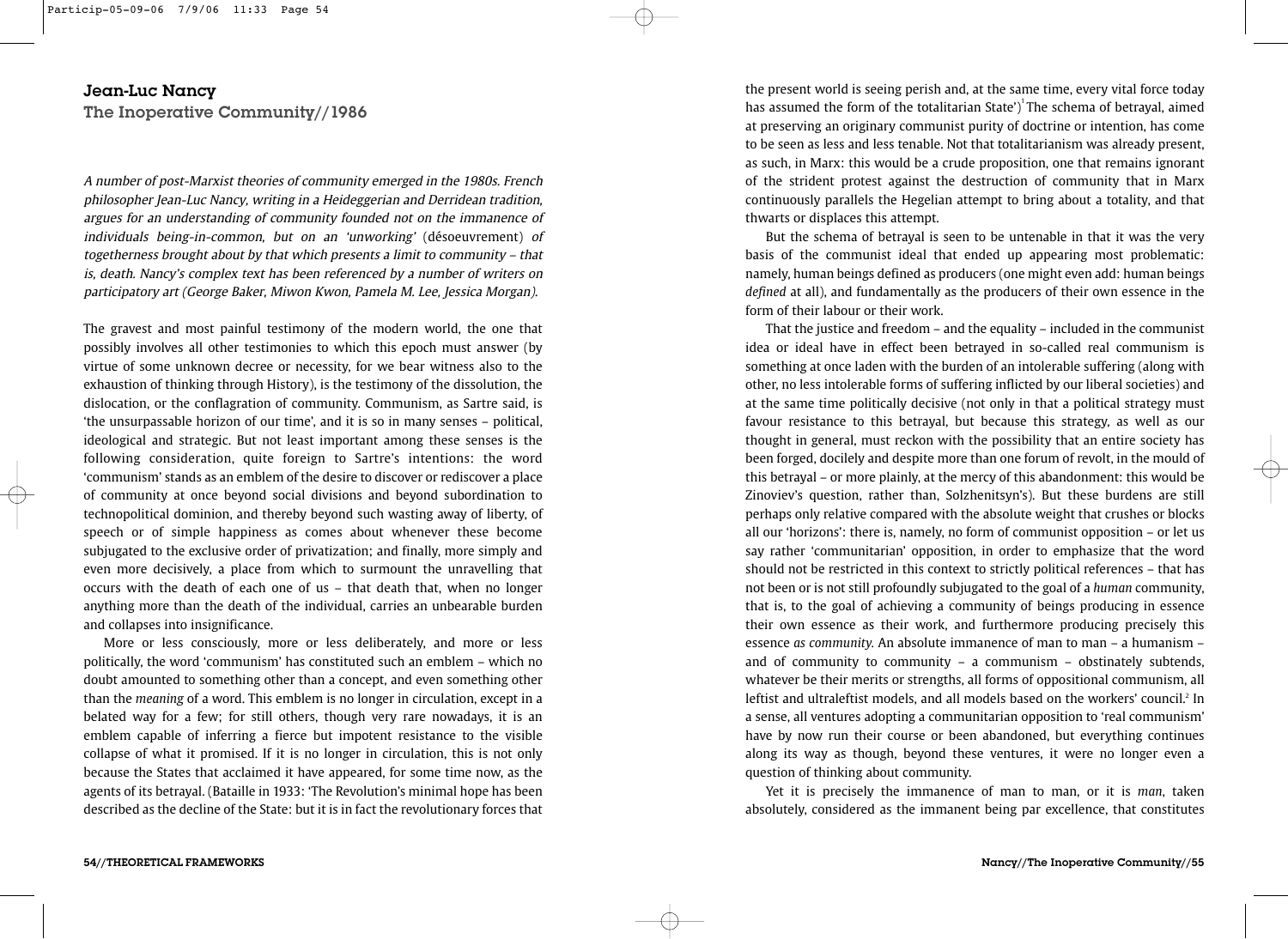## Jean-Luc Nancy
### The Inoperative Community//1986

*A number of post-Marxist theories of community emerged in the 1980s. French philosopher Jean-Luc Nancy, writing in a Heideggerian and Derridean tradition, argues for an understanding of community founded not on the immanence of individuals being-in-common, but on an 'unworking'* (désoeuvrement) *of togetherness brought about by that which presents a limit to community – that is, death. Nancy's complex text has been referenced by a number of writers on participatory art (George Baker, Miwon Kwon, Pamela M. Lee, Jessica Morgan).*

The gravest and most painful testimony of the modern world, the one that possibly involves all other testimonies to which this epoch must answer (by virtue of some unknown decree or necessity, for we bear witness also to the exhaustion of thinking through History), is the testimony of the dissolution, the dislocation, or the conflagration of community. Communism, as Sartre said, is 'the unsurpassable horizon of our time', and it is so in many senses – political, ideological and strategic. But not least important among these senses is the following consideration, quite foreign to Sartre's intentions: the word 'communism' stands as an emblem of the desire to discover or rediscover a place of community at once beyond social divisions and beyond subordination to technopolitical dominion, and thereby beyond such wasting away of liberty, of speech or of simple happiness as comes about whenever these become subjugated to the exclusive order of privatization; and finally, more simply and even more decisively, a place from which to surmount the unravelling that occurs with the death of each one of us – that death that, when no longer anything more than the death of the individual, carries an unbearable burden and collapses into insignificance.

More or less consciously, more or less deliberately, and more or less politically, the word 'communism' has constituted such an emblem – which no doubt amounted to something other than a concept, and even something other than the *meaning* of a word. This emblem is no longer in circulation, except in a belated way for a few; for still others, though very rare nowadays, it is an emblem capable of inferring a fierce but impotent resistance to the visible collapse of what it promised. If it is no longer in circulation, this is not only because the States that acclaimed it have appeared, for some time now, as the agents of its betrayal. (Bataille in 1933: 'The Revolution's minimal hope has been described as the decline of the State: but it is in fact the revolutionary forces that the present world is seeing perish and, at the same time, every vital force today has assumed the form of the totalitarian State')[1] The schema of betrayal, aimed at preserving an originary communist purity of doctrine or intention, has come to be seen as less and less tenable. Not that totalitarianism was already present, as such, in Marx: this would be a crude proposition, one that remains ignorant of the strident protest against the destruction of community that in Marx continuously parallels the Hegelian attempt to bring about a totality, and that thwarts or displaces this attempt.

But the schema of betrayal is seen to be untenable in that it was the very basis of the communist ideal that ended up appearing most problematic: namely, human beings defined as producers (one might even add: human beings *defined* at all), and fundamentally as the producers of their own essence in the form of their labour or their work.

That the justice and freedom – and the equality – included in the communist idea or ideal have in effect been betrayed in so-called real communism is something at once laden with the burden of an intolerable suffering (along with other, no less intolerable forms of suffering inflicted by our liberal societies) and at the same time politically decisive (not only in that a political strategy must favour resistance to this betrayal, but because this strategy, as well as our thought in general, must reckon with the possibility that an entire society has been forged, docilely and despite more than one form of revolt, in the mould of this betrayal – or more plainly, at the mercy of this abandonment: this would be Zinoviev's question, rather than, Solzhenitsyn's). But these burdens are still perhaps only relative compared with the absolute weight that crushes or blocks all our 'horizons': there is, namely, no form of communist opposition – or let us say rather 'communitarian' opposition, in order to emphasize that the word should not be restricted in this context to strictly political references – that has not been or is not still profoundly subjugated to the goal of a *human* community, that is, to the goal of achieving a community of beings producing in essence their own essence as their work, and furthermore producing precisely this essence *as community*. An absolute immanence of man to man – a humanism – and of community to community – a communism – obstinately subtends, whatever be their merits or strengths, all forms of oppositional communism, all leftist and ultraleftist models, and all models based on the workers' council.[2] In a sense, all ventures adopting a communitarian opposition to 'real communism' have by now run their course or been abandoned, but everything continues along its way as though, beyond these ventures, it were no longer even a question of thinking about community.

Yet it is precisely the immanence of man to man, or it is *man*, taken absolutely, considered as the immanent being par excellence, that constitutes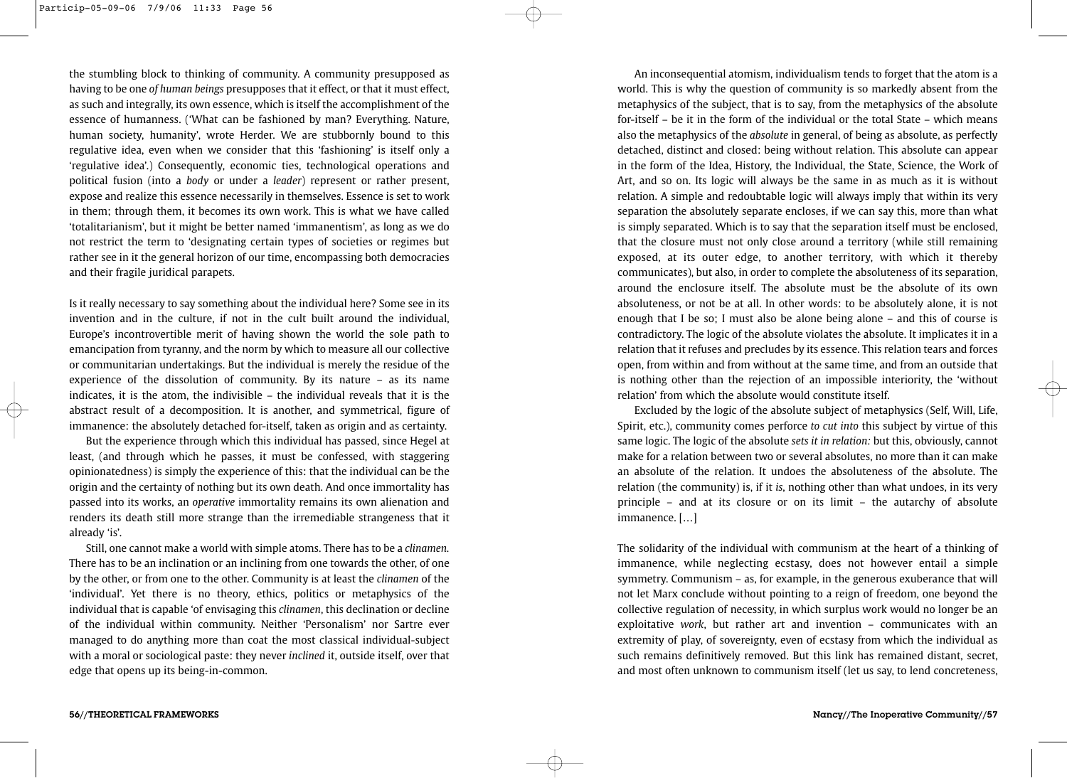the stumbling block to thinking of community. A community presupposed as having to be one *of human beings* presupposes that it effect, or that it must effect, as such and integrally, its own essence, which is itself the accomplishment of the essence of humanness. ('What can be fashioned by man? Everything. Nature, human society, humanity', wrote Herder. We are stubbornly bound to this regulative idea, even when we consider that this 'fashioning' is itself only a 'regulative idea'.) Consequently, economic ties, technological operations and political fusion (into a *body* or under a *leader*) represent or rather present, expose and realize this essence necessarily in themselves. Essence is set to work in them; through them, it becomes its own work. This is what we have called 'totalitarianism', but it might be better named 'immanentism', as long as we do not restrict the term to 'designating certain types of societies or regimes but rather see in it the general horizon of our time, encompassing both democracies and their fragile juridical parapets.

Is it really necessary to say something about the individual here? Some see in its invention and in the culture, if not in the cult built around the individual, Europe's incontrovertible merit of having shown the world the sole path to emancipation from tyranny, and the norm by which to measure all our collective or communitarian undertakings. But the individual is merely the residue of the experience of the dissolution of community. By its nature – as its name indicates, it is the atom, the indivisible – the individual reveals that it is the abstract result of a decomposition. It is another, and symmetrical, figure of immanence: the absolutely detached for-itself, taken as origin and as certainty.

But the experience through which this individual has passed, since Hegel at least, (and through which he passes, it must be confessed, with staggering opinionatedness) is simply the experience of this: that the individual can be the origin and the certainty of nothing but its own death. And once immortality has passed into its works, an *operative* immortality remains its own alienation and renders its death still more strange than the irremediable strangeness that it already 'is'.

Still, one cannot make a world with simple atoms. There has to be a *clinamen.* There has to be an inclination or an inclining from one towards the other, of one by the other, or from one to the other. Community is at least the *clinamen* of the 'individual'. Yet there is no theory, ethics, politics or metaphysics of the individual that is capable 'of envisaging this *clinamen*, this declination or decline of the individual within community. Neither 'Personalism' nor Sartre ever managed to do anything more than coat the most classical individual-subject with a moral or sociological paste: they never *inclined* it, outside itself, over that edge that opens up its being-in-common.

An inconsequential atomism, individualism tends to forget that the atom is a world. This is why the question of community is so markedly absent from the metaphysics of the subject, that is to say, from the metaphysics of the absolute for-itself – be it in the form of the individual or the total State – which means also the metaphysics of the *absolute* in general, of being as absolute, as perfectly detached, distinct and closed: being without relation. This absolute can appear in the form of the Idea, History, the Individual, the State, Science, the Work of Art, and so on. Its logic will always be the same in as much as it is without relation. A simple and redoubtable logic will always imply that within its very separation the absolutely separate encloses, if we can say this, more than what is simply separated. Which is to say that the separation itself must be enclosed, that the closure must not only close around a territory (while still remaining exposed, at its outer edge, to another territory, with which it thereby communicates), but also, in order to complete the absoluteness of its separation, around the enclosure itself. The absolute must be the absolute of its own absoluteness, or not be at all. In other words: to be absolutely alone, it is not enough that I be so; I must also be alone being alone – and this of course is contradictory. The logic of the absolute violates the absolute. It implicates it in a relation that it refuses and precludes by its essence. This relation tears and forces open, from within and from without at the same time, and from an outside that is nothing other than the rejection of an impossible interiority, the 'without relation' from which the absolute would constitute itself.

Excluded by the logic of the absolute subject of metaphysics (Self, Will, Life, Spirit, etc.), community comes perforce *to cut into* this subject by virtue of this same logic. The logic of the absolute *sets it in relation:* but this, obviously, cannot make for a relation between two or several absolutes, no more than it can make an absolute of the relation. It undoes the absoluteness of the absolute. The relation (the community) is, if it *is*, nothing other than what undoes, in its very principle – and at its closure or on its limit – the autarchy of absolute immanence. […]

The solidarity of the individual with communism at the heart of a thinking of immanence, while neglecting ecstasy, does not however entail a simple symmetry. Communism – as, for example, in the generous exuberance that will not let Marx conclude without pointing to a reign of freedom, one beyond the collective regulation of necessity, in which surplus work would no longer be an exploitative *work*, but rather art and invention – communicates with an extremity of play, of sovereignty, even of ecstasy from which the individual as such remains definitively removed. But this link has remained distant, secret, and most often unknown to communism itself (let us say, to lend concreteness,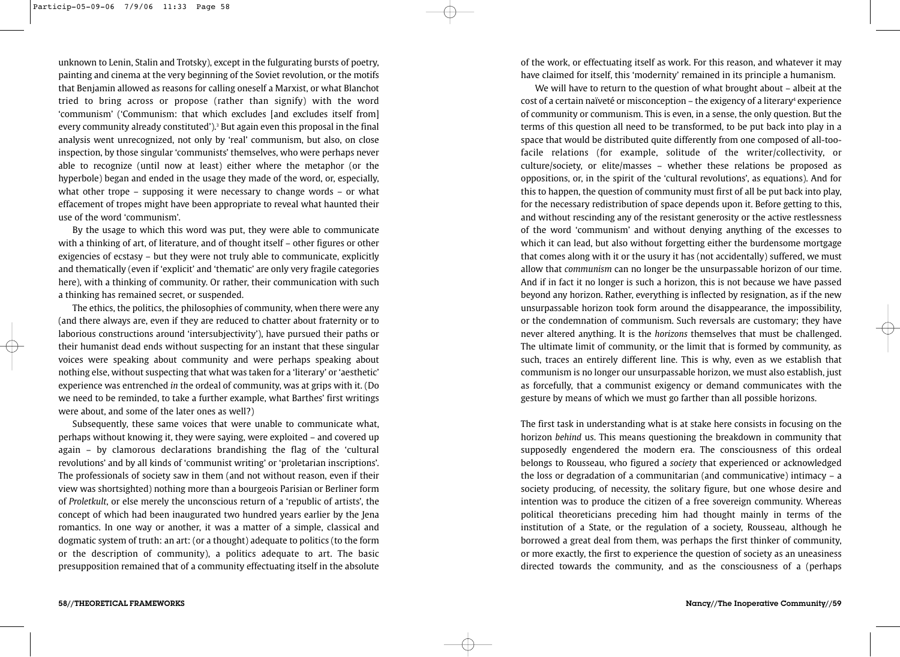unknown to Lenin, Stalin and Trotsky), except in the fulgurating bursts of poetry, painting and cinema at the very beginning of the Soviet revolution, or the motifs that Benjamin allowed as reasons for calling oneself a Marxist, or what Blanchot tried to bring across or propose (rather than signify) with the word 'communism' ('Communism: that which excludes [and excludes itself from] every community already constituted').[3] But again even this proposal in the final analysis went unrecognized, not only by 'real' communism, but also, on close inspection, by those singular 'communists' themselves, who were perhaps never able to recognize (until now at least) either where the metaphor (or the hyperbole) began and ended in the usage they made of the word, or, especially, what other trope – supposing it were necessary to change words – or what effacement of tropes might have been appropriate to reveal what haunted their use of the word 'communism'.

By the usage to which this word was put, they were able to communicate with a thinking of art, of literature, and of thought itself – other figures or other exigencies of ecstasy – but they were not truly able to communicate, explicitly and thematically (even if 'explicit' and 'thematic' are only very fragile categories here), with a thinking of community. Or rather, their communication with such a thinking has remained secret, or suspended.

The ethics, the politics, the philosophies of community, when there were any (and there always are, even if they are reduced to chatter about fraternity or to laborious constructions around 'intersubjectivity'), have pursued their paths or their humanist dead ends without suspecting for an instant that these singular voices were speaking about community and were perhaps speaking about nothing else, without suspecting that what was taken for a 'literary' or 'aesthetic' experience was entrenched *in* the ordeal of community, was at grips with it. (Do we need to be reminded, to take a further example, what Barthes' first writings were about, and some of the later ones as well?)

Subsequently, these same voices that were unable to communicate what, perhaps without knowing it, they were saying, were exploited – and covered up again – by clamorous declarations brandishing the flag of the 'cultural revolutions' and by all kinds of 'communist writing' or 'proletarian inscriptions'. The professionals of society saw in them (and not without reason, even if their view was shortsighted) nothing more than a bourgeois Parisian or Berliner form of *Proletkult*, or else merely the unconscious return of a 'republic of artists', the concept of which had been inaugurated two hundred years earlier by the Jena romantics. In one way or another, it was a matter of a simple, classical and dogmatic system of truth: an art: (or a thought) adequate to politics (to the form or the description of community), a politics adequate to art. The basic presupposition remained that of a community effectuating itself in the absolute of the work, or effectuating itself as work. For this reason, and whatever it may have claimed for itself, this 'modernity' remained in its principle a humanism.

We will have to return to the question of what brought about – albeit at the cost of a certain naïveté or misconception – the exigency of a literary[4] experience of community or communism. This is even, in a sense, the only question. But the terms of this question all need to be transformed, to be put back into play in a space that would be distributed quite differently from one composed of all-too-facile relations (for example, solitude of the writer/collectivity, or culture/society, or elite/masses – whether these relations be proposed as oppositions, or, in the spirit of the 'cultural revolutions', as equations). And for this to happen, the question of community must first of all be put back into play, for the necessary redistribution of space depends upon it. Before getting to this, and without rescinding any of the resistant generosity or the active restlessness of the word 'communism' and without denying anything of the excesses to which it can lead, but also without forgetting either the burdensome mortgage that comes along with it or the usury it has (not accidentally) suffered, we must allow that *communism* can no longer be the unsurpassable horizon of our time. And if in fact it no longer is such a horizon, this is not because we have passed beyond any horizon. Rather, everything is inflected by resignation, as if the new unsurpassable horizon took form around the disappearance, the impossibility, or the condemnation of communism. Such reversals are customary; they have never altered anything. It is the *horizons* themselves that must be challenged. The ultimate limit of community, or the limit that is formed by community, as such, traces an entirely different line. This is why, even as we establish that communism is no longer our unsurpassable horizon, we must also establish, just as forcefully, that a communist exigency or demand communicates with the gesture by means of which we must go farther than all possible horizons.

The first task in understanding what is at stake here consists in focusing on the horizon *behind* us. This means questioning the breakdown in community that supposedly engendered the modern era. The consciousness of this ordeal belongs to Rousseau, who figured a *society* that experienced or acknowledged the loss or degradation of a communitarian (and communicative) intimacy – a society producing, of necessity, the solitary figure, but one whose desire and intention was to produce the citizen of a free sovereign community. Whereas political theoreticians preceding him had thought mainly in terms of the institution of a State, or the regulation of a society, Rousseau, although he borrowed a great deal from them, was perhaps the first thinker of community, or more exactly, the first to experience the question of society as an uneasiness directed towards the community, and as the consciousness of a (perhaps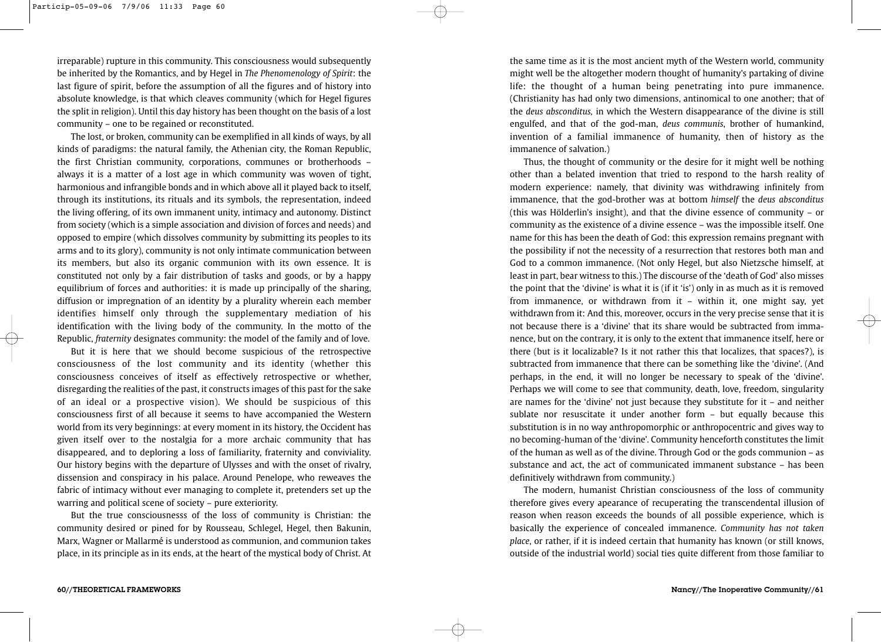irreparable) rupture in this community. This consciousness would subsequently be inherited by the Romantics, and by Hegel in *The Phenomenology of Spirit*: the last figure of spirit, before the assumption of all the figures and of history into absolute knowledge, is that which cleaves community (which for Hegel figures the split in religion). Until this day history has been thought on the basis of a lost community – one to be regained or reconstituted.

The lost, or broken, community can be exemplified in all kinds of ways, by all kinds of paradigms: the natural family, the Athenian city, the Roman Republic, the first Christian community, corporations, communes or brotherhoods – always it is a matter of a lost age in which community was woven of tight, harmonious and infrangible bonds and in which above all it played back to itself, through its institutions, its rituals and its symbols, the representation, indeed the living offering, of its own immanent unity, intimacy and autonomy. Distinct from society (which is a simple association and division of forces and needs) and opposed to empire (which dissolves community by submitting its peoples to its arms and to its glory), community is not only intimate communication between its members, but also its organic communion with its own essence. It is constituted not only by a fair distribution of tasks and goods, or by a happy equilibrium of forces and authorities: it is made up principally of the sharing, diffusion or impregnation of an identity by a plurality wherein each member identifies himself only through the supplementary mediation of his identification with the living body of the community. In the motto of the Republic, *fraternity* designates community: the model of the family and of love.

But it is here that we should become suspicious of the retrospective consciousness of the lost community and its identity (whether this consciousness conceives of itself as effectively retrospective or whether, disregarding the realities of the past, it constructs images of this past for the sake of an ideal or a prospective vision). We should be suspicious of this consciousness first of all because it seems to have accompanied the Western world from its very beginnings: at every moment in its history, the Occident has given itself over to the nostalgia for a more archaic community that has disappeared, and to deploring a loss of familiarity, fraternity and conviviality. Our history begins with the departure of Ulysses and with the onset of rivalry, dissension and conspiracy in his palace. Around Penelope, who reweaves the fabric of intimacy without ever managing to complete it, pretenders set up the warring and political scene of society – pure exteriority.

But the true consciousnesss of the loss of community is Christian: the community desired or pined for by Rousseau, Schlegel, Hegel, then Bakunin, Marx, Wagner or Mallarmé is understood as communion, and communion takes place, in its principle as in its ends, at the heart of the mystical body of Christ. At the same time as it is the most ancient myth of the Western world, community might well be the altogether modern thought of humanity's partaking of divine life: the thought of a human being penetrating into pure immanence. (Christianity has had only two dimensions, antinomical to one another; that of the *deus absconditus,* in which the Western disappearance of the divine is still engulfed, and that of the god-man, *deus communis*, brother of humankind, invention of a familial immanence of humanity, then of history as the immanence of salvation.)

Thus, the thought of community or the desire for it might well be nothing other than a belated invention that tried to respond to the harsh reality of modern experience: namely, that divinity was withdrawing infinitely from immanence, that the god-brother was at bottom *himself* the *deus absconditus* (this was Hölderlin's insight), and that the divine essence of community – or community as the existence of a divine essence – was the impossible itself. One name for this has been the death of God: this expression remains pregnant with the possibility if not the necessity of a resurrection that restores both man and God to a common immanence. (Not only Hegel, but also Nietzsche himself, at least in part, bear witness to this.) The discourse of the 'death of God' also misses the point that the 'divine' is what it is (if it 'is') only in as much as it is removed from immanence, or withdrawn from it – within it, one might say, yet withdrawn from it: And this, moreover, occurs in the very precise sense that it is not because there is a 'divine' that its share would be subtracted from immanence, but on the contrary, it is only to the extent that immanence itself, here or there (but is it localizable? Is it not rather this that localizes, that spaces?), is subtracted from immanence that there can be something like the 'divine'. (And perhaps, in the end, it will no longer be necessary to speak of the 'divine'. Perhaps we will come to see that community, death, love, freedom, singularity are names for the 'divine' not just because they substitute for it – and neither sublate nor resuscitate it under another form – but equally because this substitution is in no way anthropomorphic or anthropocentric and gives way to no becoming-human of the 'divine'. Community henceforth constitutes the limit of the human as well as of the divine. Through God or the gods communion – as substance and act, the act of communicated immanent substance – has been definitively withdrawn from community.)

The modern, humanist Christian consciousness of the loss of community therefore gives every apearance of recuperating the transcendental illusion of reason when reason exceeds the bounds of all possible experience, which is basically the experience of concealed immanence. *Community has not taken place*, or rather, if it is indeed certain that humanity has known (or still knows, outside of the industrial world) social ties quite different from those familiar to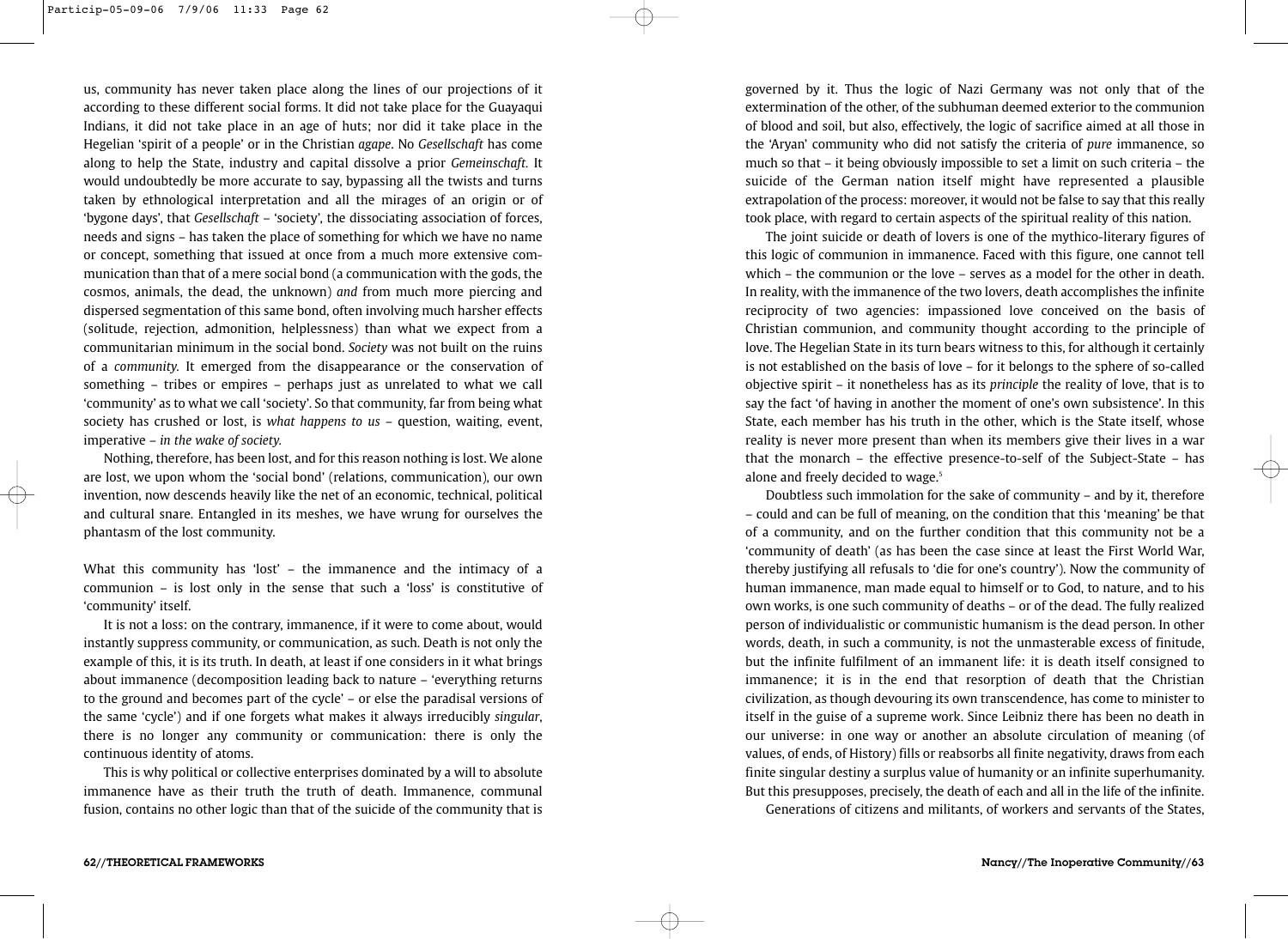us, community has never taken place along the lines of our projections of it according to these different social forms. It did not take place for the Guayaqui Indians, it did not take place in an age of huts; nor did it take place in the Hegelian 'spirit of a people' or in the Christian *agape*. No *Gesellschaft* has come along to help the State, industry and capital dissolve a prior *Gemeinschaft*. It would undoubtedly be more accurate to say, bypassing all the twists and turns taken by ethnological interpretation and all the mirages of an origin or of 'bygone days', that *Gesellschaft* – 'society', the dissociating association of forces, needs and signs – has taken the place of something for which we have no name or concept, something that issued at once from a much more extensive communication than that of a mere social bond (a communication with the gods, the cosmos, animals, the dead, the unknown) *and* from much more piercing and dispersed segmentation of this same bond, often involving much harsher effects (solitude, rejection, admonition, helplessness) than what we expect from a communitarian minimum in the social bond. *Society* was not built on the ruins of a *community*. It emerged from the disappearance or the conservation of something – tribes or empires – perhaps just as unrelated to what we call 'community' as to what we call 'society'. So that community, far from being what society has crushed or lost, is *what happens to us* – question, waiting, event, imperative – *in the wake of society.*

Nothing, therefore, has been lost, and for this reason nothing is lost. We alone are lost, we upon whom the 'social bond' (relations, communication), our own invention, now descends heavily like the net of an economic, technical, political and cultural snare. Entangled in its meshes, we have wrung for ourselves the phantasm of the lost community.

What this community has 'lost' – the immanence and the intimacy of a communion – is lost only in the sense that such a 'loss' is constitutive of 'community' itself.

It is not a loss: on the contrary, immanence, if it were to come about, would instantly suppress community, or communication, as such. Death is not only the example of this, it is its truth. In death, at least if one considers in it what brings about immanence (decomposition leading back to nature – 'everything returns to the ground and becomes part of the cycle' – or else the paradisal versions of the same 'cycle') and if one forgets what makes it always irreducibly *singular*, there is no longer any community or communication: there is only the continuous identity of atoms.

This is why political or collective enterprises dominated by a will to absolute immanence have as their truth the truth of death. Immanence, communal fusion, contains no other logic than that of the suicide of the community that is governed by it. Thus the logic of Nazi Germany was not only that of the extermination of the other, of the subhuman deemed exterior to the communion of blood and soil, but also, effectively, the logic of sacrifice aimed at all those in the 'Aryan' community who did not satisfy the criteria of *pure* immanence, so much so that – it being obviously impossible to set a limit on such criteria – the suicide of the German nation itself might have represented a plausible extrapolation of the process: moreover, it would not be false to say that this really took place, with regard to certain aspects of the spiritual reality of this nation.

The joint suicide or death of lovers is one of the mythico-literary figures of this logic of communion in immanence. Faced with this figure, one cannot tell which – the communion or the love – serves as a model for the other in death. In reality, with the immanence of the two lovers, death accomplishes the infinite reciprocity of two agencies: impassioned love conceived on the basis of Christian communion, and community thought according to the principle of love. The Hegelian State in its turn bears witness to this, for although it certainly is not established on the basis of love – for it belongs to the sphere of so-called objective spirit – it nonetheless has as its *principle* the reality of love, that is to say the fact 'of having in another the moment of one's own subsistence'. In this State, each member has his truth in the other, which is the State itself, whose reality is never more present than when its members give their lives in a war that the monarch – the effective presence-to-self of the Subject-State – has alone and freely decided to wage.[5]

Doubtless such immolation for the sake of community – and by it, therefore – could and can be full of meaning, on the condition that this 'meaning' be that of a community, and on the further condition that this community not be a 'community of death' (as has been the case since at least the First World War, thereby justifying all refusals to 'die for one's country'). Now the community of human immanence, man made equal to himself or to God, to nature, and to his own works, is one such community of deaths – or of the dead. The fully realized person of individualistic or communistic humanism is the dead person. In other words, death, in such a community, is not the unmasterable excess of finitude, but the infinite fulfilment of an immanent life: it is death itself consigned to immanence; it is in the end that resorption of death that the Christian civilization, as though devouring its own transcendence, has come to minister to itself in the guise of a supreme work. Since Leibniz there has been no death in our universe: in one way or another an absolute circulation of meaning (of values, of ends, of History) fills or reabsorbs all finite negativity, draws from each finite singular destiny a surplus value of humanity or an infinite superhumanity. But this presupposes, precisely, the death of each and all in the life of the infinite.

Generations of citizens and militants, of workers and servants of the States,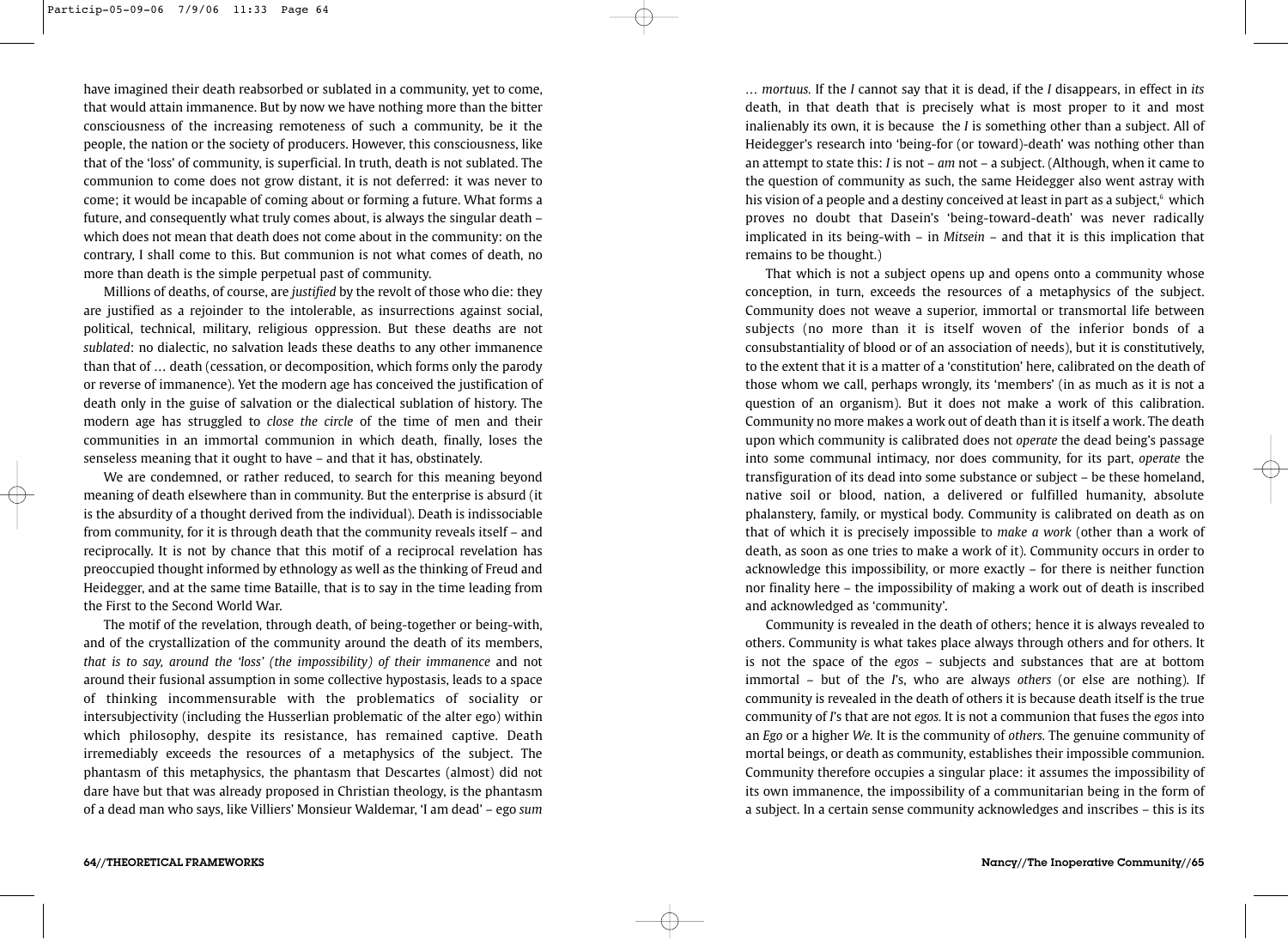have imagined their death reabsorbed or sublated in a community, yet to come, that would attain immanence. But by now we have nothing more than the bitter consciousness of the increasing remoteness of such a community, be it the people, the nation or the society of producers. However, this consciousness, like that of the 'loss' of community, is superficial. In truth, death is not sublated. The communion to come does not grow distant, it is not deferred: it was never to come; it would be incapable of coming about or forming a future. What forms a future, and consequently what truly comes about, is always the singular death – which does not mean that death does not come about in the community: on the contrary, I shall come to this. But communion is not what comes of death, no more than death is the simple perpetual past of community.

Millions of deaths, of course, are *justified* by the revolt of those who die: they are justified as a rejoinder to the intolerable, as insurrections against social, political, technical, military, religious oppression. But these deaths are not *sublated*: no dialectic, no salvation leads these deaths to any other immanence than that of … death (cessation, or decomposition, which forms only the parody or reverse of immanence). Yet the modern age has conceived the justification of death only in the guise of salvation or the dialectical sublation of history. The modern age has struggled to *close the circle* of the time of men and their communities in an immortal communion in which death, finally, loses the senseless meaning that it ought to have – and that it has, obstinately.

We are condemned, or rather reduced, to search for this meaning beyond meaning of death elsewhere than in community. But the enterprise is absurd (it is the absurdity of a thought derived from the individual). Death is indissociable from community, for it is through death that the community reveals itself – and reciprocally. It is not by chance that this motif of a reciprocal revelation has preoccupied thought informed by ethnology as well as the thinking of Freud and Heidegger, and at the same time Bataille, that is to say in the time leading from the First to the Second World War.

The motif of the revelation, through death, of being-together or being-with, and of the crystallization of the community around the death of its members, *that is to say, around the 'loss' (the impossibility) of their immanence* and not around their fusional assumption in some collective hypostasis, leads to a space of thinking incommensurable with the problematics of sociality or intersubjectivity (including the Husserlian problematic of the alter ego) within which philosophy, despite its resistance, has remained captive. Death irremediably exceeds the resources of a metaphysics of the subject. The phantasm of this metaphysics, the phantasm that Descartes (almost) did not dare have but that was already proposed in Christian theology, is the phantasm of a dead man who says, like Villiers' Monsieur Waldemar, 'I am dead' – ego *sum … mortuus.* If the *I* cannot say that it is dead, if the *I* disappears, in effect in *its* death, in that death that is precisely what is most proper to it and most inalienably its own, it is because the *I* is something other than a subject. All of Heidegger's research into 'being-for (or toward)-death' was nothing other than an attempt to state this: *I* is not – *am* not – a subject. (Although, when it came to the question of community as such, the same Heidegger also went astray with his vision of a people and a destiny conceived at least in part as a subject,[6] which proves no doubt that Dasein's 'being-toward-death' was never radically implicated in its being-with – in *Mitsein* – and that it is this implication that remains to be thought.)

That which is not a subject opens up and opens onto a community whose conception, in turn, exceeds the resources of a metaphysics of the subject. Community does not weave a superior, immortal or transmortal life between subjects (no more than it is itself woven of the inferior bonds of a consubstantiality of blood or of an association of needs), but it is constitutively, to the extent that it is a matter of a 'constitution' here, calibrated on the death of those whom we call, perhaps wrongly, its 'members' (in as much as it is not a question of an organism). But it does not make a work of this calibration. Community no more makes a work out of death than it is itself a work. The death upon which community is calibrated does not *operate* the dead being's passage into some communal intimacy, nor does community, for its part, *operate* the transfiguration of its dead into some substance or subject – be these homeland, native soil or blood, nation, a delivered or fulfilled humanity, absolute phalanstery, family, or mystical body. Community is calibrated on death as on that of which it is precisely impossible to *make a work* (other than a work of death, as soon as one tries to make a work of it). Community occurs in order to acknowledge this impossibility, or more exactly – for there is neither function nor finality here – the impossibility of making a work out of death is inscribed and acknowledged as 'community'.

Community is revealed in the death of others; hence it is always revealed to others. Community is what takes place always through others and for others. It is not the space of the *egos* – subjects and substances that are at bottom immortal – but of the *I*'s, who are always *others* (or else are nothing). If community is revealed in the death of others it is because death itself is the true community of *I*'s that are not *egos*. It is not a communion that fuses the *egos* into an *Ego* or a higher *We*. It is the community of *others*. The genuine community of mortal beings, or death as community, establishes their impossible communion. Community therefore occupies a singular place: it assumes the impossibility of its own immanence, the impossibility of a communitarian being in the form of a subject. In a certain sense community acknowledges and inscribes – this is its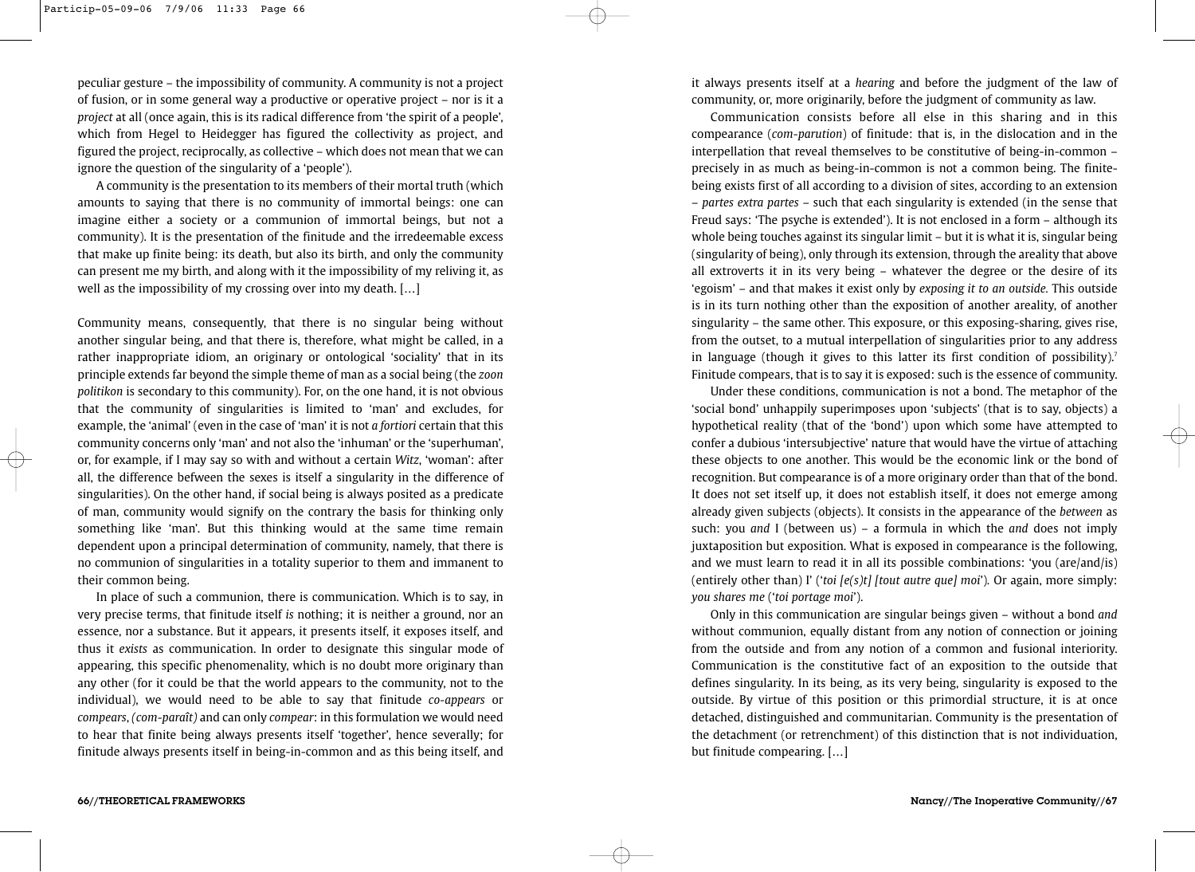peculiar gesture – the impossibility of community. A community is not a project of fusion, or in some general way a productive or operative project – nor is it a *project* at all (once again, this is its radical difference from 'the spirit of a people', which from Hegel to Heidegger has figured the collectivity as project, and figured the project, reciprocally, as collective – which does not mean that we can ignore the question of the singularity of a 'people').

A community is the presentation to its members of their mortal truth (which amounts to saying that there is no community of immortal beings: one can imagine either a society or a communion of immortal beings, but not a community). It is the presentation of the finitude and the irredeemable excess that make up finite being: its death, but also its birth, and only the community can present me my birth, and along with it the impossibility of my reliving it, as well as the impossibility of my crossing over into my death. […]

Community means, consequently, that there is no singular being without another singular being, and that there is, therefore, what might be called, in a rather inappropriate idiom, an originary or ontological 'sociality' that in its principle extends far beyond the simple theme of man as a social being (the *zoon politikon* is secondary to this community). For, on the one hand, it is not obvious that the community of singularities is limited to 'man' and excludes, for example, the 'animal' (even in the case of 'man' it is not *a fortiori* certain that this community concerns only 'man' and not also the 'inhuman' or the 'superhuman', or, for example, if I may say so with and without a certain *Witz*, 'woman': after all, the difference befween the sexes is itself a singularity in the difference of singularities). On the other hand, if social being is always posited as a predicate of man, community would signify on the contrary the basis for thinking only something like 'man'. But this thinking would at the same time remain dependent upon a principal determination of community, namely, that there is no communion of singularities in a totality superior to them and immanent to their common being.

In place of such a communion, there is communication. Which is to say, in very precise terms, that finitude itself *is* nothing; it is neither a ground, nor an essence, nor a substance. But it appears, it presents itself, it exposes itself, and thus it *exists* as communication. In order to designate this singular mode of appearing, this specific phenomenality, which is no doubt more originary than any other (for it could be that the world appears to the community, not to the individual), we would need to be able to say that finitude *co-appears* or *compears*, *(com-paraît)* and can only *compear*: in this formulation we would need to hear that finite being always presents itself 'together', hence severally; for finitude always presents itself in being-in-common and as this being itself, and it always presents itself at a *hearing* and before the judgment of the law of community, or, more originarily, before the judgment of community as law.

Communication consists before all else in this sharing and in this compearance (*com-parution*) of finitude: that is, in the dislocation and in the interpellation that reveal themselves to be constitutive of being-in-common – precisely in as much as being-in-common is not a common being. The finite-being exists first of all according to a division of sites, according to an extension – *partes extra partes* – such that each singularity is extended (in the sense that Freud says: 'The psyche is extended'). It is not enclosed in a form – although its whole being touches against its singular limit – but it is what it is, singular being (singularity of being), only through its extension, through the areality that above all extroverts it in its very being – whatever the degree or the desire of its 'egoism' – and that makes it exist only by *exposing it to an outside.* This outside is in its turn nothing other than the exposition of another areality, of another singularity – the same other. This exposure, or this exposing-sharing, gives rise, from the outset, to a mutual interpellation of singularities prior to any address in language (though it gives to this latter its first condition of possibility).[7] Finitude compears, that is to say it is exposed: such is the essence of community.

Under these conditions, communication is not a bond. The metaphor of the 'social bond' unhappily superimposes upon 'subjects' (that is to say, objects) a hypothetical reality (that of the 'bond') upon which some have attempted to confer a dubious 'intersubjective' nature that would have the virtue of attaching these objects to one another. This would be the economic link or the bond of recognition. But compearance is of a more originary order than that of the bond. It does not set itself up, it does not establish itself, it does not emerge among already given subjects (objects). It consists in the appearance of the *between* as such: you *and* I (between us) – a formula in which the *and* does not imply juxtaposition but exposition. What is exposed in compearance is the following, and we must learn to read it in all its possible combinations: 'you (are/and/is) (entirely other than) I' ('*toi [e(s)t] [tout autre que] moi*'). Or again, more simply: *you shares me* ('*toi portage moi*').

Only in this communication are singular beings given – without a bond *and* without communion, equally distant from any notion of connection or joining from the outside and from any notion of a common and fusional interiority. Communication is the constitutive fact of an exposition to the outside that defines singularity. In its being, as its very being, singularity is exposed to the outside. By virtue of this position or this primordial structure, it is at once detached, distinguished and communitarian. Community is the presentation of the detachment (or retrenchment) of this distinction that is not individuation, but finitude compearing. […]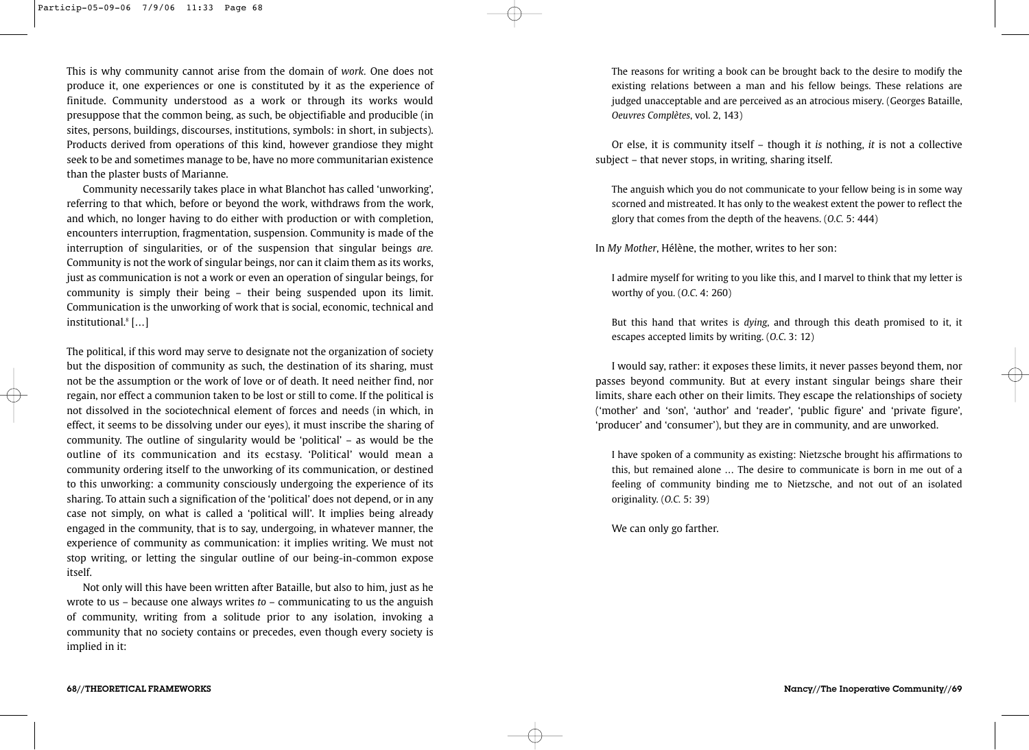This is why community cannot arise from the domain of *work*. One does not produce it, one experiences or one is constituted by it as the experience of finitude. Community understood as a work or through its works would presuppose that the common being, as such, be objectifiable and producible (in sites, persons, buildings, discourses, institutions, symbols: in short, in subjects). Products derived from operations of this kind, however grandiose they might seek to be and sometimes manage to be, have no more communitarian existence than the plaster busts of Marianne.

Community necessarily takes place in what Blanchot has called 'unworking', referring to that which, before or beyond the work, withdraws from the work, and which, no longer having to do either with production or with completion, encounters interruption, fragmentation, suspension. Community is made of the interruption of singularities, or of the suspension that singular beings *are*. Community is not the work of singular beings, nor can it claim them as its works, just as communication is not a work or even an operation of singular beings, for community is simply their being – their being suspended upon its limit. Communication is the unworking of work that is social, economic, technical and institutional.[8] [...]

The political, if this word may serve to designate not the organization of society but the disposition of community as such, the destination of its sharing, must not be the assumption or the work of love or of death. It need neither find, nor regain, nor effect a communion taken to be lost or still to come. If the political is not dissolved in the sociotechnical element of forces and needs (in which, in effect, it seems to be dissolving under our eyes), it must inscribe the sharing of community. The outline of singularity would be 'political' – as would be the outline of its communication and its ecstasy. 'Political' would mean a community ordering itself to the unworking of its communication, or destined to this unworking: a community consciously undergoing the experience of its sharing. To attain such a signification of the 'political' does not depend, or in any case not simply, on what is called a 'political will'. It implies being already engaged in the community, that is to say, undergoing, in whatever manner, the experience of community as communication: it implies writing. We must not stop writing, or letting the singular outline of our being-in-common expose itself.

Not only will this have been written after Bataille, but also to him, just as he wrote to us – because one always writes *to* – communicating to us the anguish of community, writing from a solitude prior to any isolation, invoking a community that no society contains or precedes, even though every society is implied in it:

> The reasons for writing a book can be brought back to the desire to modify the existing relations between a man and his fellow beings. These relations are judged unacceptable and are perceived as an atrocious misery. (Georges Bataille, *Oeuvres Complètes*, vol. 2, 143)

Or else, it is community itself – though it *is* nothing, *it* is not a collective subject – that never stops, in writing, sharing itself.

> The anguish which you do not communicate to your fellow being is in some way scorned and mistreated. It has only to the weakest extent the power to reflect the glory that comes from the depth of the heavens. (*O.C.* 5: 444)

In *My Mother*, Hélène, the mother, writes to her son:

> I admire myself for writing to you like this, and I marvel to think that my letter is worthy of you. (*O.C.* 4: 260)

> But this hand that writes is *dying*, and through this death promised to it, it escapes accepted limits by writing. (*O.C.* 3: 12)

I would say, rather: it exposes these limits, it never passes beyond them, nor passes beyond community. But at every instant singular beings share their limits, share each other on their limits. They escape the relationships of society ('mother' and 'son', 'author' and 'reader', 'public figure' and 'private figure', 'producer' and 'consumer'), but they are in community, and are unworked.

> I have spoken of a community as existing: Nietzsche brought his affirmations to this, but remained alone ... The desire to communicate is born in me out of a feeling of community binding me to Nietzsche, and not out of an isolated originality. (*O.C.* 5: 39)

> We can only go farther.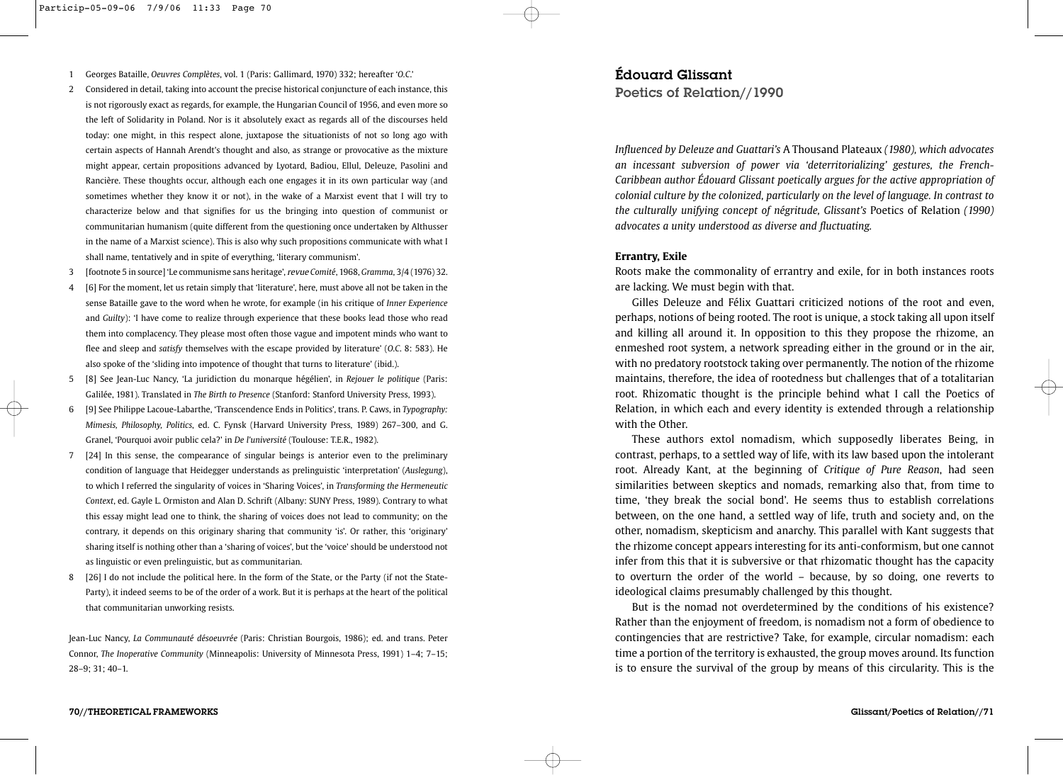1 Georges Bataille, *Oeuvres Complètes*, vol. 1 (Paris: Gallimard, 1970) 332; hereafter '*O.C.*'

2 Considered in detail, taking into account the precise historical conjuncture of each instance, this is not rigorously exact as regards, for example, the Hungarian Council of 1956, and even more so the left of Solidarity in Poland. Nor is it absolutely exact as regards all of the discourses held today: one might, in this respect alone, juxtapose the situationists of not so long ago with certain aspects of Hannah Arendt's thought and also, as strange or provocative as the mixture might appear, certain propositions advanced by Lyotard, Badiou, Ellul, Deleuze, Pasolini and Rancière. These thoughts occur, although each one engages it in its own particular way (and sometimes whether they know it or not), in the wake of a Marxist event that I will try to characterize below and that signifies for us the bringing into question of communist or communitarian humanism (quite different from the questioning once undertaken by Althusser in the name of a Marxist science). This is also why such propositions communicate with what I shall name, tentatively and in spite of everything, 'literary communism'.

3 [footnote 5 in source] 'Le communisme sans heritage', *revue Comité*, 1968, *Gramma*, 3/4 (1976) 32.

4 [6] For the moment, let us retain simply that 'literature', here, must above all not be taken in the sense Bataille gave to the word when he wrote, for example (in his critique of *Inner Experience* and *Guilty*): 'I have come to realize through experience that these books lead those who read them into complacency. They please most often those vague and impotent minds who want to flee and sleep and *satisfy* themselves with the escape provided by literature' (*O.C.* 8: 583). He also spoke of the 'sliding into impotence of thought that turns to literature' (ibid.).

5 [8] See Jean-Luc Nancy, 'La juridiction du monarque hégélien', in *Rejouer le politique* (Paris: Galilée, 1981). Translated in *The Birth to Presence* (Stanford: Stanford University Press, 1993).

6 [9] See Philippe Lacoue-Labarthe, 'Transcendence Ends in Politics', trans. P. Caws, in *Typography: Mimesis, Philosophy, Politics*, ed. C. Fynsk (Harvard University Press, 1989) 267–300, and G. Granel, 'Pourquoi avoir public cela?' in *De l'université* (Toulouse: T.E.R., 1982).

7 [24] In this sense, the compearance of singular beings is anterior even to the preliminary condition of language that Heidegger understands as prelinguistic 'interpretation' (*Auslegung*), to which I referred the singularity of voices in 'Sharing Voices', in *Transforming the Hermeneutic Context*, ed. Gayle L. Ormiston and Alan D. Schrift (Albany: SUNY Press, 1989). Contrary to what this essay might lead one to think, the sharing of voices does not lead to community; on the contrary, it depends on this originary sharing that community 'is'. Or rather, this 'originary' sharing itself is nothing other than a 'sharing of voices', but the 'voice' should be understood not as linguistic or even prelinguistic, but as communitarian.

8 [26] I do not include the political here. In the form of the State, or the Party (if not the State-Party), it indeed seems to be of the order of a work. But it is perhaps at the heart of the political that communitarian unworking resists.

Jean-Luc Nancy, *La Communauté désoeuvrée* (Paris: Christian Bourgois, 1986); ed. and trans. Peter Connor, *The Inoperative Community* (Minneapolis: University of Minnesota Press, 1991) 1–4; 7–15; 28–9; 31; 40–1.

# Édouard Glissant
## Poetics of Relation//1990

*Influenced by Deleuze and Guattari's* A Thousand Plateaux *(1980), which advocates an incessant subversion of power via 'deterritorializing' gestures, the French-Caribbean author Édouard Glissant poetically argues for the active appropriation of colonial culture by the colonized, particularly on the level of language. In contrast to the culturally unifying concept of négritude, Glissant's* Poetics of Relation *(1990) advocates a unity understood as diverse and fluctuating.*

**Errantry, Exile**

Roots make the commonality of errantry and exile, for in both instances roots are lacking. We must begin with that.

Gilles Deleuze and Félix Guattari criticized notions of the root and even, perhaps, notions of being rooted. The root is unique, a stock taking all upon itself and killing all around it. In opposition to this they propose the rhizome, an enmeshed root system, a network spreading either in the ground or in the air, with no predatory rootstock taking over permanently. The notion of the rhizome maintains, therefore, the idea of rootedness but challenges that of a totalitarian root. Rhizomatic thought is the principle behind what I call the Poetics of Relation, in which each and every identity is extended through a relationship with the Other.

These authors extol nomadism, which supposedly liberates Being, in contrast, perhaps, to a settled way of life, with its law based upon the intolerant root. Already Kant, at the beginning of *Critique of Pure Reason*, had seen similarities between skeptics and nomads, remarking also that, from time to time, 'they break the social bond'. He seems thus to establish correlations between, on the one hand, a settled way of life, truth and society and, on the other, nomadism, skepticism and anarchy. This parallel with Kant suggests that the rhizome concept appears interesting for its anti-conformism, but one cannot infer from this that it is subversive or that rhizomatic thought has the capacity to overturn the order of the world – because, by so doing, one reverts to ideological claims presumably challenged by this thought.

But is the nomad not overdetermined by the conditions of his existence? Rather than the enjoyment of freedom, is nomadism not a form of obedience to contingencies that are restrictive? Take, for example, circular nomadism: each time a portion of the territory is exhausted, the group moves around. Its function is to ensure the survival of the group by means of this circularity. This is the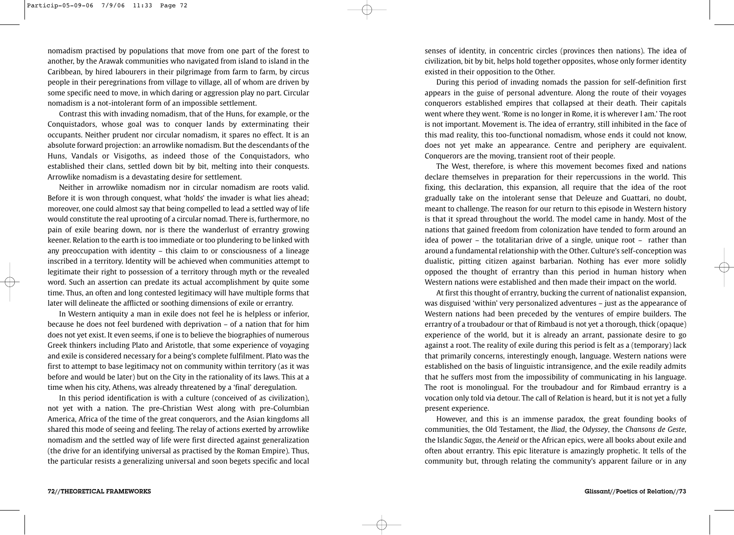nomadism practised by populations that move from one part of the forest to another, by the Arawak communities who navigated from island to island in the Caribbean, by hired labourers in their pilgrimage from farm to farm, by circus people in their peregrinations from village to village, all of whom are driven by some specific need to move, in which daring or aggression play no part. Circular nomadism is a not-intolerant form of an impossible settlement.

Contrast this with invading nomadism, that of the Huns, for example, or the Conquistadors, whose goal was to conquer lands by exterminating their occupants. Neither prudent nor circular nomadism, it spares no effect. It is an absolute forward projection: an arrowlike nomadism. But the descendants of the Huns, Vandals or Visigoths, as indeed those of the Conquistadors, who established their clans, settled down bit by bit, melting into their conquests. Arrowlike nomadism is a devastating desire for settlement.

Neither in arrowlike nomadism nor in circular nomadism are roots valid. Before it is won through conquest, what 'holds' the invader is what lies ahead; moreover, one could almost say that being compelled to lead a settled way of life would constitute the real uprooting of a circular nomad. There is, furthermore, no pain of exile bearing down, nor is there the wanderlust of errantry growing keener. Relation to the earth is too immediate or too plundering to be linked with any preoccupation with identity – this claim to or consciousness of a lineage inscribed in a territory. Identity will be achieved when communities attempt to legitimate their right to possession of a territory through myth or the revealed word. Such an assertion can predate its actual accomplishment by quite some time. Thus, an often and long contested legitimacy will have multiple forms that later will delineate the afflicted or soothing dimensions of exile or errantry.

In Western antiquity a man in exile does not feel he is helpless or inferior, because he does not feel burdened with deprivation – of a nation that for him does not yet exist. It even seems, if one is to believe the biographies of numerous Greek thinkers including Plato and Aristotle, that some experience of voyaging and exile is considered necessary for a being's complete fulfilment. Plato was the first to attempt to base legitimacy not on community within territory (as it was before and would be later) but on the City in the rationality of its laws. This at a time when his city, Athens, was already threatened by a 'final' deregulation.

In this period identification is with a culture (conceived of as civilization), not yet with a nation. The pre-Christian West along with pre-Columbian America, Africa of the time of the great conquerors, and the Asian kingdoms all shared this mode of seeing and feeling. The relay of actions exerted by arrowlike nomadism and the settled way of life were first directed against generalization (the drive for an identifying universal as practised by the Roman Empire). Thus, the particular resists a generalizing universal and soon begets specific and local senses of identity, in concentric circles (provinces then nations). The idea of civilization, bit by bit, helps hold together opposites, whose only former identity existed in their opposition to the Other.

During this period of invading nomads the passion for self-definition first appears in the guise of personal adventure. Along the route of their voyages conquerors established empires that collapsed at their death. Their capitals went where they went. 'Rome is no longer in Rome, it is wherever I am.' The root is not important. Movement is. The idea of errantry, still inhibited in the face of this mad reality, this too-functional nomadism, whose ends it could not know, does not yet make an appearance. Centre and periphery are equivalent. Conquerors are the moving, transient root of their people.

The West, therefore, is where this movement becomes fixed and nations declare themselves in preparation for their repercussions in the world. This fixing, this declaration, this expansion, all require that the idea of the root gradually take on the intolerant sense that Deleuze and Guattari, no doubt, meant to challenge. The reason for our return to this episode in Western history is that it spread throughout the world. The model came in handy. Most of the nations that gained freedom from colonization have tended to form around an idea of power – the totalitarian drive of a single, unique root – rather than around a fundamental relationship with the Other. Culture's self-conception was dualistic, pitting citizen against barbarian. Nothing has ever more solidly opposed the thought of errantry than this period in human history when Western nations were established and then made their impact on the world.

At first this thought of errantry, bucking the current of nationalist expansion, was disguised 'within' very personalized adventures – just as the appearance of Western nations had been preceded by the ventures of empire builders. The errantry of a troubadour or that of Rimbaud is not yet a thorough, thick (opaque) experience of the world, but it is already an arrant, passionate desire to go against a root. The reality of exile during this period is felt as a (temporary) lack that primarily concerns, interestingly enough, language. Western nations were established on the basis of linguistic intransigence, and the exile readily admits that he suffers most from the impossibility of communicating in his language. The root is monolingual. For the troubadour and for Rimbaud errantry is a vocation only told via detour. The call of Relation is heard, but it is not yet a fully present experience.

However, and this is an immense paradox, the great founding books of communities, the Old Testament, the *Iliad*, the *Odyssey*, the *Chansons de Geste*, the Islandic *Sagas*, the *Aeneid* or the African epics, were all books about exile and often about errantry. This epic literature is amazingly prophetic. It tells of the community but, through relating the community's apparent failure or in any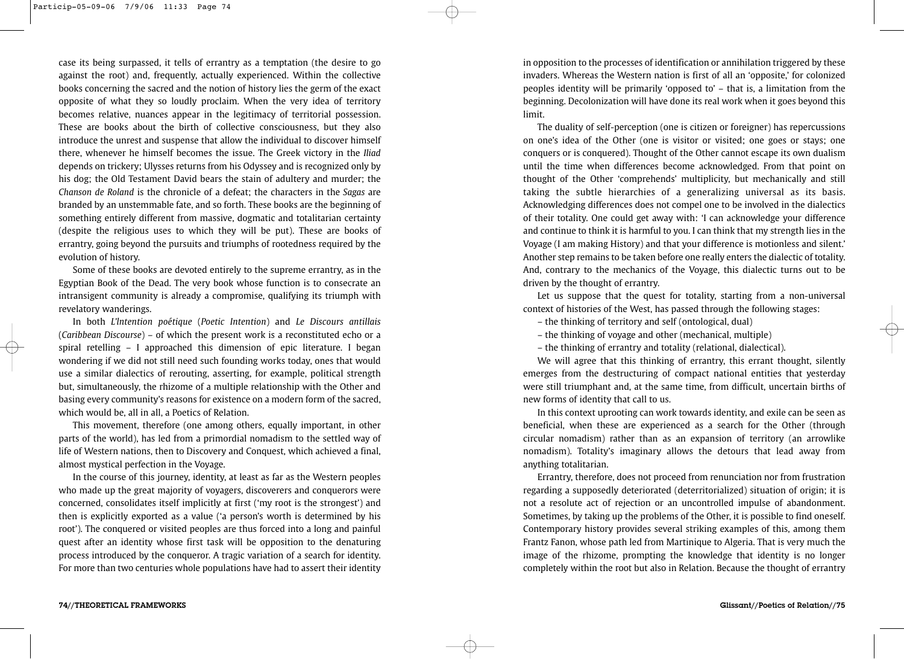case its being surpassed, it tells of errantry as a temptation (the desire to go against the root) and, frequently, actually experienced. Within the collective books concerning the sacred and the notion of history lies the germ of the exact opposite of what they so loudly proclaim. When the very idea of territory becomes relative, nuances appear in the legitimacy of territorial possession. These are books about the birth of collective consciousness, but they also introduce the unrest and suspense that allow the individual to discover himself there, whenever he himself becomes the issue. The Greek victory in the *Iliad* depends on trickery; Ulysses returns from his Odyssey and is recognized only by his dog; the Old Testament David bears the stain of adultery and murder; the *Chanson de Roland* is the chronicle of a defeat; the characters in the *Sagas* are branded by an unstemmable fate, and so forth. These books are the beginning of something entirely different from massive, dogmatic and totalitarian certainty (despite the religious uses to which they will be put). These are books of errantry, going beyond the pursuits and triumphs of rootedness required by the evolution of history.

Some of these books are devoted entirely to the supreme errantry, as in the Egyptian Book of the Dead. The very book whose function is to consecrate an intransigent community is already a compromise, qualifying its triumph with revelatory wanderings.

In both *L'Intention poétique* (*Poetic Intention*) and *Le Discours antillais* (*Caribbean Discourse*) – of which the present work is a reconstituted echo or a spiral retelling – I approached this dimension of epic literature. I began wondering if we did not still need such founding works today, ones that would use a similar dialectics of rerouting, asserting, for example, political strength but, simultaneously, the rhizome of a multiple relationship with the Other and basing every community's reasons for existence on a modern form of the sacred, which would be, all in all, a Poetics of Relation.

This movement, therefore (one among others, equally important, in other parts of the world), has led from a primordial nomadism to the settled way of life of Western nations, then to Discovery and Conquest, which achieved a final, almost mystical perfection in the Voyage.

In the course of this journey, identity, at least as far as the Western peoples who made up the great majority of voyagers, discoverers and conquerors were concerned, consolidates itself implicitly at first ('my root is the strongest') and then is explicitly exported as a value ('a person's worth is determined by his root'). The conquered or visited peoples are thus forced into a long and painful quest after an identity whose first task will be opposition to the denaturing process introduced by the conqueror. A tragic variation of a search for identity. For more than two centuries whole populations have had to assert their identity in opposition to the processes of identification or annihilation triggered by these invaders. Whereas the Western nation is first of all an 'opposite,' for colonized peoples identity will be primarily 'opposed to' – that is, a limitation from the beginning. Decolonization will have done its real work when it goes beyond this limit.

The duality of self-perception (one is citizen or foreigner) has repercussions on one's idea of the Other (one is visitor or visited; one goes or stays; one conquers or is conquered). Thought of the Other cannot escape its own dualism until the time when differences become acknowledged. From that point on thought of the Other 'comprehends' multiplicity, but mechanically and still taking the subtle hierarchies of a generalizing universal as its basis. Acknowledging differences does not compel one to be involved in the dialectics of their totality. One could get away with: 'I can acknowledge your difference and continue to think it is harmful to you. I can think that my strength lies in the Voyage (I am making History) and that your difference is motionless and silent.' Another step remains to be taken before one really enters the dialectic of totality. And, contrary to the mechanics of the Voyage, this dialectic turns out to be driven by the thought of errantry.

Let us suppose that the quest for totality, starting from a non-universal context of histories of the West, has passed through the following stages:

– the thinking of territory and self (ontological, dual)
– the thinking of voyage and other (mechanical, multiple)
– the thinking of errantry and totality (relational, dialectical).

We will agree that this thinking of errantry, this errant thought, silently emerges from the destructuring of compact national entities that yesterday were still triumphant and, at the same time, from difficult, uncertain births of new forms of identity that call to us.

In this context uprooting can work towards identity, and exile can be seen as beneficial, when these are experienced as a search for the Other (through circular nomadism) rather than as an expansion of territory (an arrowlike nomadism). Totality's imaginary allows the detours that lead away from anything totalitarian.

Errantry, therefore, does not proceed from renunciation nor from frustration regarding a supposedly deteriorated (deterritorialized) situation of origin; it is not a resolute act of rejection or an uncontrolled impulse of abandonment. Sometimes, by taking up the problems of the Other, it is possible to find oneself. Contemporary history provides several striking examples of this, among them Frantz Fanon, whose path led from Martinique to Algeria. That is very much the image of the rhizome, prompting the knowledge that identity is no longer completely within the root but also in Relation. Because the thought of errantry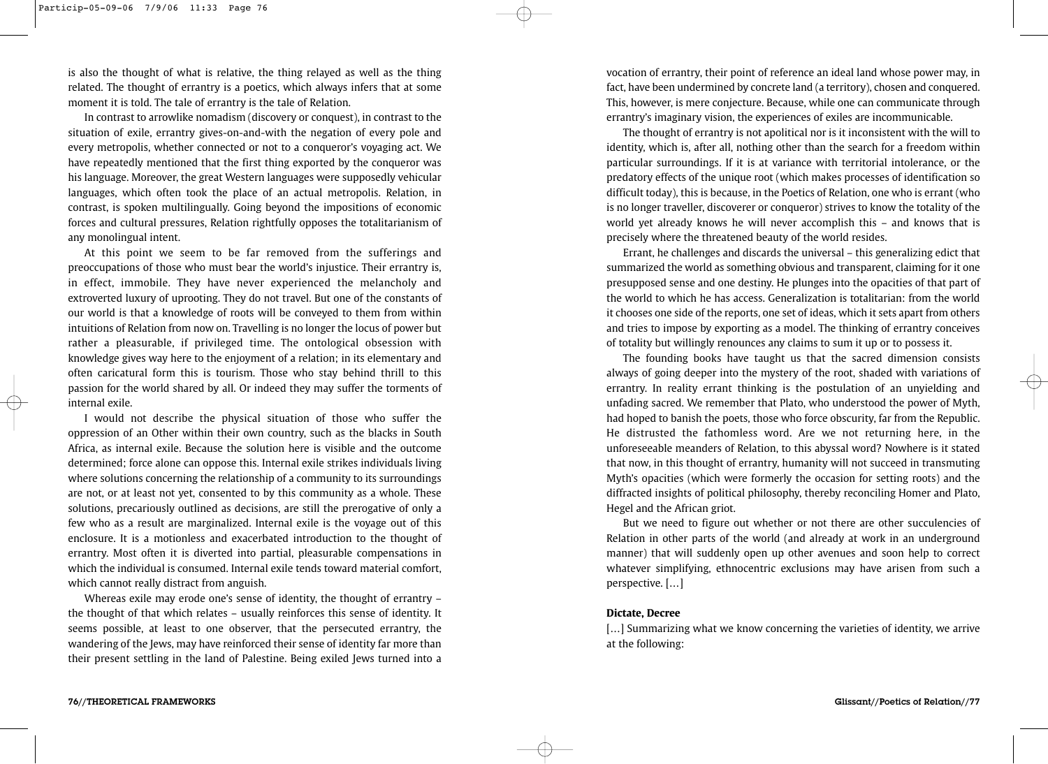is also the thought of what is relative, the thing relayed as well as the thing related. The thought of errantry is a poetics, which always infers that at some moment it is told. The tale of errantry is the tale of Relation.

In contrast to arrowlike nomadism (discovery or conquest), in contrast to the situation of exile, errantry gives-on-and-with the negation of every pole and every metropolis, whether connected or not to a conqueror's voyaging act. We have repeatedly mentioned that the first thing exported by the conqueror was his language. Moreover, the great Western languages were supposedly vehicular languages, which often took the place of an actual metropolis. Relation, in contrast, is spoken multilingually. Going beyond the impositions of economic forces and cultural pressures, Relation rightfully opposes the totalitarianism of any monolingual intent.

At this point we seem to be far removed from the sufferings and preoccupations of those who must bear the world's injustice. Their errantry is, in effect, immobile. They have never experienced the melancholy and extroverted luxury of uprooting. They do not travel. But one of the constants of our world is that a knowledge of roots will be conveyed to them from within intuitions of Relation from now on. Travelling is no longer the locus of power but rather a pleasurable, if privileged time. The ontological obsession with knowledge gives way here to the enjoyment of a relation; in its elementary and often caricatural form this is tourism. Those who stay behind thrill to this passion for the world shared by all. Or indeed they may suffer the torments of internal exile.

I would not describe the physical situation of those who suffer the oppression of an Other within their own country, such as the blacks in South Africa, as internal exile. Because the solution here is visible and the outcome determined; force alone can oppose this. Internal exile strikes individuals living where solutions concerning the relationship of a community to its surroundings are not, or at least not yet, consented to by this community as a whole. These solutions, precariously outlined as decisions, are still the prerogative of only a few who as a result are marginalized. Internal exile is the voyage out of this enclosure. It is a motionless and exacerbated introduction to the thought of errantry. Most often it is diverted into partial, pleasurable compensations in which the individual is consumed. Internal exile tends toward material comfort, which cannot really distract from anguish.

Whereas exile may erode one's sense of identity, the thought of errantry – the thought of that which relates – usually reinforces this sense of identity. It seems possible, at least to one observer, that the persecuted errantry, the wandering of the Jews, may have reinforced their sense of identity far more than their present settling in the land of Palestine. Being exiled Jews turned into a vocation of errantry, their point of reference an ideal land whose power may, in fact, have been undermined by concrete land (a territory), chosen and conquered. This, however, is mere conjecture. Because, while one can communicate through errantry's imaginary vision, the experiences of exiles are incommunicable.

The thought of errantry is not apolitical nor is it inconsistent with the will to identity, which is, after all, nothing other than the search for a freedom within particular surroundings. If it is at variance with territorial intolerance, or the predatory effects of the unique root (which makes processes of identification so difficult today), this is because, in the Poetics of Relation, one who is errant (who is no longer traveller, discoverer or conqueror) strives to know the totality of the world yet already knows he will never accomplish this – and knows that is precisely where the threatened beauty of the world resides.

Errant, he challenges and discards the universal – this generalizing edict that summarized the world as something obvious and transparent, claiming for it one presupposed sense and one destiny. He plunges into the opacities of that part of the world to which he has access. Generalization is totalitarian: from the world it chooses one side of the reports, one set of ideas, which it sets apart from others and tries to impose by exporting as a model. The thinking of errantry conceives of totality but willingly renounces any claims to sum it up or to possess it.

The founding books have taught us that the sacred dimension consists always of going deeper into the mystery of the root, shaded with variations of errantry. In reality errant thinking is the postulation of an unyielding and unfading sacred. We remember that Plato, who understood the power of Myth, had hoped to banish the poets, those who force obscurity, far from the Republic. He distrusted the fathomless word. Are we not returning here, in the unforeseeable meanders of Relation, to this abyssal word? Nowhere is it stated that now, in this thought of errantry, humanity will not succeed in transmuting Myth's opacities (which were formerly the occasion for setting roots) and the diffracted insights of political philosophy, thereby reconciling Homer and Plato, Hegel and the African griot.

But we need to figure out whether or not there are other succulencies of Relation in other parts of the world (and already at work in an underground manner) that will suddenly open up other avenues and soon help to correct whatever simplifying, ethnocentric exclusions may have arisen from such a perspective. […]

**Dictate, Decree**

[…] Summarizing what we know concerning the varieties of identity, we arrive at the following: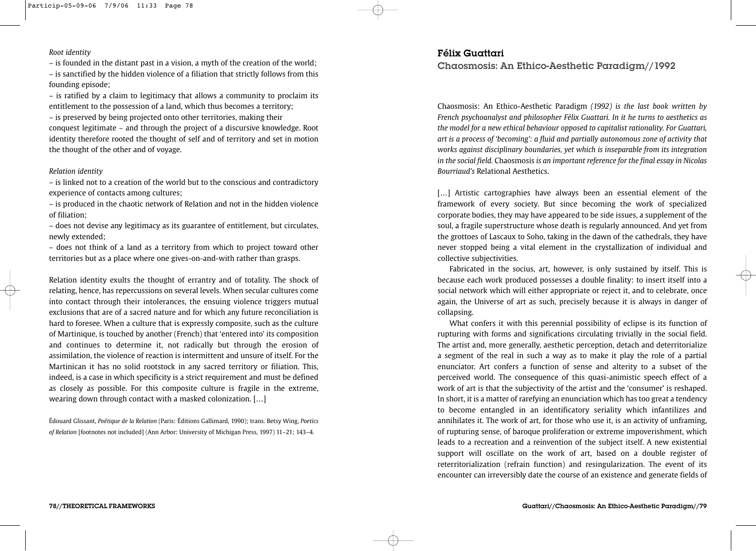*Root identity*

– is founded in the distant past in a vision, a myth of the creation of the world;
– is sanctified by the hidden violence of a filiation that strictly follows from this founding episode;
– is ratified by a claim to legitimacy that allows a community to proclaim its entitlement to the possession of a land, which thus becomes a territory;
– is preserved by being projected onto other territories, making their conquest legitimate – and through the project of a discursive knowledge. Root identity therefore rooted the thought of self and of territory and set in motion the thought of the other and of voyage.

*Relation identity*

– is linked not to a creation of the world but to the conscious and contradictory experience of contacts among cultures;
– is produced in the chaotic network of Relation and not in the hidden violence of filiation;
– does not devise any legitimacy as its guarantee of entitlement, but circulates, newly extended;
– does not think of a land as a territory from which to project toward other territories but as a place where one gives-on-and-with rather than grasps.

Relation identity exults the thought of errantry and of totality. The shock of relating, hence, has repercussions on several levels. When secular cultures come into contact through their intolerances, the ensuing violence triggers mutual exclusions that are of a sacred nature and for which any future reconciliation is hard to foresee. When a culture that is expressly composite, such as the culture of Martinique, is touched by another (French) that 'entered into' its composition and continues to determine it, not radically but through the erosion of assimilation, the violence of reaction is intermittent and unsure of itself. For the Martinican it has no solid rootstock in any sacred territory or filiation. This, indeed, is a case in which specificity is a strict requirement and must be defined as closely as possible. For this composite culture is fragile in the extreme, wearing down through contact with a masked colonization. […]

Édouard Glissant, *Poétique de la Relation* (Paris: Éditions Gallimard, 1990); trans. Betsy Wing, *Poetics of Relation* [footnotes not included] (Ann Arbor: University of Michigan Press, 1997) 11–21; 143–4.

## Félix Guattari
### Chaosmosis: An Ethico-Aesthetic Paradigm//1992

*Chaosmosis: An Ethico-Aesthetic Paradigm (1992) is the last book written by French psychoanalyst and philosopher Félix Guattari. In it he turns to aesthetics as the model for a new ethical behaviour opposed to capitalist rationality. For Guattari, art is a process of 'becoming': a fluid and partially autonomous zone of activity that works against disciplinary boundaries, yet which is inseparable from its integration in the social field. Chaosmosis is an important reference for the final essay in Nicolas Bourriaud's Relational Aesthetics.*

[…] Artistic cartographies have always been an essential element of the framework of every society. But since becoming the work of specialized corporate bodies, they may have appeared to be side issues, a supplement of the soul, a fragile superstructure whose death is regularly announced. And yet from the grottoes of Lascaux to Soho, taking in the dawn of the cathedrals, they have never stopped being a vital element in the crystallization of individual and collective subjectivities.

Fabricated in the socius, art, however, is only sustained by itself. This is because each work produced possesses a double finality: to insert itself into a social network which will either appropriate or reject it, and to celebrate, once again, the Universe of art as such, precisely because it is always in danger of collapsing.

What confers it with this perennial possibility of eclipse is its function of rupturing with forms and significations circulating trivially in the social field. The artist and, more generally, aesthetic perception, detach and deterritorialize a segment of the real in such a way as to make it play the role of a partial enunciator. Art confers a function of sense and alterity to a subset of the perceived world. The consequence of this quasi-animistic speech effect of a work of art is that the subjectivity of the artist and the 'consumer' is reshaped. In short, it is a matter of rarefying an enunciation which has too great a tendency to become entangled in an identificatory seriality which infantilizes and annihilates it. The work of art, for those who use it, is an activity of unframing, of rupturing sense, of baroque proliferation or extreme impoverishment, which leads to a recreation and a reinvention of the subject itself. A new existential support will oscillate on the work of art, based on a double register of reterritorialization (refrain function) and resingularization. The event of its encounter can irreversibly date the course of an existence and generate fields of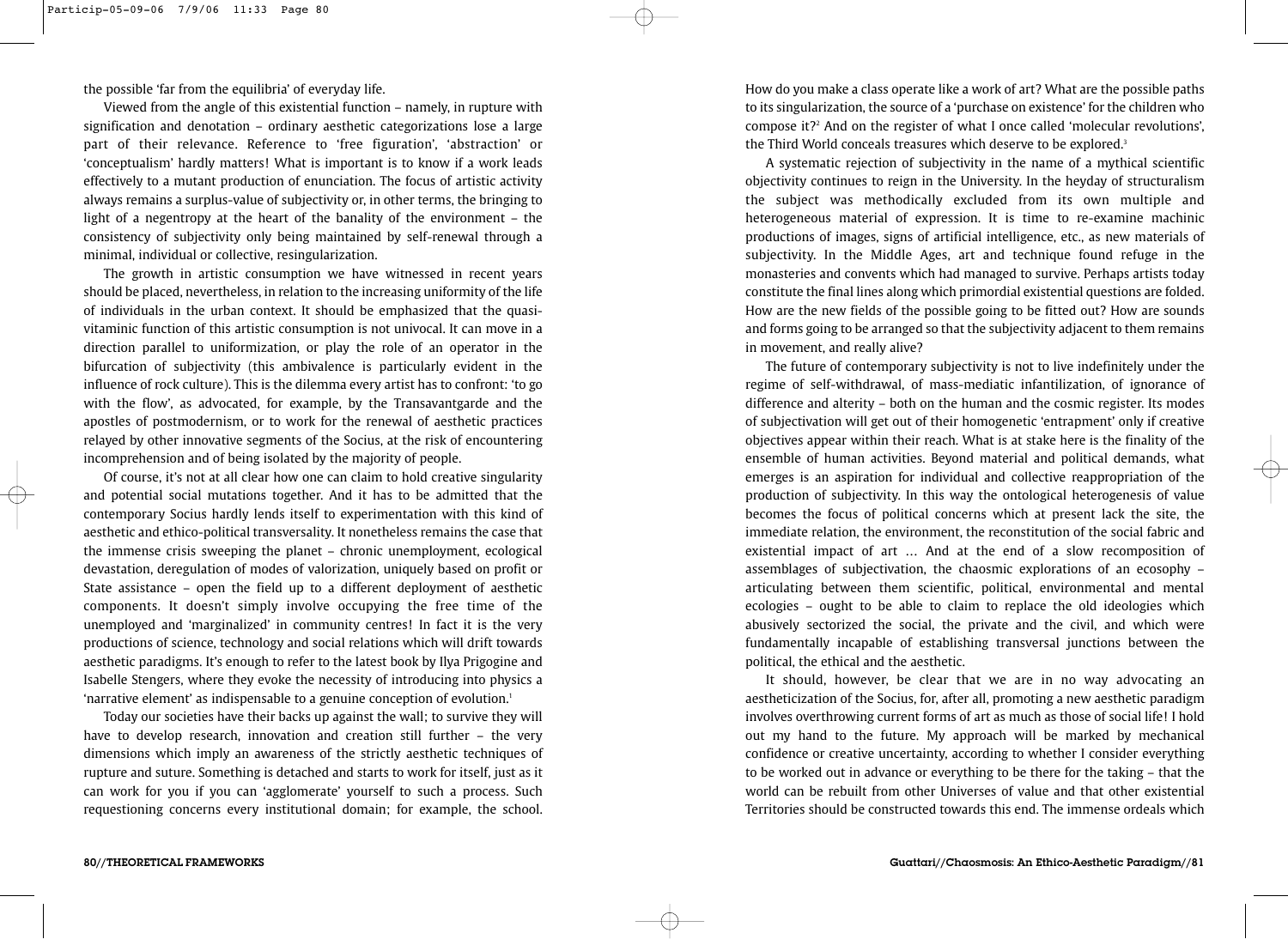the possible 'far from the equilibria' of everyday life.

Viewed from the angle of this existential function – namely, in rupture with signification and denotation – ordinary aesthetic categorizations lose a large part of their relevance. Reference to 'free figuration', 'abstraction' or 'conceptualism' hardly matters! What is important is to know if a work leads effectively to a mutant production of enunciation. The focus of artistic activity always remains a surplus-value of subjectivity or, in other terms, the bringing to light of a negentropy at the heart of the banality of the environment – the consistency of subjectivity only being maintained by self-renewal through a minimal, individual or collective, resingularization.

The growth in artistic consumption we have witnessed in recent years should be placed, nevertheless, in relation to the increasing uniformity of the life of individuals in the urban context. It should be emphasized that the quasi-vitaminic function of this artistic consumption is not univocal. It can move in a direction parallel to uniformization, or play the role of an operator in the bifurcation of subjectivity (this ambivalence is particularly evident in the influence of rock culture). This is the dilemma every artist has to confront: 'to go with the flow', as advocated, for example, by the Transavantgarde and the apostles of postmodernism, or to work for the renewal of aesthetic practices relayed by other innovative segments of the Socius, at the risk of encountering incomprehension and of being isolated by the majority of people.

Of course, it's not at all clear how one can claim to hold creative singularity and potential social mutations together. And it has to be admitted that the contemporary Socius hardly lends itself to experimentation with this kind of aesthetic and ethico-political transversality. It nonetheless remains the case that the immense crisis sweeping the planet – chronic unemployment, ecological devastation, deregulation of modes of valorization, uniquely based on profit or State assistance – open the field up to a different deployment of aesthetic components. It doesn't simply involve occupying the free time of the unemployed and 'marginalized' in community centres! In fact it is the very productions of science, technology and social relations which will drift towards aesthetic paradigms. It's enough to refer to the latest book by Ilya Prigogine and Isabelle Stengers, where they evoke the necessity of introducing into physics a 'narrative element' as indispensable to a genuine conception of evolution.[1]

Today our societies have their backs up against the wall; to survive they will have to develop research, innovation and creation still further – the very dimensions which imply an awareness of the strictly aesthetic techniques of rupture and suture. Something is detached and starts to work for itself, just as it can work for you if you can 'agglomerate' yourself to such a process. Such requestioning concerns every institutional domain; for example, the school. How do you make a class operate like a work of art? What are the possible paths to its singularization, the source of a 'purchase on existence' for the children who compose it?[2] And on the register of what I once called 'molecular revolutions', the Third World conceals treasures which deserve to be explored.[3]

A systematic rejection of subjectivity in the name of a mythical scientific objectivity continues to reign in the University. In the heyday of structuralism the subject was methodically excluded from its own multiple and heterogeneous material of expression. It is time to re-examine machinic productions of images, signs of artificial intelligence, etc., as new materials of subjectivity. In the Middle Ages, art and technique found refuge in the monasteries and convents which had managed to survive. Perhaps artists today constitute the final lines along which primordial existential questions are folded. How are the new fields of the possible going to be fitted out? How are sounds and forms going to be arranged so that the subjectivity adjacent to them remains in movement, and really alive?

The future of contemporary subjectivity is not to live indefinitely under the regime of self-withdrawal, of mass-mediatic infantilization, of ignorance of difference and alterity – both on the human and the cosmic register. Its modes of subjectivation will get out of their homogenetic 'entrapment' only if creative objectives appear within their reach. What is at stake here is the finality of the ensemble of human activities. Beyond material and political demands, what emerges is an aspiration for individual and collective reappropriation of the production of subjectivity. In this way the ontological heterogenesis of value becomes the focus of political concerns which at present lack the site, the immediate relation, the environment, the reconstitution of the social fabric and existential impact of art … And at the end of a slow recomposition of assemblages of subjectivation, the chaosmic explorations of an ecosophy – articulating between them scientific, political, environmental and mental ecologies – ought to be able to claim to replace the old ideologies which abusively sectorized the social, the private and the civil, and which were fundamentally incapable of establishing transversal junctions between the political, the ethical and the aesthetic.

It should, however, be clear that we are in no way advocating an aestheticization of the Socius, for, after all, promoting a new aesthetic paradigm involves overthrowing current forms of art as much as those of social life! I hold out my hand to the future. My approach will be marked by mechanical confidence or creative uncertainty, according to whether I consider everything to be worked out in advance or everything to be there for the taking – that the world can be rebuilt from other Universes of value and that other existential Territories should be constructed towards this end. The immense ordeals which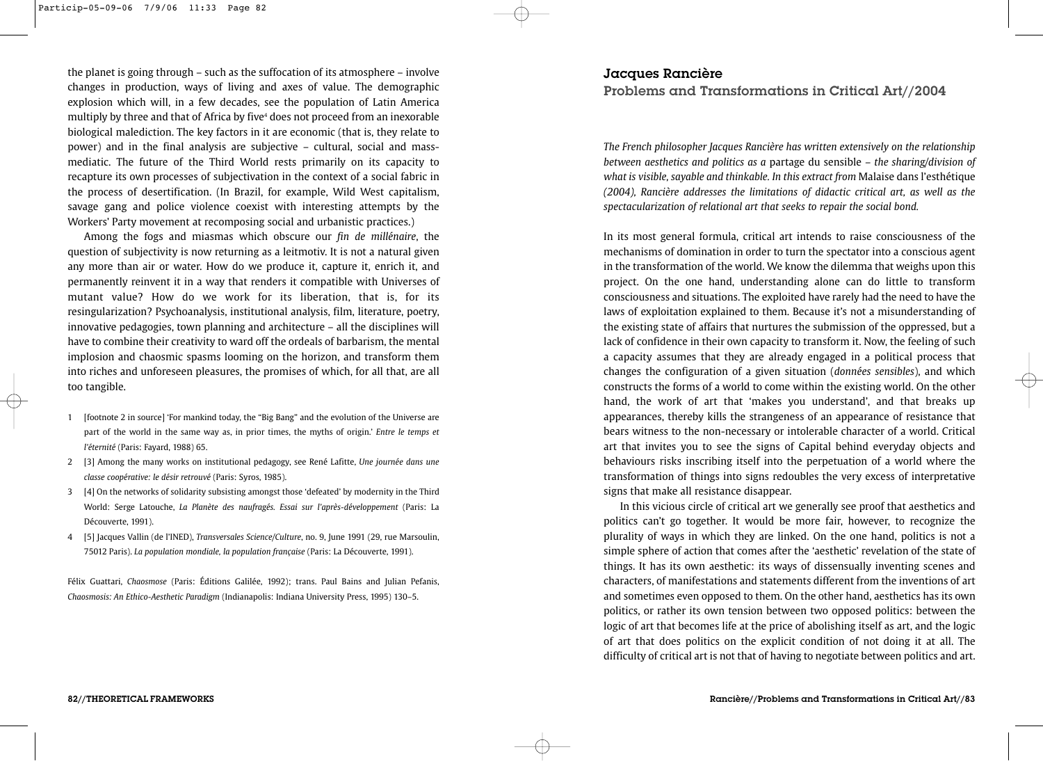the planet is going through – such as the suffocation of its atmosphere – involve changes in production, ways of living and axes of value. The demographic explosion which will, in a few decades, see the population of Latin America multiply by three and that of Africa by five[4] does not proceed from an inexorable biological malediction. The key factors in it are economic (that is, they relate to power) and in the final analysis are subjective – cultural, social and mass-mediatic. The future of the Third World rests primarily on its capacity to recapture its own processes of subjectivation in the context of a social fabric in the process of desertification. (In Brazil, for example, Wild West capitalism, savage gang and police violence coexist with interesting attempts by the Workers' Party movement at recomposing social and urbanistic practices.)

Among the fogs and miasmas which obscure our *fin de millénaire*, the question of subjectivity is now returning as a leitmotiv. It is not a natural given any more than air or water. How do we produce it, capture it, enrich it, and permanently reinvent it in a way that renders it compatible with Universes of mutant value? How do we work for its liberation, that is, for its resingularization? Psychoanalysis, institutional analysis, film, literature, poetry, innovative pedagogies, town planning and architecture – all the disciplines will have to combine their creativity to ward off the ordeals of barbarism, the mental implosion and chaosmic spasms looming on the horizon, and transform them into riches and unforeseen pleasures, the promises of which, for all that, are all too tangible.

1 [footnote 2 in source] 'For mankind today, the "Big Bang" and the evolution of the Universe are part of the world in the same way as, in prior times, the myths of origin.' *Entre le temps et l'éternité* (Paris: Fayard, 1988) 65.

2 [3] Among the many works on institutional pedagogy, see René Lafitte, *Une journée dans une classe coopérative: le désir retrouvé* (Paris: Syros, 1985).

3 [4] On the networks of solidarity subsisting amongst those 'defeated' by modernity in the Third World: Serge Latouche, *La Planète des naufragés. Essai sur l'après-développement* (Paris: La Découverte, 1991).

4 [5] Jacques Vallin (de l'INED), *Transversales Science/Culture*, no. 9, June 1991 (29, rue Marsoulin, 75012 Paris). *La population mondiale, la population française* (Paris: La Découverte, 1991).

Félix Guattari, *Chaosmose* (Paris: Éditions Galilée, 1992); trans. Paul Bains and Julian Pefanis, *Chaosmosis: An Ethico-Aesthetic Paradigm* (Indianapolis: Indiana University Press, 1995) 130–5.

## Jacques Rancière
### Problems and Transformations in Critical Art//2004

*The French philosopher Jacques Rancière has written extensively on the relationship between aesthetics and politics as a* partage du sensible *– the sharing/division of what is visible, sayable and thinkable. In this extract from* Malaise dans l'esthétique *(2004), Rancière addresses the limitations of didactic critical art, as well as the spectacularization of relational art that seeks to repair the social bond.*

In its most general formula, critical art intends to raise consciousness of the mechanisms of domination in order to turn the spectator into a conscious agent in the transformation of the world. We know the dilemma that weighs upon this project. On the one hand, understanding alone can do little to transform consciousness and situations. The exploited have rarely had the need to have the laws of exploitation explained to them. Because it's not a misunderstanding of the existing state of affairs that nurtures the submission of the oppressed, but a lack of confidence in their own capacity to transform it. Now, the feeling of such a capacity assumes that they are already engaged in a political process that changes the configuration of a given situation (*données sensibles*), and which constructs the forms of a world to come within the existing world. On the other hand, the work of art that 'makes you understand', and that breaks up appearances, thereby kills the strangeness of an appearance of resistance that bears witness to the non-necessary or intolerable character of a world. Critical art that invites you to see the signs of Capital behind everyday objects and behaviours risks inscribing itself into the perpetuation of a world where the transformation of things into signs redoubles the very excess of interpretative signs that make all resistance disappear.

In this vicious circle of critical art we generally see proof that aesthetics and politics can't go together. It would be more fair, however, to recognize the plurality of ways in which they are linked. On the one hand, politics is not a simple sphere of action that comes after the 'aesthetic' revelation of the state of things. It has its own aesthetic: its ways of dissensually inventing scenes and characters, of manifestations and statements different from the inventions of art and sometimes even opposed to them. On the other hand, aesthetics has its own politics, or rather its own tension between two opposed politics: between the logic of art that becomes life at the price of abolishing itself as art, and the logic of art that does politics on the explicit condition of not doing it at all. The difficulty of critical art is not that of having to negotiate between politics and art.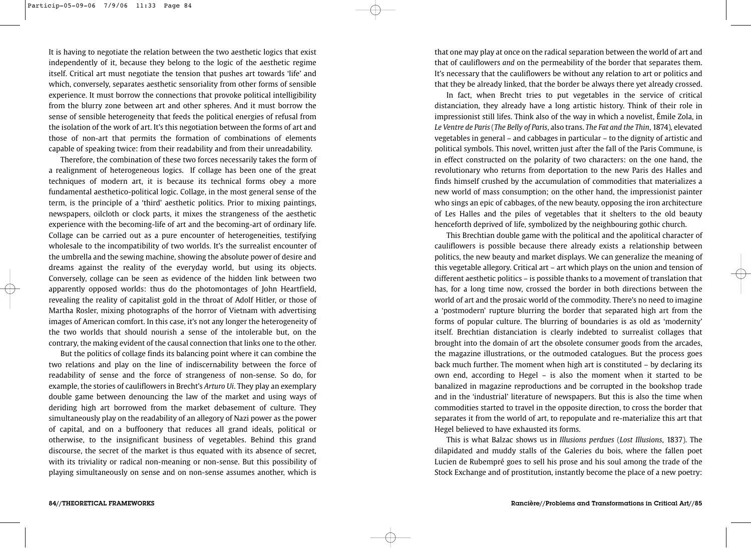It is having to negotiate the relation between the two aesthetic logics that exist independently of it, because they belong to the logic of the aesthetic regime itself. Critical art must negotiate the tension that pushes art towards 'life' and which, conversely, separates aesthetic sensoriality from other forms of sensible experience. It must borrow the connections that provoke political intelligibility from the blurry zone between art and other spheres. And it must borrow the sense of sensible heterogeneity that feeds the political energies of refusal from the isolation of the work of art. It's this negotiation between the forms of art and those of non-art that permits the formation of combinations of elements capable of speaking twice: from their readability and from their unreadability.

Therefore, the combination of these two forces necessarily takes the form of a realignment of heterogeneous logics. If collage has been one of the great techniques of modern art, it is because its technical forms obey a more fundamental aesthetico-political logic. Collage, in the most general sense of the term, is the principle of a 'third' aesthetic politics. Prior to mixing paintings, newspapers, oilcloth or clock parts, it mixes the strangeness of the aesthetic experience with the becoming-life of art and the becoming-art of ordinary life. Collage can be carried out as a pure encounter of heterogeneities, testifying wholesale to the incompatibility of two worlds. It's the surrealist encounter of the umbrella and the sewing machine, showing the absolute power of desire and dreams against the reality of the everyday world, but using its objects. Conversely, collage can be seen as evidence of the hidden link between two apparently opposed worlds: thus do the photomontages of John Heartfield, revealing the reality of capitalist gold in the throat of Adolf Hitler, or those of Martha Rosler, mixing photographs of the horror of Vietnam with advertising images of American comfort. In this case, it's not any longer the heterogeneity of the two worlds that should nourish a sense of the intolerable but, on the contrary, the making evident of the causal connection that links one to the other.

But the politics of collage finds its balancing point where it can combine the two relations and play on the line of indiscernability between the force of readability of sense and the force of strangeness of non-sense. So do, for example, the stories of cauliflowers in Brecht's *Arturo Ui*. They play an exemplary double game between denouncing the law of the market and using ways of deriding high art borrowed from the market debasement of culture. They simultaneously play on the readability of an allegory of Nazi power as the power of capital, and on a buffoonery that reduces all grand ideals, political or otherwise, to the insignificant business of vegetables. Behind this grand discourse, the secret of the market is thus equated with its absence of secret, with its triviality or radical non-meaning or non-sense. But this possibility of playing simultaneously on sense and on non-sense assumes another, which is that one may play at once on the radical separation between the world of art and that of cauliflowers *and* on the permeability of the border that separates them. It's necessary that the cauliflowers be without any relation to art or politics and that they be already linked, that the border be always there yet already crossed.

In fact, when Brecht tries to put vegetables in the service of critical distanciation, they already have a long artistic history. Think of their role in impressionist still lifes. Think also of the way in which a novelist, Émile Zola, in *Le Ventre de Paris* (*The Belly of Paris*, also trans. *The Fat and the Thin*, 1874), elevated vegetables in general – and cabbages in particular – to the dignity of artistic and political symbols. This novel, written just after the fall of the Paris Commune, is in effect constructed on the polarity of two characters: on the one hand, the revolutionary who returns from deportation to the new Paris des Halles and finds himself crushed by the accumulation of commodities that materializes a new world of mass consumption; on the other hand, the impressionist painter who sings an epic of cabbages, of the new beauty, opposing the iron architecture of Les Halles and the piles of vegetables that it shelters to the old beauty henceforth deprived of life, symbolized by the neighbouring gothic church.

This Brechtian double game with the political and the apolitical character of cauliflowers is possible because there already exists a relationship between politics, the new beauty and market displays. We can generalize the meaning of this vegetable allegory. Critical art – art which plays on the union and tension of different aesthetic politics – is possible thanks to a movement of translation that has, for a long time now, crossed the border in both directions between the world of art and the prosaic world of the commodity. There's no need to imagine a 'postmodern' rupture blurring the border that separated high art from the forms of popular culture. The blurring of boundaries is as old as 'modernity' itself. Brechtian distanciation is clearly indebted to surrealist collages that brought into the domain of art the obsolete consumer goods from the arcades, the magazine illustrations, or the outmoded catalogues. But the process goes back much further. The moment when high art is constituted – by declaring its own end, according to Hegel – is also the moment when it started to be banalized in magazine reproductions and be corrupted in the bookshop trade and in the 'industrial' literature of newspapers. But this is also the time when commodities started to travel in the opposite direction, to cross the border that separates it from the world of art, to repopulate and re-materialize this art that Hegel believed to have exhausted its forms.

This is what Balzac shows us in *Illusions perdues* (*Lost Illusions*, 1837). The dilapidated and muddy stalls of the Galeries du bois, where the fallen poet Lucien de Rubempré goes to sell his prose and his soul among the trade of the Stock Exchange and of prostitution, instantly become the place of a new poetry: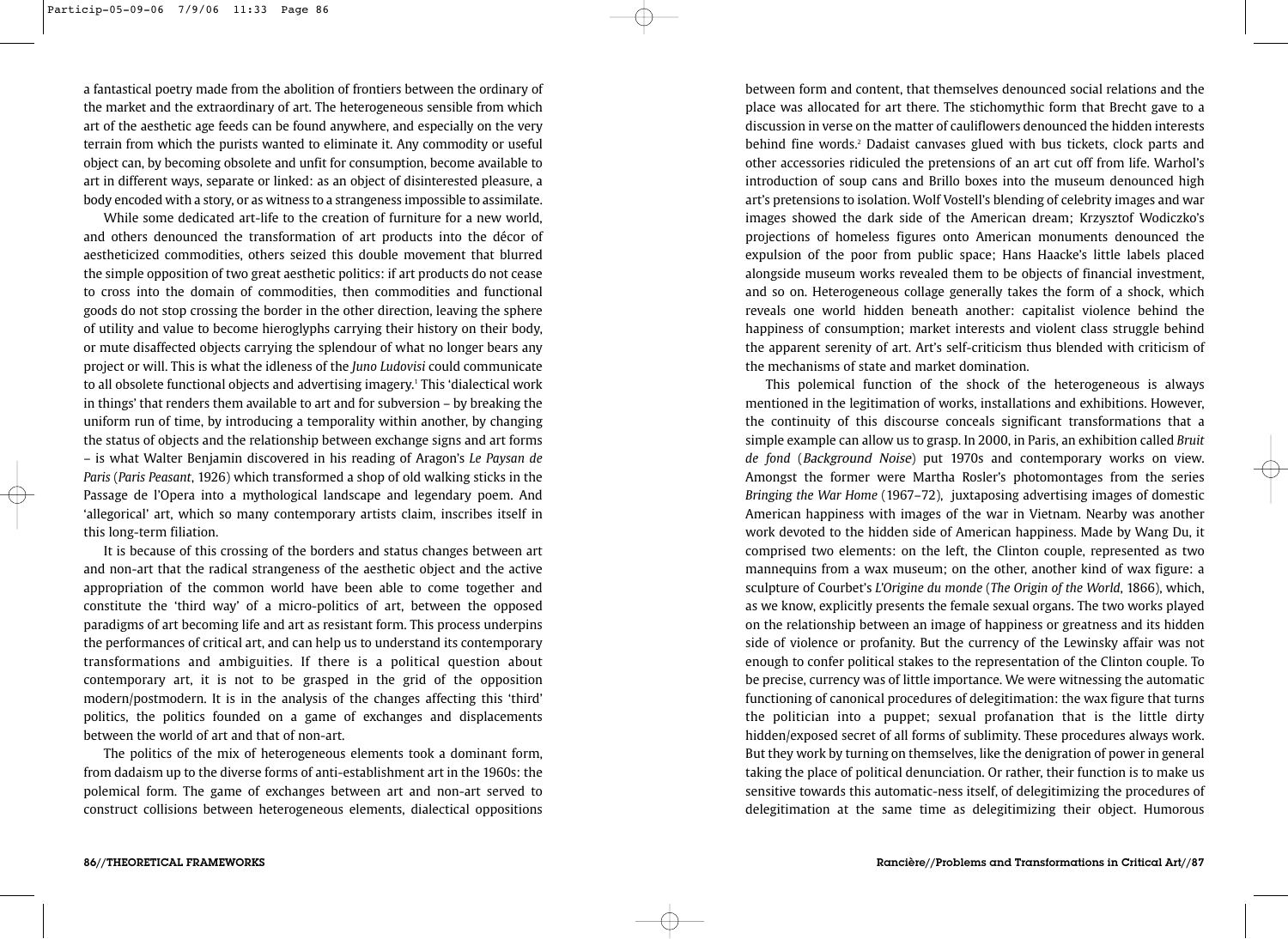a fantastical poetry made from the abolition of frontiers between the ordinary of the market and the extraordinary of art. The heterogeneous sensible from which art of the aesthetic age feeds can be found anywhere, and especially on the very terrain from which the purists wanted to eliminate it. Any commodity or useful object can, by becoming obsolete and unfit for consumption, become available to art in different ways, separate or linked: as an object of disinterested pleasure, a body encoded with a story, or as witness to a strangeness impossible to assimilate.

While some dedicated art-life to the creation of furniture for a new world, and others denounced the transformation of art products into the décor of aestheticized commodities, others seized this double movement that blurred the simple opposition of two great aesthetic politics: if art products do not cease to cross into the domain of commodities, then commodities and functional goods do not stop crossing the border in the other direction, leaving the sphere of utility and value to become hieroglyphs carrying their history on their body, or mute disaffected objects carrying the splendour of what no longer bears any project or will. This is what the idleness of the *Juno Ludovisi* could communicate to all obsolete functional objects and advertising imagery.[1] This 'dialectical work in things' that renders them available to art and for subversion – by breaking the uniform run of time, by introducing a temporality within another, by changing the status of objects and the relationship between exchange signs and art forms – is what Walter Benjamin discovered in his reading of Aragon's *Le Paysan de Paris* (*Paris Peasant*, 1926) which transformed a shop of old walking sticks in the Passage de l'Opera into a mythological landscape and legendary poem. And 'allegorical' art, which so many contemporary artists claim, inscribes itself in this long-term filiation.

It is because of this crossing of the borders and status changes between art and non-art that the radical strangeness of the aesthetic object and the active appropriation of the common world have been able to come together and constitute the 'third way' of a micro-politics of art, between the opposed paradigms of art becoming life and art as resistant form. This process underpins the performances of critical art, and can help us to understand its contemporary transformations and ambiguities. If there is a political question about contemporary art, it is not to be grasped in the grid of the opposition modern/postmodern. It is in the analysis of the changes affecting this 'third' politics, the politics founded on a game of exchanges and displacements between the world of art and that of non-art.

The politics of the mix of heterogeneous elements took a dominant form, from dadaism up to the diverse forms of anti-establishment art in the 1960s: the polemical form. The game of exchanges between art and non-art served to construct collisions between heterogeneous elements, dialectical oppositions between form and content, that themselves denounced social relations and the place was allocated for art there. The stichomythic form that Brecht gave to a discussion in verse on the matter of cauliflowers denounced the hidden interests behind fine words.[2] Dadaist canvases glued with bus tickets, clock parts and other accessories ridiculed the pretensions of an art cut off from life. Warhol's introduction of soup cans and Brillo boxes into the museum denounced high art's pretensions to isolation. Wolf Vostell's blending of celebrity images and war images showed the dark side of the American dream; Krzysztof Wodiczko's projections of homeless figures onto American monuments denounced the expulsion of the poor from public space; Hans Haacke's little labels placed alongside museum works revealed them to be objects of financial investment, and so on. Heterogeneous collage generally takes the form of a shock, which reveals one world hidden beneath another: capitalist violence behind the happiness of consumption; market interests and violent class struggle behind the apparent serenity of art. Art's self-criticism thus blended with criticism of the mechanisms of state and market domination.

This polemical function of the shock of the heterogeneous is always mentioned in the legitimation of works, installations and exhibitions. However, the continuity of this discourse conceals significant transformations that a simple example can allow us to grasp. In 2000, in Paris, an exhibition called *Bruit de fond* (*Background Noise*) put 1970s and contemporary works on view. Amongst the former were Martha Rosler's photomontages from the series *Bringing the War Home* (1967–72), juxtaposing advertising images of domestic American happiness with images of the war in Vietnam. Nearby was another work devoted to the hidden side of American happiness. Made by Wang Du, it comprised two elements: on the left, the Clinton couple, represented as two mannequins from a wax museum; on the other, another kind of wax figure: a sculpture of Courbet's *L'Origine du monde* (*The Origin of the World*, 1866), which, as we know, explicitly presents the female sexual organs. The two works played on the relationship between an image of happiness or greatness and its hidden side of violence or profanity. But the currency of the Lewinsky affair was not enough to confer political stakes to the representation of the Clinton couple. To be precise, currency was of little importance. We were witnessing the automatic functioning of canonical procedures of delegitimation: the wax figure that turns the politician into a puppet; sexual profanation that is the little dirty hidden/exposed secret of all forms of sublimity. These procedures always work. But they work by turning on themselves, like the denigration of power in general taking the place of political denunciation. Or rather, their function is to make us sensitive towards this automatic-ness itself, of delegitimizing the procedures of delegitimation at the same time as delegitimizing their object. Humorous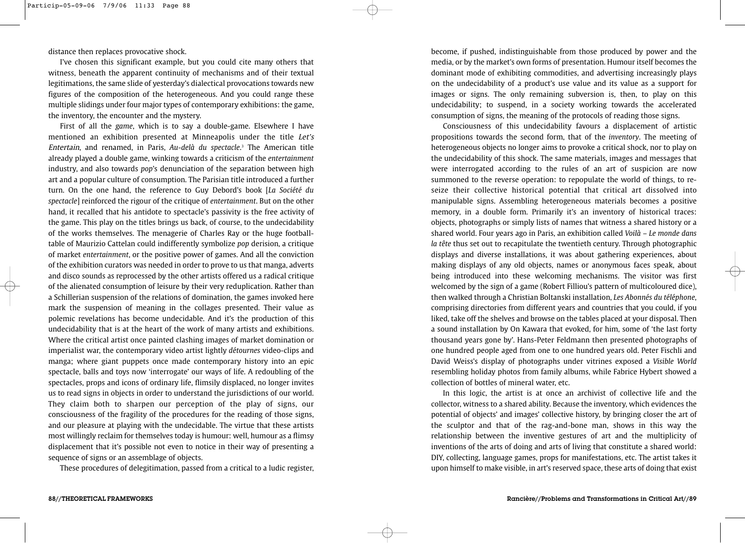distance then replaces provocative shock.

I've chosen this significant example, but you could cite many others that witness, beneath the apparent continuity of mechanisms and of their textual legitimations, the same slide of yesterday's dialectical provocations towards new figures of the composition of the heterogeneous. And you could range these multiple slidings under four major types of contemporary exhibitions: the game, the inventory, the encounter and the mystery.

First of all the *game*, which is to say a double-game. Elsewhere I have mentioned an exhibition presented at Minneapolis under the title *Let's Entertain*, and renamed, in Paris, *Au-delà du spectacle*.[3] The American title already played a double game, winking towards a criticism of the *entertainment* industry, and also towards *pop*'s denunciation of the separation between high art and a popular culture of consumption. The Parisian title introduced a further turn. On the one hand, the reference to Guy Debord's book [*La Société du spectacle*] reinforced the rigour of the critique of *entertainment*. But on the other hand, it recalled that his antidote to spectacle's passivity is the free activity of the game. This play on the titles brings us back, of course, to the undecidability of the works themselves. The menagerie of Charles Ray or the huge football-table of Maurizio Cattelan could indifferently symbolize *pop* derision, a critique of market *entertainment*, or the positive power of games. And all the conviction of the exhibition curators was needed in order to prove to us that manga, adverts and disco sounds as reprocessed by the other artists offered us a radical critique of the alienated consumption of leisure by their very reduplication. Rather than a Schillerian suspension of the relations of domination, the games invoked here mark the suspension of meaning in the collages presented. Their value as polemic revelations has become undecidable. And it's the production of this undecidability that is at the heart of the work of many artists and exhibitions. Where the critical artist once painted clashing images of market domination or imperialist war, the contemporary video artist lightly *détournes* video-clips and manga; where giant puppets once made contemporary history into an epic spectacle, balls and toys now 'interrogate' our ways of life. A redoubling of the spectacles, props and icons of ordinary life, flimsily displaced, no longer invites us to read signs in objects in order to understand the jurisdictions of our world. They claim both to sharpen our perception of the play of signs, our consciousness of the fragility of the procedures for the reading of those signs, and our pleasure at playing with the undecidable. The virtue that these artists most willingly reclaim for themselves today is humour: well, humour as a flimsy displacement that it's possible not even to notice in their way of presenting a sequence of signs or an assemblage of objects.

These procedures of delegitimation, passed from a critical to a ludic register, become, if pushed, indistinguishable from those produced by power and the media, or by the market's own forms of presentation. Humour itself becomes the dominant mode of exhibiting commodities, and advertising increasingly plays on the undecidability of a product's use value and its value as a support for images or signs. The only remaining subversion is, then, to play on this undecidability; to suspend, in a society working towards the accelerated consumption of signs, the meaning of the protocols of reading those signs.

Consciousness of this undecidability favours a displacement of artistic propositions towards the second form, that of the *inventory*. The meeting of heterogeneous objects no longer aims to provoke a critical shock, nor to play on the undecidability of this shock. The same materials, images and messages that were interrogated according to the rules of an art of suspicion are now summoned to the reverse operation: to repopulate the world of things, to re-seize their collective historical potential that critical art dissolved into manipulable signs. Assembling heterogeneous materials becomes a positive memory, in a double form. Primarily it's an inventory of historical traces: objects, photographs or simply lists of names that witness a shared history or a shared world. Four years ago in Paris, an exhibition called *Voilà – Le monde dans la tête* thus set out to recapitulate the twentieth century. Through photographic displays and diverse installations, it was about gathering experiences, about making displays of any old objects, names or anonymous faces speak, about being introduced into these welcoming mechanisms. The visitor was first welcomed by the sign of a game (Robert Filliou's pattern of multicoloured dice), then walked through a Christian Boltanski installation, *Les Abonnés du téléphone*, comprising directories from different years and countries that you could, if you liked, take off the shelves and browse on the tables placed at your disposal. Then a sound installation by On Kawara that evoked, for him, some of 'the last forty thousand years gone by'. Hans-Peter Feldmann then presented photographs of one hundred people aged from one to one hundred years old. Peter Fischli and David Weiss's display of photographs under vitrines exposed a *Visible World* resembling holiday photos from family albums, while Fabrice Hybert showed a collection of bottles of mineral water, etc.

In this logic, the artist is at once an archivist of collective life and the collector, witness to a shared ability. Because the inventory, which evidences the potential of objects' and images' collective history, by bringing closer the art of the sculptor and that of the rag-and-bone man, shows in this way the relationship between the inventive gestures of art and the multiplicity of inventions of the arts of doing and arts of living that constitute a shared world: DIY, collecting, language games, props for manifestations, etc. The artist takes it upon himself to make visible, in art's reserved space, these arts of doing that exist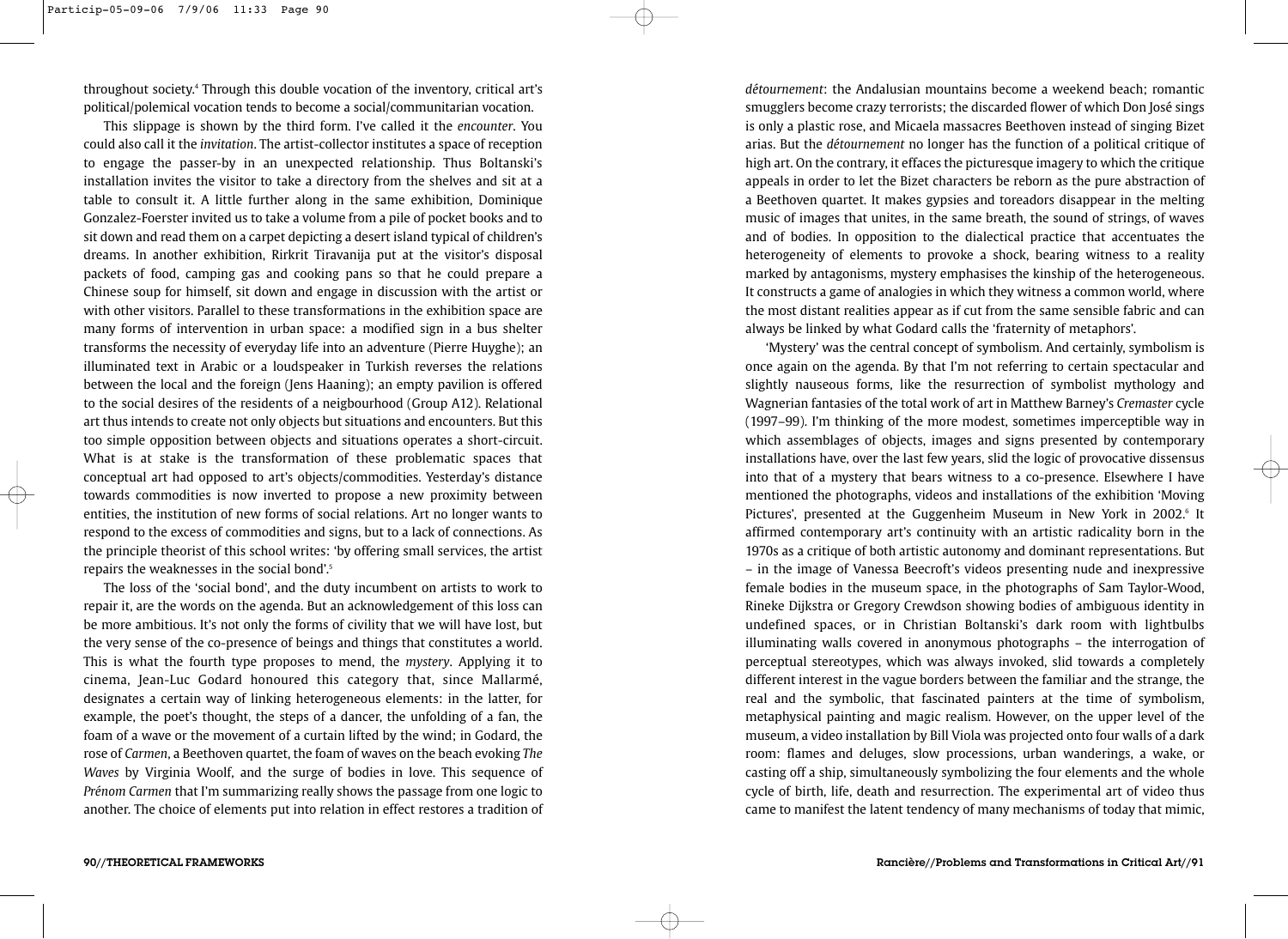throughout society.[4] Through this double vocation of the inventory, critical art's political/polemical vocation tends to become a social/communitarian vocation.

This slippage is shown by the third form. I've called it the *encounter*. You could also call it the *invitation*. The artist-collector institutes a space of reception to engage the passer-by in an unexpected relationship. Thus Boltanski's installation invites the visitor to take a directory from the shelves and sit at a table to consult it. A little further along in the same exhibition, Dominique Gonzalez-Foerster invited us to take a volume from a pile of pocket books and to sit down and read them on a carpet depicting a desert island typical of children's dreams. In another exhibition, Rirkrit Tiravanija put at the visitor's disposal packets of food, camping gas and cooking pans so that he could prepare a Chinese soup for himself, sit down and engage in discussion with the artist or with other visitors. Parallel to these transformations in the exhibition space are many forms of intervention in urban space: a modified sign in a bus shelter transforms the necessity of everyday life into an adventure (Pierre Huyghe); an illuminated text in Arabic or a loudspeaker in Turkish reverses the relations between the local and the foreign (Jens Haaning); an empty pavilion is offered to the social desires of the residents of a neigbourhood (Group A12). Relational art thus intends to create not only objects but situations and encounters. But this too simple opposition between objects and situations operates a short-circuit. What is at stake is the transformation of these problematic spaces that conceptual art had opposed to art's objects/commodities. Yesterday's distance towards commodities is now inverted to propose a new proximity between entities, the institution of new forms of social relations. Art no longer wants to respond to the excess of commodities and signs, but to a lack of connections. As the principle theorist of this school writes: 'by offering small services, the artist repairs the weaknesses in the social bond'.[5]

The loss of the 'social bond', and the duty incumbent on artists to work to repair it, are the words on the agenda. But an acknowledgement of this loss can be more ambitious. It's not only the forms of civility that we will have lost, but the very sense of the co-presence of beings and things that constitutes a world. This is what the fourth type proposes to mend, the *mystery*. Applying it to cinema, Jean-Luc Godard honoured this category that, since Mallarmé, designates a certain way of linking heterogeneous elements: in the latter, for example, the poet's thought, the steps of a dancer, the unfolding of a fan, the foam of a wave or the movement of a curtain lifted by the wind; in Godard, the rose of *Carmen*, a Beethoven quartet, the foam of waves on the beach evoking *The Waves* by Virginia Woolf, and the surge of bodies in love. This sequence of *Prénom Carmen* that I'm summarizing really shows the passage from one logic to another. The choice of elements put into relation in effect restores a tradition of *détournement*: the Andalusian mountains become a weekend beach; romantic smugglers become crazy terrorists; the discarded flower of which Don José sings is only a plastic rose, and Micaela massacres Beethoven instead of singing Bizet arias. But the *détournement* no longer has the function of a political critique of high art. On the contrary, it effaces the picturesque imagery to which the critique appeals in order to let the Bizet characters be reborn as the pure abstraction of a Beethoven quartet. It makes gypsies and toreadors disappear in the melting music of images that unites, in the same breath, the sound of strings, of waves and of bodies. In opposition to the dialectical practice that accentuates the heterogeneity of elements to provoke a shock, bearing witness to a reality marked by antagonisms, mystery emphasises the kinship of the heterogeneous. It constructs a game of analogies in which they witness a common world, where the most distant realities appear as if cut from the same sensible fabric and can always be linked by what Godard calls the 'fraternity of metaphors'.

'Mystery' was the central concept of symbolism. And certainly, symbolism is once again on the agenda. By that I'm not referring to certain spectacular and slightly nauseous forms, like the resurrection of symbolist mythology and Wagnerian fantasies of the total work of art in Matthew Barney's *Cremaster* cycle (1997–99). I'm thinking of the more modest, sometimes imperceptible way in which assemblages of objects, images and signs presented by contemporary installations have, over the last few years, slid the logic of provocative dissensus into that of a mystery that bears witness to a co-presence. Elsewhere I have mentioned the photographs, videos and installations of the exhibition 'Moving Pictures', presented at the Guggenheim Museum in New York in 2002.[6] It affirmed contemporary art's continuity with an artistic radicality born in the 1970s as a critique of both artistic autonomy and dominant representations. But – in the image of Vanessa Beecroft's videos presenting nude and inexpressive female bodies in the museum space, in the photographs of Sam Taylor-Wood, Rineke Dijkstra or Gregory Crewdson showing bodies of ambiguous identity in undefined spaces, or in Christian Boltanski's dark room with lightbulbs illuminating walls covered in anonymous photographs – the interrogation of perceptual stereotypes, which was always invoked, slid towards a completely different interest in the vague borders between the familiar and the strange, the real and the symbolic, that fascinated painters at the time of symbolism, metaphysical painting and magic realism. However, on the upper level of the museum, a video installation by Bill Viola was projected onto four walls of a dark room: flames and deluges, slow processions, urban wanderings, a wake, or casting off a ship, simultaneously symbolizing the four elements and the whole cycle of birth, life, death and resurrection. The experimental art of video thus came to manifest the latent tendency of many mechanisms of today that mimic,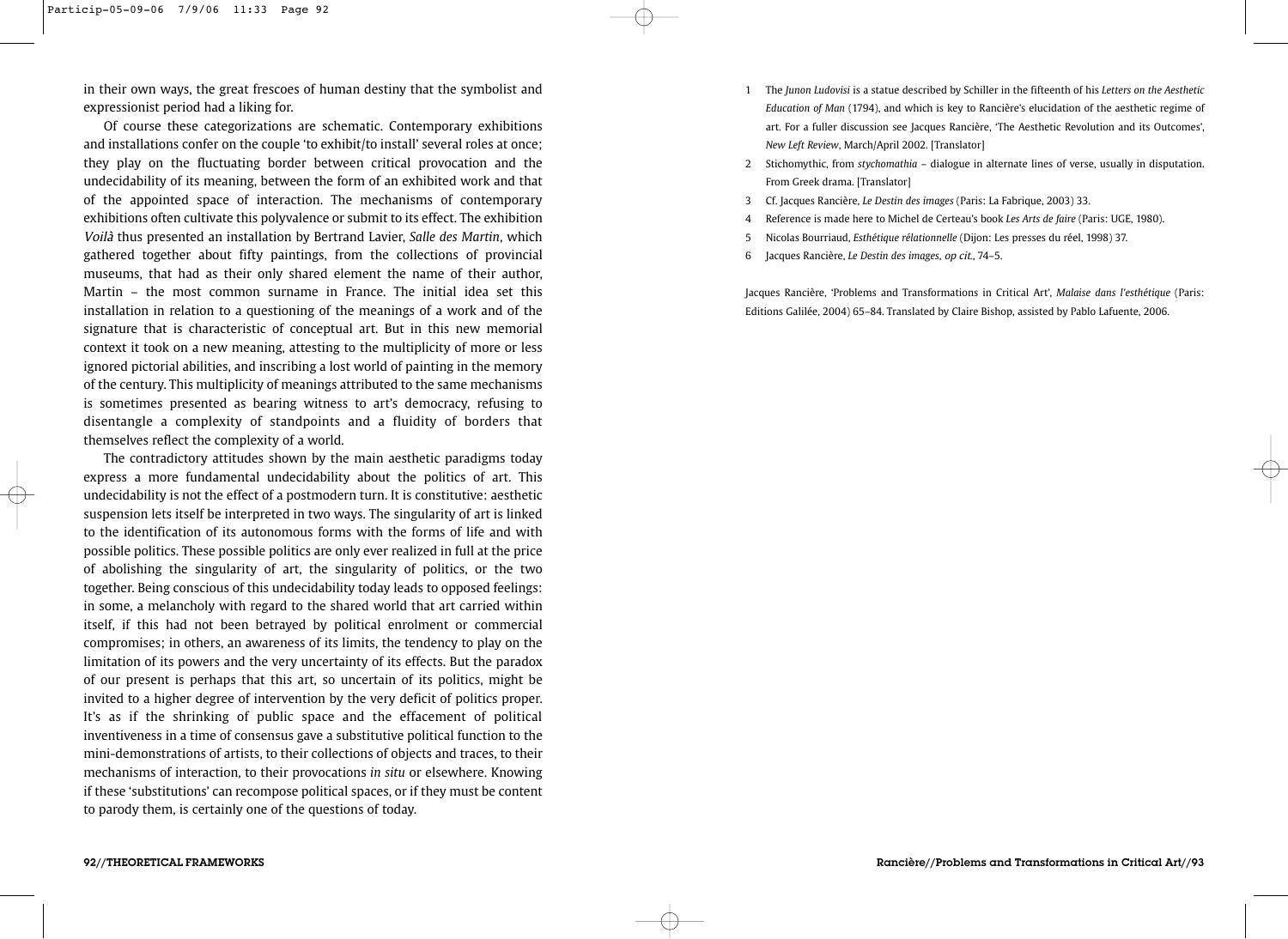in their own ways, the great frescoes of human destiny that the symbolist and expressionist period had a liking for.

Of course these categorizations are schematic. Contemporary exhibitions and installations confer on the couple 'to exhibit/to install' several roles at once; they play on the fluctuating border between critical provocation and the undecidability of its meaning, between the form of an exhibited work and that of the appointed space of interaction. The mechanisms of contemporary exhibitions often cultivate this polyvalence or submit to its effect. The exhibition *Voilà* thus presented an installation by Bertrand Lavier, *Salle des Martin*, which gathered together about fifty paintings, from the collections of provincial museums, that had as their only shared element the name of their author, Martin – the most common surname in France. The initial idea set this installation in relation to a questioning of the meanings of a work and of the signature that is characteristic of conceptual art. But in this new memorial context it took on a new meaning, attesting to the multiplicity of more or less ignored pictorial abilities, and inscribing a lost world of painting in the memory of the century. This multiplicity of meanings attributed to the same mechanisms is sometimes presented as bearing witness to art's democracy, refusing to disentangle a complexity of standpoints and a fluidity of borders that themselves reflect the complexity of a world.

The contradictory attitudes shown by the main aesthetic paradigms today express a more fundamental undecidability about the politics of art. This undecidability is not the effect of a postmodern turn. It is constitutive: aesthetic suspension lets itself be interpreted in two ways. The singularity of art is linked to the identification of its autonomous forms with the forms of life and with possible politics. These possible politics are only ever realized in full at the price of abolishing the singularity of art, the singularity of politics, or the two together. Being conscious of this undecidability today leads to opposed feelings: in some, a melancholy with regard to the shared world that art carried within itself, if this had not been betrayed by political enrolment or commercial compromises; in others, an awareness of its limits, the tendency to play on the limitation of its powers and the very uncertainty of its effects. But the paradox of our present is perhaps that this art, so uncertain of its politics, might be invited to a higher degree of intervention by the very deficit of politics proper. It's as if the shrinking of public space and the effacement of political inventiveness in a time of consensus gave a substitutive political function to the mini-demonstrations of artists, to their collections of objects and traces, to their mechanisms of interaction, to their provocations *in situ* or elsewhere. Knowing if these 'substitutions' can recompose political spaces, or if they must be content to parody them, is certainly one of the questions of today.

1 The *Junon Ludovisi* is a statue described by Schiller in the fifteenth of his *Letters on the Aesthetic Education of Man* (1794), and which is key to Rancière's elucidation of the aesthetic regime of art. For a fuller discussion see Jacques Rancière, 'The Aesthetic Revolution and its Outcomes', *New Left Review*, March/April 2002. [Translator]

2 Stichomythic, from *stychomathia* – dialogue in alternate lines of verse, usually in disputation. From Greek drama. [Translator]

3 Cf. Jacques Rancière, *Le Destin des images* (Paris: La Fabrique, 2003) 33.

4 Reference is made here to Michel de Certeau's book *Les Arts de faire* (Paris: UGE, 1980).

5 Nicolas Bourriaud, *Esthétique rélationnelle* (Dijon: Les presses du réel, 1998) 37.

6 Jacques Rancière, *Le Destin des images*, *op cit.*, 74–5.

Jacques Rancière, 'Problems and Transformations in Critical Art', *Malaise dans l'esthétique* (Paris: Editions Galilée, 2004) 65–84. Translated by Claire Bishop, assisted by Pablo Lafuente, 2006.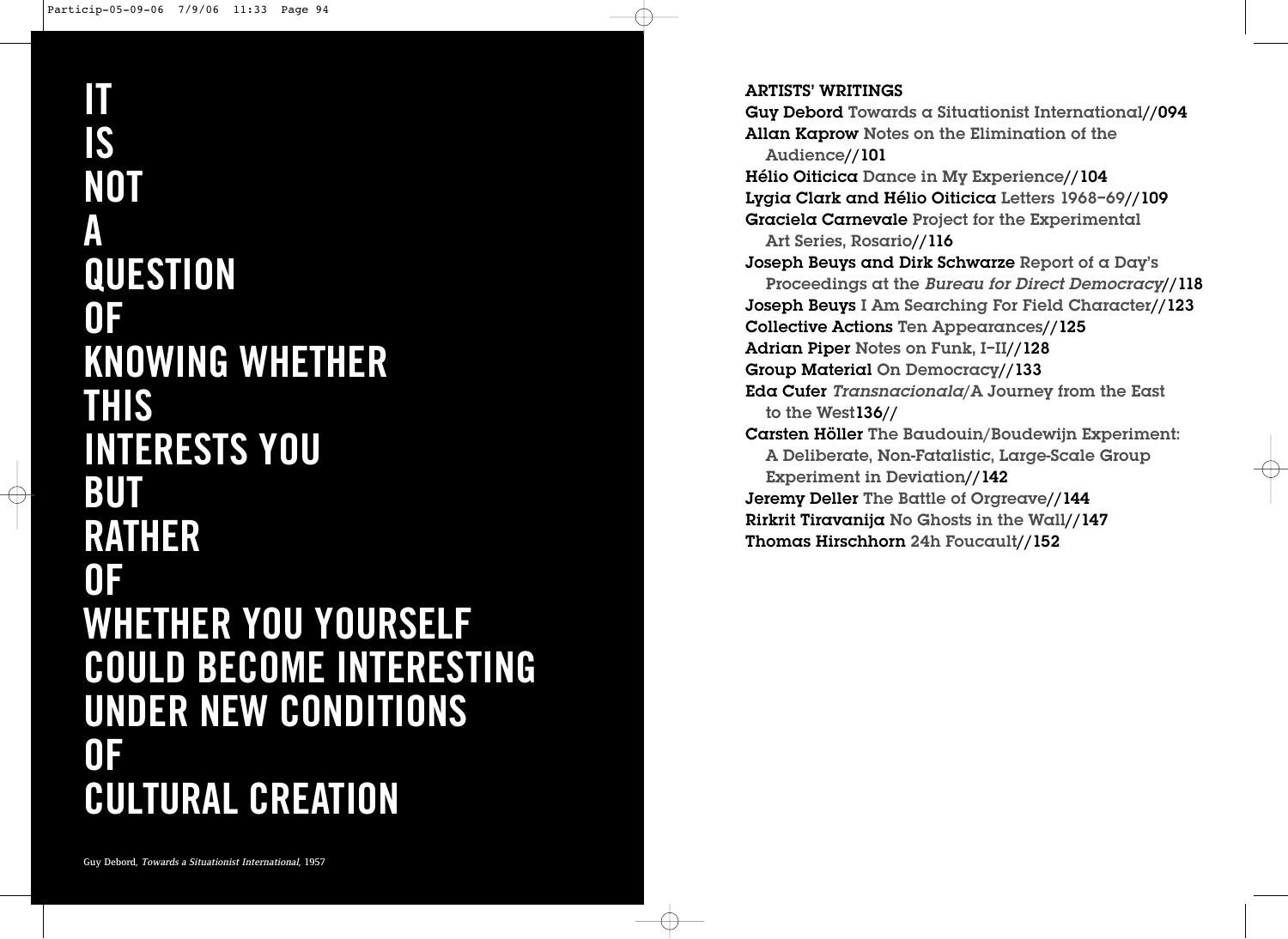# IT IS NOT A QUESTION OF KNOWING WHETHER THIS INTERESTS YOU BUT RATHER OF WHETHER YOU YOURSELF COULD BECOME INTERESTING UNDER NEW CONDITIONS OF CULTURAL CREATION

Guy Debord, *Towards a Situationist International*, 1957

## ARTISTS' WRITINGS

**Guy Debord** Towards a Situationist International//**094**
**Allan Kaprow** Notes on the Elimination of the Audience//**101**
**Hélio Oiticica** Dance in My Experience//**104**
**Lygia Clark and Hélio Oiticica** Letters 1968–69//**109**
**Graciela Carnevale** Project for the Experimental Art Series, Rosario//**116**
**Joseph Beuys and Dirk Schwarze** Report of a Day's Proceedings at the *Bureau for Direct Democracy*//**118**
**Joseph Beuys** I Am Searching For Field Character//**123**
**Collective Actions** Ten Appearances//**125**
**Adrian Piper** Notes on Funk, I–II//**128**
**Group Material** On Democracy//**133**
**Eda Cufer** *Transnacionala*/A Journey from the East to the West**136**//
**Carsten Höller** The Baudouin/Boudewijn Experiment: A Deliberate, Non-Fatalistic, Large-Scale Group Experiment in Deviation//**142**
**Jeremy Deller** The Battle of Orgreave//**144**
**Rirkrit Tiravanija** No Ghosts in the Wall//**147**
**Thomas Hirschhorn** 24h Foucault//**152**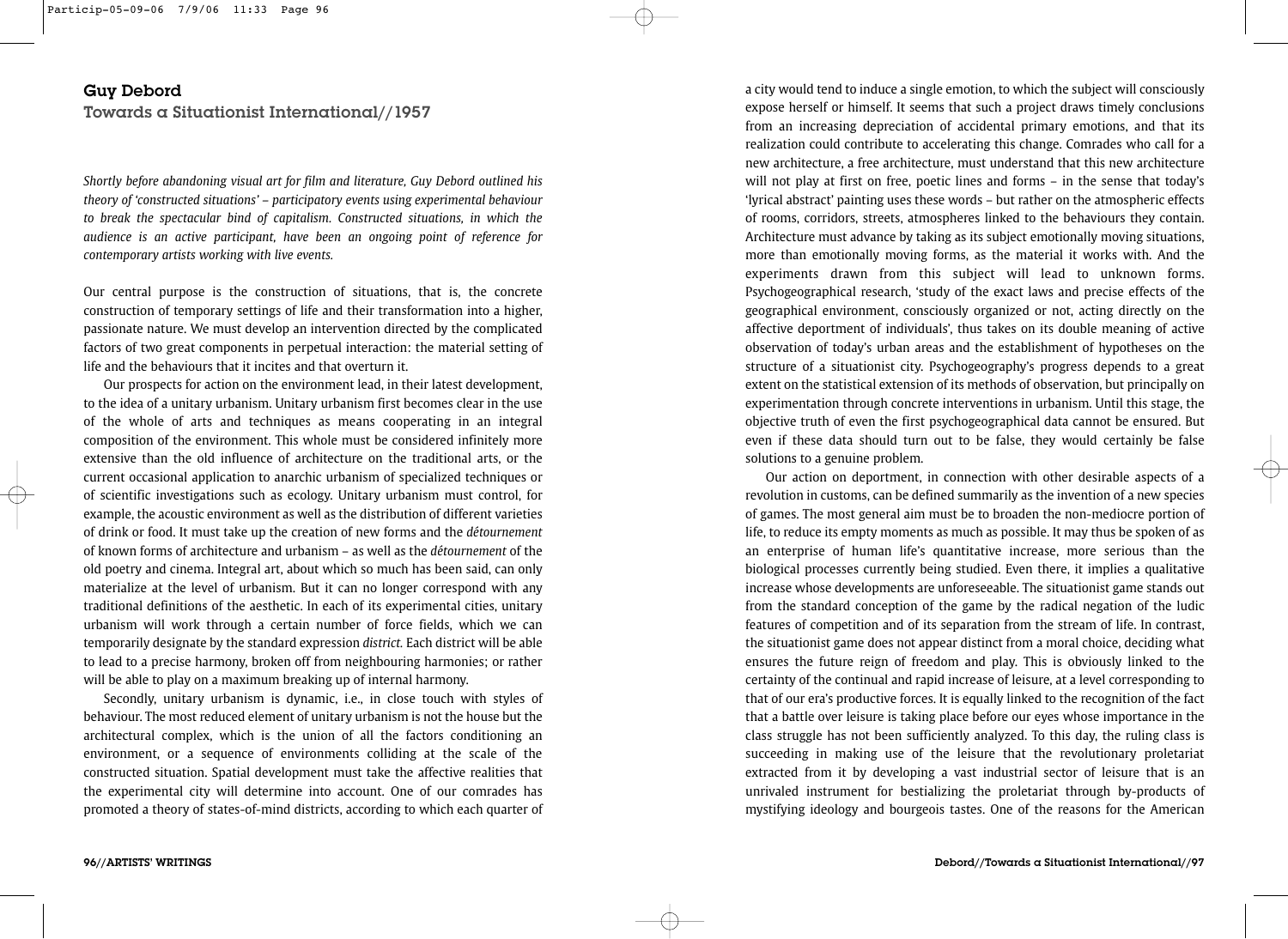## Guy Debord

### Towards a Situationist International//1957

*Shortly before abandoning visual art for film and literature, Guy Debord outlined his theory of 'constructed situations' – participatory events using experimental behaviour to break the spectacular bind of capitalism. Constructed situations, in which the audience is an active participant, have been an ongoing point of reference for contemporary artists working with live events.*

Our central purpose is the construction of situations, that is, the concrete construction of temporary settings of life and their transformation into a higher, passionate nature. We must develop an intervention directed by the complicated factors of two great components in perpetual interaction: the material setting of life and the behaviours that it incites and that overturn it.

Our prospects for action on the environment lead, in their latest development, to the idea of a unitary urbanism. Unitary urbanism first becomes clear in the use of the whole of arts and techniques as means cooperating in an integral composition of the environment. This whole must be considered infinitely more extensive than the old influence of architecture on the traditional arts, or the current occasional application to anarchic urbanism of specialized techniques or of scientific investigations such as ecology. Unitary urbanism must control, for example, the acoustic environment as well as the distribution of different varieties of drink or food. It must take up the creation of new forms and the *détournement* of known forms of architecture and urbanism – as well as the *détournement* of the old poetry and cinema. Integral art, about which so much has been said, can only materialize at the level of urbanism. But it can no longer correspond with any traditional definitions of the aesthetic. In each of its experimental cities, unitary urbanism will work through a certain number of force fields, which we can temporarily designate by the standard expression *district*. Each district will be able to lead to a precise harmony, broken off from neighbouring harmonies; or rather will be able to play on a maximum breaking up of internal harmony.

Secondly, unitary urbanism is dynamic, i.e., in close touch with styles of behaviour. The most reduced element of unitary urbanism is not the house but the architectural complex, which is the union of all the factors conditioning an environment, or a sequence of environments colliding at the scale of the constructed situation. Spatial development must take the affective realities that the experimental city will determine into account. One of our comrades has promoted a theory of states-of-mind districts, according to which each quarter of a city would tend to induce a single emotion, to which the subject will consciously expose herself or himself. It seems that such a project draws timely conclusions from an increasing depreciation of accidental primary emotions, and that its realization could contribute to accelerating this change. Comrades who call for a new architecture, a free architecture, must understand that this new architecture will not play at first on free, poetic lines and forms – in the sense that today's 'lyrical abstract' painting uses these words – but rather on the atmospheric effects of rooms, corridors, streets, atmospheres linked to the behaviours they contain. Architecture must advance by taking as its subject emotionally moving situations, more than emotionally moving forms, as the material it works with. And the experiments drawn from this subject will lead to unknown forms. Psychogeographical research, 'study of the exact laws and precise effects of the geographical environment, consciously organized or not, acting directly on the affective deportment of individuals', thus takes on its double meaning of active observation of today's urban areas and the establishment of hypotheses on the structure of a situationist city. Psychogeography's progress depends to a great extent on the statistical extension of its methods of observation, but principally on experimentation through concrete interventions in urbanism. Until this stage, the objective truth of even the first psychogeographical data cannot be ensured. But even if these data should turn out to be false, they would certainly be false solutions to a genuine problem.

Our action on deportment, in connection with other desirable aspects of a revolution in customs, can be defined summarily as the invention of a new species of games. The most general aim must be to broaden the non-mediocre portion of life, to reduce its empty moments as much as possible. It may thus be spoken of as an enterprise of human life's quantitative increase, more serious than the biological processes currently being studied. Even there, it implies a qualitative increase whose developments are unforeseeable. The situationist game stands out from the standard conception of the game by the radical negation of the ludic features of competition and of its separation from the stream of life. In contrast, the situationist game does not appear distinct from a moral choice, deciding what ensures the future reign of freedom and play. This is obviously linked to the certainty of the continual and rapid increase of leisure, at a level corresponding to that of our era's productive forces. It is equally linked to the recognition of the fact that a battle over leisure is taking place before our eyes whose importance in the class struggle has not been sufficiently analyzed. To this day, the ruling class is succeeding in making use of the leisure that the revolutionary proletariat extracted from it by developing a vast industrial sector of leisure that is an unrivaled instrument for bestializing the proletariat through by-products of mystifying ideology and bourgeois tastes. One of the reasons for the American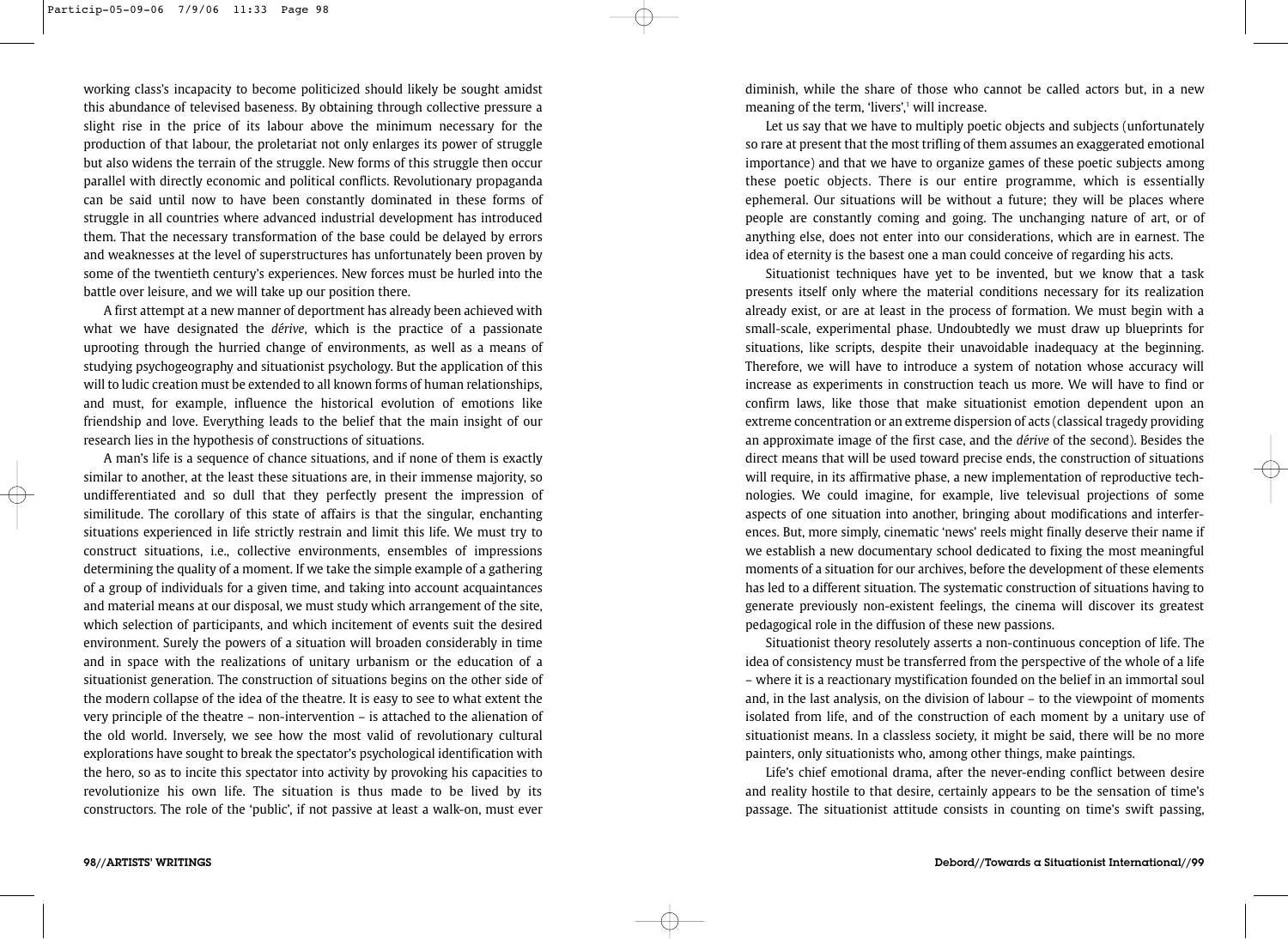working class's incapacity to become politicized should likely be sought amidst this abundance of televised baseness. By obtaining through collective pressure a slight rise in the price of its labour above the minimum necessary for the production of that labour, the proletariat not only enlarges its power of struggle but also widens the terrain of the struggle. New forms of this struggle then occur parallel with directly economic and political conflicts. Revolutionary propaganda can be said until now to have been constantly dominated in these forms of struggle in all countries where advanced industrial development has introduced them. That the necessary transformation of the base could be delayed by errors and weaknesses at the level of superstructures has unfortunately been proven by some of the twentieth century's experiences. New forces must be hurled into the battle over leisure, and we will take up our position there.

A first attempt at a new manner of deportment has already been achieved with what we have designated the *dérive*, which is the practice of a passionate uprooting through the hurried change of environments, as well as a means of studying psychogeography and situationist psychology. But the application of this will to ludic creation must be extended to all known forms of human relationships, and must, for example, influence the historical evolution of emotions like friendship and love. Everything leads to the belief that the main insight of our research lies in the hypothesis of constructions of situations.

A man's life is a sequence of chance situations, and if none of them is exactly similar to another, at the least these situations are, in their immense majority, so undifferentiated and so dull that they perfectly present the impression of similitude. The corollary of this state of affairs is that the singular, enchanting situations experienced in life strictly restrain and limit this life. We must try to construct situations, i.e., collective environments, ensembles of impressions determining the quality of a moment. If we take the simple example of a gathering of a group of individuals for a given time, and taking into account acquaintances and material means at our disposal, we must study which arrangement of the site, which selection of participants, and which incitement of events suit the desired environment. Surely the powers of a situation will broaden considerably in time and in space with the realizations of unitary urbanism or the education of a situationist generation. The construction of situations begins on the other side of the modern collapse of the idea of the theatre. It is easy to see to what extent the very principle of the theatre – non-intervention – is attached to the alienation of the old world. Inversely, we see how the most valid of revolutionary cultural explorations have sought to break the spectator's psychological identification with the hero, so as to incite this spectator into activity by provoking his capacities to revolutionize his own life. The situation is thus made to be lived by its constructors. The role of the 'public', if not passive at least a walk-on, must ever diminish, while the share of those who cannot be called actors but, in a new meaning of the term, 'livers',[1] will increase.

Let us say that we have to multiply poetic objects and subjects (unfortunately so rare at present that the most trifling of them assumes an exaggerated emotional importance) and that we have to organize games of these poetic subjects among these poetic objects. There is our entire programme, which is essentially ephemeral. Our situations will be without a future; they will be places where people are constantly coming and going. The unchanging nature of art, or of anything else, does not enter into our considerations, which are in earnest. The idea of eternity is the basest one a man could conceive of regarding his acts.

Situationist techniques have yet to be invented, but we know that a task presents itself only where the material conditions necessary for its realization already exist, or are at least in the process of formation. We must begin with a small-scale, experimental phase. Undoubtedly we must draw up blueprints for situations, like scripts, despite their unavoidable inadequacy at the beginning. Therefore, we will have to introduce a system of notation whose accuracy will increase as experiments in construction teach us more. We will have to find or confirm laws, like those that make situationist emotion dependent upon an extreme concentration or an extreme dispersion of acts (classical tragedy providing an approximate image of the first case, and the *dérive* of the second). Besides the direct means that will be used toward precise ends, the construction of situations will require, in its affirmative phase, a new implementation of reproductive technologies. We could imagine, for example, live televisual projections of some aspects of one situation into another, bringing about modifications and interferences. But, more simply, cinematic 'news' reels might finally deserve their name if we establish a new documentary school dedicated to fixing the most meaningful moments of a situation for our archives, before the development of these elements has led to a different situation. The systematic construction of situations having to generate previously non-existent feelings, the cinema will discover its greatest pedagogical role in the diffusion of these new passions.

Situationist theory resolutely asserts a non-continuous conception of life. The idea of consistency must be transferred from the perspective of the whole of a life – where it is a reactionary mystification founded on the belief in an immortal soul and, in the last analysis, on the division of labour – to the viewpoint of moments isolated from life, and of the construction of each moment by a unitary use of situationist means. In a classless society, it might be said, there will be no more painters, only situationists who, among other things, make paintings.

Life's chief emotional drama, after the never-ending conflict between desire and reality hostile to that desire, certainly appears to be the sensation of time's passage. The situationist attitude consists in counting on time's swift passing,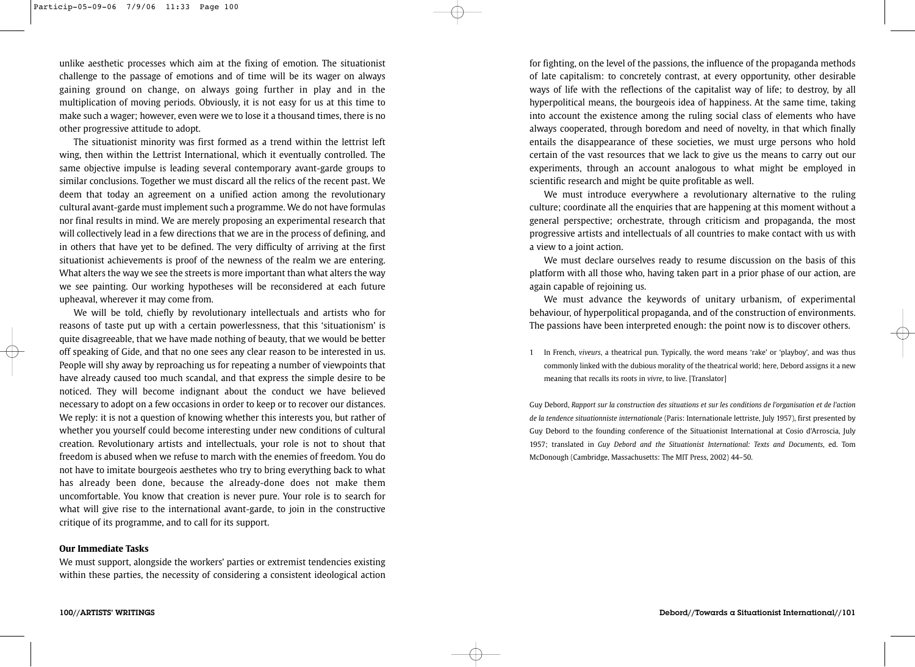unlike aesthetic processes which aim at the fixing of emotion. The situationist challenge to the passage of emotions and of time will be its wager on always gaining ground on change, on always going further in play and in the multiplication of moving periods. Obviously, it is not easy for us at this time to make such a wager; however, even were we to lose it a thousand times, there is no other progressive attitude to adopt.

The situationist minority was first formed as a trend within the lettrist left wing, then within the Lettrist International, which it eventually controlled. The same objective impulse is leading several contemporary avant-garde groups to similar conclusions. Together we must discard all the relics of the recent past. We deem that today an agreement on a unified action among the revolutionary cultural avant-garde must implement such a programme. We do not have formulas nor final results in mind. We are merely proposing an experimental research that will collectively lead in a few directions that we are in the process of defining, and in others that have yet to be defined. The very difficulty of arriving at the first situationist achievements is proof of the newness of the realm we are entering. What alters the way we see the streets is more important than what alters the way we see painting. Our working hypotheses will be reconsidered at each future upheaval, wherever it may come from.

We will be told, chiefly by revolutionary intellectuals and artists who for reasons of taste put up with a certain powerlessness, that this 'situationism' is quite disagreeable, that we have made nothing of beauty, that we would be better off speaking of Gide, and that no one sees any clear reason to be interested in us. People will shy away by reproaching us for repeating a number of viewpoints that have already caused too much scandal, and that express the simple desire to be noticed. They will become indignant about the conduct we have believed necessary to adopt on a few occasions in order to keep or to recover our distances. We reply: it is not a question of knowing whether this interests you, but rather of whether you yourself could become interesting under new conditions of cultural creation. Revolutionary artists and intellectuals, your role is not to shout that freedom is abused when we refuse to march with the enemies of freedom. You do not have to imitate bourgeois aesthetes who try to bring everything back to what has already been done, because the already-done does not make them uncomfortable. You know that creation is never pure. Your role is to search for what will give rise to the international avant-garde, to join in the constructive critique of its programme, and to call for its support.

### Our Immediate Tasks

We must support, alongside the workers' parties or extremist tendencies existing within these parties, the necessity of considering a consistent ideological action for fighting, on the level of the passions, the influence of the propaganda methods of late capitalism: to concretely contrast, at every opportunity, other desirable ways of life with the reflections of the capitalist way of life; to destroy, by all hyperpolitical means, the bourgeois idea of happiness. At the same time, taking into account the existence among the ruling social class of elements who have always cooperated, through boredom and need of novelty, in that which finally entails the disappearance of these societies, we must urge persons who hold certain of the vast resources that we lack to give us the means to carry out our experiments, through an account analogous to what might be employed in scientific research and might be quite profitable as well.

We must introduce everywhere a revolutionary alternative to the ruling culture; coordinate all the enquiries that are happening at this moment without a general perspective; orchestrate, through criticism and propaganda, the most progressive artists and intellectuals of all countries to make contact with us with a view to a joint action.

We must declare ourselves ready to resume discussion on the basis of this platform with all those who, having taken part in a prior phase of our action, are again capable of rejoining us.

We must advance the keywords of unitary urbanism, of experimental behaviour, of hyperpolitical propaganda, and of the construction of environments. The passions have been interpreted enough: the point now is to discover others.

1 In French, *viveurs*, a theatrical pun. Typically, the word means 'rake' or 'playboy', and was thus commonly linked with the dubious morality of the theatrical world; here, Debord assigns it a new meaning that recalls its roots in *vivre*, to live. [Translator]

Guy Debord, *Rapport sur la construction des situations et sur les conditions de l'organisation et de l'action de la tendence situationniste internationale* (Paris: Internationale lettriste, July 1957), first presented by Guy Debord to the founding conference of the Situationist International at Cosio d'Arroscia, July 1957; translated in *Guy Debord and the Situationist International: Texts and Documents*, ed. Tom McDonough (Cambridge, Massachusetts: The MIT Press, 2002) 44–50.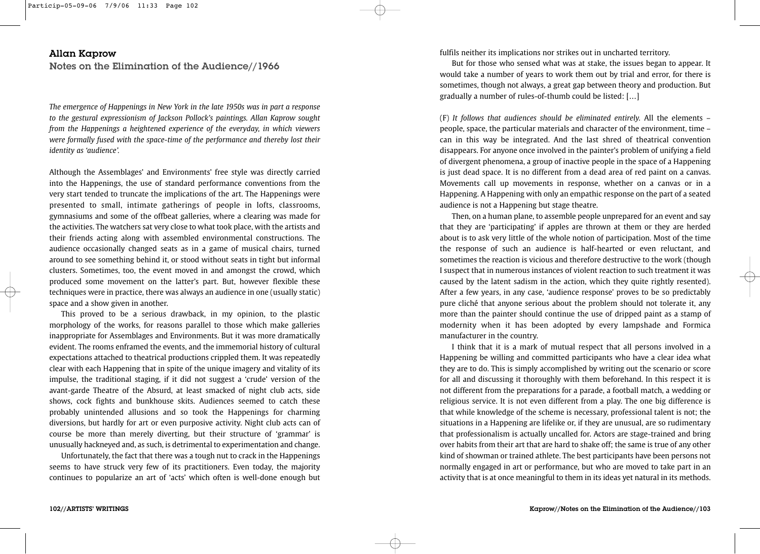## Allan Kaprow

### Notes on the Elimination of the Audience//1966

*The emergence of Happenings in New York in the late 1950s was in part a response to the gestural expressionism of Jackson Pollock's paintings. Allan Kaprow sought from the Happenings a heightened experience of the everyday, in which viewers were formally fused with the space-time of the performance and thereby lost their identity as 'audience'.*

Although the Assemblages' and Environments' free style was directly carried into the Happenings, the use of standard performance conventions from the very start tended to truncate the implications of the art. The Happenings were presented to small, intimate gatherings of people in lofts, classrooms, gymnasiums and some of the offbeat galleries, where a clearing was made for the activities. The watchers sat very close to what took place, with the artists and their friends acting along with assembled environmental constructions. The audience occasionally changed seats as in a game of musical chairs, turned around to see something behind it, or stood without seats in tight but informal clusters. Sometimes, too, the event moved in and amongst the crowd, which produced some movement on the latter's part. But, however flexible these techniques were in practice, there was always an audience in one (usually static) space and a show given in another.

This proved to be a serious drawback, in my opinion, to the plastic morphology of the works, for reasons parallel to those which make galleries inappropriate for Assemblages and Environments. But it was more dramatically evident. The rooms enframed the events, and the immemorial history of cultural expectations attached to theatrical productions crippled them. It was repeatedly clear with each Happening that in spite of the unique imagery and vitality of its impulse, the traditional staging, if it did not suggest a 'crude' version of the avant-garde Theatre of the Absurd, at least smacked of night club acts, side shows, cock fights and bunkhouse skits. Audiences seemed to catch these probably unintended allusions and so took the Happenings for charming diversions, but hardly for art or even purposive activity. Night club acts can of course be more than merely diverting, but their structure of 'grammar' is unusually hackneyed and, as such, is detrimental to experimentation and change.

Unfortunately, the fact that there was a tough nut to crack in the Happenings seems to have struck very few of its practitioners. Even today, the majority continues to popularize an art of 'acts' which often is well-done enough but fulfils neither its implications nor strikes out in uncharted territory.

But for those who sensed what was at stake, the issues began to appear. It would take a number of years to work them out by trial and error, for there is sometimes, though not always, a great gap between theory and production. But gradually a number of rules-of-thumb could be listed: [...]

(F) *It follows that audiences should be eliminated entirely.* All the elements – people, space, the particular materials and character of the environment, time – can in this way be integrated. And the last shred of theatrical convention disappears. For anyone once involved in the painter's problem of unifying a field of divergent phenomena, a group of inactive people in the space of a Happening is just dead space. It is no different from a dead area of red paint on a canvas. Movements call up movements in response, whether on a canvas or in a Happening. A Happening with only an empathic response on the part of a seated audience is not a Happening but stage theatre.

Then, on a human plane, to assemble people unprepared for an event and say that they are 'participating' if apples are thrown at them or they are herded about is to ask very little of the whole notion of participation. Most of the time the response of such an audience is half-hearted or even reluctant, and sometimes the reaction is vicious and therefore destructive to the work (though I suspect that in numerous instances of violent reaction to such treatment it was caused by the latent sadism in the action, which they quite rightly resented). After a few years, in any case, 'audience response' proves to be so predictably pure cliché that anyone serious about the problem should not tolerate it, any more than the painter should continue the use of dripped paint as a stamp of modernity when it has been adopted by every lampshade and Formica manufacturer in the country.

I think that it is a mark of mutual respect that all persons involved in a Happening be willing and committed participants who have a clear idea what they are to do. This is simply accomplished by writing out the scenario or score for all and discussing it thoroughly with them beforehand. In this respect it is not different from the preparations for a parade, a football match, a wedding or religious service. It is not even different from a play. The one big difference is that while knowledge of the scheme is necessary, professional talent is not; the situations in a Happening are lifelike or, if they are unusual, are so rudimentary that professionalism is actually uncalled for. Actors are stage-trained and bring over habits from their art that are hard to shake off; the same is true of any other kind of showman or trained athlete. The best participants have been persons not normally engaged in art or performance, but who are moved to take part in an activity that is at once meaningful to them in its ideas yet natural in its methods.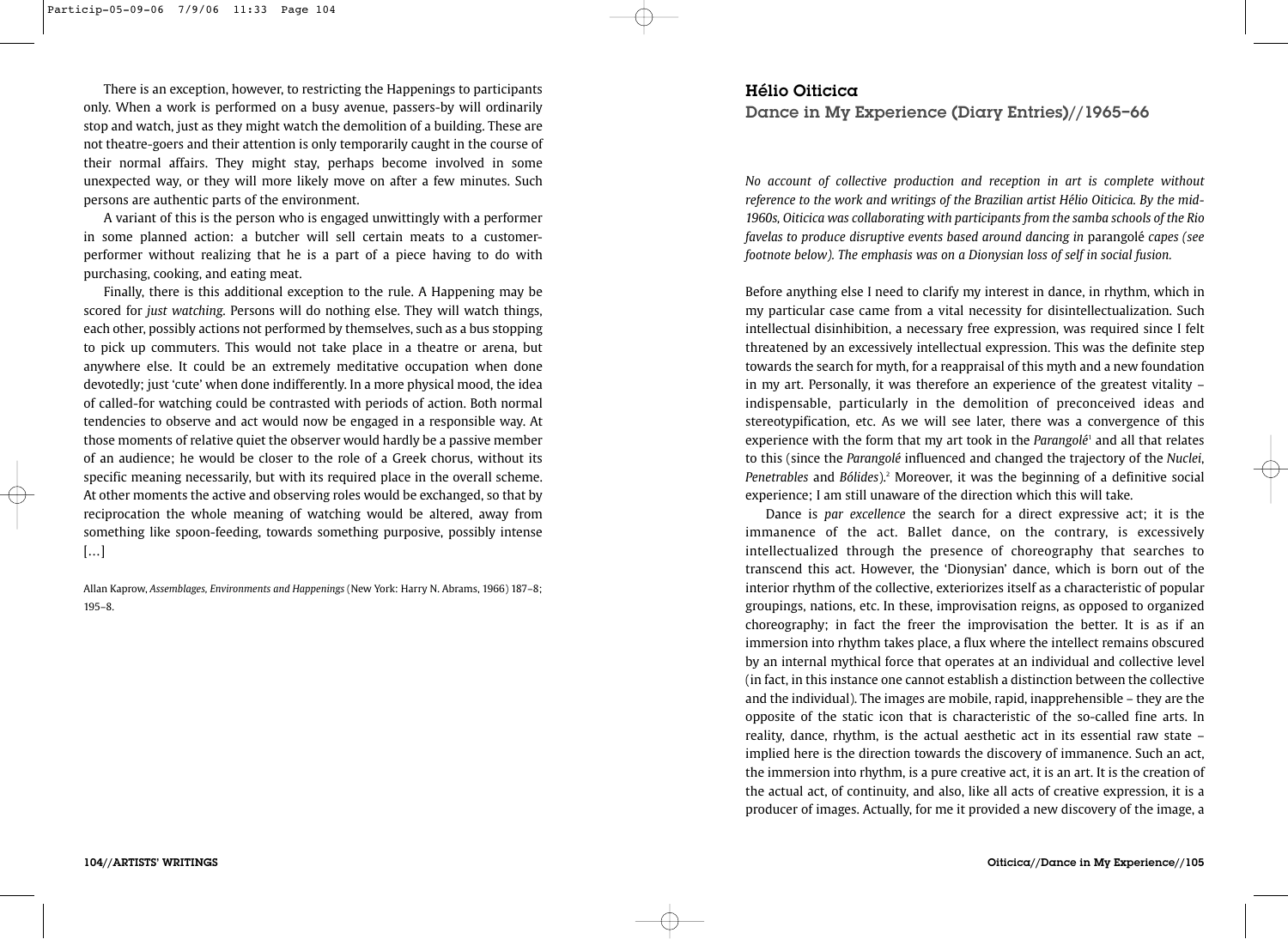There is an exception, however, to restricting the Happenings to participants only. When a work is performed on a busy avenue, passers-by will ordinarily stop and watch, just as they might watch the demolition of a building. These are not theatre-goers and their attention is only temporarily caught in the course of their normal affairs. They might stay, perhaps become involved in some unexpected way, or they will more likely move on after a few minutes. Such persons are authentic parts of the environment.

A variant of this is the person who is engaged unwittingly with a performer in some planned action: a butcher will sell certain meats to a customer-performer without realizing that he is a part of a piece having to do with purchasing, cooking, and eating meat.

Finally, there is this additional exception to the rule. A Happening may be scored for *just watching*. Persons will do nothing else. They will watch things, each other, possibly actions not performed by themselves, such as a bus stopping to pick up commuters. This would not take place in a theatre or arena, but anywhere else. It could be an extremely meditative occupation when done devotedly; just 'cute' when done indifferently. In a more physical mood, the idea of called-for watching could be contrasted with periods of action. Both normal tendencies to observe and act would now be engaged in a responsible way. At those moments of relative quiet the observer would hardly be a passive member of an audience; he would be closer to the role of a Greek chorus, without its specific meaning necessarily, but with its required place in the overall scheme. At other moments the active and observing roles would be exchanged, so that by reciprocation the whole meaning of watching would be altered, away from something like spoon-feeding, towards something purposive, possibly intense […]

Allan Kaprow, *Assemblages, Environments and Happenings* (New York: Harry N. Abrams, 1966) 187–8; 195–8.

## Hélio Oiticica
### Dance in My Experience (Diary Entries)//1965–66

*No account of collective production and reception in art is complete without reference to the work and writings of the Brazilian artist Hélio Oiticica. By the mid-1960s, Oiticica was collaborating with participants from the samba schools of the Rio favelas to produce disruptive events based around dancing in* parangolé *capes (see footnote below). The emphasis was on a Dionysian loss of self in social fusion.*

Before anything else I need to clarify my interest in dance, in rhythm, which in my particular case came from a vital necessity for disintellectualization. Such intellectual disinhibition, a necessary free expression, was required since I felt threatened by an excessively intellectual expression. This was the definite step towards the search for myth, for a reappraisal of this myth and a new foundation in my art. Personally, it was therefore an experience of the greatest vitality – indispensable, particularly in the demolition of preconceived ideas and stereotypification, etc. As we will see later, there was a convergence of this experience with the form that my art took in the *Parangolé*[1] and all that relates to this (since the *Parangolé* influenced and changed the trajectory of the *Nuclei*, *Penetrables* and *Bólides*).[2] Moreover, it was the beginning of a definitive social experience; I am still unaware of the direction which this will take.

Dance is *par excellence* the search for a direct expressive act; it is the immanence of the act. Ballet dance, on the contrary, is excessively intellectualized through the presence of choreography that searches to transcend this act. However, the 'Dionysian' dance, which is born out of the interior rhythm of the collective, exteriorizes itself as a characteristic of popular groupings, nations, etc. In these, improvisation reigns, as opposed to organized choreography; in fact the freer the improvisation the better. It is as if an immersion into rhythm takes place, a flux where the intellect remains obscured by an internal mythical force that operates at an individual and collective level (in fact, in this instance one cannot establish a distinction between the collective and the individual). The images are mobile, rapid, inapprehensible – they are the opposite of the static icon that is characteristic of the so-called fine arts. In reality, dance, rhythm, is the actual aesthetic act in its essential raw state – implied here is the direction towards the discovery of immanence. Such an act, the immersion into rhythm, is a pure creative act, it is an art. It is the creation of the actual act, of continuity, and also, like all acts of creative expression, it is a producer of images. Actually, for me it provided a new discovery of the image, a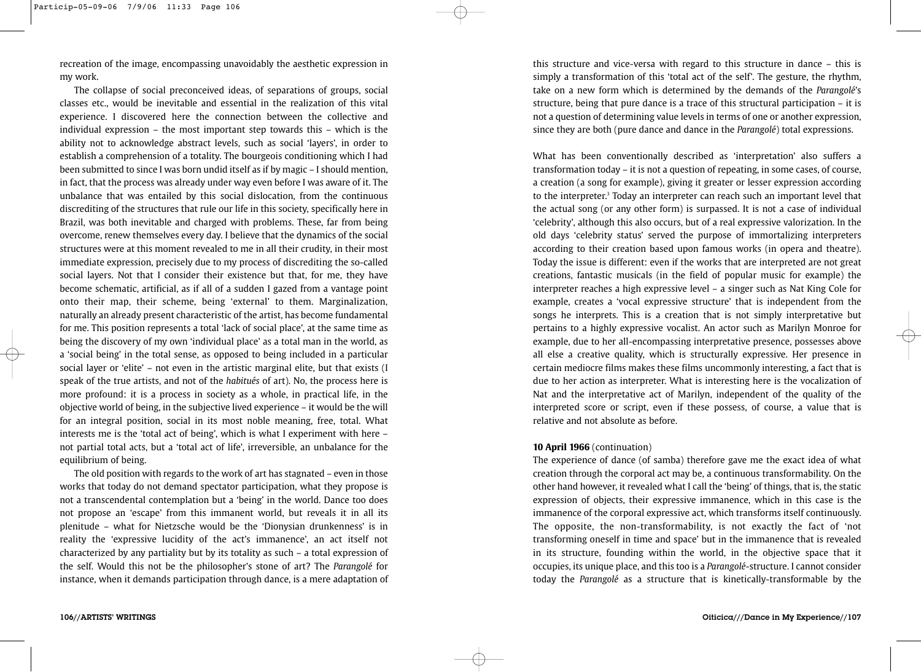recreation of the image, encompassing unavoidably the aesthetic expression in my work.

The collapse of social preconceived ideas, of separations of groups, social classes etc., would be inevitable and essential in the realization of this vital experience. I discovered here the connection between the collective and individual expression – the most important step towards this – which is the ability not to acknowledge abstract levels, such as social 'layers', in order to establish a comprehension of a totality. The bourgeois conditioning which I had been submitted to since I was born undid itself as if by magic – I should mention, in fact, that the process was already under way even before I was aware of it. The unbalance that was entailed by this social dislocation, from the continuous discrediting of the structures that rule our life in this society, specifically here in Brazil, was both inevitable and charged with problems. These, far from being overcome, renew themselves every day. I believe that the dynamics of the social structures were at this moment revealed to me in all their crudity, in their most immediate expression, precisely due to my process of discrediting the so-called social layers. Not that I consider their existence but that, for me, they have become schematic, artificial, as if all of a sudden I gazed from a vantage point onto their map, their scheme, being 'external' to them. Marginalization, naturally an already present characteristic of the artist, has become fundamental for me. This position represents a total 'lack of social place', at the same time as being the discovery of my own 'individual place' as a total man in the world, as a 'social being' in the total sense, as opposed to being included in a particular social layer or 'elite' – not even in the artistic marginal elite, but that exists (I speak of the true artists, and not of the *habitués* of art). No, the process here is more profound: it is a process in society as a whole, in practical life, in the objective world of being, in the subjective lived experience – it would be the will for an integral position, social in its most noble meaning, free, total. What interests me is the 'total act of being', which is what I experiment with here – not partial total acts, but a 'total act of life', irreversible, an unbalance for the equilibrium of being.

The old position with regards to the work of art has stagnated – even in those works that today do not demand spectator participation, what they propose is not a transcendental contemplation but a 'being' in the world. Dance too does not propose an 'escape' from this immanent world, but reveals it in all its plenitude – what for Nietzsche would be the 'Dionysian drunkenness' is in reality the 'expressive lucidity of the act's immanence', an act itself not characterized by any partiality but by its totality as such – a total expression of the self. Would this not be the philosopher's stone of art? The *Parangolé* for instance, when it demands participation through dance, is a mere adaptation of this structure and vice-versa with regard to this structure in dance – this is simply a transformation of this 'total act of the self'. The gesture, the rhythm, take on a new form which is determined by the demands of the *Parangolé*'s structure, being that pure dance is a trace of this structural participation – it is not a question of determining value levels in terms of one or another expression, since they are both (pure dance and dance in the *Parangolé*) total expressions.

What has been conventionally described as 'interpretation' also suffers a transformation today – it is not a question of repeating, in some cases, of course, a creation (a song for example), giving it greater or lesser expression according to the interpreter.[3] Today an interpreter can reach such an important level that the actual song (or any other form) is surpassed. It is not a case of individual 'celebrity', although this also occurs, but of a real expressive valorization. In the old days 'celebrity status' served the purpose of immortalizing interpreters according to their creation based upon famous works (in opera and theatre). Today the issue is different: even if the works that are interpreted are not great creations, fantastic musicals (in the field of popular music for example) the interpreter reaches a high expressive level – a singer such as Nat King Cole for example, creates a 'vocal expressive structure' that is independent from the songs he interprets. This is a creation that is not simply interpretative but pertains to a highly expressive vocalist. An actor such as Marilyn Monroe for example, due to her all-encompassing interpretative presence, possesses above all else a creative quality, which is structurally expressive. Her presence in certain mediocre films makes these films uncommonly interesting, a fact that is due to her action as interpreter. What is interesting here is the vocalization of Nat and the interpretative act of Marilyn, independent of the quality of the interpreted score or script, even if these possess, of course, a value that is relative and not absolute as before.

**10 April 1966** (continuation)

The experience of dance (of samba) therefore gave me the exact idea of what creation through the corporal act may be, a continuous transformability. On the other hand however, it revealed what I call the 'being' of things, that is, the static expression of objects, their expressive immanence, which in this case is the immanence of the corporal expressive act, which transforms itself continuously. The opposite, the non-transformability, is not exactly the fact of 'not transforming oneself in time and space' but in the immanence that is revealed in its structure, founding within the world, in the objective space that it occupies, its unique place, and this too is a *Parangolé*-structure. I cannot consider today the *Parangolé* as a structure that is kinetically-transformable by the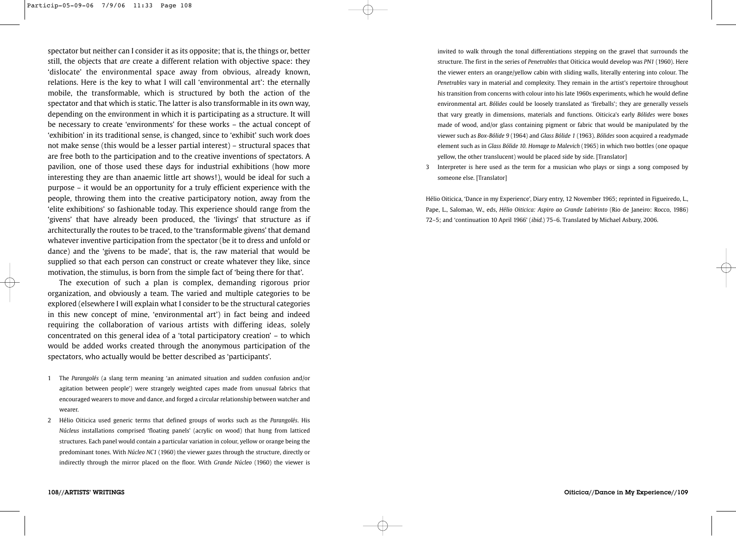spectator but neither can I consider it as its opposite; that is, the things or, better still, the objects that *are* create a different relation with objective space: they 'dislocate' the environmental space away from obvious, already known, relations. Here is the key to what I will call 'environmental art': the eternally mobile, the transformable, which is structured by both the action of the spectator and that which is static. The latter is also transformable in its own way, depending on the environment in which it is participating as a structure. It will be necessary to create 'environments' for these works – the actual concept of 'exhibition' in its traditional sense, is changed, since to 'exhibit' such work does not make sense (this would be a lesser partial interest) – structural spaces that are free both to the participation and to the creative inventions of spectators. A pavilion, one of those used these days for industrial exhibitions (how more interesting they are than anaemic little art shows!), would be ideal for such a purpose – it would be an opportunity for a truly efficient experience with the people, throwing them into the creative participatory notion, away from the 'elite exhibitions' so fashionable today. This experience should range from the 'givens' that have already been produced, the 'livings' that structure as if architecturally the routes to be traced, to the 'transformable givens' that demand whatever inventive participation from the spectator (be it to dress and unfold or dance) and the 'givens to be made', that is, the raw material that would be supplied so that each person can construct or create whatever they like, since motivation, the stimulus, is born from the simple fact of 'being there for that'.

The execution of such a plan is complex, demanding rigorous prior organization, and obviously a team. The varied and multiple categories to be explored (elsewhere I will explain what I consider to be the structural categories in this new concept of mine, 'environmental art') in fact being and indeed requiring the collaboration of various artists with differing ideas, solely concentrated on this general idea of a 'total participatory creation' – to which would be added works created through the anonymous participation of the spectators, who actually would be better described as 'participants'.

1 The *Parangolés* (a slang term meaning 'an animated situation and sudden confusion and/or agitation between people') were strangely weighted capes made from unusual fabrics that encouraged wearers to move and dance, and forged a circular relationship between watcher and wearer.

2 Hélio Oiticica used generic terms that defined groups of works such as the *Parangolés*. His *Núcleus* installations comprised 'floating panels' (acrylic on wood) that hung from latticed structures. Each panel would contain a particular variation in colour, yellow or orange being the predominant tones. With *Núcleo NC1* (1960) the viewer gazes through the structure, directly or indirectly through the mirror placed on the floor. With *Grande Núcleo* (1960) the viewer is invited to walk through the tonal differentiations stepping on the gravel that surrounds the structure. The first in the series of *Penetrables* that Oiticica would develop was *PN1* (1960). Here the viewer enters an orange/yellow cabin with sliding walls, literally entering into colour. The *Penetrables* vary in material and complexity. They remain in the artist's repertoire throughout his transition from concerns with colour into his late 1960s experiments, which he would define environmental art. *Bólides* could be loosely translated as 'fireballs'; they are generally vessels that vary greatly in dimensions, materials and functions. Oiticica's early *Bólides* were boxes made of wood, and/or glass containing pigment or fabric that would be manipulated by the viewer such as *Box-Bólide 9* (1964) and *Glass Bólide 1* (1963). *Bólides* soon acquired a readymade element such as in *Glass Bólide 10. Homage to Malevich* (1965) in which two bottles (one opaque yellow, the other translucent) would be placed side by side. [Translator]

3 Interpreter is here used as the term for a musician who plays or sings a song composed by someone else. [Translator]

Hélio Oiticica, 'Dance in my Experience', Diary entry, 12 November 1965; reprinted in Figueiredo, L., Pape, L., Salomao, W., eds, *Hélio Oiticica: Aspiro ao Grande Labirinto* (Rio de Janeiro: Rocco, 1986) 72–5; and 'continuation 10 April 1966' (*ibid.*) 75–6. Translated by Michael Asbury, 2006.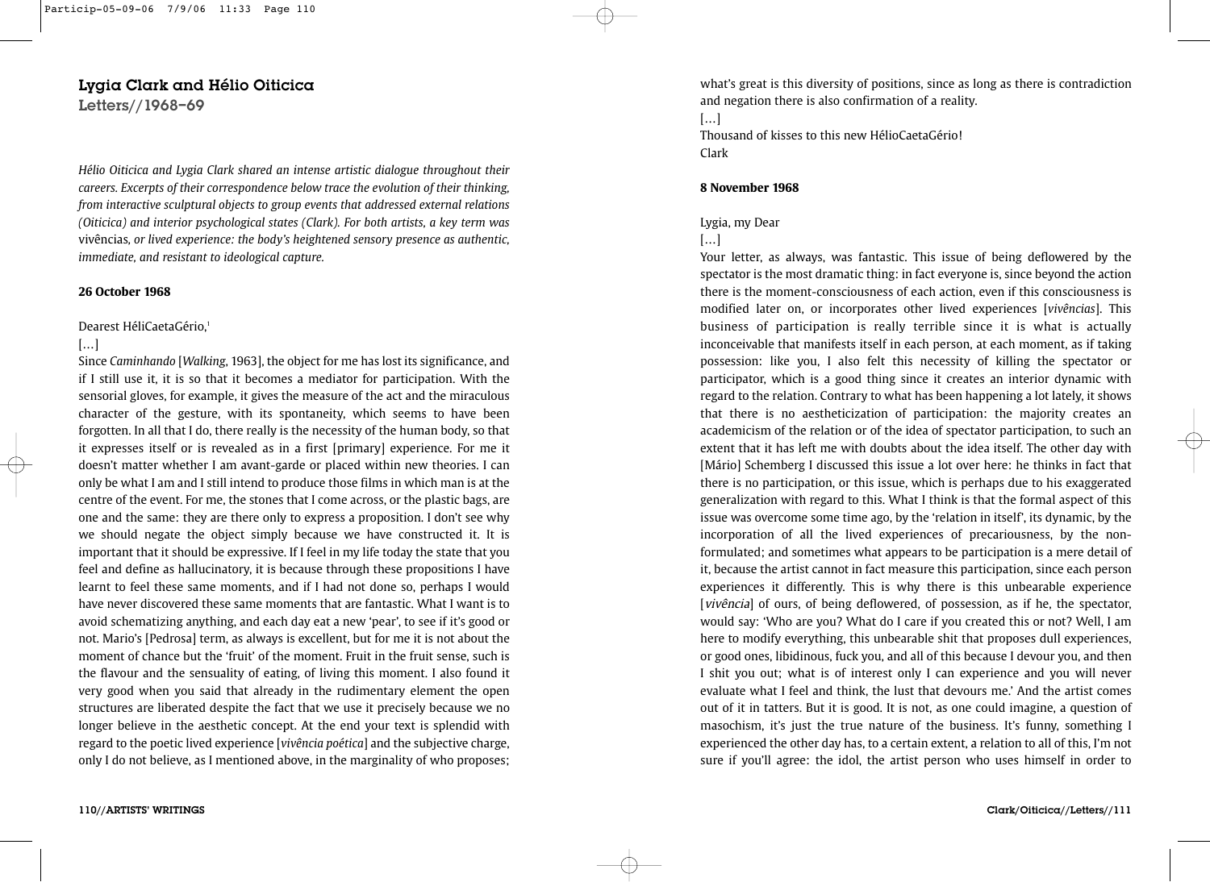## Lygia Clark and Hélio Oiticica

Letters//1968–69

*Hélio Oiticica and Lygia Clark shared an intense artistic dialogue throughout their careers. Excerpts of their correspondence below trace the evolution of their thinking, from interactive sculptural objects to group events that addressed external relations (Oiticica) and interior psychological states (Clark). For both artists, a key term was* vivências*, or lived experience: the body's heightened sensory presence as authentic, immediate, and resistant to ideological capture.*

**26 October 1968**

Dearest HéliCaetaGério,[1]

[…]

Since *Caminhando* [*Walking*, 1963], the object for me has lost its significance, and if I still use it, it is so that it becomes a mediator for participation. With the sensorial gloves, for example, it gives the measure of the act and the miraculous character of the gesture, with its spontaneity, which seems to have been forgotten. In all that I do, there really is the necessity of the human body, so that it expresses itself or is revealed as in a first [primary] experience. For me it doesn't matter whether I am avant-garde or placed within new theories. I can only be what I am and I still intend to produce those films in which man is at the centre of the event. For me, the stones that I come across, or the plastic bags, are one and the same: they are there only to express a proposition. I don't see why we should negate the object simply because we have constructed it. It is important that it should be expressive. If I feel in my life today the state that you feel and define as hallucinatory, it is because through these propositions I have learnt to feel these same moments, and if I had not done so, perhaps I would have never discovered these same moments that are fantastic. What I want is to avoid schematizing anything, and each day eat a new 'pear', to see if it's good or not. Mario's [Pedrosa] term, as always is excellent, but for me it is not about the moment of chance but the 'fruit' of the moment. Fruit in the fruit sense, such is the flavour and the sensuality of eating, of living this moment. I also found it very good when you said that already in the rudimentary element the open structures are liberated despite the fact that we use it precisely because we no longer believe in the aesthetic concept. At the end your text is splendid with regard to the poetic lived experience [*vivência poética*] and the subjective charge, only I do not believe, as I mentioned above, in the marginality of who proposes; what's great is this diversity of positions, since as long as there is contradiction and negation there is also confirmation of a reality.

[…]

Thousand of kisses to this new HélioCaetaGério!

Clark

**8 November 1968**

Lygia, my Dear

[…]

Your letter, as always, was fantastic. This issue of being deflowered by the spectator is the most dramatic thing: in fact everyone is, since beyond the action there is the moment-consciousness of each action, even if this consciousness is modified later on, or incorporates other lived experiences [*vivências*]. This business of participation is really terrible since it is what is actually inconceivable that manifests itself in each person, at each moment, as if taking possession: like you, I also felt this necessity of killing the spectator or participator, which is a good thing since it creates an interior dynamic with regard to the relation. Contrary to what has been happening a lot lately, it shows that there is no aestheticization of participation: the majority creates an academicism of the relation or of the idea of spectator participation, to such an extent that it has left me with doubts about the idea itself. The other day with [Mário] Schemberg I discussed this issue a lot over here: he thinks in fact that there is no participation, or this issue, which is perhaps due to his exaggerated generalization with regard to this. What I think is that the formal aspect of this issue was overcome some time ago, by the 'relation in itself', its dynamic, by the incorporation of all the lived experiences of precariousness, by the non-formulated; and sometimes what appears to be participation is a mere detail of it, because the artist cannot in fact measure this participation, since each person experiences it differently. This is why there is this unbearable experience [*vivência*] of ours, of being deflowered, of possession, as if he, the spectator, would say: 'Who are you? What do I care if you created this or not? Well, I am here to modify everything, this unbearable shit that proposes dull experiences, or good ones, libidinous, fuck you, and all of this because I devour you, and then I shit you out; what is of interest only I can experience and you will never evaluate what I feel and think, the lust that devours me.' And the artist comes out of it in tatters. But it is good. It is not, as one could imagine, a question of masochism, it's just the true nature of the business. It's funny, something I experienced the other day has, to a certain extent, a relation to all of this, I'm not sure if you'll agree: the idol, the artist person who uses himself in order to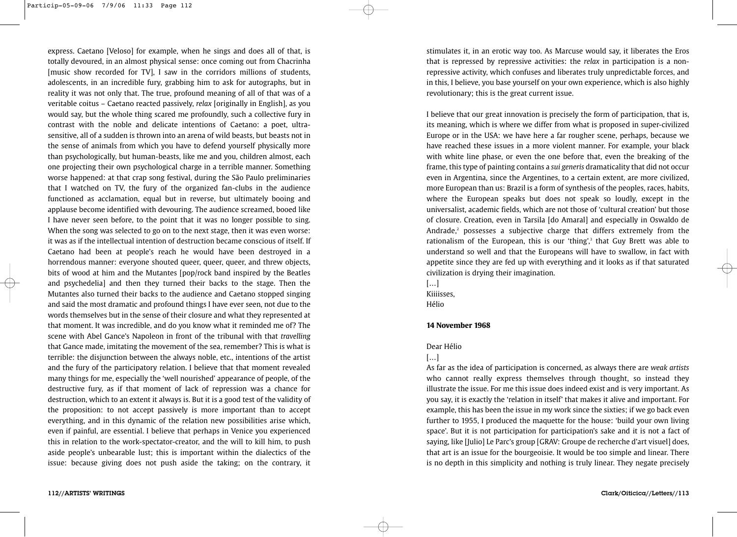express. Caetano [Veloso] for example, when he sings and does all of that, is totally devoured, in an almost physical sense: once coming out from Chacrinha [music show recorded for TV], I saw in the corridors millions of students, adolescents, in an incredible fury, grabbing him to ask for autographs, but in reality it was not only that. The true, profound meaning of all of that was of a veritable coitus – Caetano reacted passively, *relax* [originally in English], as you would say, but the whole thing scared me profoundly, such a collective fury in contrast with the noble and delicate intentions of Caetano: a poet, ultra-sensitive, all of a sudden is thrown into an arena of wild beasts, but beasts not in the sense of animals from which you have to defend yourself physically more than psychologically, but human-beasts, like me and you, children almost, each one projecting their own psychological charge in a terrible manner. Something worse happened: at that crap song festival, during the São Paulo preliminaries that I watched on TV, the fury of the organized fan-clubs in the audience functioned as acclamation, equal but in reverse, but ultimately booing and applause become identified with devouring. The audience screamed, booed like I have never seen before, to the point that it was no longer possible to sing. When the song was selected to go on to the next stage, then it was even worse: it was as if the intellectual intention of destruction became conscious of itself. If Caetano had been at people's reach he would have been destroyed in a horrendous manner: everyone shouted queer, queer, queer, and threw objects, bits of wood at him and the Mutantes [pop/rock band inspired by the Beatles and psychedelia] and then they turned their backs to the stage. Then the Mutantes also turned their backs to the audience and Caetano stopped singing and said the most dramatic and profound things I have ever seen, not due to the words themselves but in the sense of their closure and what they represented at that moment. It was incredible, and do you know what it reminded me of? The scene with Abel Gance's Napoleon in front of the tribunal with that *travelling* that Gance made, imitating the movement of the sea, remember? This is what is terrible: the disjunction between the always noble, etc., intentions of the artist and the fury of the participatory relation. I believe that that moment revealed many things for me, especially the 'well nourished' appearance of people, of the destructive fury, as if that moment of lack of repression was a chance for destruction, which to an extent it always is. But it is a good test of the validity of the proposition: to not accept passively is more important than to accept everything, and in this dynamic of the relation new possibilities arise which, even if painful, are essential. I believe that perhaps in Venice you experienced this in relation to the work-spectator-creator, and the will to kill him, to push aside people's unbearable lust; this is important within the dialectics of the issue: because giving does not push aside the taking; on the contrary, it stimulates it, in an erotic way too. As Marcuse would say, it liberates the Eros that is repressed by repressive activities: the *relax* in participation is a non-repressive activity, which confuses and liberates truly unpredictable forces, and in this, I believe, you base yourself on your own experience, which is also highly revolutionary; this is the great current issue.

I believe that our great innovation is precisely the form of participation, that is, its meaning, which is where we differ from what is proposed in super-civilized Europe or in the USA: we have here a far rougher scene, perhaps, because we have reached these issues in a more violent manner. For example, your black with white line phase, or even the one before that, even the breaking of the frame, this type of painting contains a *sui generis* dramaticality that did not occur even in Argentina, since the Argentines, to a certain extent, are more civilized, more European than us: Brazil is a form of synthesis of the peoples, races, habits, where the European speaks but does not speak so loudly, except in the universalist, academic fields, which are not those of 'cultural creation' but those of closure. Creation, even in Tarsila [do Amaral] and especially in Oswaldo de Andrade,[2] possesses a subjective charge that differs extremely from the rationalism of the European, this is our 'thing',[3] that Guy Brett was able to understand so well and that the Europeans will have to swallow, in fact with appetite since they are fed up with everything and it looks as if that saturated civilization is drying their imagination.

[…]
Kiiiisses,
Hélio

**14 November 1968**

Dear Hélio

[…]

As far as the idea of participation is concerned, as always there are *weak artists* who cannot really express themselves through thought, so instead they illustrate the issue. For me this issue does indeed exist and is very important. As you say, it is exactly the 'relation in itself' that makes it alive and important. For example, this has been the issue in my work since the sixties; if we go back even further to 1955, I produced the maquette for the house: 'build your own living space'. But it is not participation for participation's sake and it is not a fact of saying, like [Julio] Le Parc's group [GRAV: Groupe de recherche d'art visuel] does, that art is an issue for the bourgeoisie. It would be too simple and linear. There is no depth in this simplicity and nothing is truly linear. They negate precisely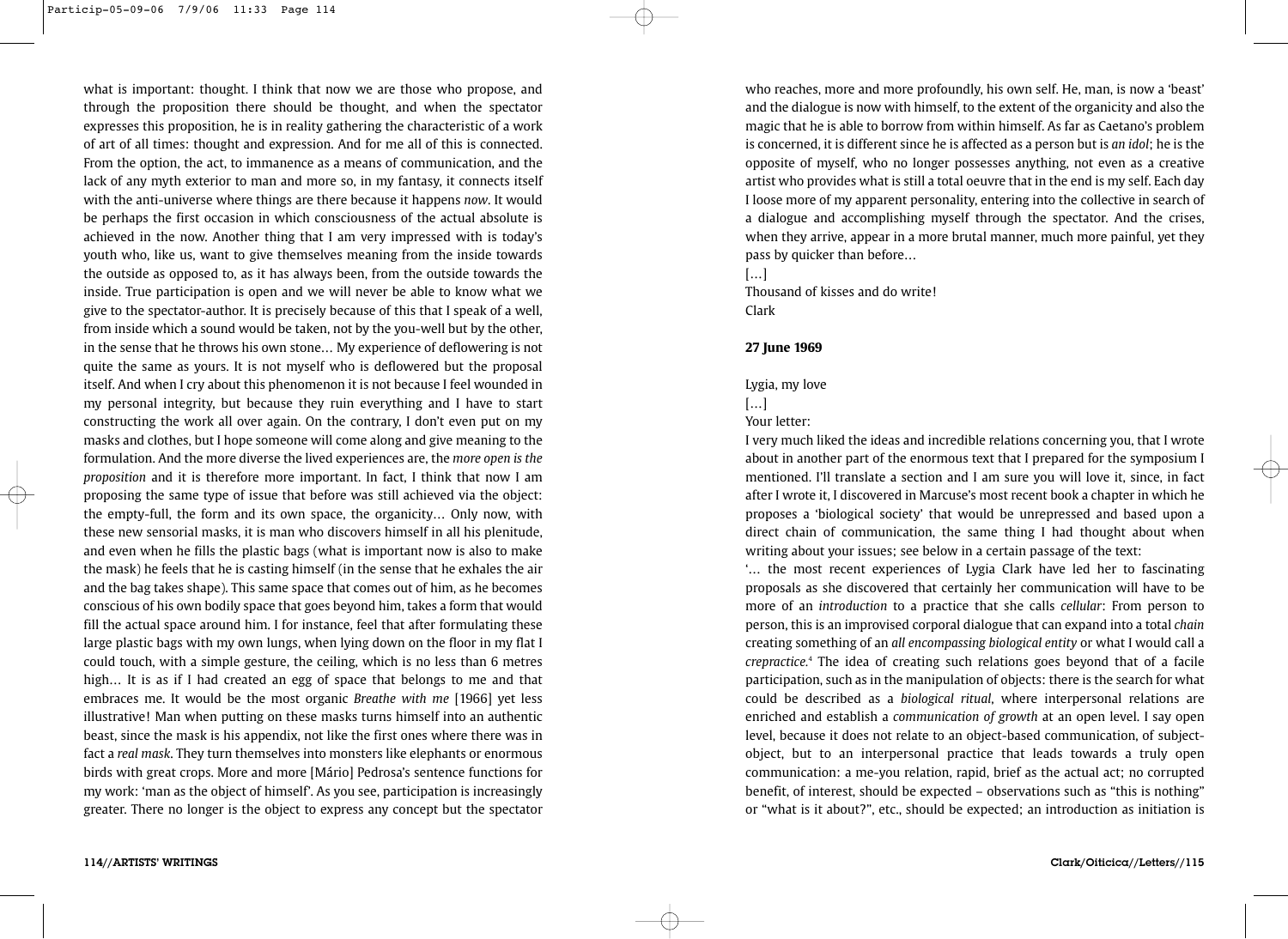what is important: thought. I think that now we are those who propose, and through the proposition there should be thought, and when the spectator expresses this proposition, he is in reality gathering the characteristic of a work of art of all times: thought and expression. And for me all of this is connected. From the option, the act, to immanence as a means of communication, and the lack of any myth exterior to man and more so, in my fantasy, it connects itself with the anti-universe where things are there because it happens *now*. It would be perhaps the first occasion in which consciousness of the actual absolute is achieved in the now. Another thing that I am very impressed with is today's youth who, like us, want to give themselves meaning from the inside towards the outside as opposed to, as it has always been, from the outside towards the inside. True participation is open and we will never be able to know what we give to the spectator-author. It is precisely because of this that I speak of a well, from inside which a sound would be taken, not by the you-well but by the other, in the sense that he throws his own stone… My experience of deflowering is not quite the same as yours. It is not myself who is deflowered but the proposal itself. And when I cry about this phenomenon it is not because I feel wounded in my personal integrity, but because they ruin everything and I have to start constructing the work all over again. On the contrary, I don't even put on my masks and clothes, but I hope someone will come along and give meaning to the formulation. And the more diverse the lived experiences are, the *more open is the proposition* and it is therefore more important. In fact, I think that now I am proposing the same type of issue that before was still achieved via the object: the empty-full, the form and its own space, the organicity… Only now, with these new sensorial masks, it is man who discovers himself in all his plenitude, and even when he fills the plastic bags (what is important now is also to make the mask) he feels that he is casting himself (in the sense that he exhales the air and the bag takes shape). This same space that comes out of him, as he becomes conscious of his own bodily space that goes beyond him, takes a form that would fill the actual space around him. I for instance, feel that after formulating these large plastic bags with my own lungs, when lying down on the floor in my flat I could touch, with a simple gesture, the ceiling, which is no less than 6 metres high… It is as if I had created an egg of space that belongs to me and that embraces me. It would be the most organic *Breathe with me* [1966] yet less illustrative! Man when putting on these masks turns himself into an authentic beast, since the mask is his appendix, not like the first ones where there was in fact a *real mask*. They turn themselves into monsters like elephants or enormous birds with great crops. More and more [Mário] Pedrosa's sentence functions for my work: 'man as the object of himself'. As you see, participation is increasingly greater. There no longer is the object to express any concept but the spectator who reaches, more and more profoundly, his own self. He, man, is now a 'beast' and the dialogue is now with himself, to the extent of the organicity and also the magic that he is able to borrow from within himself. As far as Caetano's problem is concerned, it is different since he is affected as a person but is *an idol*; he is the opposite of myself, who no longer possesses anything, not even as a creative artist who provides what is still a total oeuvre that in the end is my self. Each day I loose more of my apparent personality, entering into the collective in search of a dialogue and accomplishing myself through the spectator. And the crises, when they arrive, appear in a more brutal manner, much more painful, yet they pass by quicker than before…

[…]

Thousand of kisses and do write!

Clark

**27 June 1969**

Lygia, my love

[…]

Your letter:

I very much liked the ideas and incredible relations concerning you, that I wrote about in another part of the enormous text that I prepared for the symposium I mentioned. I'll translate a section and I am sure you will love it, since, in fact after I wrote it, I discovered in Marcuse's most recent book a chapter in which he proposes a 'biological society' that would be unrepressed and based upon a direct chain of communication, the same thing I had thought about when writing about your issues; see below in a certain passage of the text:

'… the most recent experiences of Lygia Clark have led her to fascinating proposals as she discovered that certainly her communication will have to be more of an *introduction* to a practice that she calls *cellular*: From person to person, this is an improvised corporal dialogue that can expand into a total *chain* creating something of an *all encompassing biological entity* or what I would call a *crepractice*.[4] The idea of creating such relations goes beyond that of a facile participation, such as in the manipulation of objects: there is the search for what could be described as a *biological ritual*, where interpersonal relations are enriched and establish a *communication of growth* at an open level. I say open level, because it does not relate to an object-based communication, of subject-object, but to an interpersonal practice that leads towards a truly open communication: a me-you relation, rapid, brief as the actual act; no corrupted benefit, of interest, should be expected – observations such as "this is nothing" or "what is it about?", etc., should be expected; an introduction as initiation is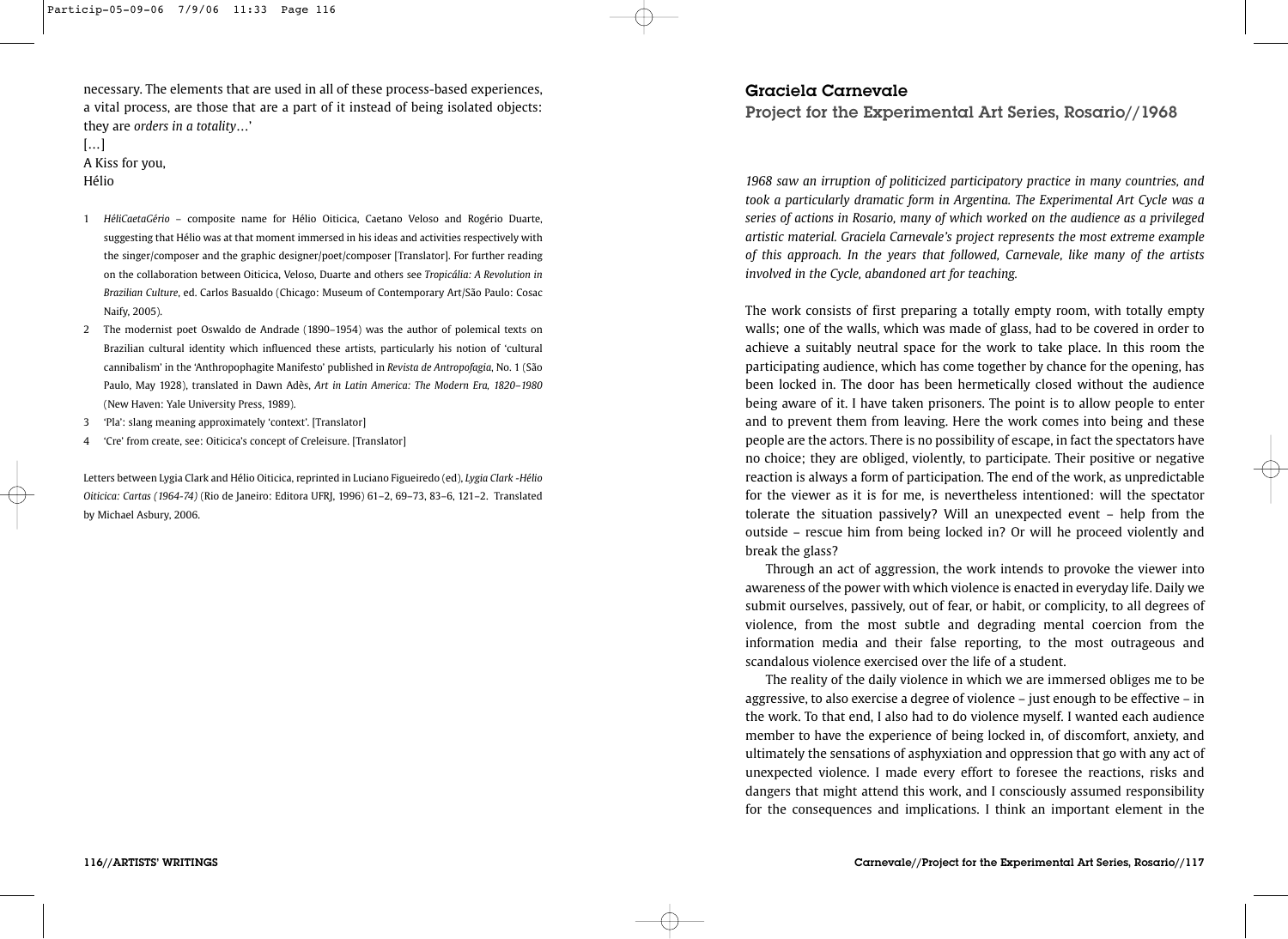necessary. The elements that are used in all of these process-based experiences, a vital process, are those that are a part of it instead of being isolated objects: they are *orders in a totality*…'

[…]

A Kiss for you,
Hélio

1 *HéliCaetaGério* – composite name for Hélio Oiticica, Caetano Veloso and Rogério Duarte, suggesting that Hélio was at that moment immersed in his ideas and activities respectively with the singer/composer and the graphic designer/poet/composer [Translator]. For further reading on the collaboration between Oiticica, Veloso, Duarte and others see *Tropicália: A Revolution in Brazilian Culture*, ed. Carlos Basualdo (Chicago: Museum of Contemporary Art/São Paulo: Cosac Naify, 2005).

2 The modernist poet Oswaldo de Andrade (1890–1954) was the author of polemical texts on Brazilian cultural identity which influenced these artists, particularly his notion of 'cultural cannibalism' in the 'Anthropophagite Manifesto' published in *Revista de Antropofagia*, No. 1 (São Paulo, May 1928), translated in Dawn Adès, *Art in Latin America: The Modern Era, 1820–1980* (New Haven: Yale University Press, 1989).

3 'Pla': slang meaning approximately 'context'. [Translator]

4 'Cre' from create, see: Oiticica's concept of Creleisure. [Translator]

Letters between Lygia Clark and Hélio Oiticica, reprinted in Luciano Figueiredo (ed), *Lygia Clark -Hélio Oiticica: Cartas (1964-74)* (Rio de Janeiro: Editora UFRJ, 1996) 61–2, 69–73, 83–6, 121–2. Translated by Michael Asbury, 2006.

## Graciela Carnevale

### Project for the Experimental Art Series, Rosario//1968

*1968 saw an irruption of politicized participatory practice in many countries, and took a particularly dramatic form in Argentina. The Experimental Art Cycle was a series of actions in Rosario, many of which worked on the audience as a privileged artistic material. Graciela Carnevale's project represents the most extreme example of this approach. In the years that followed, Carnevale, like many of the artists involved in the Cycle, abandoned art for teaching.*

The work consists of first preparing a totally empty room, with totally empty walls; one of the walls, which was made of glass, had to be covered in order to achieve a suitably neutral space for the work to take place. In this room the participating audience, which has come together by chance for the opening, has been locked in. The door has been hermetically closed without the audience being aware of it. I have taken prisoners. The point is to allow people to enter and to prevent them from leaving. Here the work comes into being and these people are the actors. There is no possibility of escape, in fact the spectators have no choice; they are obliged, violently, to participate. Their positive or negative reaction is always a form of participation. The end of the work, as unpredictable for the viewer as it is for me, is nevertheless intentioned: will the spectator tolerate the situation passively? Will an unexpected event – help from the outside – rescue him from being locked in? Or will he proceed violently and break the glass?

Through an act of aggression, the work intends to provoke the viewer into awareness of the power with which violence is enacted in everyday life. Daily we submit ourselves, passively, out of fear, or habit, or complicity, to all degrees of violence, from the most subtle and degrading mental coercion from the information media and their false reporting, to the most outrageous and scandalous violence exercised over the life of a student.

The reality of the daily violence in which we are immersed obliges me to be aggressive, to also exercise a degree of violence – just enough to be effective – in the work. To that end, I also had to do violence myself. I wanted each audience member to have the experience of being locked in, of discomfort, anxiety, and ultimately the sensations of asphyxiation and oppression that go with any act of unexpected violence. I made every effort to foresee the reactions, risks and dangers that might attend this work, and I consciously assumed responsibility for the consequences and implications. I think an important element in the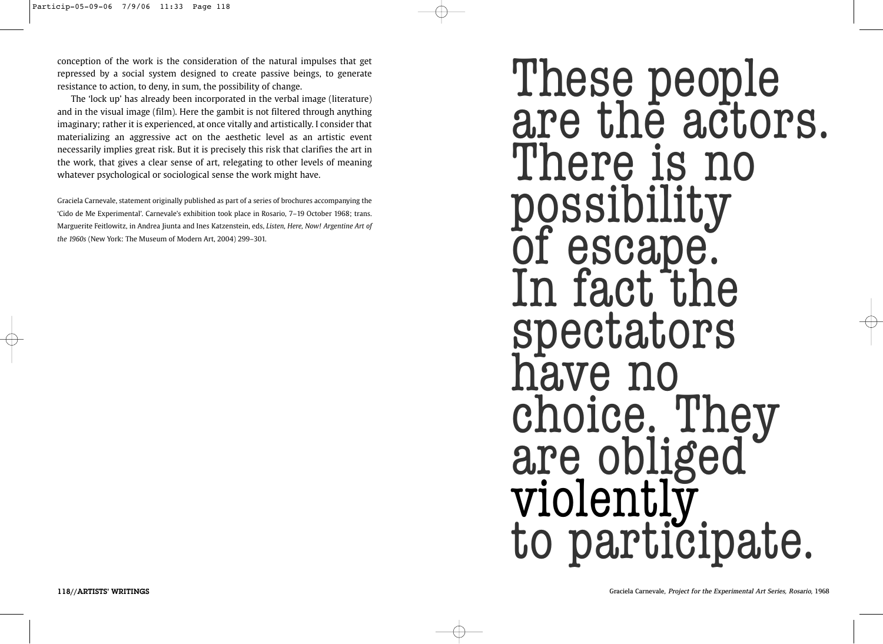conception of the work is the consideration of the natural impulses that get repressed by a social system designed to create passive beings, to generate resistance to action, to deny, in sum, the possibility of change.

The 'lock up' has already been incorporated in the verbal image (literature) and in the visual image (film). Here the gambit is not filtered through anything imaginary; rather it is experienced, at once vitally and artistically. I consider that materializing an aggressive act on the aesthetic level as an artistic event necessarily implies great risk. But it is precisely this risk that clarifies the art in the work, that gives a clear sense of art, relegating to other levels of meaning whatever psychological or sociological sense the work might have.

Graciela Carnevale, statement originally published as part of a series of brochures accompanying the 'Cido de Me Experimental'. Carnevale's exhibition took place in Rosario, 7–19 October 1968; trans. Marguerite Feitlowitz, in Andrea Jiunta and Ines Katzenstein, eds, *Listen, Here, Now! Argentine Art of the 1960s* (New York: The Museum of Modern Art, 2004) 299–301.

These people are the actors. There is no possibility of escape. In fact the spectators have no choice. They are obliged **violently** to participate.

Graciela Carnevale, *Project for the Experimental Art Series, Rosario,* 1968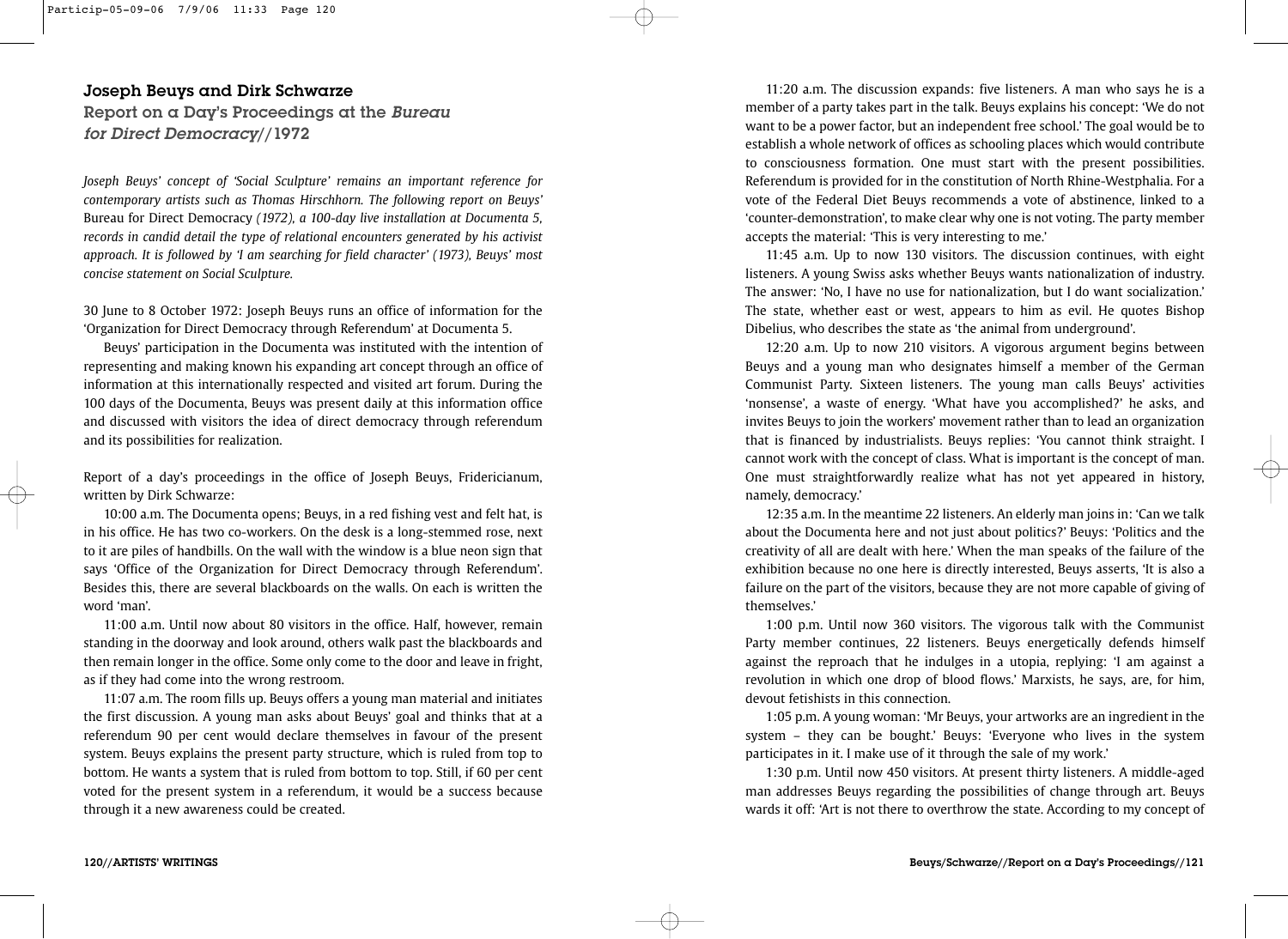## Joseph Beuys and Dirk Schwarze

### Report on a Day's Proceedings at the *Bureau for Direct Democracy*//1972

*Joseph Beuys' concept of 'Social Sculpture' remains an important reference for contemporary artists such as Thomas Hirschhorn. The following report on Beuys'* Bureau for Direct Democracy *(1972), a 100-day live installation at Documenta 5, records in candid detail the type of relational encounters generated by his activist approach. It is followed by 'I am searching for field character' (1973), Beuys' most concise statement on Social Sculpture.*

30 June to 8 October 1972: Joseph Beuys runs an office of information for the 'Organization for Direct Democracy through Referendum' at Documenta 5.

Beuys' participation in the Documenta was instituted with the intention of representing and making known his expanding art concept through an office of information at this internationally respected and visited art forum. During the 100 days of the Documenta, Beuys was present daily at this information office and discussed with visitors the idea of direct democracy through referendum and its possibilities for realization.

Report of a day's proceedings in the office of Joseph Beuys, Fridericianum, written by Dirk Schwarze:

10:00 a.m. The Documenta opens; Beuys, in a red fishing vest and felt hat, is in his office. He has two co-workers. On the desk is a long-stemmed rose, next to it are piles of handbills. On the wall with the window is a blue neon sign that says 'Office of the Organization for Direct Democracy through Referendum'. Besides this, there are several blackboards on the walls. On each is written the word 'man'.

11:00 a.m. Until now about 80 visitors in the office. Half, however, remain standing in the doorway and look around, others walk past the blackboards and then remain longer in the office. Some only come to the door and leave in fright, as if they had come into the wrong restroom.

11:07 a.m. The room fills up. Beuys offers a young man material and initiates the first discussion. A young man asks about Beuys' goal and thinks that at a referendum 90 per cent would declare themselves in favour of the present system. Beuys explains the present party structure, which is ruled from top to bottom. He wants a system that is ruled from bottom to top. Still, if 60 per cent voted for the present system in a referendum, it would be a success because through it a new awareness could be created.

11:20 a.m. The discussion expands: five listeners. A man who says he is a member of a party takes part in the talk. Beuys explains his concept: 'We do not want to be a power factor, but an independent free school.' The goal would be to establish a whole network of offices as schooling places which would contribute to consciousness formation. One must start with the present possibilities. Referendum is provided for in the constitution of North Rhine-Westphalia. For a vote of the Federal Diet Beuys recommends a vote of abstinence, linked to a 'counter-demonstration', to make clear why one is not voting. The party member accepts the material: 'This is very interesting to me.'

11:45 a.m. Up to now 130 visitors. The discussion continues, with eight listeners. A young Swiss asks whether Beuys wants nationalization of industry. The answer: 'No, I have no use for nationalization, but I do want socialization.' The state, whether east or west, appears to him as evil. He quotes Bishop Dibelius, who describes the state as 'the animal from underground'.

12:20 a.m. Up to now 210 visitors. A vigorous argument begins between Beuys and a young man who designates himself a member of the German Communist Party. Sixteen listeners. The young man calls Beuys' activities 'nonsense', a waste of energy. 'What have you accomplished?' he asks, and invites Beuys to join the workers' movement rather than to lead an organization that is financed by industrialists. Beuys replies: 'You cannot think straight. I cannot work with the concept of class. What is important is the concept of man. One must straightforwardly realize what has not yet appeared in history, namely, democracy.'

12:35 a.m. In the meantime 22 listeners. An elderly man joins in: 'Can we talk about the Documenta here and not just about politics?' Beuys: 'Politics and the creativity of all are dealt with here.' When the man speaks of the failure of the exhibition because no one here is directly interested, Beuys asserts, 'It is also a failure on the part of the visitors, because they are not more capable of giving of themselves.'

1:00 p.m. Until now 360 visitors. The vigorous talk with the Communist Party member continues, 22 listeners. Beuys energetically defends himself against the reproach that he indulges in a utopia, replying: 'I am against a revolution in which one drop of blood flows.' Marxists, he says, are, for him, devout fetishists in this connection.

1:05 p.m. A young woman: 'Mr Beuys, your artworks are an ingredient in the system – they can be bought.' Beuys: 'Everyone who lives in the system participates in it. I make use of it through the sale of my work.'

1:30 p.m. Until now 450 visitors. At present thirty listeners. A middle-aged man addresses Beuys regarding the possibilities of change through art. Beuys wards it off: 'Art is not there to overthrow the state. According to my concept of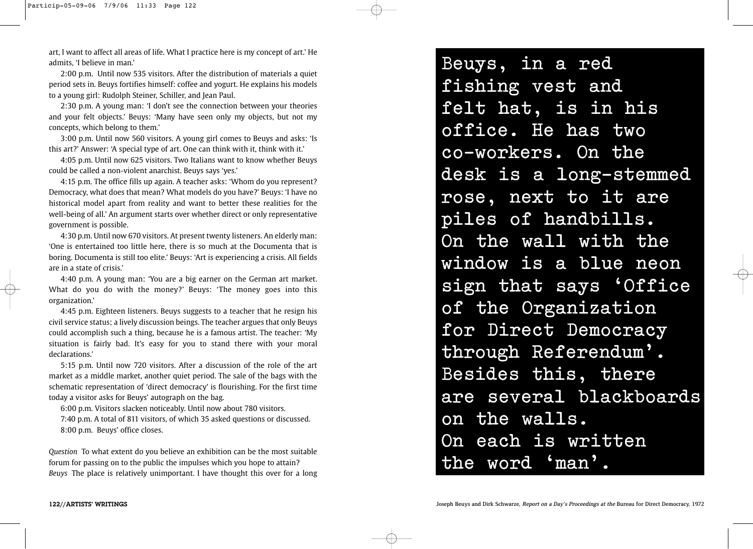art, I want to affect all areas of life. What I practice here is my concept of art.' He admits, 'I believe in man.'

2:00 p.m. Until now 535 visitors. After the distribution of materials a quiet period sets in. Beuys fortifies himself: coffee and yogurt. He explains his models to a young girl: Rudolph Steiner, Schiller, and Jean Paul.

2:30 p.m. A young man: 'I don't see the connection between your theories and your felt objects.' Beuys: 'Many have seen only my objects, but not my concepts, which belong to them.'

3:00 p.m. Until now 560 visitors. A young girl comes to Beuys and asks: 'Is this art?' Answer: 'A special type of art. One can think with it, think with it.'

4:05 p.m. Until now 625 visitors. Two Italians want to know whether Beuys could be called a non-violent anarchist. Beuys says 'yes.'

4:15 p.m. The office fills up again. A teacher asks: 'Whom do you represent? Democracy, what does that mean? What models do you have?' Beuys: 'I have no historical model apart from reality and want to better these realities for the well-being of all.' An argument starts over whether direct or only representative government is possible.

4:30 p.m. Until now 670 visitors. At present twenty listeners. An elderly man: 'One is entertained too little here, there is so much at the Documenta that is boring. Documenta is still too elite.' Beuys: 'Art is experiencing a crisis. All fields are in a state of crisis.'

4:40 p.m. A young man: 'You are a big earner on the German art market. What do you do with the money?' Beuys: 'The money goes into this organization.'

4:45 p.m. Eighteen listeners. Beuys suggests to a teacher that he resign his civil service status; a lively discussion beings. The teacher argues that only Beuys could accomplish such a thing, because he is a famous artist. The teacher: 'My situation is fairly bad. It's easy for you to stand there with your moral declarations.'

5:15 p.m. Until now 720 visitors. After a discussion of the role of the art market as a middle market, another quiet period. The sale of the bags with the schematic representation of 'direct democracy' is flourishing. For the first time today a visitor asks for Beuys' autograph on the bag.

6:00 p.m. Visitors slacken noticeably. Until now about 780 visitors.

7:40 p.m. A total of 811 visitors, of which 35 asked questions or discussed.

8:00 p.m. Beuys' office closes.

*Question* To what extent do you believe an exhibition can be the most suitable forum for passing on to the public the impulses which you hope to attain?

*Beuys* The place is relatively unimportant. I have thought this over for a long

Beuys, in a red fishing vest and felt hat, is in his office. He has two co-workers. On the desk is a long-stemmed rose, next to it are piles of handbills. On the wall with the window is a blue neon sign that says 'Office of the Organization for Direct Democracy through Referendum'. Besides this, there are several blackboards on the walls. On each is written the word 'man'.

Joseph Beuys and Dirk Schwarze, *Report on a Day's Proceedings at the* Bureau for Direct Democracy, 1972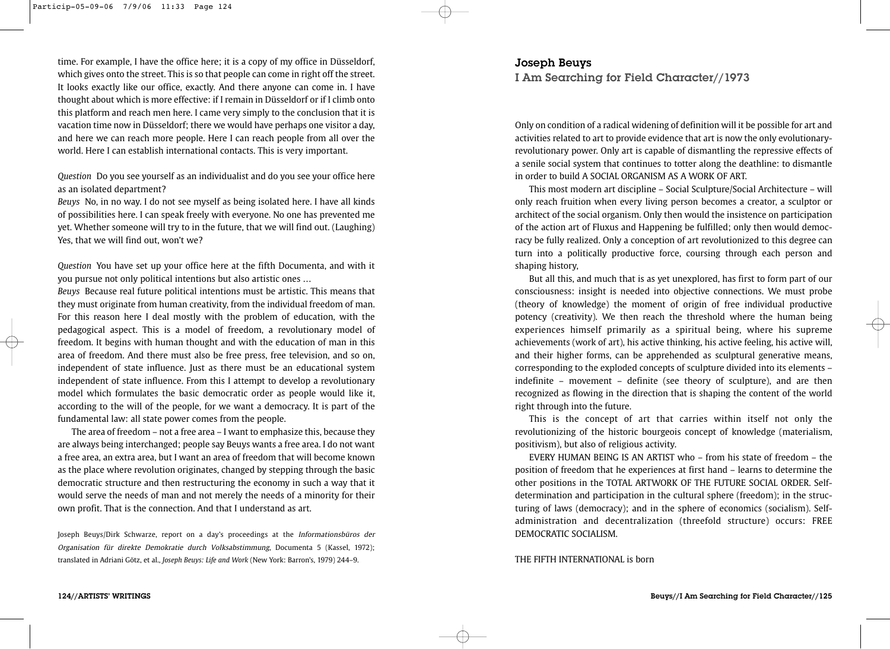time. For example, I have the office here; it is a copy of my office in Düsseldorf, which gives onto the street. This is so that people can come in right off the street. It looks exactly like our office, exactly. And there anyone can come in. I have thought about which is more effective: if I remain in Düsseldorf or if I climb onto this platform and reach men here. I came very simply to the conclusion that it is vacation time now in Düsseldorf; there we would have perhaps one visitor a day, and here we can reach more people. Here I can reach people from all over the world. Here I can establish international contacts. This is very important.

*Question* Do you see yourself as an individualist and do you see your office here as an isolated department?

*Beuys* No, in no way. I do not see myself as being isolated here. I have all kinds of possibilities here. I can speak freely with everyone. No one has prevented me yet. Whether someone will try to in the future, that we will find out. (Laughing) Yes, that we will find out, won't we?

*Question* You have set up your office here at the fifth Documenta, and with it you pursue not only political intentions but also artistic ones …

*Beuys* Because real future political intentions must be artistic. This means that they must originate from human creativity, from the individual freedom of man. For this reason here I deal mostly with the problem of education, with the pedagogical aspect. This is a model of freedom, a revolutionary model of freedom. It begins with human thought and with the education of man in this area of freedom. And there must also be free press, free television, and so on, independent of state influence. Just as there must be an educational system independent of state influence. From this I attempt to develop a revolutionary model which formulates the basic democratic order as people would like it, according to the will of the people, for we want a democracy. It is part of the fundamental law: all state power comes from the people.

The area of freedom – not a free area – I want to emphasize this, because they are always being interchanged; people say Beuys wants a free area. I do not want a free area, an extra area, but I want an area of freedom that will become known as the place where revolution originates, changed by stepping through the basic democratic structure and then restructuring the economy in such a way that it would serve the needs of man and not merely the needs of a minority for their own profit. That is the connection. And that I understand as art.

Joseph Beuys/Dirk Schwarze, report on a day's proceedings at the *Informationsbüros der Organisation für direkte Demokratie durch Volksabstimmung*, Documenta 5 (Kassel, 1972); translated in Adriani Götz, et al., *Joseph Beuys: Life and Work* (New York: Barron's, 1979) 244–9.

## Joseph Beuys

### I Am Searching for Field Character//1973

Only on condition of a radical widening of definition will it be possible for art and activities related to art to provide evidence that art is now the only evolutionary-revolutionary power. Only art is capable of dismantling the repressive effects of a senile social system that continues to totter along the deathline: to dismantle in order to build A SOCIAL ORGANISM AS A WORK OF ART.

This most modern art discipline – Social Sculpture/Social Architecture – will only reach fruition when every living person becomes a creator, a sculptor or architect of the social organism. Only then would the insistence on participation of the action art of Fluxus and Happening be fulfilled; only then would democracy be fully realized. Only a conception of art revolutionized to this degree can turn into a politically productive force, coursing through each person and shaping history,

But all this, and much that is as yet unexplored, has first to form part of our consciousness: insight is needed into objective connections. We must probe (theory of knowledge) the moment of origin of free individual productive potency (creativity). We then reach the threshold where the human being experiences himself primarily as a spiritual being, where his supreme achievements (work of art), his active thinking, his active feeling, his active will, and their higher forms, can be apprehended as sculptural generative means, corresponding to the exploded concepts of sculpture divided into its elements – indefinite – movement – definite (see theory of sculpture), and are then recognized as flowing in the direction that is shaping the content of the world right through into the future.

This is the concept of art that carries within itself not only the revolutionizing of the historic bourgeois concept of knowledge (materialism, positivism), but also of religious activity.

EVERY HUMAN BEING IS AN ARTIST who – from his state of freedom – the position of freedom that he experiences at first hand – learns to determine the other positions in the TOTAL ARTWORK OF THE FUTURE SOCIAL ORDER. Self-determination and participation in the cultural sphere (freedom); in the structuring of laws (democracy); and in the sphere of economics (socialism). Self-administration and decentralization (threefold structure) occurs: FREE DEMOCRATIC SOCIALISM.

THE FIFTH INTERNATIONAL is born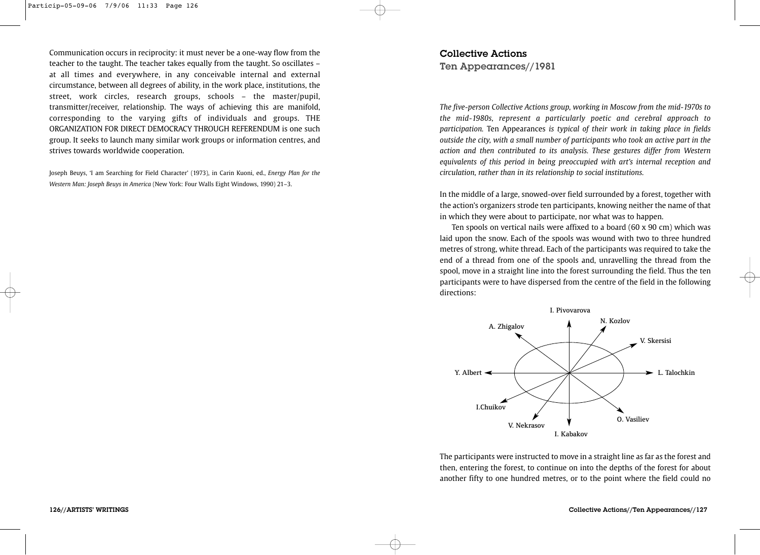Communication occurs in reciprocity: it must never be a one-way flow from the teacher to the taught. The teacher takes equally from the taught. So oscillates – at all times and everywhere, in any conceivable internal and external circumstance, between all degrees of ability, in the work place, institutions, the street, work circles, research groups, schools – the master/pupil, transmitter/receiver, relationship. The ways of achieving this are manifold, corresponding to the varying gifts of individuals and groups. THE ORGANIZATION FOR DIRECT DEMOCRACY THROUGH REFERENDUM is one such group. It seeks to launch many similar work groups or information centres, and strives towards worldwide cooperation.

Joseph Beuys, 'I am Searching for Field Character' (1973), in Carin Kuoni, ed., *Energy Plan for the Western Man: Joseph Beuys in America* (New York: Four Walls Eight Windows, 1990) 21–3.

## Collective Actions
### Ten Appearances//1981

*The five-person Collective Actions group, working in Moscow from the mid-1970s to the mid-1980s, represent a particularly poetic and cerebral approach to participation.* Ten Appearances *is typical of their work in taking place in fields outside the city, with a small number of participants who took an active part in the action and then contributed to its analysis. These gestures differ from Western equivalents of this period in being preoccupied with art's internal reception and circulation, rather than in its relationship to social institutions.*

In the middle of a large, snowed-over field surrounded by a forest, together with the action's organizers strode ten participants, knowing neither the name of that in which they were about to participate, nor what was to happen.

Ten spools on vertical nails were affixed to a board (60 x 90 cm) which was laid upon the snow. Each of the spools was wound with two to three hundred metres of strong, white thread. Each of the participants was required to take the end of a thread from one of the spools and, unravelling the thread from the spool, move in a straight line into the forest surrounding the field. Thus the ten participants were to have dispersed from the centre of the field in the following directions:

I. Pivovarova
N. Kozlov
A. Zhigalov
V. Skersisi
Y. Albert
L. Talochkin
I.Chuikov
O. Vasiliev
V. Nekrasov
I. Kabakov

The participants were instructed to move in a straight line as far as the forest and then, entering the forest, to continue on into the depths of the forest for about another fifty to one hundred metres, or to the point where the field could no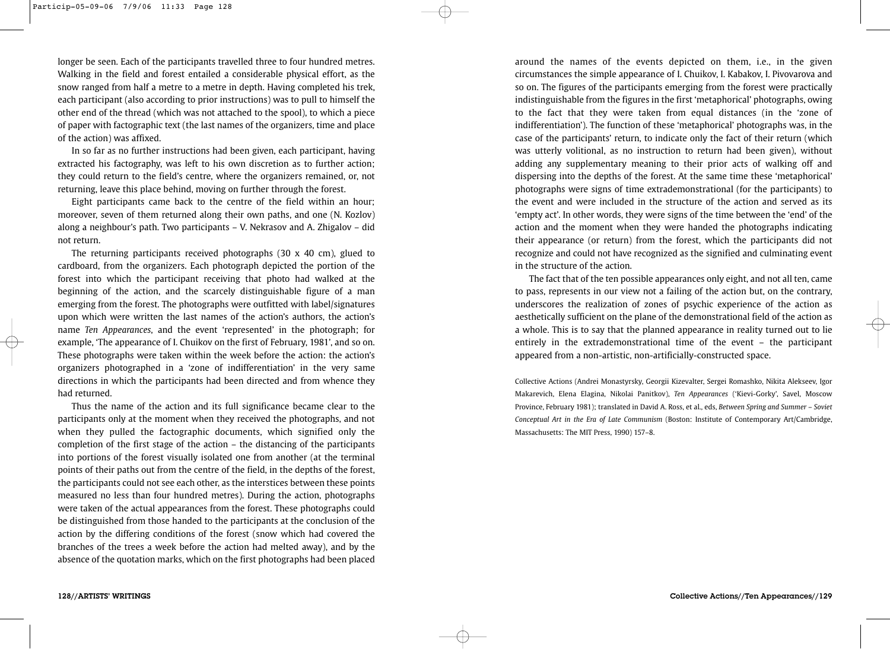longer be seen. Each of the participants travelled three to four hundred metres. Walking in the field and forest entailed a considerable physical effort, as the snow ranged from half a metre to a metre in depth. Having completed his trek, each participant (also according to prior instructions) was to pull to himself the other end of the thread (which was not attached to the spool), to which a piece of paper with factographic text (the last names of the organizers, time and place of the action) was affixed.

In so far as no further instructions had been given, each participant, having extracted his factography, was left to his own discretion as to further action; they could return to the field's centre, where the organizers remained, or, not returning, leave this place behind, moving on further through the forest.

Eight participants came back to the centre of the field within an hour; moreover, seven of them returned along their own paths, and one (N. Kozlov) along a neighbour's path. Two participants – V. Nekrasov and A. Zhigalov – did not return.

The returning participants received photographs (30 x 40 cm), glued to cardboard, from the organizers. Each photograph depicted the portion of the forest into which the participant receiving that photo had walked at the beginning of the action, and the scarcely distinguishable figure of a man emerging from the forest. The photographs were outfitted with label/signatures upon which were written the last names of the action's authors, the action's name *Ten Appearances*, and the event 'represented' in the photograph; for example, 'The appearance of I. Chuikov on the first of February, 1981', and so on. These photographs were taken within the week before the action: the action's organizers photographed in a 'zone of indifferentiation' in the very same directions in which the participants had been directed and from whence they had returned.

Thus the name of the action and its full significance became clear to the participants only at the moment when they received the photographs, and not when they pulled the factographic documents, which signified only the completion of the first stage of the action – the distancing of the participants into portions of the forest visually isolated one from another (at the terminal points of their paths out from the centre of the field, in the depths of the forest, the participants could not see each other, as the interstices between these points measured no less than four hundred metres). During the action, photographs were taken of the actual appearances from the forest. These photographs could be distinguished from those handed to the participants at the conclusion of the action by the differing conditions of the forest (snow which had covered the branches of the trees a week before the action had melted away), and by the absence of the quotation marks, which on the first photographs had been placed around the names of the events depicted on them, i.e., in the given circumstances the simple appearance of I. Chuikov, I. Kabakov, I. Pivovarova and so on. The figures of the participants emerging from the forest were practically indistinguishable from the figures in the first 'metaphorical' photographs, owing to the fact that they were taken from equal distances (in the 'zone of indifferentiation'). The function of these 'metaphorical' photographs was, in the case of the participants' return, to indicate only the fact of their return (which was utterly volitional, as no instruction to return had been given), without adding any supplementary meaning to their prior acts of walking off and dispersing into the depths of the forest. At the same time these 'metaphorical' photographs were signs of time extrademonstrational (for the participants) to the event and were included in the structure of the action and served as its 'empty act'. In other words, they were signs of the time between the 'end' of the action and the moment when they were handed the photographs indicating their appearance (or return) from the forest, which the participants did not recognize and could not have recognized as the signified and culminating event in the structure of the action.

The fact that of the ten possible appearances only eight, and not all ten, came to pass, represents in our view not a failing of the action but, on the contrary, underscores the realization of zones of psychic experience of the action as aesthetically sufficient on the plane of the demonstrational field of the action as a whole. This is to say that the planned appearance in reality turned out to lie entirely in the extrademonstrational time of the event – the participant appeared from a non-artistic, non-artificially-constructed space.

Collective Actions (Andrei Monastyrsky, Georgii Kizevalter, Sergei Romashko, Nikita Alekseev, Igor Makarevich, Elena Elagina, Nikolai Panitkov), *Ten Appearances* ('Kievi-Gorky', Savel, Moscow Province, February 1981); translated in David A. Ross, et al., eds, *Between Spring and Summer – Soviet Conceptual Art in the Era of Late Communism* (Boston: Institute of Contemporary Art/Cambridge, Massachusetts: The MIT Press, 1990) 157–8.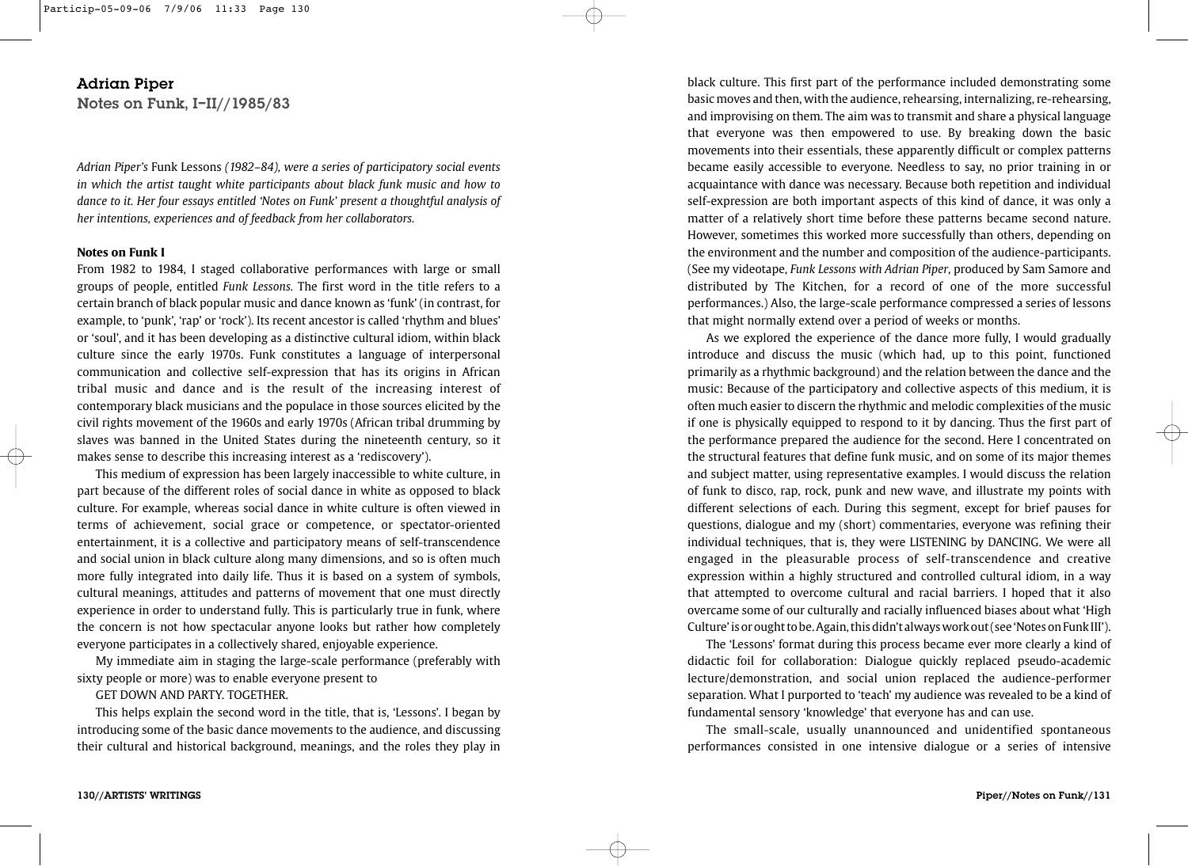# Adrian Piper

## Notes on Funk, I–II//1985/83

*Adrian Piper's* Funk Lessons *(1982–84), were a series of participatory social events in which the artist taught white participants about black funk music and how to dance to it. Her four essays entitled 'Notes on Funk' present a thoughtful analysis of her intentions, experiences and of feedback from her collaborators.*

**Notes on Funk I**

From 1982 to 1984, I staged collaborative performances with large or small groups of people, entitled *Funk Lessons.* The first word in the title refers to a certain branch of black popular music and dance known as 'funk' (in contrast, for example, to 'punk', 'rap' or 'rock'). Its recent ancestor is called 'rhythm and blues' or 'soul', and it has been developing as a distinctive cultural idiom, within black culture since the early 1970s. Funk constitutes a language of interpersonal communication and collective self-expression that has its origins in African tribal music and dance and is the result of the increasing interest of contemporary black musicians and the populace in those sources elicited by the civil rights movement of the 1960s and early 1970s (African tribal drumming by slaves was banned in the United States during the nineteenth century, so it makes sense to describe this increasing interest as a 'rediscovery').

This medium of expression has been largely inaccessible to white culture, in part because of the different roles of social dance in white as opposed to black culture. For example, whereas social dance in white culture is often viewed in terms of achievement, social grace or competence, or spectator-oriented entertainment, it is a collective and participatory means of self-transcendence and social union in black culture along many dimensions, and so is often much more fully integrated into daily life. Thus it is based on a system of symbols, cultural meanings, attitudes and patterns of movement that one must directly experience in order to understand fully. This is particularly true in funk, where the concern is not how spectacular anyone looks but rather how completely everyone participates in a collectively shared, enjoyable experience.

My immediate aim in staging the large-scale performance (preferably with sixty people or more) was to enable everyone present to

GET DOWN AND PARTY. TOGETHER.

This helps explain the second word in the title, that is, 'Lessons'. I began by introducing some of the basic dance movements to the audience, and discussing their cultural and historical background, meanings, and the roles they play in black culture. This first part of the performance included demonstrating some basic moves and then, with the audience, rehearsing, internalizing, re-rehearsing, and improvising on them. The aim was to transmit and share a physical language that everyone was then empowered to use. By breaking down the basic movements into their essentials, these apparently difficult or complex patterns became easily accessible to everyone. Needless to say, no prior training in or acquaintance with dance was necessary. Because both repetition and individual self-expression are both important aspects of this kind of dance, it was only a matter of a relatively short time before these patterns became second nature. However, sometimes this worked more successfully than others, depending on the environment and the number and composition of the audience-participants. (See my videotape, *Funk Lessons with Adrian Piper*, produced by Sam Samore and distributed by The Kitchen, for a record of one of the more successful performances.) Also, the large-scale performance compressed a series of lessons that might normally extend over a period of weeks or months.

As we explored the experience of the dance more fully, I would gradually introduce and discuss the music (which had, up to this point, functioned primarily as a rhythmic background) and the relation between the dance and the music: Because of the participatory and collective aspects of this medium, it is often much easier to discern the rhythmic and melodic complexities of the music if one is physically equipped to respond to it by dancing. Thus the first part of the performance prepared the audience for the second. Here I concentrated on the structural features that define funk music, and on some of its major themes and subject matter, using representative examples. I would discuss the relation of funk to disco, rap, rock, punk and new wave, and illustrate my points with different selections of each. During this segment, except for brief pauses for questions, dialogue and my (short) commentaries, everyone was refining their individual techniques, that is, they were LISTENING by DANCING. We were all engaged in the pleasurable process of self-transcendence and creative expression within a highly structured and controlled cultural idiom, in a way that attempted to overcome cultural and racial barriers. I hoped that it also overcame some of our culturally and racially influenced biases about what 'High Culture' is or ought to be. Again, this didn't always work out (see 'Notes on Funk III').

The 'Lessons' format during this process became ever more clearly a kind of didactic foil for collaboration: Dialogue quickly replaced pseudo-academic lecture/demonstration, and social union replaced the audience-performer separation. What I purported to 'teach' my audience was revealed to be a kind of fundamental sensory 'knowledge' that everyone has and can use.

The small-scale, usually unannounced and unidentified spontaneous performances consisted in one intensive dialogue or a series of intensive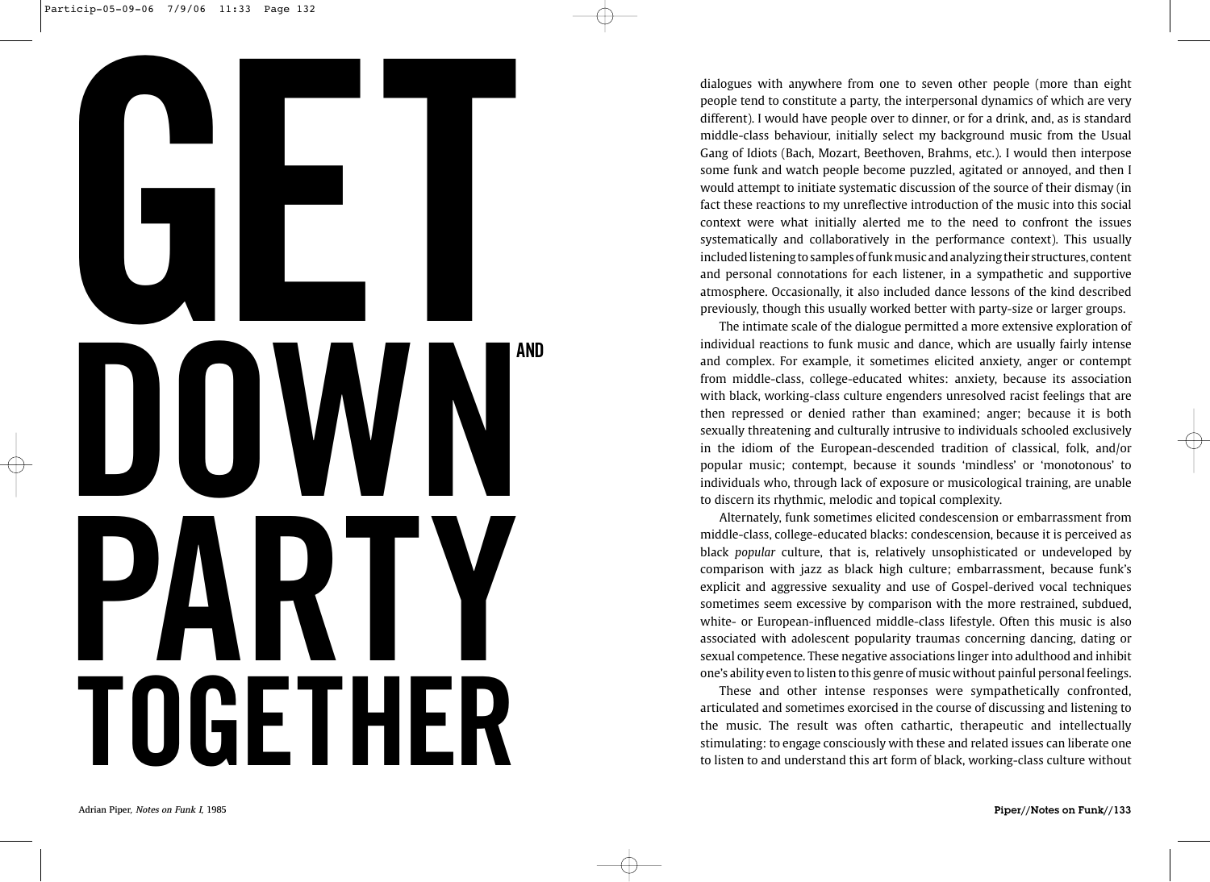# GET DOWN AND PARTY TOGETHER

Adrian Piper, *Notes on Funk I*, 1985

dialogues with anywhere from one to seven other people (more than eight people tend to constitute a party, the interpersonal dynamics of which are very different). I would have people over to dinner, or for a drink, and, as is standard middle-class behaviour, initially select my background music from the Usual Gang of Idiots (Bach, Mozart, Beethoven, Brahms, etc.). I would then interpose some funk and watch people become puzzled, agitated or annoyed, and then I would attempt to initiate systematic discussion of the source of their dismay (in fact these reactions to my unreflective introduction of the music into this social context were what initially alerted me to the need to confront the issues systematically and collaboratively in the performance context). This usually included listening to samples of funk music and analyzing their structures, content and personal connotations for each listener, in a sympathetic and supportive atmosphere. Occasionally, it also included dance lessons of the kind described previously, though this usually worked better with party-size or larger groups.

The intimate scale of the dialogue permitted a more extensive exploration of individual reactions to funk music and dance, which are usually fairly intense and complex. For example, it sometimes elicited anxiety, anger or contempt from middle-class, college-educated whites: anxiety, because its association with black, working-class culture engenders unresolved racist feelings that are then repressed or denied rather than examined; anger; because it is both sexually threatening and culturally intrusive to individuals schooled exclusively in the idiom of the European-descended tradition of classical, folk, and/or popular music; contempt, because it sounds 'mindless' or 'monotonous' to individuals who, through lack of exposure or musicological training, are unable to discern its rhythmic, melodic and topical complexity.

Alternately, funk sometimes elicited condescension or embarrassment from middle-class, college-educated blacks: condescension, because it is perceived as black *popular* culture, that is, relatively unsophisticated or undeveloped by comparison with jazz as black high culture; embarrassment, because funk's explicit and aggressive sexuality and use of Gospel-derived vocal techniques sometimes seem excessive by comparison with the more restrained, subdued, white- or European-influenced middle-class lifestyle. Often this music is also associated with adolescent popularity traumas concerning dancing, dating or sexual competence. These negative associations linger into adulthood and inhibit one's ability even to listen to this genre of music without painful personal feelings.

These and other intense responses were sympathetically confronted, articulated and sometimes exorcised in the course of discussing and listening to the music. The result was often cathartic, therapeutic and intellectually stimulating: to engage consciously with these and related issues can liberate one to listen to and understand this art form of black, working-class culture without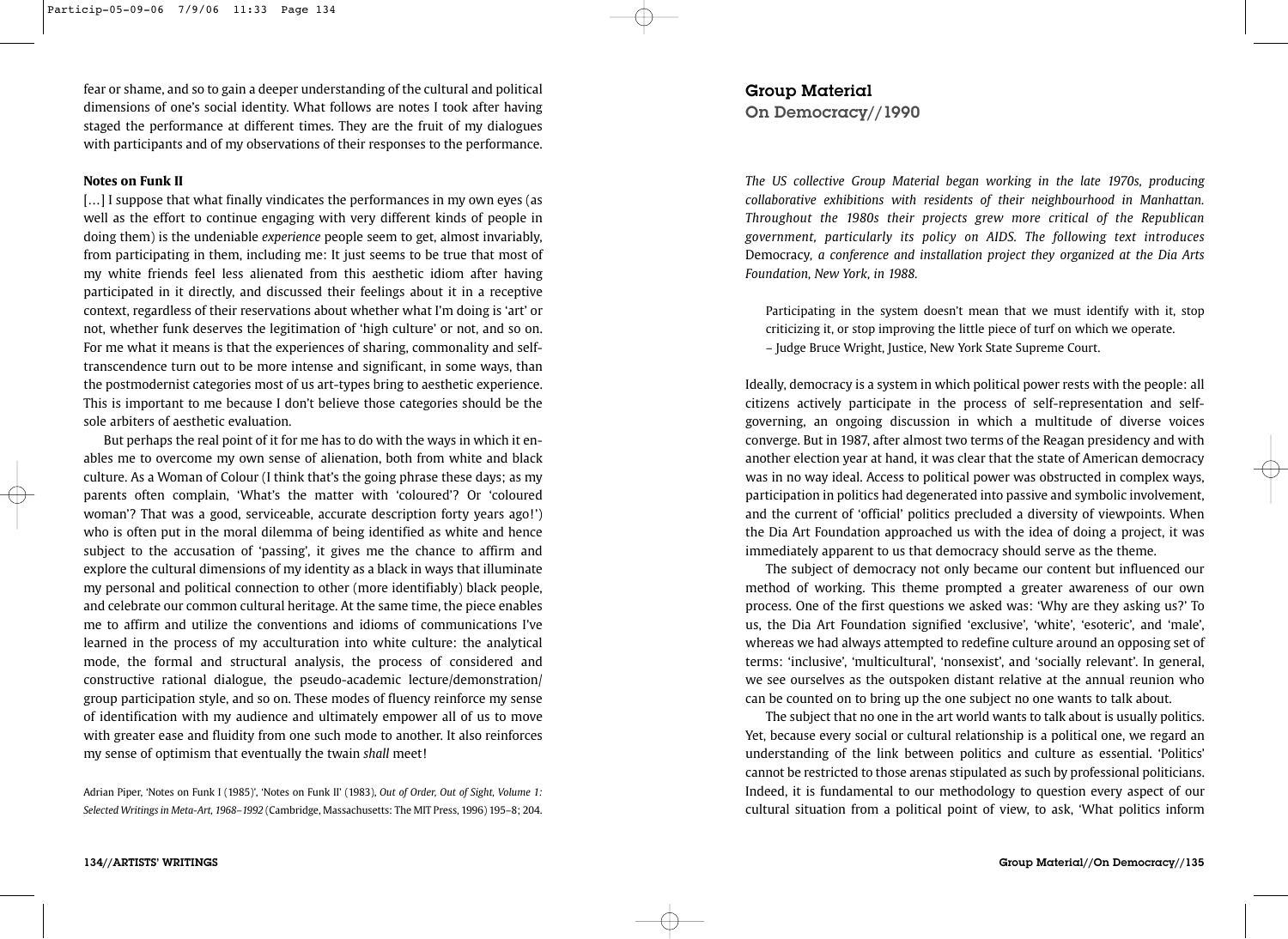fear or shame, and so to gain a deeper understanding of the cultural and political dimensions of one's social identity. What follows are notes I took after having staged the performance at different times. They are the fruit of my dialogues with participants and of my observations of their responses to the performance.

**Notes on Funk II**

[...] I suppose that what finally vindicates the performances in my own eyes (as well as the effort to continue engaging with very different kinds of people in doing them) is the undeniable *experience* people seem to get, almost invariably, from participating in them, including me: It just seems to be true that most of my white friends feel less alienated from this aesthetic idiom after having participated in it directly, and discussed their feelings about it in a receptive context, regardless of their reservations about whether what I'm doing is 'art' or not, whether funk deserves the legitimation of 'high culture' or not, and so on. For me what it means is that the experiences of sharing, commonality and self-transcendence turn out to be more intense and significant, in some ways, than the postmodernist categories most of us art-types bring to aesthetic experience. This is important to me because I don't believe those categories should be the sole arbiters of aesthetic evaluation.

But perhaps the real point of it for me has to do with the ways in which it enables me to overcome my own sense of alienation, both from white and black culture. As a Woman of Colour (I think that's the going phrase these days; as my parents often complain, 'What's the matter with 'coloured'? Or 'coloured woman'? That was a good, serviceable, accurate description forty years ago!') who is often put in the moral dilemma of being identified as white and hence subject to the accusation of 'passing', it gives me the chance to affirm and explore the cultural dimensions of my identity as a black in ways that illuminate my personal and political connection to other (more identifiably) black people, and celebrate our common cultural heritage. At the same time, the piece enables me to affirm and utilize the conventions and idioms of communications I've learned in the process of my acculturation into white culture: the analytical mode, the formal and structural analysis, the process of considered and constructive rational dialogue, the pseudo-academic lecture/demonstration/group participation style, and so on. These modes of fluency reinforce my sense of identification with my audience and ultimately empower all of us to move with greater ease and fluidity from one such mode to another. It also reinforces my sense of optimism that eventually the twain *shall* meet!

Adrian Piper, 'Notes on Funk I (1985)', 'Notes on Funk II' (1983), *Out of Order, Out of Sight, Volume 1: Selected Writings in Meta-Art, 1968–1992* (Cambridge, Massachusetts: The MIT Press, 1996) 195–8; 204.

## Group Material
### On Democracy//1990

*The US collective Group Material began working in the late 1970s, producing collaborative exhibitions with residents of their neighbourhood in Manhattan. Throughout the 1980s their projects grew more critical of the Republican government, particularly its policy on AIDS. The following text introduces* Democracy*, a conference and installation project they organized at the Dia Arts Foundation, New York, in 1988.*

> Participating in the system doesn't mean that we must identify with it, stop criticizing it, or stop improving the little piece of turf on which we operate.
> – Judge Bruce Wright, Justice, New York State Supreme Court.

Ideally, democracy is a system in which political power rests with the people: all citizens actively participate in the process of self-representation and self-governing, an ongoing discussion in which a multitude of diverse voices converge. But in 1987, after almost two terms of the Reagan presidency and with another election year at hand, it was clear that the state of American democracy was in no way ideal. Access to political power was obstructed in complex ways, participation in politics had degenerated into passive and symbolic involvement, and the current of 'official' politics precluded a diversity of viewpoints. When the Dia Art Foundation approached us with the idea of doing a project, it was immediately apparent to us that democracy should serve as the theme.

The subject of democracy not only became our content but influenced our method of working. This theme prompted a greater awareness of our own process. One of the first questions we asked was: 'Why are they asking us?' To us, the Dia Art Foundation signified 'exclusive', 'white', 'esoteric', and 'male', whereas we had always attempted to redefine culture around an opposing set of terms: 'inclusive', 'multicultural', 'nonsexist', and 'socially relevant'. In general, we see ourselves as the outspoken distant relative at the annual reunion who can be counted on to bring up the one subject no one wants to talk about.

The subject that no one in the art world wants to talk about is usually politics. Yet, because every social or cultural relationship is a political one, we regard an understanding of the link between politics and culture as essential. 'Politics' cannot be restricted to those arenas stipulated as such by professional politicians. Indeed, it is fundamental to our methodology to question every aspect of our cultural situation from a political point of view, to ask, 'What politics inform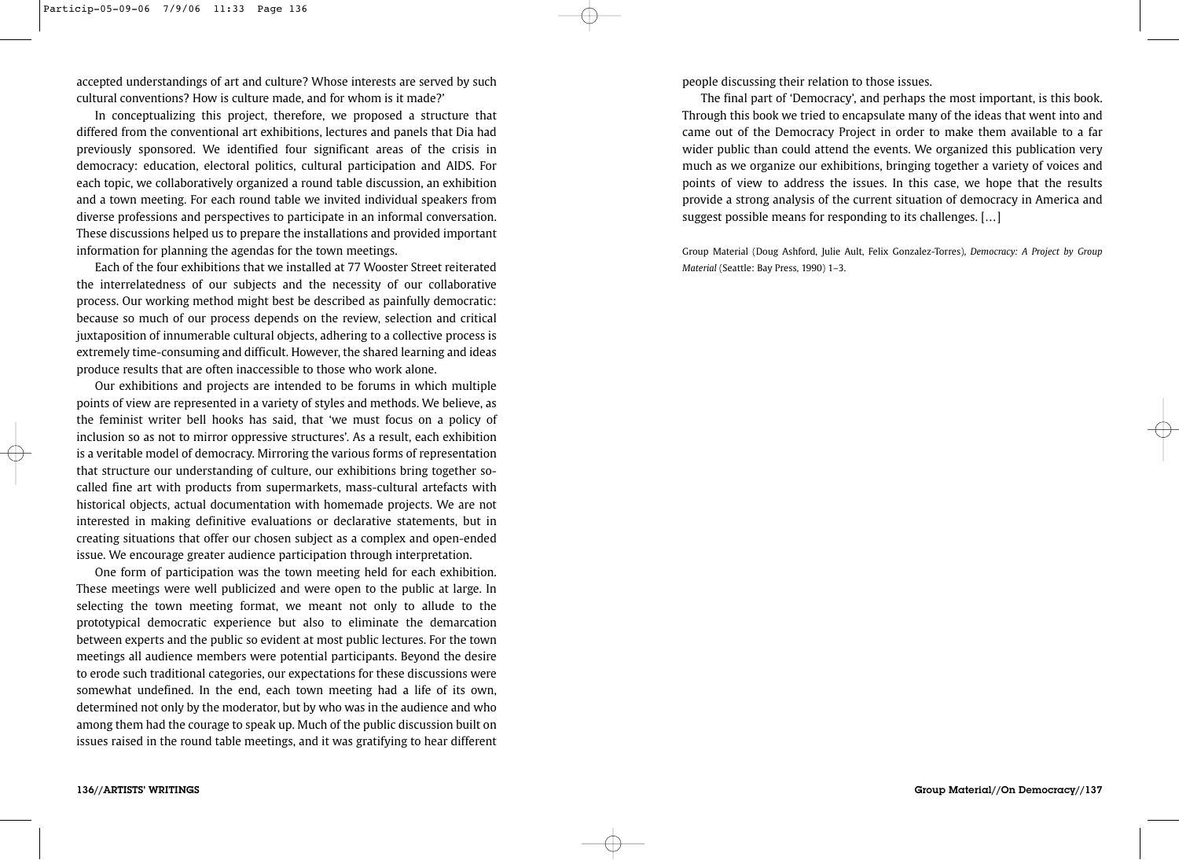accepted understandings of art and culture? Whose interests are served by such cultural conventions? How is culture made, and for whom is it made?'

In conceptualizing this project, therefore, we proposed a structure that differed from the conventional art exhibitions, lectures and panels that Dia had previously sponsored. We identified four significant areas of the crisis in democracy: education, electoral politics, cultural participation and AIDS. For each topic, we collaboratively organized a round table discussion, an exhibition and a town meeting. For each round table we invited individual speakers from diverse professions and perspectives to participate in an informal conversation. These discussions helped us to prepare the installations and provided important information for planning the agendas for the town meetings.

Each of the four exhibitions that we installed at 77 Wooster Street reiterated the interrelatedness of our subjects and the necessity of our collaborative process. Our working method might best be described as painfully democratic: because so much of our process depends on the review, selection and critical juxtaposition of innumerable cultural objects, adhering to a collective process is extremely time-consuming and difficult. However, the shared learning and ideas produce results that are often inaccessible to those who work alone.

Our exhibitions and projects are intended to be forums in which multiple points of view are represented in a variety of styles and methods. We believe, as the feminist writer bell hooks has said, that 'we must focus on a policy of inclusion so as not to mirror oppressive structures'. As a result, each exhibition is a veritable model of democracy. Mirroring the various forms of representation that structure our understanding of culture, our exhibitions bring together so-called fine art with products from supermarkets, mass-cultural artefacts with historical objects, actual documentation with homemade projects. We are not interested in making definitive evaluations or declarative statements, but in creating situations that offer our chosen subject as a complex and open-ended issue. We encourage greater audience participation through interpretation.

One form of participation was the town meeting held for each exhibition. These meetings were well publicized and were open to the public at large. In selecting the town meeting format, we meant not only to allude to the prototypical democratic experience but also to eliminate the demarcation between experts and the public so evident at most public lectures. For the town meetings all audience members were potential participants. Beyond the desire to erode such traditional categories, our expectations for these discussions were somewhat undefined. In the end, each town meeting had a life of its own, determined not only by the moderator, but by who was in the audience and who among them had the courage to speak up. Much of the public discussion built on issues raised in the round table meetings, and it was gratifying to hear different people discussing their relation to those issues.

The final part of 'Democracy', and perhaps the most important, is this book. Through this book we tried to encapsulate many of the ideas that went into and came out of the Democracy Project in order to make them available to a far wider public than could attend the events. We organized this publication very much as we organize our exhibitions, bringing together a variety of voices and points of view to address the issues. In this case, we hope that the results provide a strong analysis of the current situation of democracy in America and suggest possible means for responding to its challenges. [...]

Group Material (Doug Ashford, Julie Ault, Felix Gonzalez-Torres), *Democracy: A Project by Group Material* (Seattle: Bay Press, 1990) 1–3.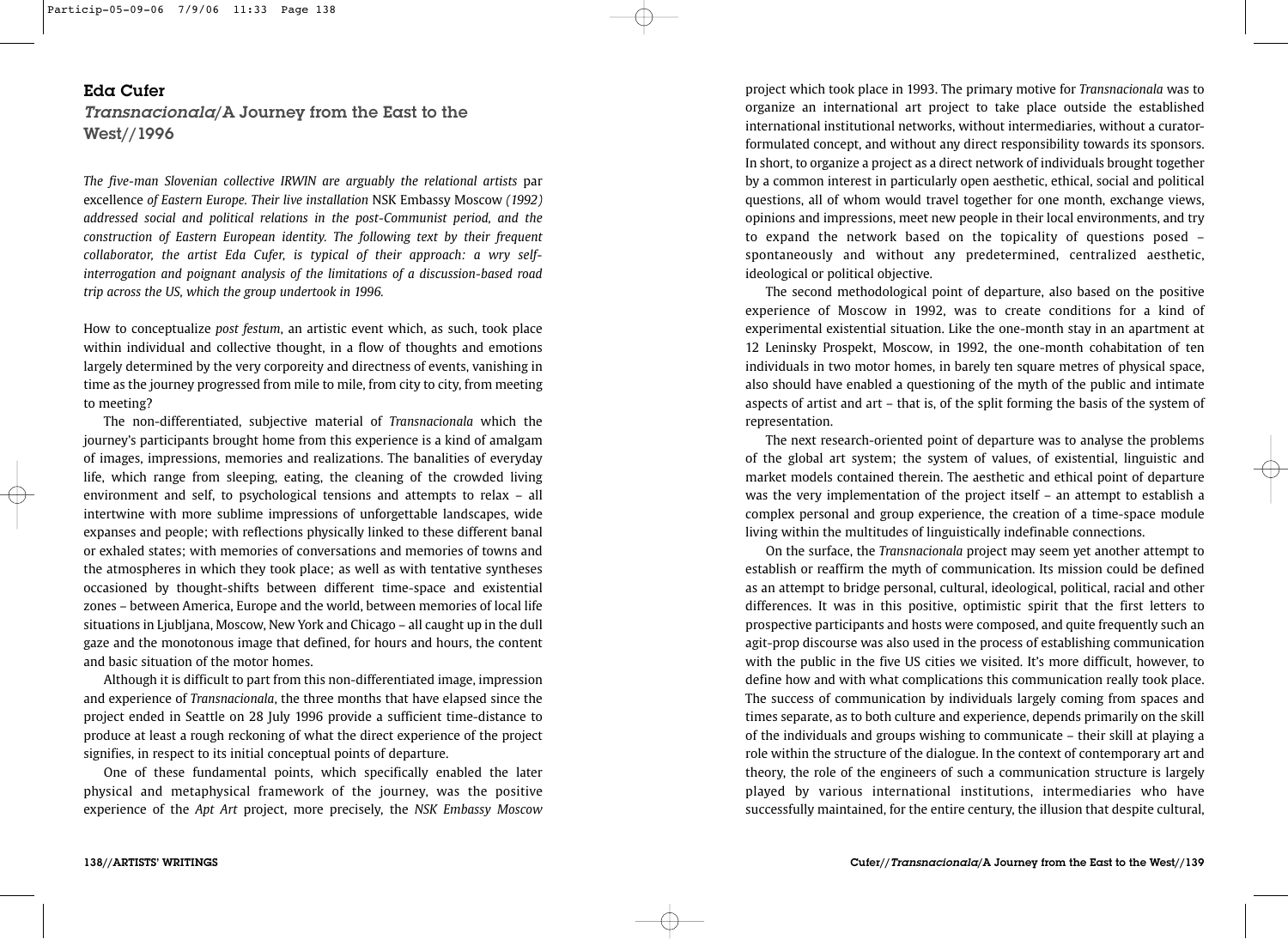## Eda Cufer

### *Transnacionala*/A Journey from the East to the West//1996

*The five-man Slovenian collective IRWIN are arguably the relational artists* par excellence *of Eastern Europe. Their live installation* NSK Embassy Moscow *(1992) addressed social and political relations in the post-Communist period, and the construction of Eastern European identity. The following text by their frequent collaborator, the artist Eda Cufer, is typical of their approach: a wry self-interrogation and poignant analysis of the limitations of a discussion-based road trip across the US, which the group undertook in 1996.*

How to conceptualize *post festum*, an artistic event which, as such, took place within individual and collective thought, in a flow of thoughts and emotions largely determined by the very corporeity and directness of events, vanishing in time as the journey progressed from mile to mile, from city to city, from meeting to meeting?

The non-differentiated, subjective material of *Transnacionala* which the journey's participants brought home from this experience is a kind of amalgam of images, impressions, memories and realizations. The banalities of everyday life, which range from sleeping, eating, the cleaning of the crowded living environment and self, to psychological tensions and attempts to relax – all intertwine with more sublime impressions of unforgettable landscapes, wide expanses and people; with reflections physically linked to these different banal or exhaled states; with memories of conversations and memories of towns and the atmospheres in which they took place; as well as with tentative syntheses occasioned by thought-shifts between different time-space and existential zones – between America, Europe and the world, between memories of local life situations in Ljubljana, Moscow, New York and Chicago – all caught up in the dull gaze and the monotonous image that defined, for hours and hours, the content and basic situation of the motor homes.

Although it is difficult to part from this non-differentiated image, impression and experience of *Transnacionala*, the three months that have elapsed since the project ended in Seattle on 28 July 1996 provide a sufficient time-distance to produce at least a rough reckoning of what the direct experience of the project signifies, in respect to its initial conceptual points of departure.

One of these fundamental points, which specifically enabled the later physical and metaphysical framework of the journey, was the positive experience of the *Apt Art* project, more precisely, the *NSK Embassy Moscow* project which took place in 1993. The primary motive for *Transnacionala* was to organize an international art project to take place outside the established international institutional networks, without intermediaries, without a curator-formulated concept, and without any direct responsibility towards its sponsors. In short, to organize a project as a direct network of individuals brought together by a common interest in particularly open aesthetic, ethical, social and political questions, all of whom would travel together for one month, exchange views, opinions and impressions, meet new people in their local environments, and try to expand the network based on the topicality of questions posed – spontaneously and without any predetermined, centralized aesthetic, ideological or political objective.

The second methodological point of departure, also based on the positive experience of Moscow in 1992, was to create conditions for a kind of experimental existential situation. Like the one-month stay in an apartment at 12 Leninsky Prospekt, Moscow, in 1992, the one-month cohabitation of ten individuals in two motor homes, in barely ten square metres of physical space, also should have enabled a questioning of the myth of the public and intimate aspects of artist and art – that is, of the split forming the basis of the system of representation.

The next research-oriented point of departure was to analyse the problems of the global art system; the system of values, of existential, linguistic and market models contained therein. The aesthetic and ethical point of departure was the very implementation of the project itself – an attempt to establish a complex personal and group experience, the creation of a time-space module living within the multitudes of linguistically indefinable connections.

On the surface, the *Transnacionala* project may seem yet another attempt to establish or reaffirm the myth of communication. Its mission could be defined as an attempt to bridge personal, cultural, ideological, political, racial and other differences. It was in this positive, optimistic spirit that the first letters to prospective participants and hosts were composed, and quite frequently such an agit-prop discourse was also used in the process of establishing communication with the public in the five US cities we visited. It's more difficult, however, to define how and with what complications this communication really took place. The success of communication by individuals largely coming from spaces and times separate, as to both culture and experience, depends primarily on the skill of the individuals and groups wishing to communicate – their skill at playing a role within the structure of the dialogue. In the context of contemporary art and theory, the role of the engineers of such a communication structure is largely played by various international institutions, intermediaries who have successfully maintained, for the entire century, the illusion that despite cultural,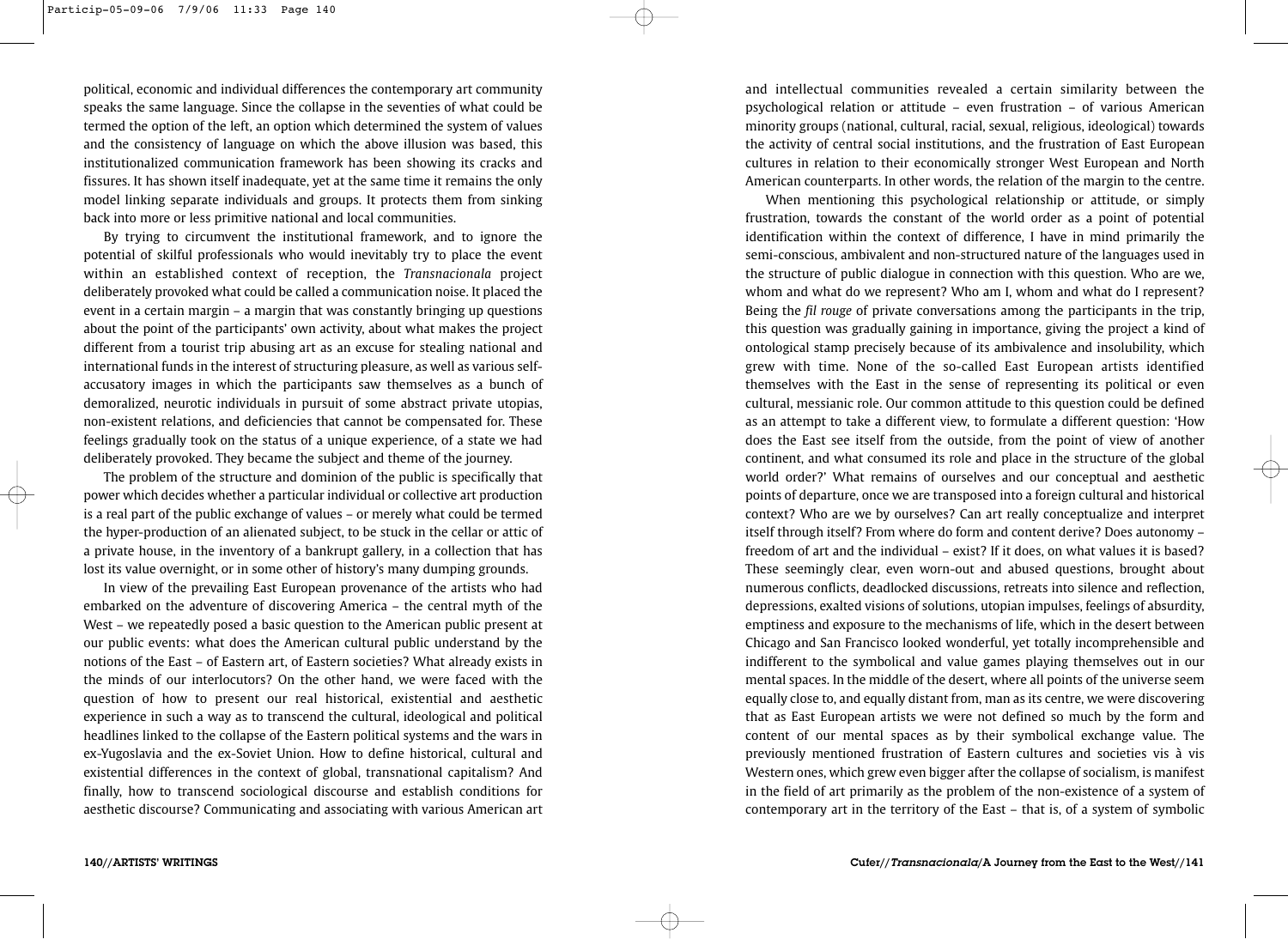political, economic and individual differences the contemporary art community speaks the same language. Since the collapse in the seventies of what could be termed the option of the left, an option which determined the system of values and the consistency of language on which the above illusion was based, this institutionalized communication framework has been showing its cracks and fissures. It has shown itself inadequate, yet at the same time it remains the only model linking separate individuals and groups. It protects them from sinking back into more or less primitive national and local communities.

By trying to circumvent the institutional framework, and to ignore the potential of skilful professionals who would inevitably try to place the event within an established context of reception, the *Transnacionala* project deliberately provoked what could be called a communication noise. It placed the event in a certain margin – a margin that was constantly bringing up questions about the point of the participants' own activity, about what makes the project different from a tourist trip abusing art as an excuse for stealing national and international funds in the interest of structuring pleasure, as well as various self-accusatory images in which the participants saw themselves as a bunch of demoralized, neurotic individuals in pursuit of some abstract private utopias, non-existent relations, and deficiencies that cannot be compensated for. These feelings gradually took on the status of a unique experience, of a state we had deliberately provoked. They became the subject and theme of the journey.

The problem of the structure and dominion of the public is specifically that power which decides whether a particular individual or collective art production is a real part of the public exchange of values – or merely what could be termed the hyper-production of an alienated subject, to be stuck in the cellar or attic of a private house, in the inventory of a bankrupt gallery, in a collection that has lost its value overnight, or in some other of history's many dumping grounds.

In view of the prevailing East European provenance of the artists who had embarked on the adventure of discovering America – the central myth of the West – we repeatedly posed a basic question to the American public present at our public events: what does the American cultural public understand by the notions of the East – of Eastern art, of Eastern societies? What already exists in the minds of our interlocutors? On the other hand, we were faced with the question of how to present our real historical, existential and aesthetic experience in such a way as to transcend the cultural, ideological and political headlines linked to the collapse of the Eastern political systems and the wars in ex-Yugoslavia and the ex-Soviet Union. How to define historical, cultural and existential differences in the context of global, transnational capitalism? And finally, how to transcend sociological discourse and establish conditions for aesthetic discourse? Communicating and associating with various American art and intellectual communities revealed a certain similarity between the psychological relation or attitude – even frustration – of various American minority groups (national, cultural, racial, sexual, religious, ideological) towards the activity of central social institutions, and the frustration of East European cultures in relation to their economically stronger West European and North American counterparts. In other words, the relation of the margin to the centre.

When mentioning this psychological relationship or attitude, or simply frustration, towards the constant of the world order as a point of potential identification within the context of difference, I have in mind primarily the semi-conscious, ambivalent and non-structured nature of the languages used in the structure of public dialogue in connection with this question. Who are we, whom and what do we represent? Who am I, whom and what do I represent? Being the *fil rouge* of private conversations among the participants in the trip, this question was gradually gaining in importance, giving the project a kind of ontological stamp precisely because of its ambivalence and insolubility, which grew with time. None of the so-called East European artists identified themselves with the East in the sense of representing its political or even cultural, messianic role. Our common attitude to this question could be defined as an attempt to take a different view, to formulate a different question: 'How does the East see itself from the outside, from the point of view of another continent, and what consumed its role and place in the structure of the global world order?' What remains of ourselves and our conceptual and aesthetic points of departure, once we are transposed into a foreign cultural and historical context? Who are we by ourselves? Can art really conceptualize and interpret itself through itself? From where do form and content derive? Does autonomy – freedom of art and the individual – exist? If it does, on what values it is based? These seemingly clear, even worn-out and abused questions, brought about numerous conflicts, deadlocked discussions, retreats into silence and reflection, depressions, exalted visions of solutions, utopian impulses, feelings of absurdity, emptiness and exposure to the mechanisms of life, which in the desert between Chicago and San Francisco looked wonderful, yet totally incomprehensible and indifferent to the symbolical and value games playing themselves out in our mental spaces. In the middle of the desert, where all points of the universe seem equally close to, and equally distant from, man as its centre, we were discovering that as East European artists we were not defined so much by the form and content of our mental spaces as by their symbolical exchange value. The previously mentioned frustration of Eastern cultures and societies vis à vis Western ones, which grew even bigger after the collapse of socialism, is manifest in the field of art primarily as the problem of the non-existence of a system of contemporary art in the territory of the East – that is, of a system of symbolic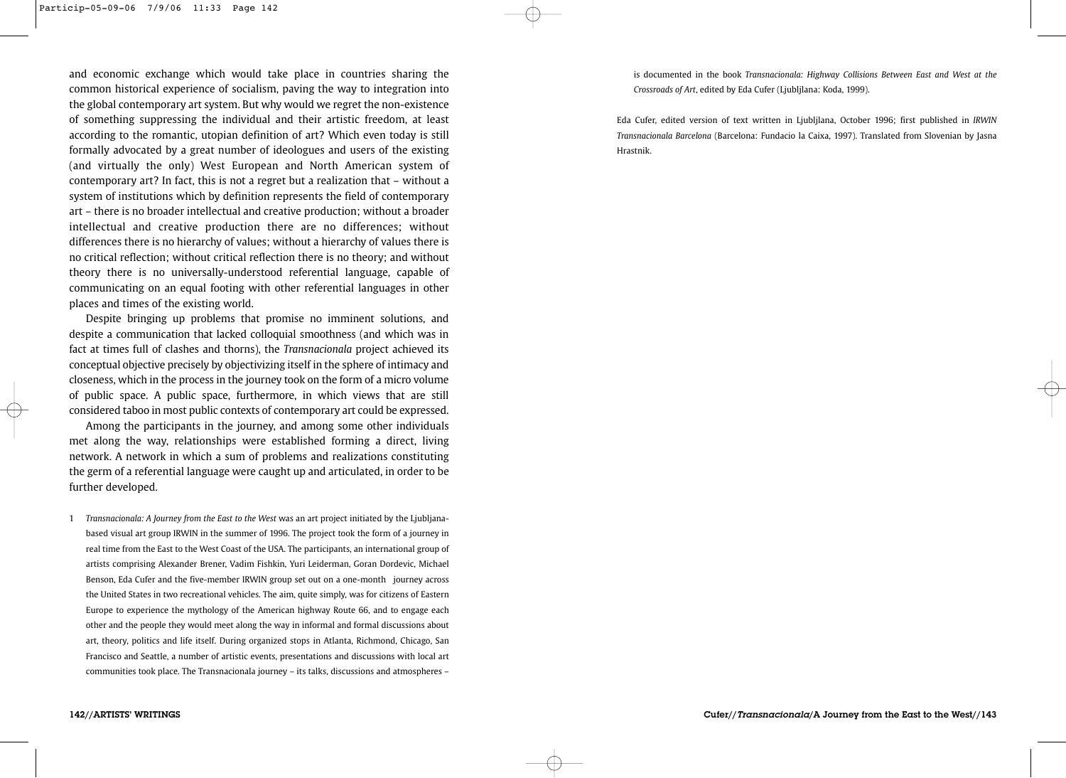and economic exchange which would take place in countries sharing the common historical experience of socialism, paving the way to integration into the global contemporary art system. But why would we regret the non-existence of something suppressing the individual and their artistic freedom, at least according to the romantic, utopian definition of art? Which even today is still formally advocated by a great number of ideologues and users of the existing (and virtually the only) West European and North American system of contemporary art? In fact, this is not a regret but a realization that – without a system of institutions which by definition represents the field of contemporary art – there is no broader intellectual and creative production; without a broader intellectual and creative production there are no differences; without differences there is no hierarchy of values; without a hierarchy of values there is no critical reflection; without critical reflection there is no theory; and without theory there is no universally-understood referential language, capable of communicating on an equal footing with other referential languages in other places and times of the existing world.

Despite bringing up problems that promise no imminent solutions, and despite a communication that lacked colloquial smoothness (and which was in fact at times full of clashes and thorns), the *Transnacionala* project achieved its conceptual objective precisely by objectivizing itself in the sphere of intimacy and closeness, which in the process in the journey took on the form of a micro volume of public space. A public space, furthermore, in which views that are still considered taboo in most public contexts of contemporary art could be expressed.

Among the participants in the journey, and among some other individuals met along the way, relationships were established forming a direct, living network. A network in which a sum of problems and realizations constituting the germ of a referential language were caught up and articulated, in order to be further developed.

1 *Transnacionala: A Journey from the East to the West* was an art project initiated by the Ljubljana-based visual art group IRWIN in the summer of 1996. The project took the form of a journey in real time from the East to the West Coast of the USA. The participants, an international group of artists comprising Alexander Brener, Vadim Fishkin, Yuri Leiderman, Goran Dordevic, Michael Benson, Eda Cufer and the five-member IRWIN group set out on a one-month journey across the United States in two recreational vehicles. The aim, quite simply, was for citizens of Eastern Europe to experience the mythology of the American highway Route 66, and to engage each other and the people they would meet along the way in informal and formal discussions about art, theory, politics and life itself. During organized stops in Atlanta, Richmond, Chicago, San Francisco and Seattle, a number of artistic events, presentations and discussions with local art communities took place. The Transnacionala journey – its talks, discussions and atmospheres – is documented in the book *Transnacionala: Highway Collisions Between East and West at the Crossroads of Art*, edited by Eda Cufer (Ljubljana: Koda, 1999).

Eda Cufer, edited version of text written in Ljubljana, October 1996; first published in *IRWIN Transnacionala Barcelona* (Barcelona: Fundacio la Caixa, 1997). Translated from Slovenian by Jasna Hrastnik.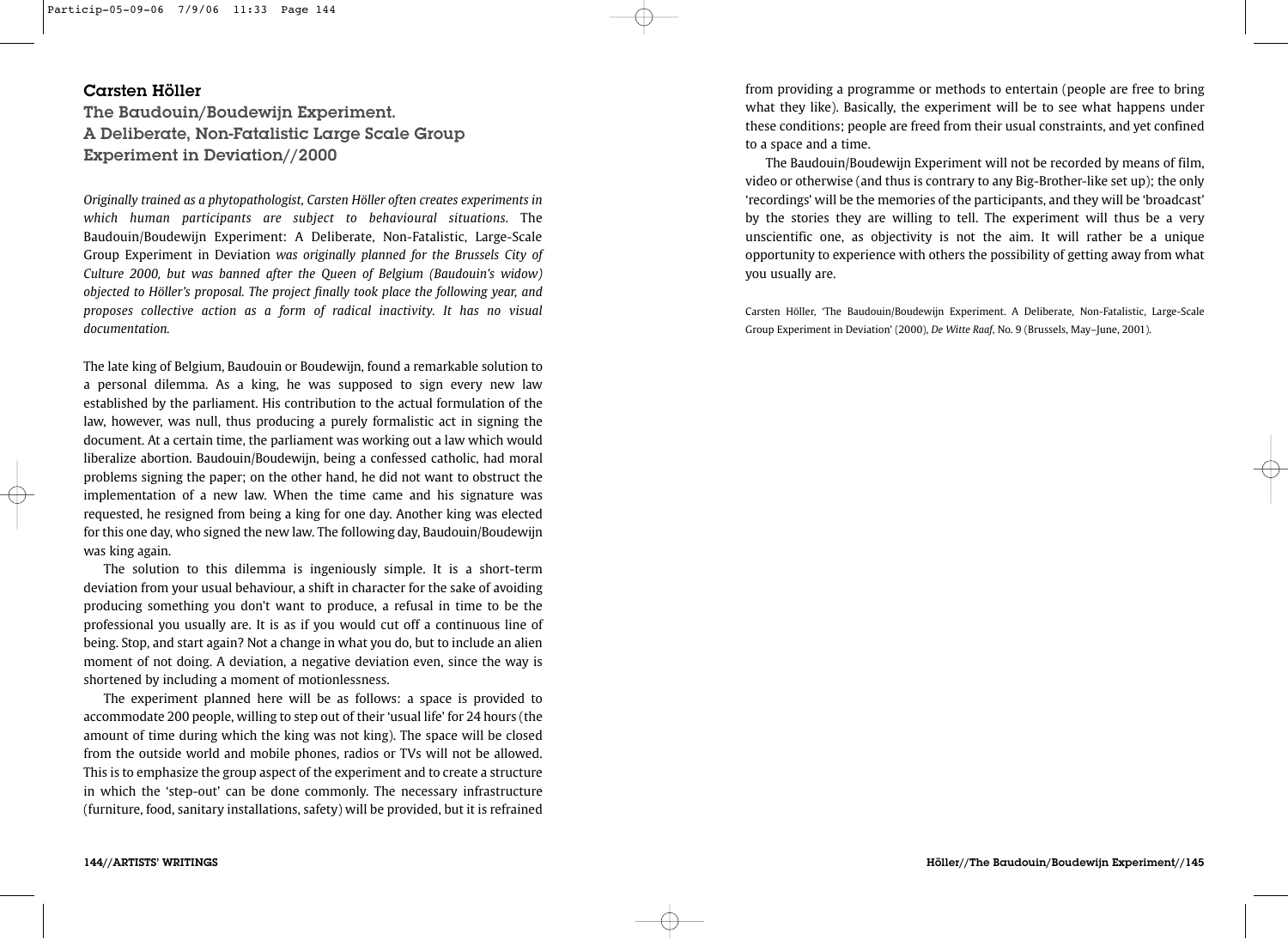## Carsten Höller

### The Baudouin/Boudewijn Experiment. A Deliberate, Non-Fatalistic Large Scale Group Experiment in Deviation//2000

*Originally trained as a phytopathologist, Carsten Höller often creates experiments in which human participants are subject to behavioural situations.* The Baudouin/Boudewijn Experiment: A Deliberate, Non-Fatalistic, Large-Scale Group Experiment in Deviation *was originally planned for the Brussels City of Culture 2000, but was banned after the Queen of Belgium (Baudouin's widow) objected to Höller's proposal. The project finally took place the following year, and proposes collective action as a form of radical inactivity. It has no visual documentation.*

The late king of Belgium, Baudouin or Boudewijn, found a remarkable solution to a personal dilemma. As a king, he was supposed to sign every new law established by the parliament. His contribution to the actual formulation of the law, however, was null, thus producing a purely formalistic act in signing the document. At a certain time, the parliament was working out a law which would liberalize abortion. Baudouin/Boudewijn, being a confessed catholic, had moral problems signing the paper; on the other hand, he did not want to obstruct the implementation of a new law. When the time came and his signature was requested, he resigned from being a king for one day. Another king was elected for this one day, who signed the new law. The following day, Baudouin/Boudewijn was king again.

The solution to this dilemma is ingeniously simple. It is a short-term deviation from your usual behaviour, a shift in character for the sake of avoiding producing something you don't want to produce, a refusal in time to be the professional you usually are. It is as if you would cut off a continuous line of being. Stop, and start again? Not a change in what you do, but to include an alien moment of not doing. A deviation, a negative deviation even, since the way is shortened by including a moment of motionlessness.

The experiment planned here will be as follows: a space is provided to accommodate 200 people, willing to step out of their 'usual life' for 24 hours (the amount of time during which the king was not king). The space will be closed from the outside world and mobile phones, radios or TVs will not be allowed. This is to emphasize the group aspect of the experiment and to create a structure in which the 'step-out' can be done commonly. The necessary infrastructure (furniture, food, sanitary installations, safety) will be provided, but it is refrained from providing a programme or methods to entertain (people are free to bring what they like). Basically, the experiment will be to see what happens under these conditions; people are freed from their usual constraints, and yet confined to a space and a time.

The Baudouin/Boudewijn Experiment will not be recorded by means of film, video or otherwise (and thus is contrary to any Big-Brother-like set up); the only 'recordings' will be the memories of the participants, and they will be 'broadcast' by the stories they are willing to tell. The experiment will thus be a very unscientific one, as objectivity is not the aim. It will rather be a unique opportunity to experience with others the possibility of getting away from what you usually are.

Carsten Höller, 'The Baudouin/Boudewijn Experiment. A Deliberate, Non-Fatalistic, Large-Scale Group Experiment in Deviation' (2000), *De Witte Raaf*, No. 9 (Brussels, May–June, 2001).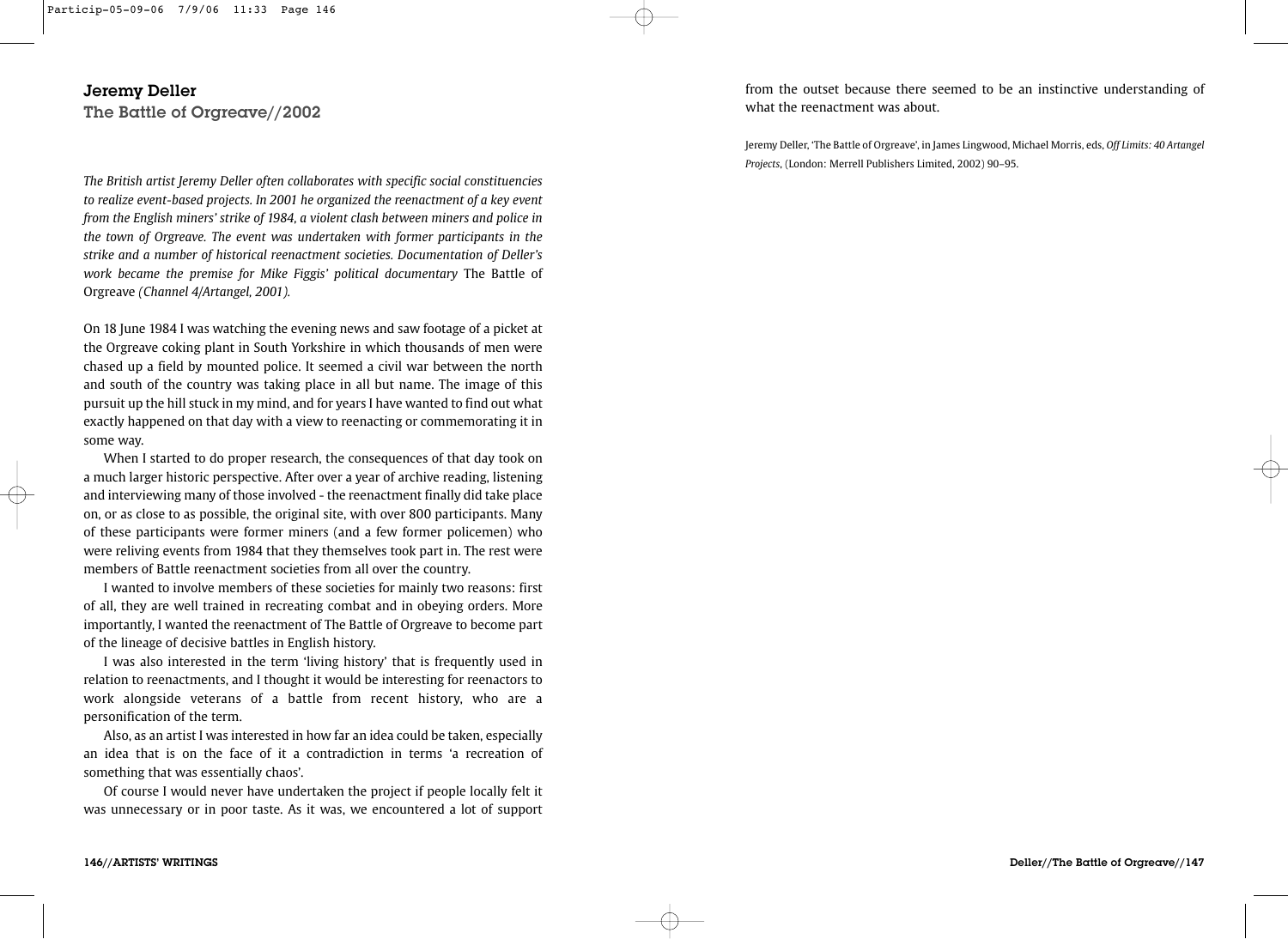# Jeremy Deller

## The Battle of Orgreave//2002

*The British artist Jeremy Deller often collaborates with specific social constituencies to realize event-based projects. In 2001 he organized the reenactment of a key event from the English miners' strike of 1984, a violent clash between miners and police in the town of Orgreave. The event was undertaken with former participants in the strike and a number of historical reenactment societies. Documentation of Deller's work became the premise for Mike Figgis' political documentary* The Battle of Orgreave *(Channel 4/Artangel, 2001).*

On 18 June 1984 I was watching the evening news and saw footage of a picket at the Orgreave coking plant in South Yorkshire in which thousands of men were chased up a field by mounted police. It seemed a civil war between the north and south of the country was taking place in all but name. The image of this pursuit up the hill stuck in my mind, and for years I have wanted to find out what exactly happened on that day with a view to reenacting or commemorating it in some way.

When I started to do proper research, the consequences of that day took on a much larger historic perspective. After over a year of archive reading, listening and interviewing many of those involved - the reenactment finally did take place on, or as close to as possible, the original site, with over 800 participants. Many of these participants were former miners (and a few former policemen) who were reliving events from 1984 that they themselves took part in. The rest were members of Battle reenactment societies from all over the country.

I wanted to involve members of these societies for mainly two reasons: first of all, they are well trained in recreating combat and in obeying orders. More importantly, I wanted the reenactment of The Battle of Orgreave to become part of the lineage of decisive battles in English history.

I was also interested in the term 'living history' that is frequently used in relation to reenactments, and I thought it would be interesting for reenactors to work alongside veterans of a battle from recent history, who are a personification of the term.

Also, as an artist I was interested in how far an idea could be taken, especially an idea that is on the face of it a contradiction in terms 'a recreation of something that was essentially chaos'.

Of course I would never have undertaken the project if people locally felt it was unnecessary or in poor taste. As it was, we encountered a lot of support from the outset because there seemed to be an instinctive understanding of what the reenactment was about.

Jeremy Deller, 'The Battle of Orgreave', in James Lingwood, Michael Morris, eds, *Off Limits: 40 Artangel Projects*, (London: Merrell Publishers Limited, 2002) 90–95.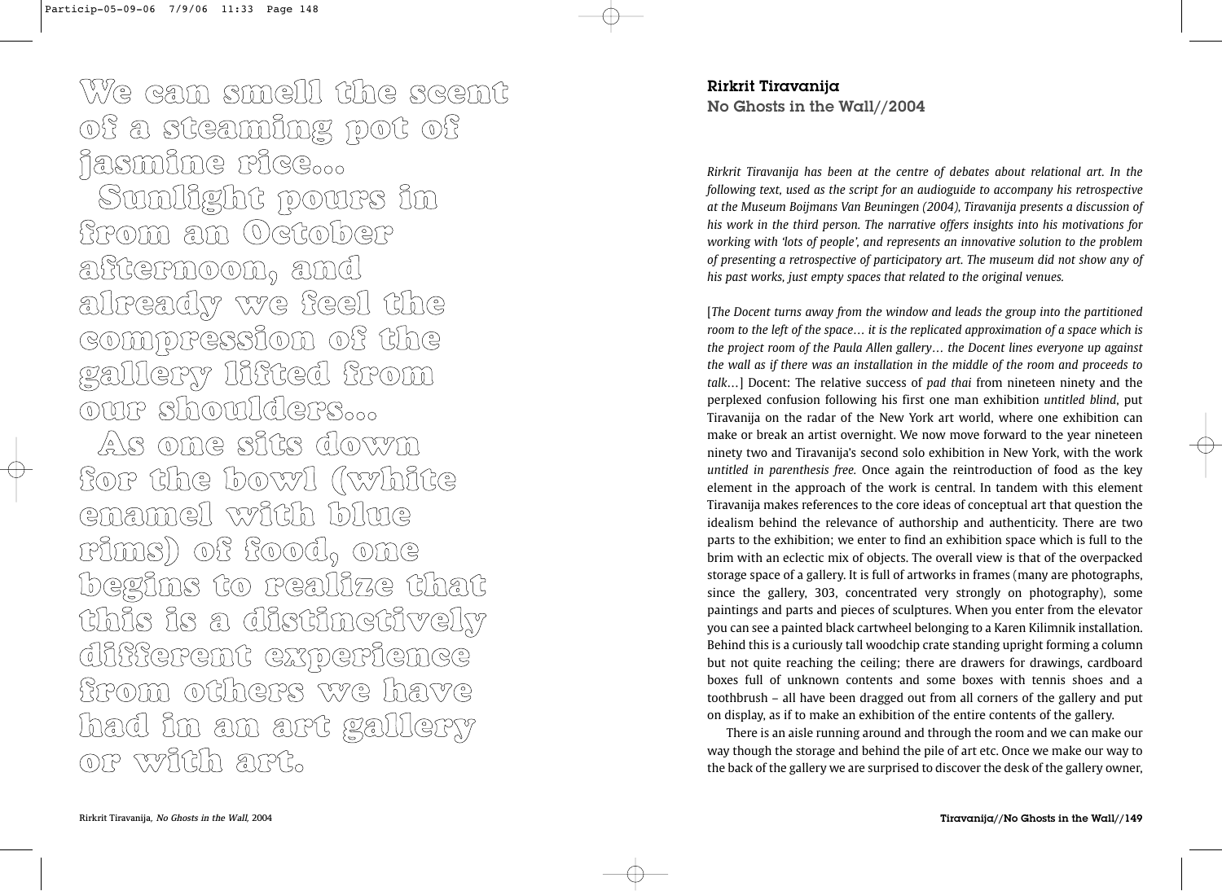We can smell the scent of a steaming pot of jasmine rice… Sunlight pours in from an October afternoon, and already we feel the compression of the gallery lifted from our shoulders… As one sits down for the bowl (white enamel with blue rims) of food, one begins to realize that this is a distinctively different experience from others we have had in an art gallery or with art.

Rirkrit Tiravanija, *No Ghosts in the Wall*, 2004

## Rirkrit Tiravanija
### No Ghosts in the Wall//2004

*Rirkrit Tiravanija has been at the centre of debates about relational art. In the following text, used as the script for an audioguide to accompany his retrospective at the Museum Boijmans Van Beuningen (2004), Tiravanija presents a discussion of his work in the third person. The narrative offers insights into his motivations for working with 'lots of people', and represents an innovative solution to the problem of presenting a retrospective of participatory art. The museum did not show any of his past works, just empty spaces that related to the original venues.*

[*The Docent turns away from the window and leads the group into the partitioned room to the left of the space… it is the replicated approximation of a space which is the project room of the Paula Allen gallery… the Docent lines everyone up against the wall as if there was an installation in the middle of the room and proceeds to talk…*] Docent: The relative success of *pad thai* from nineteen ninety and the perplexed confusion following his first one man exhibition *untitled blind*, put Tiravanija on the radar of the New York art world, where one exhibition can make or break an artist overnight. We now move forward to the year nineteen ninety two and Tiravanija's second solo exhibition in New York, with the work *untitled in parenthesis free.* Once again the reintroduction of food as the key element in the approach of the work is central. In tandem with this element Tiravanija makes references to the core ideas of conceptual art that question the idealism behind the relevance of authorship and authenticity. There are two parts to the exhibition; we enter to find an exhibition space which is full to the brim with an eclectic mix of objects. The overall view is that of the overpacked storage space of a gallery. It is full of artworks in frames (many are photographs, since the gallery, 303, concentrated very strongly on photography), some paintings and parts and pieces of sculptures. When you enter from the elevator you can see a painted black cartwheel belonging to a Karen Kilimnik installation. Behind this is a curiously tall woodchip crate standing upright forming a column but not quite reaching the ceiling; there are drawers for drawings, cardboard boxes full of unknown contents and some boxes with tennis shoes and a toothbrush – all have been dragged out from all corners of the gallery and put on display, as if to make an exhibition of the entire contents of the gallery.

There is an aisle running around and through the room and we can make our way though the storage and behind the pile of art etc. Once we make our way to the back of the gallery we are surprised to discover the desk of the gallery owner,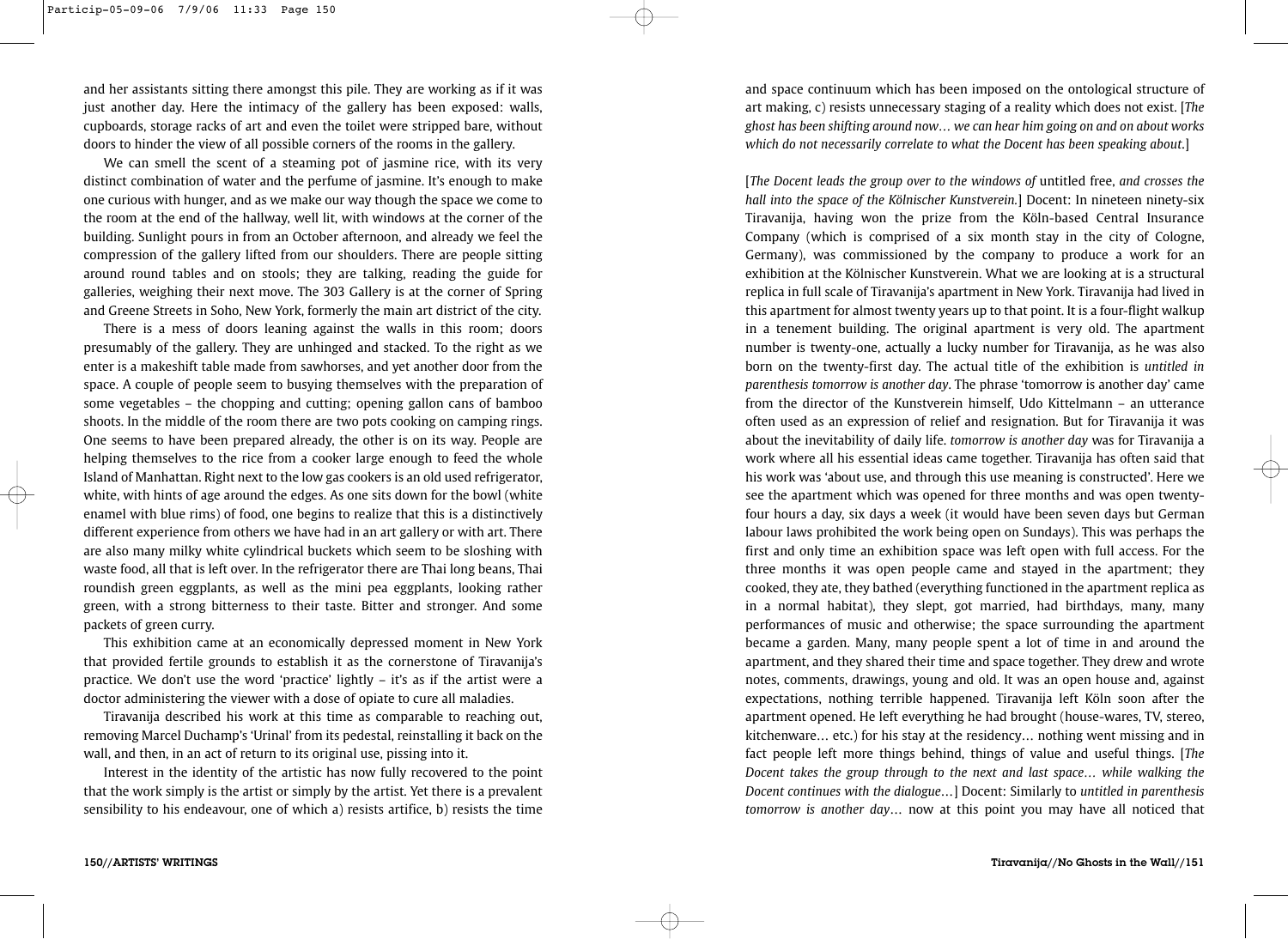and her assistants sitting there amongst this pile. They are working as if it was just another day. Here the intimacy of the gallery has been exposed: walls, cupboards, storage racks of art and even the toilet were stripped bare, without doors to hinder the view of all possible corners of the rooms in the gallery.

We can smell the scent of a steaming pot of jasmine rice, with its very distinct combination of water and the perfume of jasmine. It's enough to make one curious with hunger, and as we make our way though the space we come to the room at the end of the hallway, well lit, with windows at the corner of the building. Sunlight pours in from an October afternoon, and already we feel the compression of the gallery lifted from our shoulders. There are people sitting around round tables and on stools; they are talking, reading the guide for galleries, weighing their next move. The 303 Gallery is at the corner of Spring and Greene Streets in Soho, New York, formerly the main art district of the city.

There is a mess of doors leaning against the walls in this room; doors presumably of the gallery. They are unhinged and stacked. To the right as we enter is a makeshift table made from sawhorses, and yet another door from the space. A couple of people seem to busying themselves with the preparation of some vegetables – the chopping and cutting; opening gallon cans of bamboo shoots. In the middle of the room there are two pots cooking on camping rings. One seems to have been prepared already, the other is on its way. People are helping themselves to the rice from a cooker large enough to feed the whole Island of Manhattan. Right next to the low gas cookers is an old used refrigerator, white, with hints of age around the edges. As one sits down for the bowl (white enamel with blue rims) of food, one begins to realize that this is a distinctively different experience from others we have had in an art gallery or with art. There are also many milky white cylindrical buckets which seem to be sloshing with waste food, all that is left over. In the refrigerator there are Thai long beans, Thai roundish green eggplants, as well as the mini pea eggplants, looking rather green, with a strong bitterness to their taste. Bitter and stronger. And some packets of green curry.

This exhibition came at an economically depressed moment in New York that provided fertile grounds to establish it as the cornerstone of Tiravanija's practice. We don't use the word 'practice' lightly – it's as if the artist were a doctor administering the viewer with a dose of opiate to cure all maladies.

Tiravanija described his work at this time as comparable to reaching out, removing Marcel Duchamp's 'Urinal' from its pedestal, reinstalling it back on the wall, and then, in an act of return to its original use, pissing into it.

Interest in the identity of the artistic has now fully recovered to the point that the work simply is the artist or simply by the artist. Yet there is a prevalent sensibility to his endeavour, one of which a) resists artifice, b) resists the time and space continuum which has been imposed on the ontological structure of art making, c) resists unnecessary staging of a reality which does not exist. [*The ghost has been shifting around now… we can hear him going on and on about works which do not necessarily correlate to what the Docent has been speaking about.*]

[*The Docent leads the group over to the windows of* untitled free, *and crosses the hall into the space of the Kölnischer Kunstverein.*] Docent: In nineteen ninety-six Tiravanija, having won the prize from the Köln-based Central Insurance Company (which is comprised of a six month stay in the city of Cologne, Germany), was commissioned by the company to produce a work for an exhibition at the Kölnischer Kunstverein. What we are looking at is a structural replica in full scale of Tiravanija's apartment in New York. Tiravanija had lived in this apartment for almost twenty years up to that point. It is a four-flight walkup in a tenement building. The original apartment is very old. The apartment number is twenty-one, actually a lucky number for Tiravanija, as he was also born on the twenty-first day. The actual title of the exhibition is *untitled in parenthesis tomorrow is another day*. The phrase 'tomorrow is another day' came from the director of the Kunstverein himself, Udo Kittelmann – an utterance often used as an expression of relief and resignation. But for Tiravanija it was about the inevitability of daily life. *tomorrow is another day* was for Tiravanija a work where all his essential ideas came together. Tiravanija has often said that his work was 'about use, and through this use meaning is constructed'. Here we see the apartment which was opened for three months and was open twenty-four hours a day, six days a week (it would have been seven days but German labour laws prohibited the work being open on Sundays). This was perhaps the first and only time an exhibition space was left open with full access. For the three months it was open people came and stayed in the apartment; they cooked, they ate, they bathed (everything functioned in the apartment replica as in a normal habitat), they slept, got married, had birthdays, many, many performances of music and otherwise; the space surrounding the apartment became a garden. Many, many people spent a lot of time in and around the apartment, and they shared their time and space together. They drew and wrote notes, comments, drawings, young and old. It was an open house and, against expectations, nothing terrible happened. Tiravanija left Köln soon after the apartment opened. He left everything he had brought (house-wares, TV, stereo, kitchenware… etc.) for his stay at the residency… nothing went missing and in fact people left more things behind, things of value and useful things. [*The Docent takes the group through to the next and last space… while walking the Docent continues with the dialogue…*] Docent: Similarly to *untitled in parenthesis tomorrow is another day*… now at this point you may have all noticed that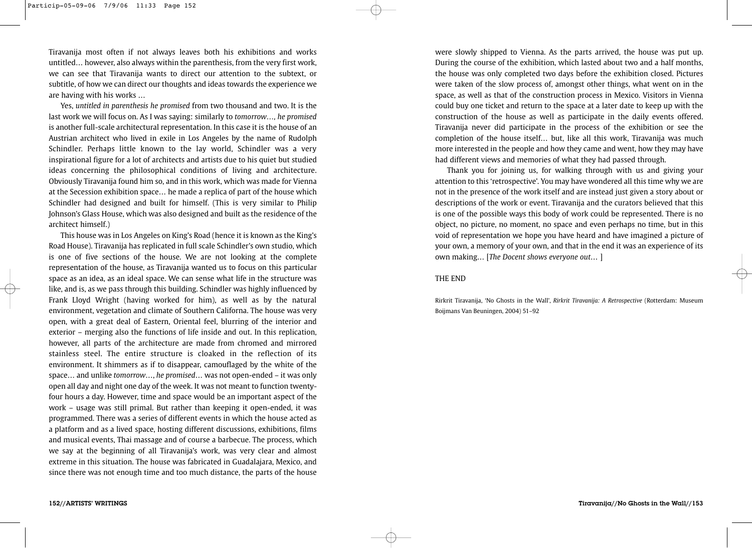Tiravanija most often if not always leaves both his exhibitions and works untitled… however, also always within the parenthesis, from the very first work, we can see that Tiravanija wants to direct our attention to the subtext, or subtitle, of how we can direct our thoughts and ideas towards the experience we are having with his works …

Yes, *untitled in parenthesis he promised* from two thousand and two. It is the last work we will focus on. As I was saying: similarly to *tomorrow…, he promised* is another full-scale architectural representation. In this case it is the house of an Austrian architect who lived in exile in Los Angeles by the name of Rudolph Schindler. Perhaps little known to the lay world, Schindler was a very inspirational figure for a lot of architects and artists due to his quiet but studied ideas concerning the philosophical conditions of living and architecture. Obviously Tiravanija found him so, and in this work, which was made for Vienna at the Secession exhibition space… he made a replica of part of the house which Schindler had designed and built for himself. (This is very similar to Philip Johnson's Glass House, which was also designed and built as the residence of the architect himself.)

This house was in Los Angeles on King's Road (hence it is known as the King's Road House). Tiravanija has replicated in full scale Schindler's own studio, which is one of five sections of the house. We are not looking at the complete representation of the house, as Tiravanija wanted us to focus on this particular space as an idea, as an ideal space. We can sense what life in the structure was like, and is, as we pass through this building. Schindler was highly influenced by Frank Lloyd Wright (having worked for him), as well as by the natural environment, vegetation and climate of Southern Californa. The house was very open, with a great deal of Eastern, Oriental feel, blurring of the interior and exterior – merging also the functions of life inside and out. In this replication, however, all parts of the architecture are made from chromed and mirrored stainless steel. The entire structure is cloaked in the reflection of its environment. It shimmers as if to disappear, camouflaged by the white of the space… and unlike *tomorrow…, he promised…* was not open-ended – it was only open all day and night one day of the week. It was not meant to function twenty-four hours a day. However, time and space would be an important aspect of the work – usage was still primal. But rather than keeping it open-ended, it was programmed. There was a series of different events in which the house acted as a platform and as a lived space, hosting different discussions, exhibitions, films and musical events, Thai massage and of course a barbecue. The process, which we say at the beginning of all Tiravanija's work, was very clear and almost extreme in this situation. The house was fabricated in Guadalajara, Mexico, and since there was not enough time and too much distance, the parts of the house were slowly shipped to Vienna. As the parts arrived, the house was put up. During the course of the exhibition, which lasted about two and a half months, the house was only completed two days before the exhibition closed. Pictures were taken of the slow process of, amongst other things, what went on in the space, as well as that of the construction process in Mexico. Visitors in Vienna could buy one ticket and return to the space at a later date to keep up with the construction of the house as well as participate in the daily events offered. Tiravanija never did participate in the process of the exhibition or see the completion of the house itself… but, like all this work, Tiravanija was much more interested in the people and how they came and went, how they may have had different views and memories of what they had passed through.

Thank you for joining us, for walking through with us and giving your attention to this 'retrospective'. You may have wondered all this time why we are not in the presence of the work itself and are instead just given a story about or descriptions of the work or event. Tiravanija and the curators believed that this is one of the possible ways this body of work could be represented. There is no object, no picture, no moment, no space and even perhaps no time, but in this void of representation we hope you have heard and have imagined a picture of your own, a memory of your own, and that in the end it was an experience of its own making… [*The Docent shows everyone out…* ]

THE END

Rirkrit Tiravanija, 'No Ghosts in the Wall', *Rirkrit Tiravanija: A Retrospective* (Rotterdam: Museum Boijmans Van Beuningen, 2004) 51–92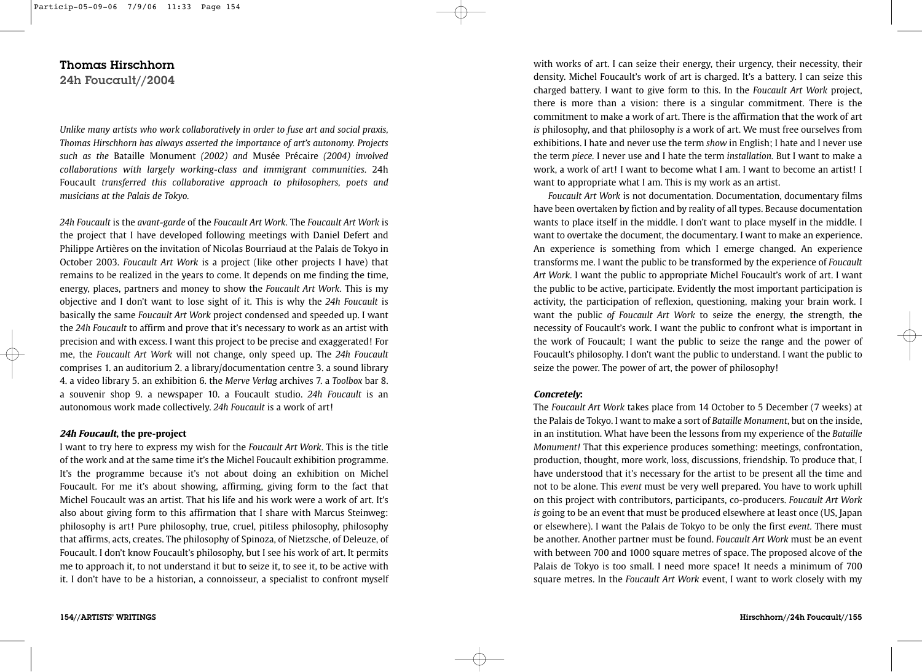# Thomas Hirschhorn
## 24h Foucault//2004

*Unlike many artists who work collaboratively in order to fuse art and social praxis, Thomas Hirschhorn has always asserted the importance of art's autonomy. Projects such as the* Bataille Monument *(2002) and* Musée Précaire *(2004) involved collaborations with largely working-class and immigrant communities.* 24h Foucault *transferred this collaborative approach to philosophers, poets and musicians at the Palais de Tokyo.*

*24h Foucault* is the *avant-garde* of the *Foucault Art Work*. The *Foucault Art Work* is the project that I have developed following meetings with Daniel Defert and Philippe Artières on the invitation of Nicolas Bourriaud at the Palais de Tokyo in October 2003. *Foucault Art Work* is a project (like other projects I have) that remains to be realized in the years to come. It depends on me finding the time, energy, places, partners and money to show the *Foucault Art Work*. This is my objective and I don't want to lose sight of it. This is why the *24h Foucault* is basically the same *Foucault Art Work* project condensed and speeded up. I want the *24h Foucault* to affirm and prove that it's necessary to work as an artist with precision and with excess. I want this project to be precise and exaggerated! For me, the *Foucault Art Work* will not change, only speed up. The *24h Foucault* comprises 1. an auditorium 2. a library/documentation centre 3. a sound library 4. a video library 5. an exhibition 6. the *Merve Verlag* archives 7. a *Toolbox* bar 8. a souvenir shop 9. a newspaper 10. a Foucault studio. *24h Foucault* is an autonomous work made collectively. *24h Foucault* is a work of art!

**_24h Foucault_, the pre-project**

I want to try here to express my wish for the *Foucault Art Work*. This is the title of the work and at the same time it's the Michel Foucault exhibition programme. It's the programme because it's not about doing an exhibition on Michel Foucault. For me it's about showing, affirming, giving form to the fact that Michel Foucault was an artist. That his life and his work were a work of art. It's also about giving form to this affirmation that I share with Marcus Steinweg: philosophy is art! Pure philosophy, true, cruel, pitiless philosophy, philosophy that affirms, acts, creates. The philosophy of Spinoza, of Nietzsche, of Deleuze, of Foucault. I don't know Foucault's philosophy, but I see his work of art. It permits me to approach it, to not understand it but to seize it, to see it, to be active with it. I don't have to be a historian, a connoisseur, a specialist to confront myself with works of art. I can seize their energy, their urgency, their necessity, their density. Michel Foucault's work of art is charged. It's a battery. I can seize this charged battery. I want to give form to this. In the *Foucault Art Work* project, there is more than a vision: there is a singular commitment. There is the commitment to make a work of art. There is the affirmation that the work of art *is* philosophy, and that philosophy *is* a work of art. We must free ourselves from exhibitions. I hate and never use the term *show* in English; I hate and I never use the term *piece*. I never use and I hate the term *installation*. But I want to make a work, a work of art! I want to become what I am. I want to become an artist! I want to appropriate what I am. This is my work as an artist.

*Foucault Art Work* is not documentation. Documentation, documentary films have been overtaken by fiction and by reality of all types. Because documentation wants to place itself in the middle. I don't want to place myself in the middle. I want to overtake the document, the documentary. I want to make an experience. An experience is something from which I emerge changed. An experience transforms me. I want the public to be transformed by the experience of *Foucault Art Work*. I want the public to appropriate Michel Foucault's work of art. I want the public to be active, participate. Evidently the most important participation is activity, the participation of reflexion, questioning, making your brain work. I want the public *of Foucault Art Work* to seize the energy, the strength, the necessity of Foucault's work. I want the public to confront what is important in the work of Foucault; I want the public to seize the range and the power of Foucault's philosophy. I don't want the public to understand. I want the public to seize the power. The power of art, the power of philosophy!

***Concretely:***

The *Foucault Art Work* takes place from 14 October to 5 December (7 weeks) at the Palais de Tokyo. I want to make a sort of *Bataille Monument*, but on the inside, in an institution. What have been the lessons from my experience of the *Bataille Monument!* That this experience produces something: meetings, confrontation, production, thought, more work, loss, discussions, friendship. To produce that, I have understood that it's necessary for the artist to be present all the time and not to be alone. This *event* must be very well prepared. You have to work uphill on this project with contributors, participants, co-producers. *Foucault Art Work is* going to be an event that must be produced elsewhere at least once (US, Japan or elsewhere). I want the Palais de Tokyo to be only the first *event*. There must be another. Another partner must be found. *Foucault Art Work* must be an event with between 700 and 1000 square metres of space. The proposed alcove of the Palais de Tokyo is too small. I need more space! It needs a minimum of 700 square metres. In the *Foucault Art Work* event, I want to work closely with my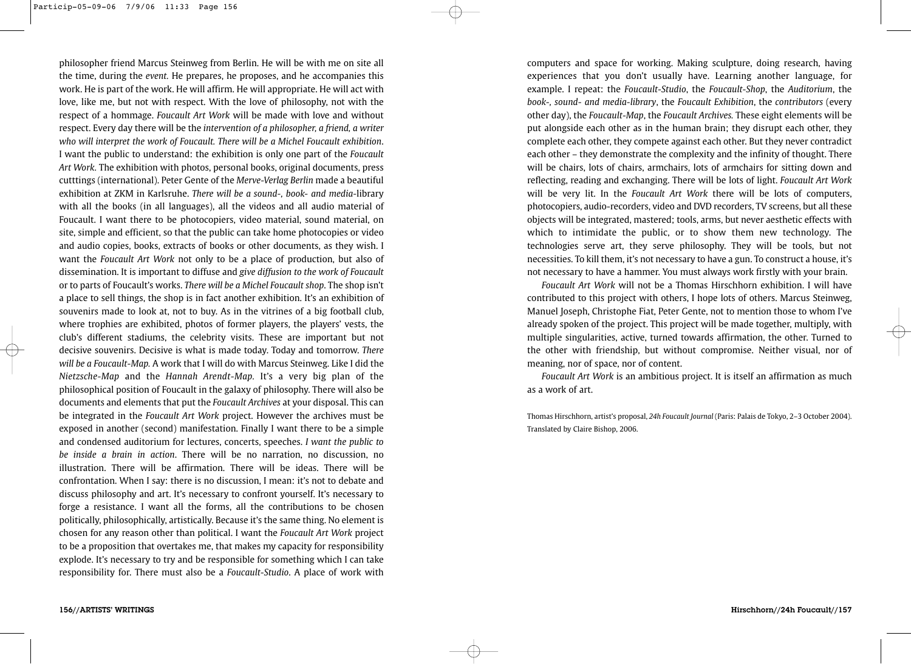philosopher friend Marcus Steinweg from Berlin. He will be with me on site all the time, during the *event.* He prepares, he proposes, and he accompanies this work. He is part of the work. He will affirm. He will appropriate. He will act with love, like me, but not with respect. With the love of philosophy, not with the respect of a hommage. *Foucault Art Work* will be made with love and without respect. Every day there will be the *intervention of a philosopher, a friend, a writer who will interpret the work of Foucault. There will be a Michel Foucault exhibition*. I want the public to understand: the exhibition is only one part of the *Foucault Art Work.* The exhibition with photos, personal books, original documents, press cutttings (international). Peter Gente of the *Merve-Verlag Berlin* made a beautiful exhibition at ZKM in Karlsruhe. *There will be a sound-, book- and media*-library with all the books (in all languages), all the videos and all audio material of Foucault. I want there to be photocopiers, video material, sound material, on site, simple and efficient, so that the public can take home photocopies or video and audio copies, books, extracts of books or other documents, as they wish. I want the *Foucault Art Work* not only to be a place of production, but also of dissemination. It is important to diffuse and *give diffusion to the work of Foucault* or to parts of Foucault's works. *There will be a Michel Foucault shop*. The shop isn't a place to sell things, the shop is in fact another exhibition. It's an exhibition of souvenirs made to look at, not to buy. As in the vitrines of a big football club, where trophies are exhibited, photos of former players, the players' vests, the club's different stadiums, the celebrity visits. These are important but not decisive souvenirs. Decisive is what is made today. Today and tomorrow. *There will be a Foucault-Map.* A work that I will do with Marcus Steinweg. Like I did the *Nietzsche-Map* and the *Hannah Arendt-Map*. It's a very big plan of the philosophical position of Foucault in the galaxy of philosophy. There will also be documents and elements that put the *Foucault Archives* at your disposal. This can be integrated in the *Foucault Art Work* project. However the archives must be exposed in another (second) manifestation. Finally I want there to be a simple and condensed auditorium for lectures, concerts, speeches. *I want the public to be inside a brain in action*. There will be no narration, no discussion, no illustration. There will be affirmation. There will be ideas. There will be confrontation. When I say: there is no discussion, I mean: it's not to debate and discuss philosophy and art. It's necessary to confront yourself. It's necessary to forge a resistance. I want all the forms, all the contributions to be chosen politically, philosophically, artistically. Because it's the same thing. No element is chosen for any reason other than political. I want the *Foucault Art Work* project to be a proposition that overtakes me, that makes my capacity for responsibility explode. It's necessary to try and be responsible for something which I can take responsibility for. There must also be a *Foucault-Studio*. A place of work with computers and space for working. Making sculpture, doing research, having experiences that you don't usually have. Learning another language, for example. I repeat: the *Foucault-Studio*, the *Foucault-Shop*, the *Auditorium*, the *book-, sound- and media-library*, the *Foucault Exhibition*, the *contributors* (every other day), the *Foucault-Map*, the *Foucault Archives.* These eight elements will be put alongside each other as in the human brain; they disrupt each other, they complete each other, they compete against each other. But they never contradict each other – they demonstrate the complexity and the infinity of thought. There will be chairs, lots of chairs, armchairs, lots of armchairs for sitting down and reflecting, reading and exchanging. There will be lots of light. *Foucault Art Work* will be very lit. In the *Foucault Art Work* there will be lots of computers, photocopiers, audio-recorders, video and DVD recorders, TV screens, but all these objects will be integrated, mastered; tools, arms, but never aesthetic effects with which to intimidate the public, or to show them new technology. The technologies serve art, they serve philosophy. They will be tools, but not necessities. To kill them, it's not necessary to have a gun. To construct a house, it's not necessary to have a hammer. You must always work firstly with your brain.

*Foucault Art Work* will not be a Thomas Hirschhorn exhibition. I will have contributed to this project with others, I hope lots of others. Marcus Steinweg, Manuel Joseph, Christophe Fiat, Peter Gente, not to mention those to whom I've already spoken of the project. This project will be made together, multiply, with multiple singularities, active, turned towards affirmation, the other. Turned to the other with friendship, but without compromise. Neither visual, nor of meaning, nor of space, nor of content.

*Foucault Art Work* is an ambitious project. It is itself an affirmation as much as a work of art.

Thomas Hirschhorn, artist's proposal, *24h Foucault Journal* (Paris: Palais de Tokyo, 2–3 October 2004). Translated by Claire Bishop, 2006.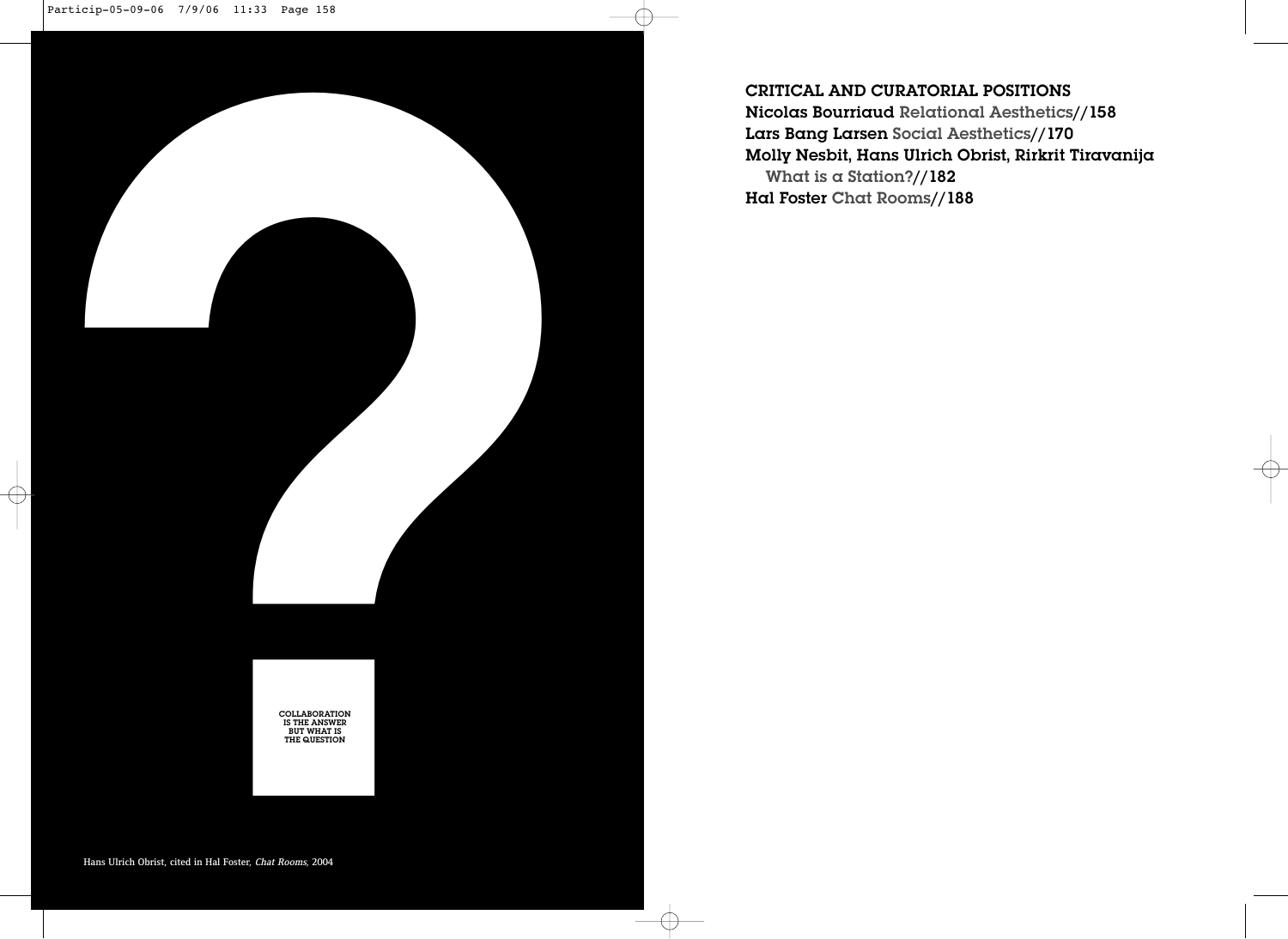COLLABORATION IS THE ANSWER BUT WHAT IS THE QUESTION

Hans Ulrich Obrist, cited in Hal Foster, *Chat Rooms*, 2004

## CRITICAL AND CURATORIAL POSITIONS

**Nicolas Bourriaud** Relational Aesthetics//158
**Lars Bang Larsen** Social Aesthetics//170
**Molly Nesbit, Hans Ulrich Obrist, Rirkrit Tiravanija** What is a Station?//182
**Hal Foster** Chat Rooms//188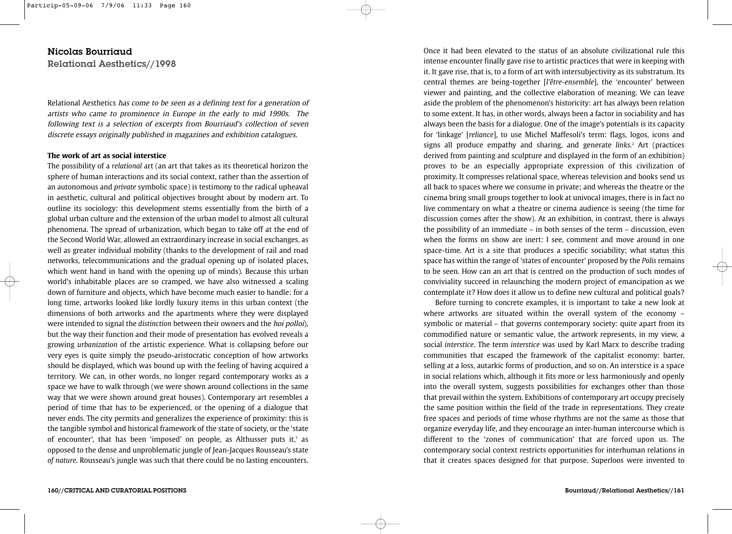# Nicolas Bourriaud

## Relational Aesthetics//1998

Relational Aesthetics *has come to be seen as a defining text for a generation of artists who came to prominence in Europe in the early to mid 1990s. The following text is a selection of excerpts from Bourriaud's collection of seven discrete essays originally published in magazines and exhibition catalogues.*

**The work of art as social interstice**

The possibility of a *relational* art (an art that takes as its theoretical horizon the sphere of human interactions and its social context, rather than the assertion of an autonomous and *private* symbolic space) is testimony to the radical upheaval in aesthetic, cultural and political objectives brought about by modern art. To outline its sociology: this development stems essentially from the birth of a global urban culture and the extension of the urban model to almost all cultural phenomena. The spread of urbanization, which began to take off at the end of the Second World War, allowed an extraordinary increase in social exchanges, as well as greater individual mobility (thanks to the development of rail and road networks, telecommunications and the gradual opening up of isolated places, which went hand in hand with the opening up of minds). Because this urban world's inhabitable places are so cramped, we have also witnessed a scaling down of furniture and objects, which have become much easier to handle: for a long time, artworks looked like lordly luxury items in this urban context (the dimensions of both artworks and the apartments where they were displayed were intended to signal the *distinction* between their owners and the *hoi polloi*), but the way their function and their mode of presentation has evolved reveals a growing *urbanization* of the artistic experience. What is collapsing before our very eyes is quite simply the pseudo-aristocratic conception of how artworks should be displayed, which was bound up with the feeling of having acquired a territory. We can, in other words, no longer regard contemporary works as a space we have to walk through (we were shown around collections in the same way that we were shown around great houses). Contemporary art resembles a period of time that has to be experienced, or the opening of a dialogue that never ends. The city permits and generalizes the experience of proximity: this is the tangible symbol and historical framework of the state of society, or the 'state of encounter', that has been 'imposed' on people, as Althusser puts it,[1] as opposed to the dense and unproblematic jungle of Jean-Jacques Rousseau's state *of nature*. Rousseau's jungle was such that there could be no lasting encounters.

Once it had been elevated to the status of an absolute civilizational rule this intense encounter finally gave rise to artistic practices that were in keeping with it. It gave rise, that is, to a form of art with intersubjectivity as its substratum. Its central themes are being-together [*l'être-ensemble*], the 'encounter' between viewer and painting, and the collective elaboration of meaning. We can leave aside the problem of the phenomenon's historicity: art has always been relation to some extent. It has, in other words, always been a factor in sociability and has always been the basis for a dialogue. One of the image's potentials is its capacity for 'linkage' [*reliance*], to use Michel Maffesoli's term: flags, logos, icons and signs all produce empathy and sharing, and generate *links*.[2] Art (practices derived from painting and sculpture and displayed in the form of an exhibition) proves to be an especially appropriate expression of this civilization of proximity. It compresses relational space, whereas television and books send us all back to spaces where we consume in private; and whereas the theatre or the cinema bring small groups together to look at univocal images, there is in fact no live commentary on what a theatre or cinema audience is seeing (the time for discussion comes after the show). At an exhibition, in contrast, there is always the possibility of an immediate – in both senses of the term – discussion, even when the forms on show are inert: I see, comment and move around in one space-time. Art is a site that produces a specific sociability; what status this space has within the range of 'states of encounter' proposed by the *Polis* remains to be seen. How can an art that is centred on the production of such modes of conviviality succeed in relaunching the modern project of emancipation as we contemplate it? How does it allow us to define new cultural and political goals?

Before turning to concrete examples, it is important to take a new look at where artworks are situated within the overall system of the economy – symbolic or material – that governs contemporary society: quite apart from its commodified nature or semantic value, the artwork represents, in my view, a social *interstice*. The term *interstice* was used by Karl Marx to describe trading communities that escaped the framework of the capitalist economy: barter, selling at a loss, autarkic forms of production, and so on. An interstice is a space in social relations which, although it fits more or less harmoniously and openly into the overall system, suggests possibilities for exchanges other than those that prevail within the system. Exhibitions of contemporary art occupy precisely the same position within the field of the trade in representations. They create free spaces and periods of time whose rhythms are not the same as those that organize everyday life, and they encourage an inter-human intercourse which is different to the 'zones of communication' that are forced upon us. The contemporary social context restricts opportunities for interhuman relations in that it creates spaces designed for that purpose. Superloos were invented to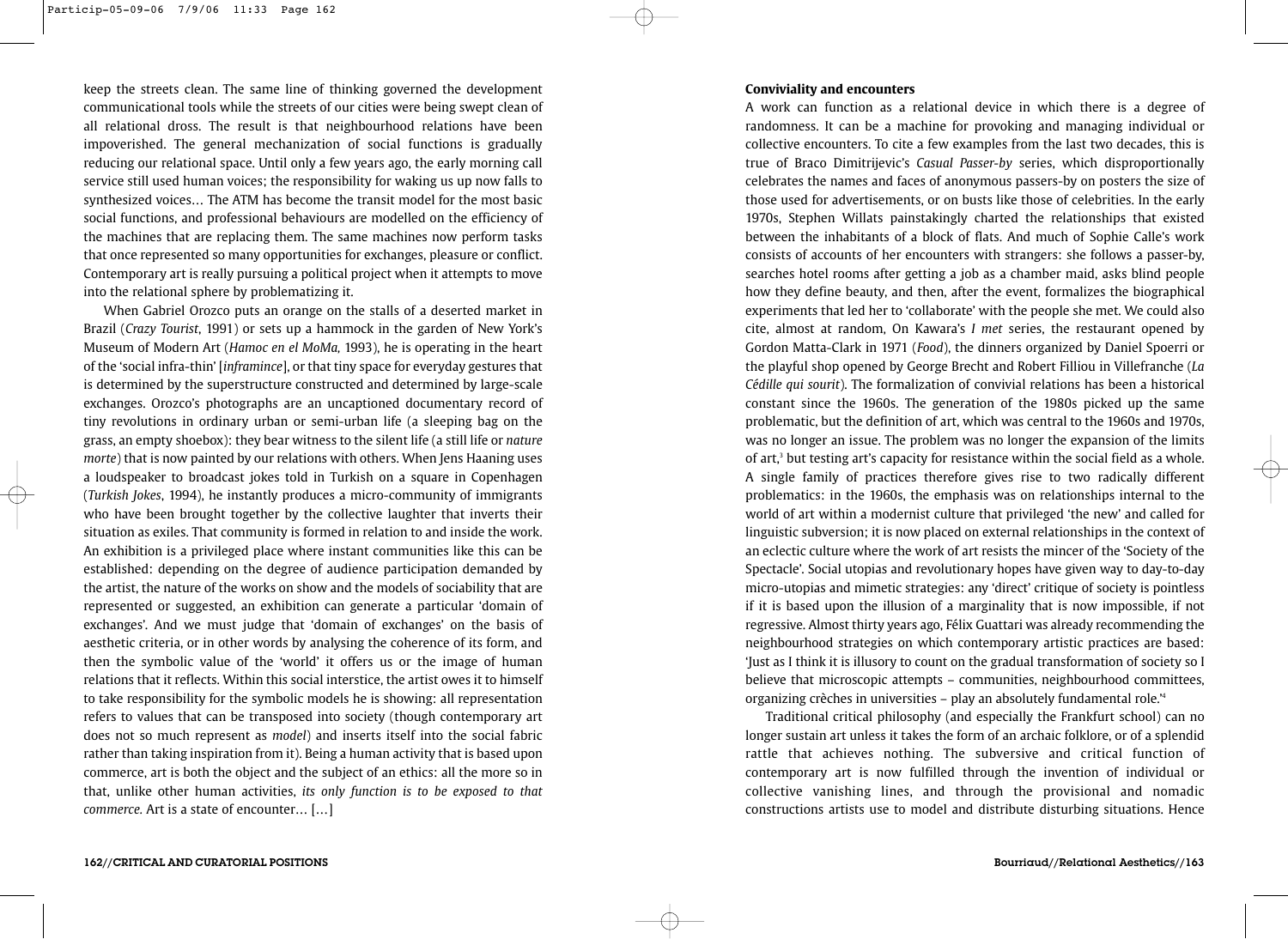keep the streets clean. The same line of thinking governed the development communicational tools while the streets of our cities were being swept clean of all relational dross. The result is that neighbourhood relations have been impoverished. The general mechanization of social functions is gradually reducing our relational space. Until only a few years ago, the early morning call service still used human voices; the responsibility for waking us up now falls to synthesized voices… The ATM has become the transit model for the most basic social functions, and professional behaviours are modelled on the efficiency of the machines that are replacing them. The same machines now perform tasks that once represented so many opportunities for exchanges, pleasure or conflict. Contemporary art is really pursuing a political project when it attempts to move into the relational sphere by problematizing it.

When Gabriel Orozco puts an orange on the stalls of a deserted market in Brazil (*Crazy Tourist*, 1991) or sets up a hammock in the garden of New York's Museum of Modern Art (*Hamoc en el MoMa,* 1993), he is operating in the heart of the 'social infra-thin' [*inframince*], or that tiny space for everyday gestures that is determined by the superstructure constructed and determined by large-scale exchanges. Orozco's photographs are an uncaptioned documentary record of tiny revolutions in ordinary urban or semi-urban life (a sleeping bag on the grass, an empty shoebox): they bear witness to the silent life (a still life or *nature morte*) that is now painted by our relations with others. When Jens Haaning uses a loudspeaker to broadcast jokes told in Turkish on a square in Copenhagen (*Turkish Jokes*, 1994), he instantly produces a micro-community of immigrants who have been brought together by the collective laughter that inverts their situation as exiles. That community is formed in relation to and inside the work. An exhibition is a privileged place where instant communities like this can be established: depending on the degree of audience participation demanded by the artist, the nature of the works on show and the models of sociability that are represented or suggested, an exhibition can generate a particular 'domain of exchanges'. And we must judge that 'domain of exchanges' on the basis of aesthetic criteria, or in other words by analysing the coherence of its form, and then the symbolic value of the 'world' it offers us or the image of human relations that it reflects. Within this social interstice, the artist owes it to himself to take responsibility for the symbolic models he is showing: all representation refers to values that can be transposed into society (though contemporary art does not so much represent as *model*) and inserts itself into the social fabric rather than taking inspiration from it). Being a human activity that is based upon commerce, art is both the object and the subject of an ethics: all the more so in that, unlike other human activities, *its only function is to be exposed to that commerce.* Art is a state of encounter… […]

**Conviviality and encounters**

A work can function as a relational device in which there is a degree of randomness. It can be a machine for provoking and managing individual or collective encounters. To cite a few examples from the last two decades, this is true of Braco Dimitrijevic's *Casual Passer-by* series, which disproportionally celebrates the names and faces of anonymous passers-by on posters the size of those used for advertisements, or on busts like those of celebrities. In the early 1970s, Stephen Willats painstakingly charted the relationships that existed between the inhabitants of a block of flats. And much of Sophie Calle's work consists of accounts of her encounters with strangers: she follows a passer-by, searches hotel rooms after getting a job as a chamber maid, asks blind people how they define beauty, and then, after the event, formalizes the biographical experiments that led her to 'collaborate' with the people she met. We could also cite, almost at random, On Kawara's *I met* series, the restaurant opened by Gordon Matta-Clark in 1971 (*Food*), the dinners organized by Daniel Spoerri or the playful shop opened by George Brecht and Robert Filliou in Villefranche (*La Cédille qui sourit*). The formalization of convivial relations has been a historical constant since the 1960s. The generation of the 1980s picked up the same problematic, but the definition of art, which was central to the 1960s and 1970s, was no longer an issue. The problem was no longer the expansion of the limits of art,[3] but testing art's capacity for resistance within the social field as a whole. A single family of practices therefore gives rise to two radically different problematics: in the 1960s, the emphasis was on relationships internal to the world of art within a modernist culture that privileged 'the new' and called for linguistic subversion; it is now placed on external relationships in the context of an eclectic culture where the work of art resists the mincer of the 'Society of the Spectacle'. Social utopias and revolutionary hopes have given way to day-to-day micro-utopias and mimetic strategies: any 'direct' critique of society is pointless if it is based upon the illusion of a marginality that is now impossible, if not regressive. Almost thirty years ago, Félix Guattari was already recommending the neighbourhood strategies on which contemporary artistic practices are based: 'Just as I think it is illusory to count on the gradual transformation of society so I believe that microscopic attempts – communities, neighbourhood committees, organizing crèches in universities – play an absolutely fundamental role.'[4]

Traditional critical philosophy (and especially the Frankfurt school) can no longer sustain art unless it takes the form of an archaic folklore, or of a splendid rattle that achieves nothing. The subversive and critical function of contemporary art is now fulfilled through the invention of individual or collective vanishing lines, and through the provisional and nomadic constructions artists use to model and distribute disturbing situations. Hence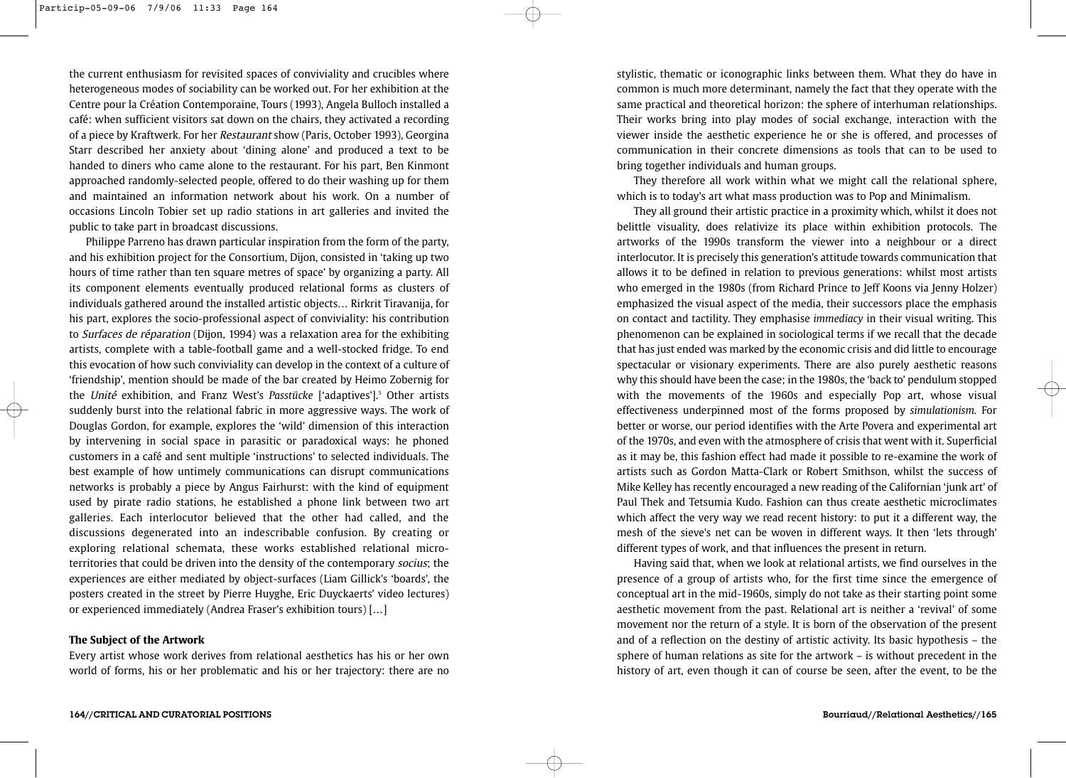the current enthusiasm for revisited spaces of conviviality and crucibles where heterogeneous modes of sociability can be worked out. For her exhibition at the Centre pour la Création Contemporaine, Tours (1993), Angela Bulloch installed a café: when sufficient visitors sat down on the chairs, they activated a recording of a piece by Kraftwerk. For her *Restaurant* show (Paris, October 1993), Georgina Starr described her anxiety about 'dining alone' and produced a text to be handed to diners who came alone to the restaurant. For his part, Ben Kinmont approached randomly-selected people, offered to do their washing up for them and maintained an information network about his work. On a number of occasions Lincoln Tobier set up radio stations in art galleries and invited the public to take part in broadcast discussions.

Philippe Parreno has drawn particular inspiration from the form of the party, and his exhibition project for the Consortium, Dijon, consisted in 'taking up two hours of time rather than ten square metres of space' by organizing a party. All its component elements eventually produced relational forms as clusters of individuals gathered around the installed artistic objects… Rirkrit Tiravanija, for his part, explores the socio-professional aspect of conviviality: his contribution to *Surfaces de réparation* (Dijon, 1994) was a relaxation area for the exhibiting artists, complete with a table-football game and a well-stocked fridge. To end this evocation of how such conviviality can develop in the context of a culture of 'friendship', mention should be made of the bar created by Heimo Zobernig for the *Unité* exhibition, and Franz West's *Passtücke* ['adaptives'].[5] Other artists suddenly burst into the relational fabric in more aggressive ways. The work of Douglas Gordon, for example, explores the 'wild' dimension of this interaction by intervening in social space in parasitic or paradoxical ways: he phoned customers in a café and sent multiple 'instructions' to selected individuals. The best example of how untimely communications can disrupt communications networks is probably a piece by Angus Fairhurst: with the kind of equipment used by pirate radio stations, he established a phone link between two art galleries. Each interlocutor believed that the other had called, and the discussions degenerated into an indescribable confusion. By creating or exploring relational schemata, these works established relational micro-territories that could be driven into the density of the contemporary *socius*; the experiences are either mediated by object-surfaces (Liam Gillick's 'boards', the posters created in the street by Pierre Huyghe, Eric Duyckaerts' video lectures) or experienced immediately (Andrea Fraser's exhibition tours) […]

### The Subject of the Artwork

Every artist whose work derives from relational aesthetics has his or her own world of forms, his or her problematic and his or her trajectory: there are no stylistic, thematic or iconographic links between them. What they do have in common is much more determinant, namely the fact that they operate with the same practical and theoretical horizon: the sphere of interhuman relationships. Their works bring into play modes of social exchange, interaction with the viewer inside the aesthetic experience he or she is offered, and processes of communication in their concrete dimensions as tools that can to be used to bring together individuals and human groups.

They therefore all work within what we might call the relational sphere, which is to today's art what mass production was to Pop and Minimalism.

They all ground their artistic practice in a proximity which, whilst it does not belittle visuality, does relativize its place within exhibition protocols. The artworks of the 1990s transform the viewer into a neighbour or a direct interlocutor. It is precisely this generation's attitude towards communication that allows it to be defined in relation to previous generations: whilst most artists who emerged in the 1980s (from Richard Prince to Jeff Koons via Jenny Holzer) emphasized the visual aspect of the media, their successors place the emphasis on contact and tactility. They emphasise *immediacy* in their visual writing. This phenomenon can be explained in sociological terms if we recall that the decade that has just ended was marked by the economic crisis and did little to encourage spectacular or visionary experiments. There are also purely aesthetic reasons why this should have been the case; in the 1980s, the 'back to' pendulum stopped with the movements of the 1960s and especially Pop art, whose visual effectiveness underpinned most of the forms proposed by *simulationism*. For better or worse, our period identifies with the Arte Povera and experimental art of the 1970s, and even with the atmosphere of crisis that went with it. Superficial as it may be, this fashion effect had made it possible to re-examine the work of artists such as Gordon Matta-Clark or Robert Smithson, whilst the success of Mike Kelley has recently encouraged a new reading of the Californian 'junk art' of Paul Thek and Tetsumia Kudo. Fashion can thus create aesthetic microclimates which affect the very way we read recent history: to put it a different way, the mesh of the sieve's net can be woven in different ways. It then 'lets through' different types of work, and that influences the present in return.

Having said that, when we look at relational artists, we find ourselves in the presence of a group of artists who, for the first time since the emergence of conceptual art in the mid-1960s, simply do not take as their starting point some aesthetic movement from the past. Relational art is neither a 'revival' of some movement nor the return of a style. It is born of the observation of the present and of a reflection on the destiny of artistic activity. Its basic hypothesis – the sphere of human relations as site for the artwork – is without precedent in the history of art, even though it can of course be seen, after the event, to be the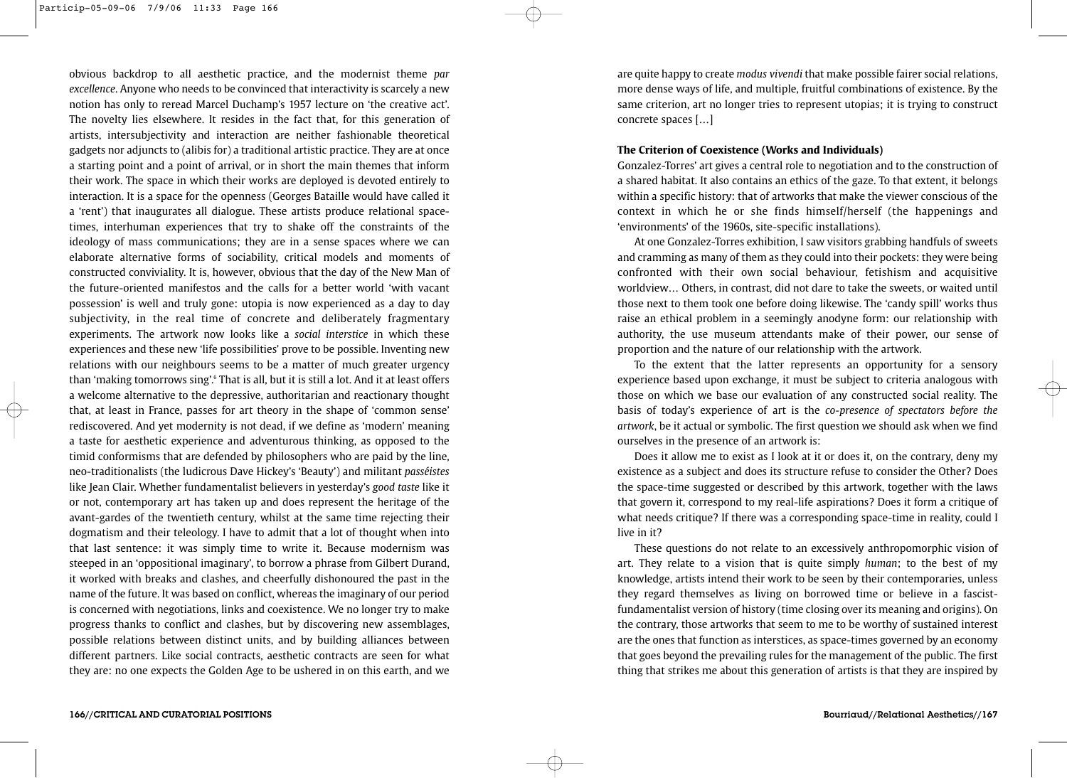obvious backdrop to all aesthetic practice, and the modernist theme *par excellence*. Anyone who needs to be convinced that interactivity is scarcely a new notion has only to reread Marcel Duchamp's 1957 lecture on 'the creative act'. The novelty lies elsewhere. It resides in the fact that, for this generation of artists, intersubjectivity and interaction are neither fashionable theoretical gadgets nor adjuncts to (alibis for) a traditional artistic practice. They are at once a starting point and a point of arrival, or in short the main themes that inform their work. The space in which their works are deployed is devoted entirely to interaction. It is a space for the openness (Georges Bataille would have called it a 'rent') that inaugurates all dialogue. These artists produce relational space-times, interhuman experiences that try to shake off the constraints of the ideology of mass communications; they are in a sense spaces where we can elaborate alternative forms of sociability, critical models and moments of constructed conviviality. It is, however, obvious that the day of the New Man of the future-oriented manifestos and the calls for a better world 'with vacant possession' is well and truly gone: utopia is now experienced as a day to day subjectivity, in the real time of concrete and deliberately fragmentary experiments. The artwork now looks like a *social interstice* in which these experiences and these new 'life possibilities' prove to be possible. Inventing new relations with our neighbours seems to be a matter of much greater urgency than 'making tomorrows sing'.[6] That is all, but it is still a lot. And it at least offers a welcome alternative to the depressive, authoritarian and reactionary thought that, at least in France, passes for art theory in the shape of 'common sense' rediscovered. And yet modernity is not dead, if we define as 'modern' meaning a taste for aesthetic experience and adventurous thinking, as opposed to the timid conformisms that are defended by philosophers who are paid by the line, neo-traditionalists (the ludicrous Dave Hickey's 'Beauty') and militant *passéistes* like Jean Clair. Whether fundamentalist believers in yesterday's *good taste* like it or not, contemporary art has taken up and does represent the heritage of the avant-gardes of the twentieth century, whilst at the same time rejecting their dogmatism and their teleology. I have to admit that a lot of thought when into that last sentence: it was simply time to write it. Because modernism was steeped in an 'oppositional imaginary', to borrow a phrase from Gilbert Durand, it worked with breaks and clashes, and cheerfully dishonoured the past in the name of the future. It was based on conflict, whereas the imaginary of our period is concerned with negotiations, links and coexistence. We no longer try to make progress thanks to conflict and clashes, but by discovering new assemblages, possible relations between distinct units, and by building alliances between different partners. Like social contracts, aesthetic contracts are seen for what they are: no one expects the Golden Age to be ushered in on this earth, and we are quite happy to create *modus vivendi* that make possible fairer social relations, more dense ways of life, and multiple, fruitful combinations of existence. By the same criterion, art no longer tries to represent utopias; it is trying to construct concrete spaces [...]

**The Criterion of Coexistence (Works and Individuals)**

Gonzalez-Torres' art gives a central role to negotiation and to the construction of a shared habitat. It also contains an ethics of the gaze. To that extent, it belongs within a specific history: that of artworks that make the viewer conscious of the context in which he or she finds himself/herself (the happenings and 'environments' of the 1960s, site-specific installations).

At one Gonzalez-Torres exhibition, I saw visitors grabbing handfuls of sweets and cramming as many of them as they could into their pockets: they were being confronted with their own social behaviour, fetishism and acquisitive worldview... Others, in contrast, did not dare to take the sweets, or waited until those next to them took one before doing likewise. The 'candy spill' works thus raise an ethical problem in a seemingly anodyne form: our relationship with authority, the use museum attendants make of their power, our sense of proportion and the nature of our relationship with the artwork.

To the extent that the latter represents an opportunity for a sensory experience based upon exchange, it must be subject to criteria analogous with those on which we base our evaluation of any constructed social reality. The basis of today's experience of art is the *co-presence of spectators before the artwork*, be it actual or symbolic. The first question we should ask when we find ourselves in the presence of an artwork is:

Does it allow me to exist as I look at it or does it, on the contrary, deny my existence as a subject and does its structure refuse to consider the Other? Does the space-time suggested or described by this artwork, together with the laws that govern it, correspond to my real-life aspirations? Does it form a critique of what needs critique? If there was a corresponding space-time in reality, could I live in it?

These questions do not relate to an excessively anthropomorphic vision of art. They relate to a vision that is quite simply *human*; to the best of my knowledge, artists intend their work to be seen by their contemporaries, unless they regard themselves as living on borrowed time or believe in a fascist-fundamentalist version of history (time closing over its meaning and origins). On the contrary, those artworks that seem to me to be worthy of sustained interest are the ones that function as interstices, as space-times governed by an economy that goes beyond the prevailing rules for the management of the public. The first thing that strikes me about this generation of artists is that they are inspired by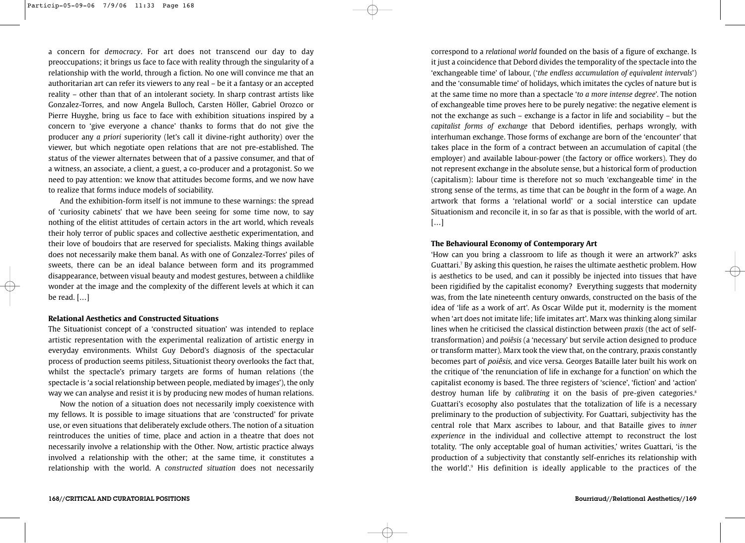a concern for *democracy*. For art does not transcend our day to day preoccupations; it brings us face to face with reality through the singularity of a relationship with the world, through a fiction. No one will convince me that an authoritarian art can refer its viewers to any real – be it a fantasy or an accepted reality – other than that of an intolerant society. In sharp contrast artists like Gonzalez-Torres, and now Angela Bulloch, Carsten Höller, Gabriel Orozco or Pierre Huyghe, bring us face to face with exhibition situations inspired by a concern to 'give everyone a chance' thanks to forms that do not give the producer any *a priori* superiority (let's call it divine-right authority) over the viewer, but which negotiate open relations that are not pre-established. The status of the viewer alternates between that of a passive consumer, and that of a witness, an associate, a client, a guest, a co-producer and a protagonist. So we need to pay attention: we know that attitudes become forms, and we now have to realize that forms induce models of sociability.

And the exhibition-form itself is not immune to these warnings: the spread of 'curiosity cabinets' that we have been seeing for some time now, to say nothing of the elitist attitudes of certain actors in the art world, which reveals their holy terror of public spaces and collective aesthetic experimentation, and their love of boudoirs that are reserved for specialists. Making things available does not necessarily make them banal. As with one of Gonzalez-Torres' piles of sweets, there can be an ideal balance between form and its programmed disappearance, between visual beauty and modest gestures, between a childlike wonder at the image and the complexity of the different levels at which it can be read. [...]

### Relational Aesthetics and Constructed Situations

The Situationist concept of a 'constructed situation' was intended to replace artistic representation with the experimental realization of artistic energy in everyday environments. Whilst Guy Debord's diagnosis of the spectacular process of production seems pitiless, Situationist theory overlooks the fact that, whilst the spectacle's primary targets are forms of human relations (the spectacle is 'a social relationship between people, mediated by images'), the only way we can analyse and resist it is by producing new modes of human relations.

Now the notion of a situation does not necessarily imply coexistence with my fellows. It is possible to image situations that are 'constructed' for private use, or even situations that deliberately exclude others. The notion of a situation reintroduces the unities of time, place and action in a theatre that does not necessarily involve a relationship with the Other. Now, artistic practice always involved a relationship with the other; at the same time, it constitutes a relationship with the world. A *constructed situation* does not necessarily correspond to a *relational world* founded on the basis of a figure of exchange. Is it just a coincidence that Debord divides the temporality of the spectacle into the 'exchangeable time' of labour, ('*the endless accumulation of equivalent intervals*') and the 'consumable time' of holidays, which imitates the cycles of nature but is at the same time no more than a spectacle '*to a more intense degree*'. The notion of exchangeable time proves here to be purely negative: the negative element is not the exchange as such – exchange is a factor in life and sociability – but the *capitalist forms of exchange* that Debord identifies, perhaps wrongly, with interhuman exchange. Those forms of exchange are born of the 'encounter' that takes place in the form of a contract between an accumulation of capital (the employer) and available labour-power (the factory or office workers). They do not represent exchange in the absolute sense, but a historical form of production (capitalism): labour time is therefore not so much 'exchangeable time' in the strong sense of the terms, as time that can be *bought* in the form of a wage. An artwork that forms a 'relational world' or a social interstice can update Situationism and reconcile it, in so far as that is possible, with the world of art. [...]

### The Behavioural Economy of Contemporary Art

'How can you bring a classroom to life as though it were an artwork?' asks Guattari.[7] By asking this question, he raises the ultimate aesthetic problem. How is aesthetics to be used, and can it possibly be injected into tissues that have been rigidified by the capitalist economy? Everything suggests that modernity was, from the late nineteenth century onwards, constructed on the basis of the idea of 'life as a work of art'. As Oscar Wilde put it, modernity is the moment when 'art does not imitate life; life imitates art'. Marx was thinking along similar lines when he criticised the classical distinction between *praxis* (the act of self-transformation) and *poiêsis* (a 'necessary' but servile action designed to produce or transform matter). Marx took the view that, on the contrary, praxis constantly becomes part of *poiêsis*, and vice versa. Georges Bataille later built his work on the critique of 'the renunciation of life in exchange for a function' on which the capitalist economy is based. The three registers of 'science', 'fiction' and 'action' destroy human life by *calibrating* it on the basis of pre-given categories.[8] Guattari's ecosophy also postulates that the totalization of life is a necessary preliminary to the production of subjectivity. For Guattari, subjectivity has the central role that Marx ascribes to labour, and that Bataille gives to *inner experience* in the individual and collective attempt to reconstruct the lost totality. 'The only acceptable goal of human activities,' writes Guattari, 'is the production of a subjectivity that constantly self-enriches its relationship with the world'.[9] His definition is ideally applicable to the practices of the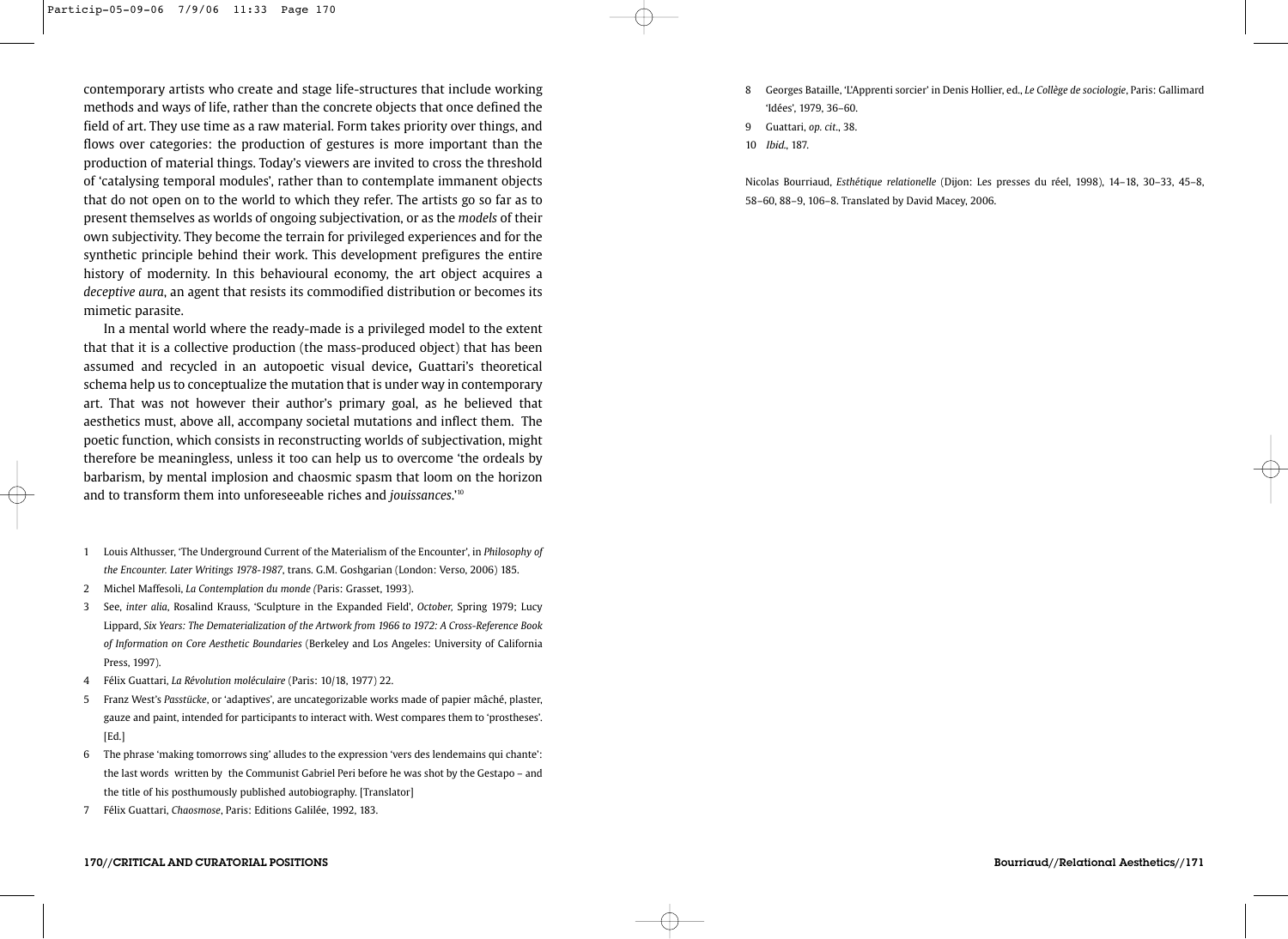contemporary artists who create and stage life-structures that include working methods and ways of life, rather than the concrete objects that once defined the field of art. They use time as a raw material. Form takes priority over things, and flows over categories: the production of gestures is more important than the production of material things. Today's viewers are invited to cross the threshold of 'catalysing temporal modules', rather than to contemplate immanent objects that do not open on to the world to which they refer. The artists go so far as to present themselves as worlds of ongoing subjectivation, or as the *models* of their own subjectivity. They become the terrain for privileged experiences and for the synthetic principle behind their work. This development prefigures the entire history of modernity. In this behavioural economy, the art object acquires a *deceptive aura*, an agent that resists its commodified distribution or becomes its mimetic parasite.

In a mental world where the ready-made is a privileged model to the extent that that it is a collective production (the mass-produced object) that has been assumed and recycled in an autopoetic visual device**,** Guattari's theoretical schema help us to conceptualize the mutation that is under way in contemporary art. That was not however their author's primary goal, as he believed that aesthetics must, above all, accompany societal mutations and inflect them. The poetic function, which consists in reconstructing worlds of subjectivation, might therefore be meaningless, unless it too can help us to overcome 'the ordeals by barbarism, by mental implosion and chaosmic spasm that loom on the horizon and to transform them into unforeseeable riches and *jouissances*.'[10]

1 Louis Althusser, 'The Underground Current of the Materialism of the Encounter', in *Philosophy of the Encounter. Later Writings 1978-1987*, trans. G.M. Goshgarian (London: Verso, 2006) 185.

2 Michel Maffesoli, *La Contemplation du monde (*Paris: Grasset, 1993).

3 See, *inter alia*, Rosalind Krauss, 'Sculpture in the Expanded Field', *October,* Spring 1979; Lucy Lippard, *Six Years: The Dematerialization of the Artwork from 1966 to 1972: A Cross-Reference Book of Information on Core Aesthetic Boundaries* (Berkeley and Los Angeles: University of California Press, 1997).

4 Félix Guattari, *La Révolution moléculaire* (Paris: 10/18, 1977) 22.

5 Franz West's *Passtücke*, or 'adaptives', are uncategorizable works made of papier mâché, plaster, gauze and paint, intended for participants to interact with. West compares them to 'prostheses'. [Ed.]

6 The phrase 'making tomorrows sing' alludes to the expression 'vers des lendemains qui chante': the last words written by the Communist Gabriel Peri before he was shot by the Gestapo – and the title of his posthumously published autobiography. [Translator]

7 Félix Guattari, *Chaosmose*, Paris: Editions Galilée, 1992, 183.

8 Georges Bataille, 'L'Apprenti sorcier' in Denis Hollier, ed., *Le Collège de sociologie*, Paris: Gallimard 'Idées', 1979, 36–60.

9 Guattari, *op. cit*., 38.

10 *Ibid*., 187.

Nicolas Bourriaud, *Esthétique relationelle* (Dijon: Les presses du réel, 1998), 14–18, 30–33, 45–8, 58–60, 88–9, 106–8. Translated by David Macey, 2006.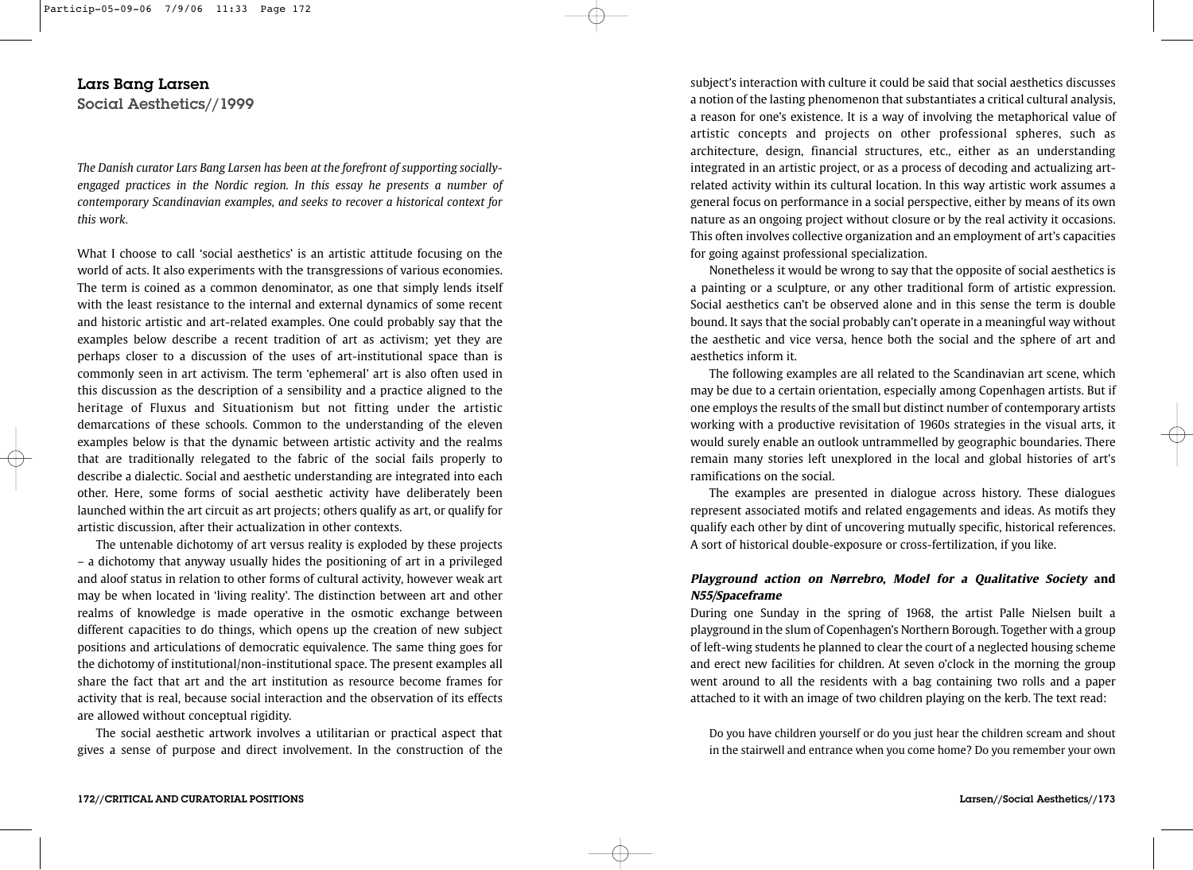## Lars Bang Larsen

### Social Aesthetics//1999

*The Danish curator Lars Bang Larsen has been at the forefront of supporting socially-engaged practices in the Nordic region. In this essay he presents a number of contemporary Scandinavian examples, and seeks to recover a historical context for this work.*

What I choose to call 'social aesthetics' is an artistic attitude focusing on the world of acts. It also experiments with the transgressions of various economies. The term is coined as a common denominator, as one that simply lends itself with the least resistance to the internal and external dynamics of some recent and historic artistic and art-related examples. One could probably say that the examples below describe a recent tradition of art as activism; yet they are perhaps closer to a discussion of the uses of art-institutional space than is commonly seen in art activism. The term 'ephemeral' art is also often used in this discussion as the description of a sensibility and a practice aligned to the heritage of Fluxus and Situationism but not fitting under the artistic demarcations of these schools. Common to the understanding of the eleven examples below is that the dynamic between artistic activity and the realms that are traditionally relegated to the fabric of the social fails properly to describe a dialectic. Social and aesthetic understanding are integrated into each other. Here, some forms of social aesthetic activity have deliberately been launched within the art circuit as art projects; others qualify as art, or qualify for artistic discussion, after their actualization in other contexts.

The untenable dichotomy of art versus reality is exploded by these projects – a dichotomy that anyway usually hides the positioning of art in a privileged and aloof status in relation to other forms of cultural activity, however weak art may be when located in 'living reality'. The distinction between art and other realms of knowledge is made operative in the osmotic exchange between different capacities to do things, which opens up the creation of new subject positions and articulations of democratic equivalence. The same thing goes for the dichotomy of institutional/non-institutional space. The present examples all share the fact that art and the art institution as resource become frames for activity that is real, because social interaction and the observation of its effects are allowed without conceptual rigidity.

The social aesthetic artwork involves a utilitarian or practical aspect that gives a sense of purpose and direct involvement. In the construction of the subject's interaction with culture it could be said that social aesthetics discusses a notion of the lasting phenomenon that substantiates a critical cultural analysis, a reason for one's existence. It is a way of involving the metaphorical value of artistic concepts and projects on other professional spheres, such as architecture, design, financial structures, etc., either as an understanding integrated in an artistic project, or as a process of decoding and actualizing art-related activity within its cultural location. In this way artistic work assumes a general focus on performance in a social perspective, either by means of its own nature as an ongoing project without closure or by the real activity it occasions. This often involves collective organization and an employment of art's capacities for going against professional specialization.

Nonetheless it would be wrong to say that the opposite of social aesthetics is a painting or a sculpture, or any other traditional form of artistic expression. Social aesthetics can't be observed alone and in this sense the term is double bound. It says that the social probably can't operate in a meaningful way without the aesthetic and vice versa, hence both the social and the sphere of art and aesthetics inform it.

The following examples are all related to the Scandinavian art scene, which may be due to a certain orientation, especially among Copenhagen artists. But if one employs the results of the small but distinct number of contemporary artists working with a productive revisitation of 1960s strategies in the visual arts, it would surely enable an outlook untrammelled by geographic boundaries. There remain many stories left unexplored in the local and global histories of art's ramifications on the social.

The examples are presented in dialogue across history. These dialogues represent associated motifs and related engagements and ideas. As motifs they qualify each other by dint of uncovering mutually specific, historical references. A sort of historical double-exposure or cross-fertilization, if you like.

#### *Playground action on Nørrebro, Model for a Qualitative Society* and *N55/Spaceframe*

During one Sunday in the spring of 1968, the artist Palle Nielsen built a playground in the slum of Copenhagen's Northern Borough. Together with a group of left-wing students he planned to clear the court of a neglected housing scheme and erect new facilities for children. At seven o'clock in the morning the group went around to all the residents with a bag containing two rolls and a paper attached to it with an image of two children playing on the kerb. The text read:

> Do you have children yourself or do you just hear the children scream and shout in the stairwell and entrance when you come home? Do you remember your own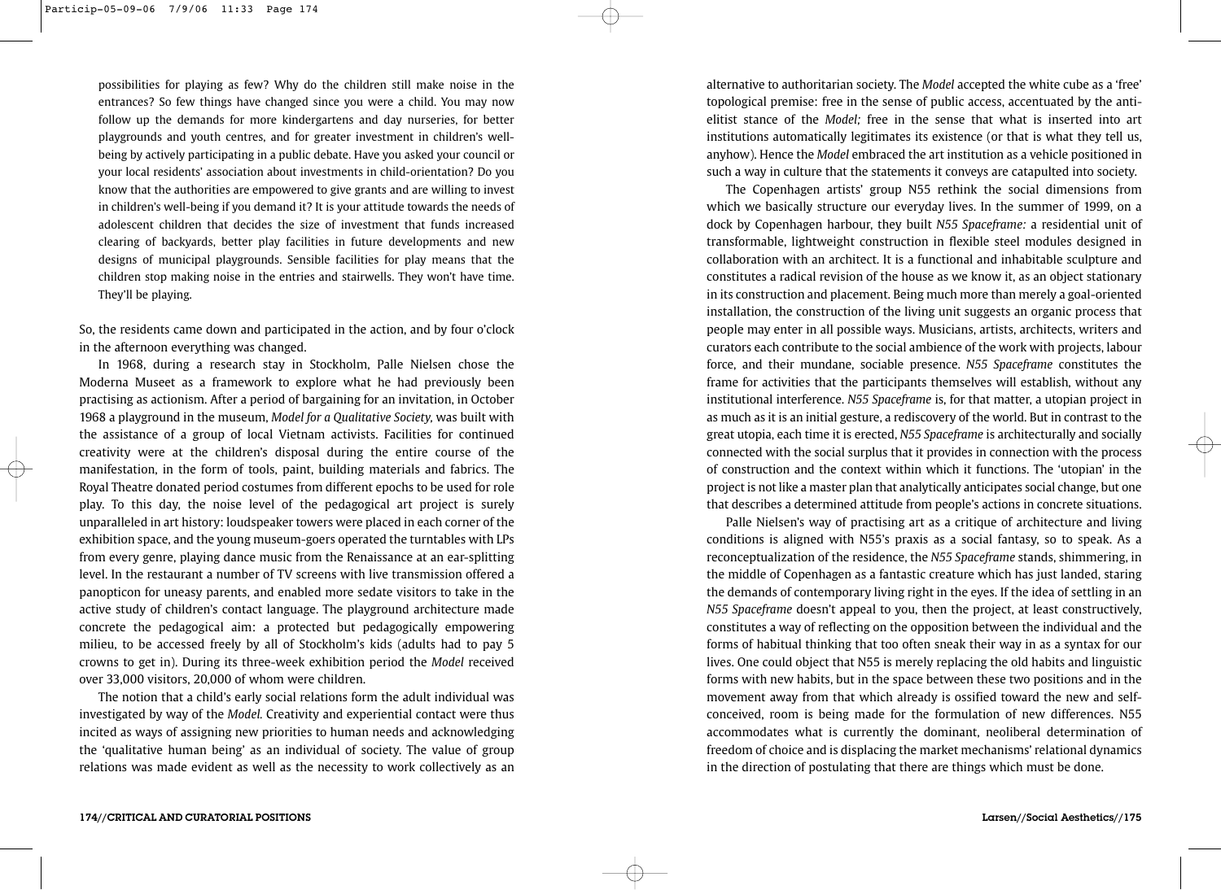> possibilities for playing as few? Why do the children still make noise in the entrances? So few things have changed since you were a child. You may now follow up the demands for more kindergartens and day nurseries, for better playgrounds and youth centres, and for greater investment in children's well-being by actively participating in a public debate. Have you asked your council or your local residents' association about investments in child-orientation? Do you know that the authorities are empowered to give grants and are willing to invest in children's well-being if you demand it? It is your attitude towards the needs of adolescent children that decides the size of investment that funds increased clearing of backyards, better play facilities in future developments and new designs of municipal playgrounds. Sensible facilities for play means that the children stop making noise in the entries and stairwells. They won't have time. They'll be playing.

So, the residents came down and participated in the action, and by four o'clock in the afternoon everything was changed.

In 1968, during a research stay in Stockholm, Palle Nielsen chose the Moderna Museet as a framework to explore what he had previously been practising as actionism. After a period of bargaining for an invitation, in October 1968 a playground in the museum, *Model for a Qualitative Society*, was built with the assistance of a group of local Vietnam activists. Facilities for continued creativity were at the children's disposal during the entire course of the manifestation, in the form of tools, paint, building materials and fabrics. The Royal Theatre donated period costumes from different epochs to be used for role play. To this day, the noise level of the pedagogical art project is surely unparalleled in art history: loudspeaker towers were placed in each corner of the exhibition space, and the young museum-goers operated the turntables with LPs from every genre, playing dance music from the Renaissance at an ear-splitting level. In the restaurant a number of TV screens with live transmission offered a panopticon for uneasy parents, and enabled more sedate visitors to take in the active study of children's contact language. The playground architecture made concrete the pedagogical aim: a protected but pedagogically empowering milieu, to be accessed freely by all of Stockholm's kids (adults had to pay 5 crowns to get in). During its three-week exhibition period the *Model* received over 33,000 visitors, 20,000 of whom were children.

The notion that a child's early social relations form the adult individual was investigated by way of the *Model*. Creativity and experiential contact were thus incited as ways of assigning new priorities to human needs and acknowledging the 'qualitative human being' as an individual of society. The value of group relations was made evident as well as the necessity to work collectively as an alternative to authoritarian society. The *Model* accepted the white cube as a 'free' topological premise: free in the sense of public access, accentuated by the anti-elitist stance of the *Model;* free in the sense that what is inserted into art institutions automatically legitimates its existence (or that is what they tell us, anyhow). Hence the *Model* embraced the art institution as a vehicle positioned in such a way in culture that the statements it conveys are catapulted into society.

The Copenhagen artists' group N55 rethink the social dimensions from which we basically structure our everyday lives. In the summer of 1999, on a dock by Copenhagen harbour, they built *N55 Spaceframe:* a residential unit of transformable, lightweight construction in flexible steel modules designed in collaboration with an architect. It is a functional and inhabitable sculpture and constitutes a radical revision of the house as we know it, as an object stationary in its construction and placement. Being much more than merely a goal-oriented installation, the construction of the living unit suggests an organic process that people may enter in all possible ways. Musicians, artists, architects, writers and curators each contribute to the social ambience of the work with projects, labour force, and their mundane, sociable presence. *N55 Spaceframe* constitutes the frame for activities that the participants themselves will establish, without any institutional interference. *N55 Spaceframe* is, for that matter, a utopian project in as much as it is an initial gesture, a rediscovery of the world. But in contrast to the great utopia, each time it is erected, *N55 Spaceframe* is architecturally and socially connected with the social surplus that it provides in connection with the process of construction and the context within which it functions. The 'utopian' in the project is not like a master plan that analytically anticipates social change, but one that describes a determined attitude from people's actions in concrete situations.

Palle Nielsen's way of practising art as a critique of architecture and living conditions is aligned with N55's praxis as a social fantasy, so to speak. As a reconceptualization of the residence, the *N55 Spaceframe* stands, shimmering, in the middle of Copenhagen as a fantastic creature which has just landed, staring the demands of contemporary living right in the eyes. If the idea of settling in an *N55 Spaceframe* doesn't appeal to you, then the project, at least constructively, constitutes a way of reflecting on the opposition between the individual and the forms of habitual thinking that too often sneak their way in as a syntax for our lives. One could object that N55 is merely replacing the old habits and linguistic forms with new habits, but in the space between these two positions and in the movement away from that which already is ossified toward the new and self-conceived, room is being made for the formulation of new differences. N55 accommodates what is currently the dominant, neoliberal determination of freedom of choice and is displacing the market mechanisms' relational dynamics in the direction of postulating that there are things which must be done.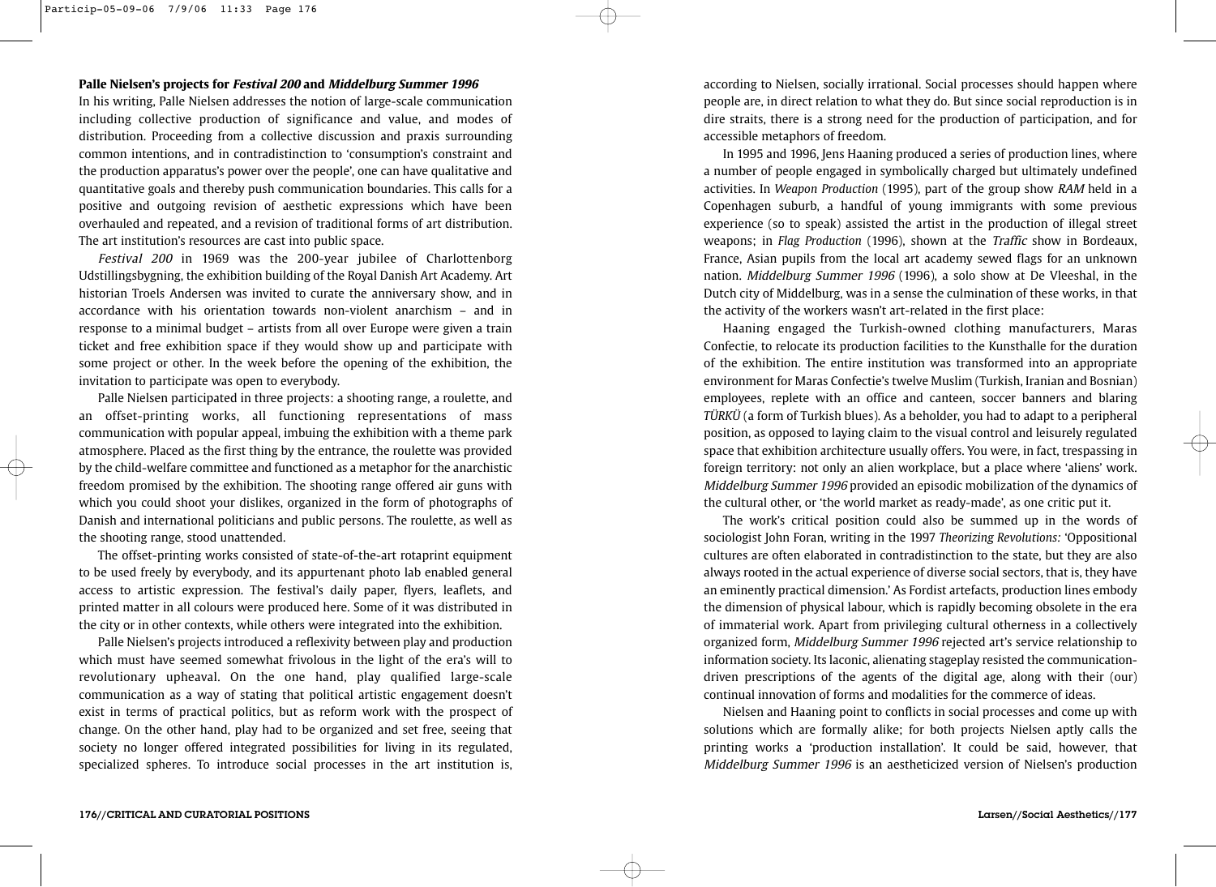**Palle Nielsen's projects for *Festival 200* and *Middelburg Summer 1996***

In his writing, Palle Nielsen addresses the notion of large-scale communication including collective production of significance and value, and modes of distribution. Proceeding from a collective discussion and praxis surrounding common intentions, and in contradistinction to 'consumption's constraint and the production apparatus's power over the people', one can have qualitative and quantitative goals and thereby push communication boundaries. This calls for a positive and outgoing revision of aesthetic expressions which have been overhauled and repeated, and a revision of traditional forms of art distribution. The art institution's resources are cast into public space.

*Festival 200* in 1969 was the 200-year jubilee of Charlottenborg Udstillingsbygning, the exhibition building of the Royal Danish Art Academy. Art historian Troels Andersen was invited to curate the anniversary show, and in accordance with his orientation towards non-violent anarchism – and in response to a minimal budget – artists from all over Europe were given a train ticket and free exhibition space if they would show up and participate with some project or other. In the week before the opening of the exhibition, the invitation to participate was open to everybody.

Palle Nielsen participated in three projects: a shooting range, a roulette, and an offset-printing works, all functioning representations of mass communication with popular appeal, imbuing the exhibition with a theme park atmosphere. Placed as the first thing by the entrance, the roulette was provided by the child-welfare committee and functioned as a metaphor for the anarchistic freedom promised by the exhibition. The shooting range offered air guns with which you could shoot your dislikes, organized in the form of photographs of Danish and international politicians and public persons. The roulette, as well as the shooting range, stood unattended.

The offset-printing works consisted of state-of-the-art rotaprint equipment to be used freely by everybody, and its appurtenant photo lab enabled general access to artistic expression. The festival's daily paper, flyers, leaflets, and printed matter in all colours were produced here. Some of it was distributed in the city or in other contexts, while others were integrated into the exhibition.

Palle Nielsen's projects introduced a reflexivity between play and production which must have seemed somewhat frivolous in the light of the era's will to revolutionary upheaval. On the one hand, play qualified large-scale communication as a way of stating that political artistic engagement doesn't exist in terms of practical politics, but as reform work with the prospect of change. On the other hand, play had to be organized and set free, seeing that society no longer offered integrated possibilities for living in its regulated, specialized spheres. To introduce social processes in the art institution is, according to Nielsen, socially irrational. Social processes should happen where people are, in direct relation to what they do. But since social reproduction is in dire straits, there is a strong need for the production of participation, and for accessible metaphors of freedom.

In 1995 and 1996, Jens Haaning produced a series of production lines, where a number of people engaged in symbolically charged but ultimately undefined activities. In *Weapon Production* (1995), part of the group show *RAM* held in a Copenhagen suburb, a handful of young immigrants with some previous experience (so to speak) assisted the artist in the production of illegal street weapons; in *Flag Production* (1996), shown at the *Traffic* show in Bordeaux, France, Asian pupils from the local art academy sewed flags for an unknown nation. *Middelburg Summer 1996* (1996), a solo show at De Vleeshal, in the Dutch city of Middelburg, was in a sense the culmination of these works, in that the activity of the workers wasn't art-related in the first place:

Haaning engaged the Turkish-owned clothing manufacturers, Maras Confectie, to relocate its production facilities to the Kunsthalle for the duration of the exhibition. The entire institution was transformed into an appropriate environment for Maras Confectie's twelve Muslim (Turkish, Iranian and Bosnian) employees, replete with an office and canteen, soccer banners and blaring *TÜRKÜ* (a form of Turkish blues). As a beholder, you had to adapt to a peripheral position, as opposed to laying claim to the visual control and leisurely regulated space that exhibition architecture usually offers. You were, in fact, trespassing in foreign territory: not only an alien workplace, but a place where 'aliens' work. *Middelburg Summer 1996* provided an episodic mobilization of the dynamics of the cultural other, or 'the world market as ready-made', as one critic put it.

The work's critical position could also be summed up in the words of sociologist John Foran, writing in the 1997 *Theorizing Revolutions:* 'Oppositional cultures are often elaborated in contradistinction to the state, but they are also always rooted in the actual experience of diverse social sectors, that is, they have an eminently practical dimension.' As Fordist artefacts, production lines embody the dimension of physical labour, which is rapidly becoming obsolete in the era of immaterial work. Apart from privileging cultural otherness in a collectively organized form, *Middelburg Summer 1996* rejected art's service relationship to information society. Its laconic, alienating stageplay resisted the communication-driven prescriptions of the agents of the digital age, along with their (our) continual innovation of forms and modalities for the commerce of ideas.

Nielsen and Haaning point to conflicts in social processes and come up with solutions which are formally alike; for both projects Nielsen aptly calls the printing works a 'production installation'. It could be said, however, that *Middelburg Summer 1996* is an aestheticized version of Nielsen's production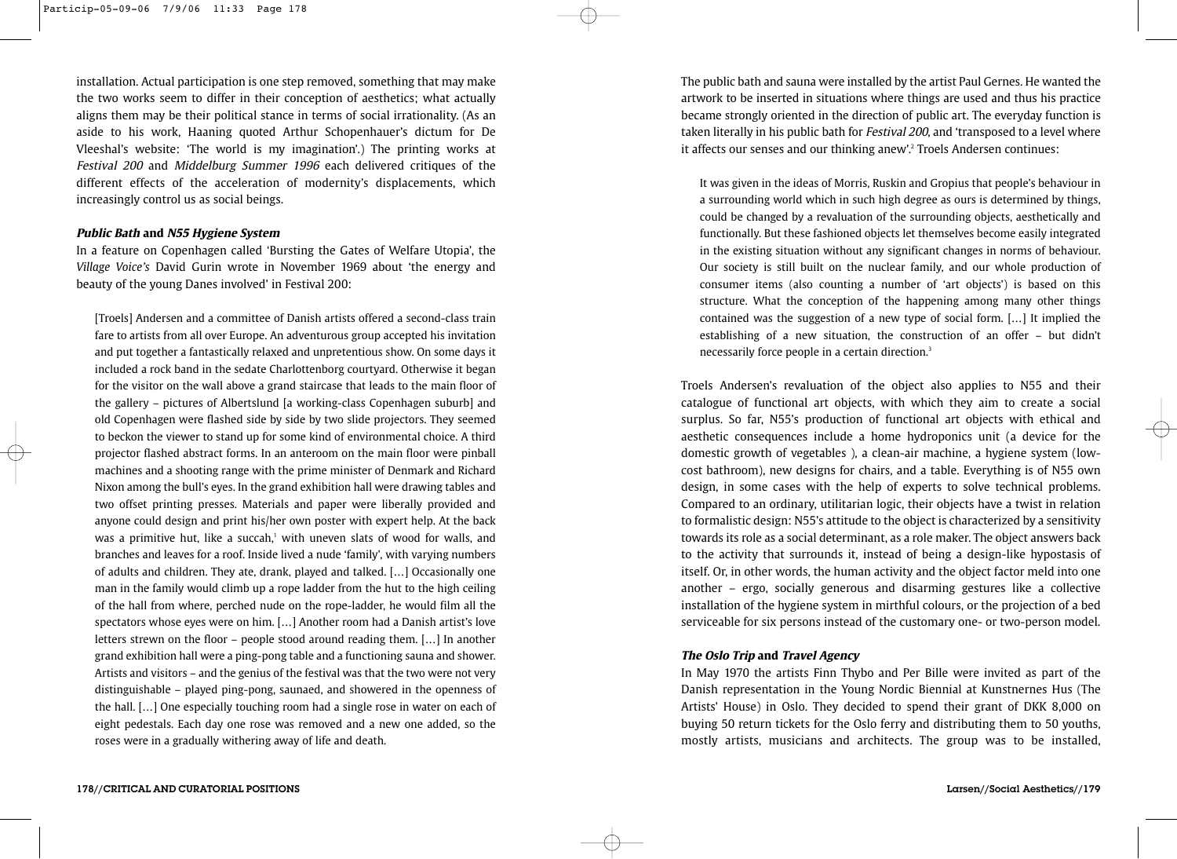installation. Actual participation is one step removed, something that may make the two works seem to differ in their conception of aesthetics; what actually aligns them may be their political stance in terms of social irrationality. (As an aside to his work, Haaning quoted Arthur Schopenhauer's dictum for De Vleeshal's website: 'The world is my imagination'.) The printing works at *Festival 200* and *Middelburg Summer 1996* each delivered critiques of the different effects of the acceleration of modernity's displacements, which increasingly control us as social beings.

### *Public Bath* and *N55 Hygiene System*

In a feature on Copenhagen called 'Bursting the Gates of Welfare Utopia', the *Village Voice's* David Gurin wrote in November 1969 about 'the energy and beauty of the young Danes involved' in Festival 200:

> [Troels] Andersen and a committee of Danish artists offered a second-class train fare to artists from all over Europe. An adventurous group accepted his invitation and put together a fantastically relaxed and unpretentious show. On some days it included a rock band in the sedate Charlottenborg courtyard. Otherwise it began for the visitor on the wall above a grand staircase that leads to the main floor of the gallery – pictures of Albertslund [a working-class Copenhagen suburb] and old Copenhagen were flashed side by side by two slide projectors. They seemed to beckon the viewer to stand up for some kind of environmental choice. A third projector flashed abstract forms. In an anteroom on the main floor were pinball machines and a shooting range with the prime minister of Denmark and Richard Nixon among the bull's eyes. In the grand exhibition hall were drawing tables and two offset printing presses. Materials and paper were liberally provided and anyone could design and print his/her own poster with expert help. At the back was a primitive hut, like a succah,[1] with uneven slats of wood for walls, and branches and leaves for a roof. Inside lived a nude 'family', with varying numbers of adults and children. They ate, drank, played and talked. [...] Occasionally one man in the family would climb up a rope ladder from the hut to the high ceiling of the hall from where, perched nude on the rope-ladder, he would film all the spectators whose eyes were on him. [...] Another room had a Danish artist's love letters strewn on the floor – people stood around reading them. [...] In another grand exhibition hall were a ping-pong table and a functioning sauna and shower. Artists and visitors – and the genius of the festival was that the two were not very distinguishable – played ping-pong, saunaed, and showered in the openness of the hall. [...] One especially touching room had a single rose in water on each of eight pedestals. Each day one rose was removed and a new one added, so the roses were in a gradually withering away of life and death.

The public bath and sauna were installed by the artist Paul Gernes. He wanted the artwork to be inserted in situations where things are used and thus his practice became strongly oriented in the direction of public art. The everyday function is taken literally in his public bath for *Festival 200*, and 'transposed to a level where it affects our senses and our thinking anew'.[2] Troels Andersen continues:

> It was given in the ideas of Morris, Ruskin and Gropius that people's behaviour in a surrounding world which in such high degree as ours is determined by things, could be changed by a revaluation of the surrounding objects, aesthetically and functionally. But these fashioned objects let themselves become easily integrated in the existing situation without any significant changes in norms of behaviour. Our society is still built on the nuclear family, and our whole production of consumer items (also counting a number of 'art objects') is based on this structure. What the conception of the happening among many other things contained was the suggestion of a new type of social form. [...] It implied the establishing of a new situation, the construction of an offer – but didn't necessarily force people in a certain direction.[3]

Troels Andersen's revaluation of the object also applies to N55 and their catalogue of functional art objects, with which they aim to create a social surplus. So far, N55's production of functional art objects with ethical and aesthetic consequences include a home hydroponics unit (a device for the domestic growth of vegetables ), a clean-air machine, a hygiene system (low-cost bathroom), new designs for chairs, and a table. Everything is of N55 own design, in some cases with the help of experts to solve technical problems. Compared to an ordinary, utilitarian logic, their objects have a twist in relation to formalistic design: N55's attitude to the object is characterized by a sensitivity towards its role as a social determinant, as a role maker. The object answers back to the activity that surrounds it, instead of being a design-like hypostasis of itself. Or, in other words, the human activity and the object factor meld into one another – ergo, socially generous and disarming gestures like a collective installation of the hygiene system in mirthful colours, or the projection of a bed serviceable for six persons instead of the customary one- or two-person model.

### *The Oslo Trip* and *Travel Agency*

In May 1970 the artists Finn Thybo and Per Bille were invited as part of the Danish representation in the Young Nordic Biennial at Kunstnernes Hus (The Artists' House) in Oslo. They decided to spend their grant of DKK 8,000 on buying 50 return tickets for the Oslo ferry and distributing them to 50 youths, mostly artists, musicians and architects. The group was to be installed,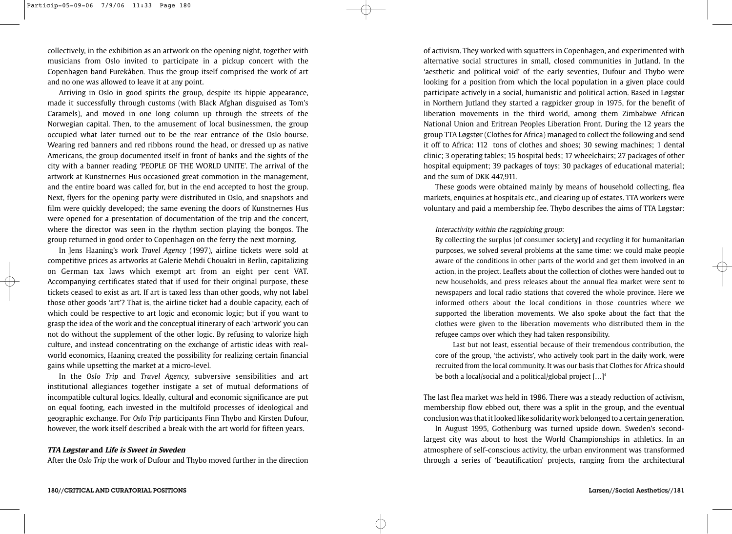collectively, in the exhibition as an artwork on the opening night, together with musicians from Oslo invited to participate in a pickup concert with the Copenhagen band Furekåben. Thus the group itself comprised the work of art and no one was allowed to leave it at any point.

Arriving in Oslo in good spirits the group, despite its hippie appearance, made it successfully through customs (with Black Afghan disguised as Tom's Caramels), and moved in one long column up through the streets of the Norwegian capital. Then, to the amusement of local businessmen, the group occupied what later turned out to be the rear entrance of the Oslo bourse. Wearing red banners and red ribbons round the head, or dressed up as native Americans, the group documented itself in front of banks and the sights of the city with a banner reading 'PEOPLE OF THE WORLD UNITE'. The arrival of the artwork at Kunstnernes Hus occasioned great commotion in the management, and the entire board was called for, but in the end accepted to host the group. Next, flyers for the opening party were distributed in Oslo, and snapshots and film were quickly developed; the same evening the doors of Kunstnernes Hus were opened for a presentation of documentation of the trip and the concert, where the director was seen in the rhythm section playing the bongos. The group returned in good order to Copenhagen on the ferry the next morning.

In Jens Haaning's work *Travel Agency* (1997), airline tickets were sold at competitive prices as artworks at Galerie Mehdi Chouakri in Berlin, capitalizing on German tax laws which exempt art from an eight per cent VAT. Accompanying certificates stated that if used for their original purpose, these tickets ceased to exist as art. If art is taxed less than other goods, why not label those other goods 'art'? That is, the airline ticket had a double capacity, each of which could be respective to art logic and economic logic; but if you want to grasp the idea of the work and the conceptual itinerary of each 'artwork' you can not do without the supplement of the other logic. By refusing to valorize high culture, and instead concentrating on the exchange of artistic ideas with real-world economics, Haaning created the possibility for realizing certain financial gains while upsetting the market at a micro-level.

In the *Oslo Trip* and *Travel Agency*, subversive sensibilities and art institutional allegiances together instigate a set of mutual deformations of incompatible cultural logics. Ideally, cultural and economic significance are put on equal footing, each invested in the multifold processes of ideological and geographic exchange. For *Oslo Trip* participants Finn Thybo and Kirsten Dufour, however, the work itself described a break with the art world for fifteen years.

### *TTA Løgstør* and *Life is Sweet in Sweden*

After the *Oslo Trip* the work of Dufour and Thybo moved further in the direction of activism. They worked with squatters in Copenhagen, and experimented with alternative social structures in small, closed communities in Jutland. In the 'aesthetic and political void' of the early seventies, Dufour and Thybo were looking for a position from which the local population in a given place could participate actively in a social, humanistic and political action. Based in Løgstør in Northern Jutland they started a ragpicker group in 1975, for the benefit of liberation movements in the third world, among them Zimbabwe African National Union and Eritrean Peoples Liberation Front. During the 12 years the group TTA Løgstør (Clothes for Africa) managed to collect the following and send it off to Africa: 112 tons of clothes and shoes; 30 sewing machines; 1 dental clinic; 3 operating tables; 15 hospital beds; 17 wheelchairs; 27 packages of other hospital equipment; 39 packages of toys; 30 packages of educational material; and the sum of DKK 447,911.

These goods were obtained mainly by means of household collecting, flea markets, enquiries at hospitals etc., and clearing up of estates. TTA workers were voluntary and paid a membership fee. Thybo describes the aims of TTA Løgstør:

> *Interactivity within the ragpicking group*:
> By collecting the surplus [of consumer society] and recycling it for humanitarian purposes, we solved several problems at the same time: we could make people aware of the conditions in other parts of the world and get them involved in an action, in the project. Leaflets about the collection of clothes were handed out to new households, and press releases about the annual flea market were sent to newspapers and local radio stations that covered the whole province. Here we informed others about the local conditions in those countries where we supported the liberation movements. We also spoke about the fact that the clothes were given to the liberation movements who distributed them in the refugee camps over which they had taken responsibility.
>
> Last but not least, essential because of their tremendous contribution, the core of the group, 'the activists', who actively took part in the daily work, were recruited from the local community. It was our basis that Clothes for Africa should be both a local/social and a political/global project [...][4]

The last flea market was held in 1986. There was a steady reduction of activism, membership flow ebbed out, there was a split in the group, and the eventual conclusion was that it looked like solidarity work belonged to a certain generation.

In August 1995, Gothenburg was turned upside down. Sweden's second-largest city was about to host the World Championships in athletics. In an atmosphere of self-conscious activity, the urban environment was transformed through a series of 'beautification' projects, ranging from the architectural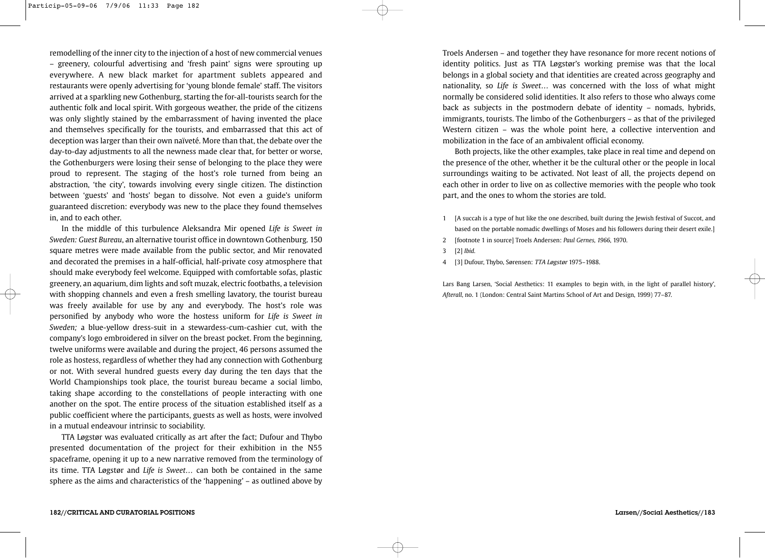remodelling of the inner city to the injection of a host of new commercial venues – greenery, colourful advertising and 'fresh paint' signs were sprouting up everywhere. A new black market for apartment sublets appeared and restaurants were openly advertising for 'young blonde female' staff. The visitors arrived at a sparkling new Gothenburg, starting the for-all-tourists search for the authentic folk and local spirit. With gorgeous weather, the pride of the citizens was only slightly stained by the embarrassment of having invented the place and themselves specifically for the tourists, and embarrassed that this act of deception was larger than their own naïveté. More than that, the debate over the day-to-day adjustments to all the newness made clear that, for better or worse, the Gothenburgers were losing their sense of belonging to the place they were proud to represent. The staging of the host's role turned from being an abstraction, 'the city', towards involving every single citizen. The distinction between 'guests' and 'hosts' began to dissolve. Not even a guide's uniform guaranteed discretion: everybody was new to the place they found themselves in, and to each other.

In the middle of this turbulence Aleksandra Mir opened *Life is Sweet in Sweden: Guest Bureau*, an alternative tourist office in downtown Gothenburg. 150 square metres were made available from the public sector, and Mir renovated and decorated the premises in a half-official, half-private cosy atmosphere that should make everybody feel welcome. Equipped with comfortable sofas, plastic greenery, an aquarium, dim lights and soft muzak, electric footbaths, a television with shopping channels and even a fresh smelling lavatory, the tourist bureau was freely available for use by any and everybody. The host's role was personified by anybody who wore the hostess uniform for *Life is Sweet in Sweden;* a blue-yellow dress-suit in a stewardess-cum-cashier cut, with the company's logo embroidered in silver on the breast pocket. From the beginning, twelve uniforms were available and during the project, 46 persons assumed the role as hostess, regardless of whether they had any connection with Gothenburg or not. With several hundred guests every day during the ten days that the World Championships took place, the tourist bureau became a social limbo, taking shape according to the constellations of people interacting with one another on the spot. The entire process of the situation established itself as a public coefficient where the participants, guests as well as hosts, were involved in a mutual endeavour intrinsic to sociability.

TTA Løgstør was evaluated critically as art after the fact; Dufour and Thybo presented documentation of the project for their exhibition in the N55 spaceframe, opening it up to a new narrative removed from the terminology of its time. TTA Løgstør and *Life is Sweet…* can both be contained in the same sphere as the aims and characteristics of the 'happening' – as outlined above by Troels Andersen – and together they have resonance for more recent notions of identity politics. Just as TTA Løgstør's working premise was that the local belongs in a global society and that identities are created across geography and nationality, so *Life is Sweet…* was concerned with the loss of what might normally be considered solid identities. It also refers to those who always come back as subjects in the postmodern debate of identity – nomads, hybrids, immigrants, tourists. The limbo of the Gothenburgers – as that of the privileged Western citizen – was the whole point here, a collective intervention and mobilization in the face of an ambivalent official economy.

Both projects, like the other examples, take place in real time and depend on the presence of the other, whether it be the cultural other or the people in local surroundings waiting to be activated. Not least of all, the projects depend on each other in order to live on as collective memories with the people who took part, and the ones to whom the stories are told.

1 [A succah is a type of hut like the one described, built during the Jewish festival of Succot, and based on the portable nomadic dwellings of Moses and his followers during their desert exile.]

2 [footnote 1 in source] Troels Andersen: *Paul Gernes, 1966*, 1970.

3 [2] *Ibid.*

4 [3] Dufour, Thybo, Sørensen: *TTA Løgstør* 1975–1988.

Lars Bang Larsen, 'Social Aesthetics: 11 examples to begin with, in the light of parallel history', *Afterall*, no. 1 (London: Central Saint Martins School of Art and Design, 1999) 77–87.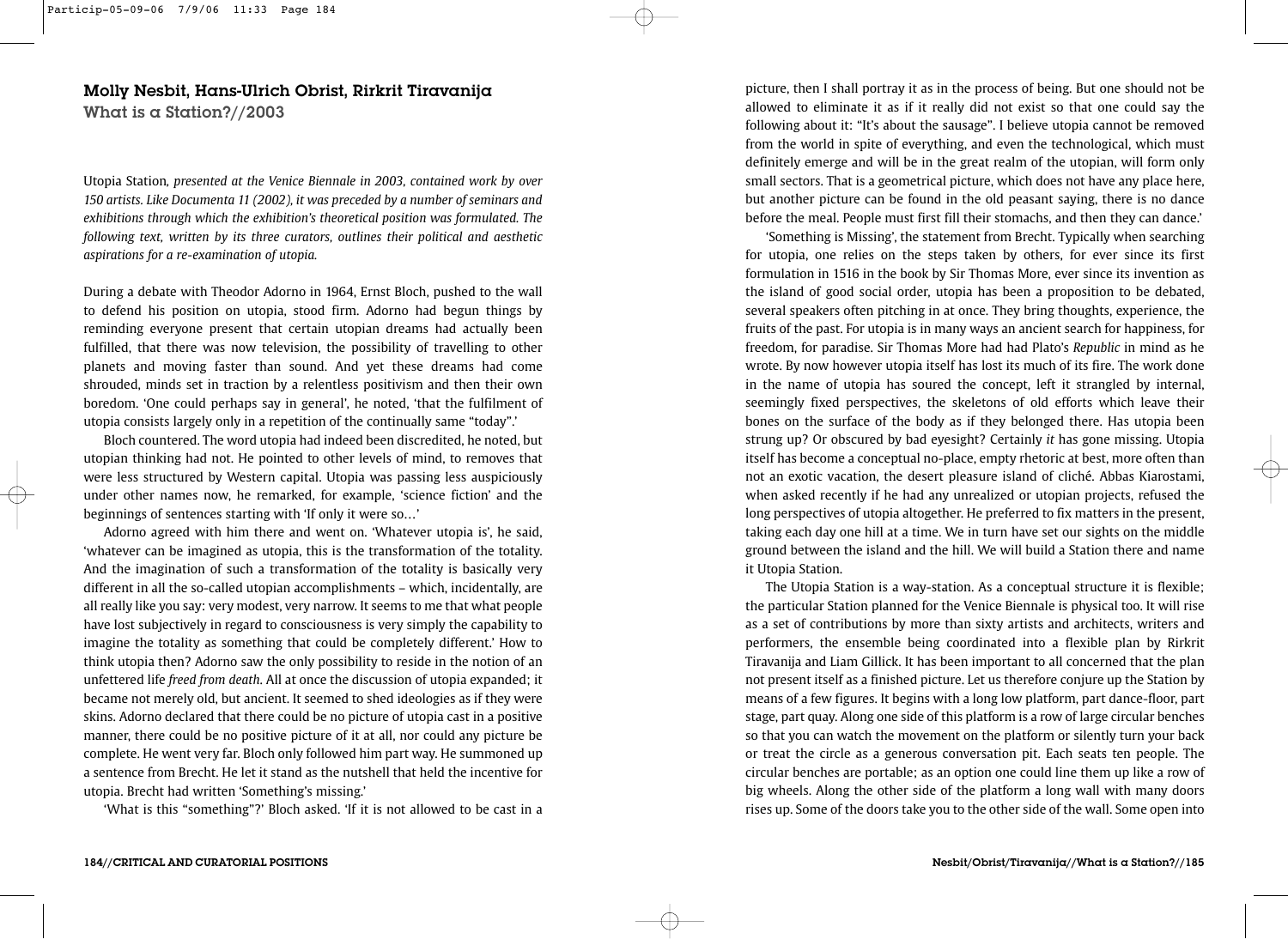## Molly Nesbit, Hans-Ulrich Obrist, Rirkrit Tiravanija

### What is a Station?//2003

*Utopia Station, presented at the Venice Biennale in 2003, contained work by over 150 artists. Like Documenta 11 (2002), it was preceded by a number of seminars and exhibitions through which the exhibition's theoretical position was formulated. The following text, written by its three curators, outlines their political and aesthetic aspirations for a re-examination of utopia.*

During a debate with Theodor Adorno in 1964, Ernst Bloch, pushed to the wall to defend his position on utopia, stood firm. Adorno had begun things by reminding everyone present that certain utopian dreams had actually been fulfilled, that there was now television, the possibility of travelling to other planets and moving faster than sound. And yet these dreams had come shrouded, minds set in traction by a relentless positivism and then their own boredom. 'One could perhaps say in general', he noted, 'that the fulfilment of utopia consists largely only in a repetition of the continually same "today".'

Bloch countered. The word utopia had indeed been discredited, he noted, but utopian thinking had not. He pointed to other levels of mind, to removes that were less structured by Western capital. Utopia was passing less auspiciously under other names now, he remarked, for example, 'science fiction' and the beginnings of sentences starting with 'If only it were so…'

Adorno agreed with him there and went on. 'Whatever utopia is', he said, 'whatever can be imagined as utopia, this is the transformation of the totality. And the imagination of such a transformation of the totality is basically very different in all the so-called utopian accomplishments – which, incidentally, are all really like you say: very modest, very narrow. It seems to me that what people have lost subjectively in regard to consciousness is very simply the capability to imagine the totality as something that could be completely different.' How to think utopia then? Adorno saw the only possibility to reside in the notion of an unfettered life *freed from death*. All at once the discussion of utopia expanded; it became not merely old, but ancient. It seemed to shed ideologies as if they were skins. Adorno declared that there could be no picture of utopia cast in a positive manner, there could be no positive picture of it at all, nor could any picture be complete. He went very far. Bloch only followed him part way. He summoned up a sentence from Brecht. He let it stand as the nutshell that held the incentive for utopia. Brecht had written 'Something's missing.'

'What is this "something"?' Bloch asked. 'If it is not allowed to be cast in a picture, then I shall portray it as in the process of being. But one should not be allowed to eliminate it as if it really did not exist so that one could say the following about it: "It's about the sausage". I believe utopia cannot be removed from the world in spite of everything, and even the technological, which must definitely emerge and will be in the great realm of the utopian, will form only small sectors. That is a geometrical picture, which does not have any place here, but another picture can be found in the old peasant saying, there is no dance before the meal. People must first fill their stomachs, and then they can dance.'

'Something is Missing', the statement from Brecht. Typically when searching for utopia, one relies on the steps taken by others, for ever since its first formulation in 1516 in the book by Sir Thomas More, ever since its invention as the island of good social order, utopia has been a proposition to be debated, several speakers often pitching in at once. They bring thoughts, experience, the fruits of the past. For utopia is in many ways an ancient search for happiness, for freedom, for paradise. Sir Thomas More had had Plato's *Republic* in mind as he wrote. By now however utopia itself has lost its much of its fire. The work done in the name of utopia has soured the concept, left it strangled by internal, seemingly fixed perspectives, the skeletons of old efforts which leave their bones on the surface of the body as if they belonged there. Has utopia been strung up? Or obscured by bad eyesight? Certainly *it* has gone missing. Utopia itself has become a conceptual no-place, empty rhetoric at best, more often than not an exotic vacation, the desert pleasure island of cliché. Abbas Kiarostami, when asked recently if he had any unrealized or utopian projects, refused the long perspectives of utopia altogether. He preferred to fix matters in the present, taking each day one hill at a time. We in turn have set our sights on the middle ground between the island and the hill. We will build a Station there and name it Utopia Station.

The Utopia Station is a way-station. As a conceptual structure it is flexible; the particular Station planned for the Venice Biennale is physical too. It will rise as a set of contributions by more than sixty artists and architects, writers and performers, the ensemble being coordinated into a flexible plan by Rirkrit Tiravanija and Liam Gillick. It has been important to all concerned that the plan not present itself as a finished picture. Let us therefore conjure up the Station by means of a few figures. It begins with a long low platform, part dance-floor, part stage, part quay. Along one side of this platform is a row of large circular benches so that you can watch the movement on the platform or silently turn your back or treat the circle as a generous conversation pit. Each seats ten people. The circular benches are portable; as an option one could line them up like a row of big wheels. Along the other side of the platform a long wall with many doors rises up. Some of the doors take you to the other side of the wall. Some open into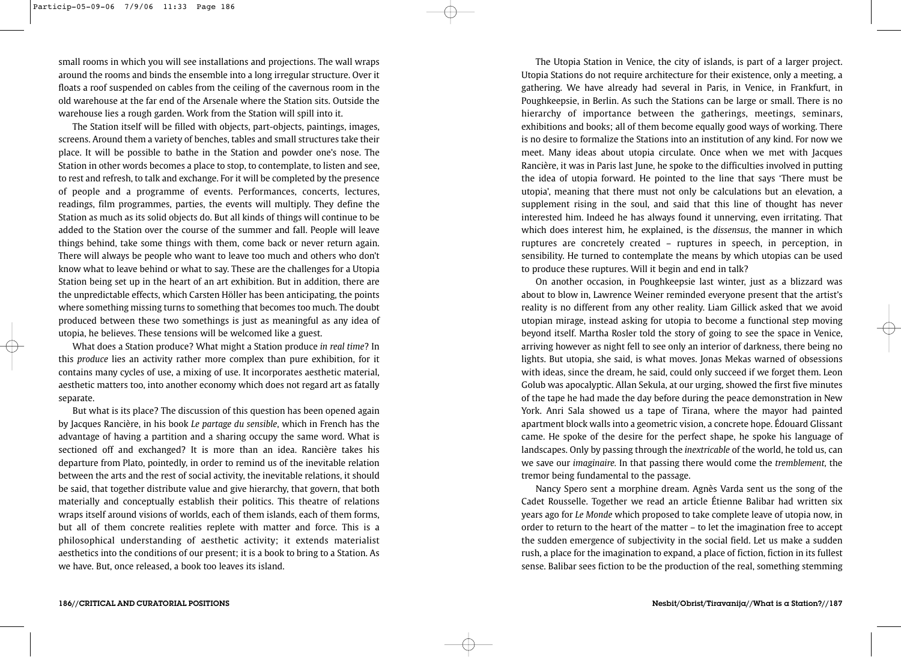small rooms in which you will see installations and projections. The wall wraps around the rooms and binds the ensemble into a long irregular structure. Over it floats a roof suspended on cables from the ceiling of the cavernous room in the old warehouse at the far end of the Arsenale where the Station sits. Outside the warehouse lies a rough garden. Work from the Station will spill into it.

The Station itself will be filled with objects, part-objects, paintings, images, screens. Around them a variety of benches, tables and small structures take their place. It will be possible to bathe in the Station and powder one's nose. The Station in other words becomes a place to stop, to contemplate, to listen and see, to rest and refresh, to talk and exchange. For it will be completed by the presence of people and a programme of events. Performances, concerts, lectures, readings, film programmes, parties, the events will multiply. They define the Station as much as its solid objects do. But all kinds of things will continue to be added to the Station over the course of the summer and fall. People will leave things behind, take some things with them, come back or never return again. There will always be people who want to leave too much and others who don't know what to leave behind or what to say. These are the challenges for a Utopia Station being set up in the heart of an art exhibition. But in addition, there are the unpredictable effects, which Carsten Höller has been anticipating, the points where something missing turns to something that becomes too much. The doubt produced between these two somethings is just as meaningful as any idea of utopia, he believes. These tensions will be welcomed like a guest.

What does a Station produce? What might a Station produce *in real time*? In this *produce* lies an activity rather more complex than pure exhibition, for it contains many cycles of use, a mixing of use. It incorporates aesthetic material, aesthetic matters too, into another economy which does not regard art as fatally separate.

But what is its place? The discussion of this question has been opened again by Jacques Rancière, in his book *Le partage du sensible*, which in French has the advantage of having a partition and a sharing occupy the same word. What is sectioned off and exchanged? It is more than an idea. Rancière takes his departure from Plato, pointedly, in order to remind us of the inevitable relation between the arts and the rest of social activity, the inevitable relations, it should be said, that together distribute value and give hierarchy, that govern, that both materially and conceptually establish their politics. This theatre of relations wraps itself around visions of worlds, each of them islands, each of them forms, but all of them concrete realities replete with matter and force. This is a philosophical understanding of aesthetic activity; it extends materialist aesthetics into the conditions of our present; it is a book to bring to a Station. As we have. But, once released, a book too leaves its island.

The Utopia Station in Venice, the city of islands, is part of a larger project. Utopia Stations do not require architecture for their existence, only a meeting, a gathering. We have already had several in Paris, in Venice, in Frankfurt, in Poughkeepsie, in Berlin. As such the Stations can be large or small. There is no hierarchy of importance between the gatherings, meetings, seminars, exhibitions and books; all of them become equally good ways of working. There is no desire to formalize the Stations into an institution of any kind. For now we meet. Many ideas about utopia circulate. Once when we met with Jacques Rancière, it was in Paris last June, he spoke to the difficulties involved in putting the idea of utopia forward. He pointed to the line that says 'There must be utopia', meaning that there must not only be calculations but an elevation, a supplement rising in the soul, and said that this line of thought has never interested him. Indeed he has always found it unnerving, even irritating. That which does interest him, he explained, is the *dissensus*, the manner in which ruptures are concretely created – ruptures in speech, in perception, in sensibility. He turned to contemplate the means by which utopias can be used to produce these ruptures. Will it begin and end in talk?

On another occasion, in Poughkeepsie last winter, just as a blizzard was about to blow in, Lawrence Weiner reminded everyone present that the artist's reality is no different from any other reality. Liam Gillick asked that we avoid utopian mirage, instead asking for utopia to become a functional step moving beyond itself. Martha Rosler told the story of going to see the space in Venice, arriving however as night fell to see only an interior of darkness, there being no lights. But utopia, she said, is what moves. Jonas Mekas warned of obsessions with ideas, since the dream, he said, could only succeed if we forget them. Leon Golub was apocalyptic. Allan Sekula, at our urging, showed the first five minutes of the tape he had made the day before during the peace demonstration in New York. Anri Sala showed us a tape of Tirana, where the mayor had painted apartment block walls into a geometric vision, a concrete hope. Édouard Glissant came. He spoke of the desire for the perfect shape, he spoke his language of landscapes. Only by passing through the *inextricable* of the world, he told us, can we save our *imaginaire.* In that passing there would come the *tremblement,* the tremor being fundamental to the passage.

Nancy Spero sent a morphine dream. Agnès Varda sent us the song of the Cadet Rousselle. Together we read an article Étienne Balibar had written six years ago for *Le Monde* which proposed to take complete leave of utopia now, in order to return to the heart of the matter – to let the imagination free to accept the sudden emergence of subjectivity in the social field. Let us make a sudden rush, a place for the imagination to expand, a place of fiction, fiction in its fullest sense. Balibar sees fiction to be the production of the real, something stemming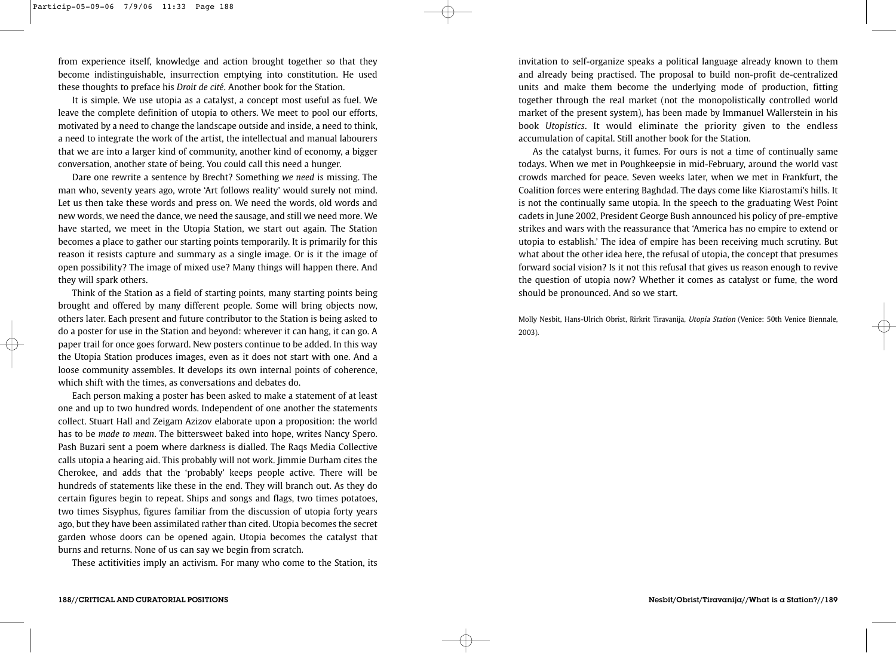from experience itself, knowledge and action brought together so that they become indistinguishable, insurrection emptying into constitution. He used these thoughts to preface his *Droit de cité*. Another book for the Station.

It is simple. We use utopia as a catalyst, a concept most useful as fuel. We leave the complete definition of utopia to others. We meet to pool our efforts, motivated by a need to change the landscape outside and inside, a need to think, a need to integrate the work of the artist, the intellectual and manual labourers that we are into a larger kind of community, another kind of economy, a bigger conversation, another state of being. You could call this need a hunger.

Dare one rewrite a sentence by Brecht? Something *we need* is missing. The man who, seventy years ago, wrote 'Art follows reality' would surely not mind. Let us then take these words and press on. We need the words, old words and new words, we need the dance, we need the sausage, and still we need more. We have started, we meet in the Utopia Station, we start out again. The Station becomes a place to gather our starting points temporarily. It is primarily for this reason it resists capture and summary as a single image. Or is it the image of open possibility? The image of mixed use? Many things will happen there. And they will spark others.

Think of the Station as a field of starting points, many starting points being brought and offered by many different people. Some will bring objects now, others later. Each present and future contributor to the Station is being asked to do a poster for use in the Station and beyond: wherever it can hang, it can go. A paper trail for once goes forward. New posters continue to be added. In this way the Utopia Station produces images, even as it does not start with one. And a loose community assembles. It develops its own internal points of coherence, which shift with the times, as conversations and debates do.

Each person making a poster has been asked to make a statement of at least one and up to two hundred words. Independent of one another the statements collect. Stuart Hall and Zeigam Azizov elaborate upon a proposition: the world has to be *made to mean*. The bittersweet baked into hope, writes Nancy Spero. Pash Buzari sent a poem where darkness is dialled. The Raqs Media Collective calls utopia a hearing aid. This probably will not work. Jimmie Durham cites the Cherokee, and adds that the 'probably' keeps people active. There will be hundreds of statements like these in the end. They will branch out. As they do certain figures begin to repeat. Ships and songs and flags, two times potatoes, two times Sisyphus, figures familiar from the discussion of utopia forty years ago, but they have been assimilated rather than cited. Utopia becomes the secret garden whose doors can be opened again. Utopia becomes the catalyst that burns and returns. None of us can say we begin from scratch.

These actitivities imply an activism. For many who come to the Station, its invitation to self-organize speaks a political language already known to them and already being practised. The proposal to build non-profit de-centralized units and make them become the underlying mode of production, fitting together through the real market (not the monopolistically controlled world market of the present system), has been made by Immanuel Wallerstein in his book *Utopistics*. It would eliminate the priority given to the endless accumulation of capital. Still another book for the Station.

As the catalyst burns, it fumes. For ours is not a time of continually same todays. When we met in Poughkeepsie in mid-February, around the world vast crowds marched for peace. Seven weeks later, when we met in Frankfurt, the Coalition forces were entering Baghdad. The days come like Kiarostami's hills. It is not the continually same utopia. In the speech to the graduating West Point cadets in June 2002, President George Bush announced his policy of pre-emptive strikes and wars with the reassurance that 'America has no empire to extend or utopia to establish.' The idea of empire has been receiving much scrutiny. But what about the other idea here, the refusal of utopia, the concept that presumes forward social vision? Is it not this refusal that gives us reason enough to revive the question of utopia now? Whether it comes as catalyst or fume, the word should be pronounced. And so we start.

Molly Nesbit, Hans-Ulrich Obrist, Rirkrit Tiravanija, *Utopia Station* (Venice: 50th Venice Biennale, 2003).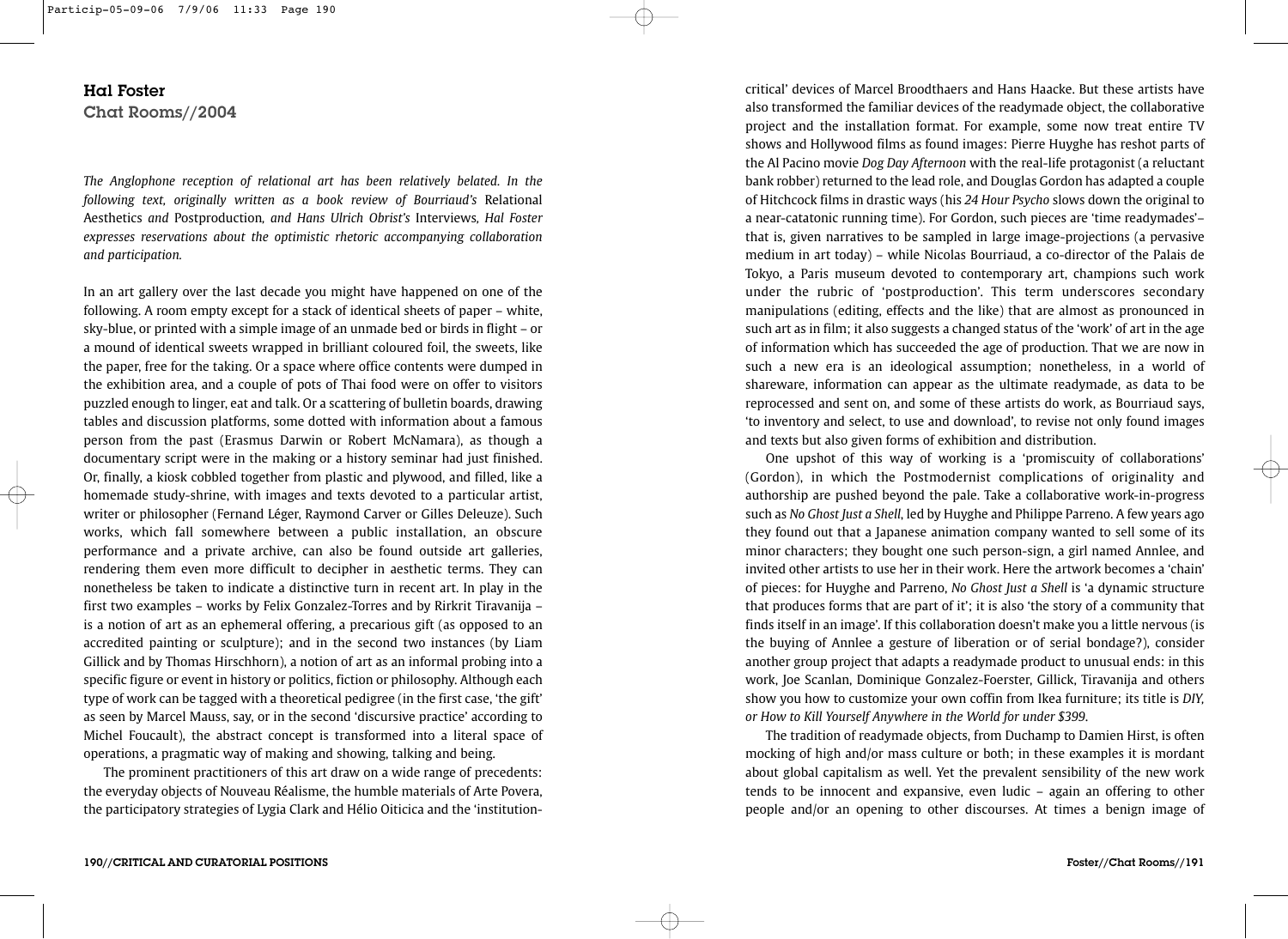## Hal Foster

### Chat Rooms//2004

*The Anglophone reception of relational art has been relatively belated. In the following text, originally written as a book review of Bourriaud's* Relational Aesthetics *and* Postproduction*, and Hans Ulrich Obrist's* Interviews*, Hal Foster expresses reservations about the optimistic rhetoric accompanying collaboration and participation.*

In an art gallery over the last decade you might have happened on one of the following. A room empty except for a stack of identical sheets of paper – white, sky-blue, or printed with a simple image of an unmade bed or birds in flight – or a mound of identical sweets wrapped in brilliant coloured foil, the sweets, like the paper, free for the taking. Or a space where office contents were dumped in the exhibition area, and a couple of pots of Thai food were on offer to visitors puzzled enough to linger, eat and talk. Or a scattering of bulletin boards, drawing tables and discussion platforms, some dotted with information about a famous person from the past (Erasmus Darwin or Robert McNamara), as though a documentary script were in the making or a history seminar had just finished. Or, finally, a kiosk cobbled together from plastic and plywood, and filled, like a homemade study-shrine, with images and texts devoted to a particular artist, writer or philosopher (Fernand Léger, Raymond Carver or Gilles Deleuze). Such works, which fall somewhere between a public installation, an obscure performance and a private archive, can also be found outside art galleries, rendering them even more difficult to decipher in aesthetic terms. They can nonetheless be taken to indicate a distinctive turn in recent art. In play in the first two examples – works by Felix Gonzalez-Torres and by Rirkrit Tiravanija – is a notion of art as an ephemeral offering, a precarious gift (as opposed to an accredited painting or sculpture); and in the second two instances (by Liam Gillick and by Thomas Hirschhorn), a notion of art as an informal probing into a specific figure or event in history or politics, fiction or philosophy. Although each type of work can be tagged with a theoretical pedigree (in the first case, 'the gift' as seen by Marcel Mauss, say, or in the second 'discursive practice' according to Michel Foucault), the abstract concept is transformed into a literal space of operations, a pragmatic way of making and showing, talking and being.

The prominent practitioners of this art draw on a wide range of precedents: the everyday objects of Nouveau Réalisme, the humble materials of Arte Povera, the participatory strategies of Lygia Clark and Hélio Oiticica and the 'institution-critical' devices of Marcel Broodthaers and Hans Haacke. But these artists have also transformed the familiar devices of the readymade object, the collaborative project and the installation format. For example, some now treat entire TV shows and Hollywood films as found images: Pierre Huyghe has reshot parts of the Al Pacino movie *Dog Day Afternoon* with the real-life protagonist (a reluctant bank robber) returned to the lead role, and Douglas Gordon has adapted a couple of Hitchcock films in drastic ways (his *24 Hour Psycho* slows down the original to a near-catatonic running time). For Gordon, such pieces are 'time readymades' – that is, given narratives to be sampled in large image-projections (a pervasive medium in art today) – while Nicolas Bourriaud, a co-director of the Palais de Tokyo, a Paris museum devoted to contemporary art, champions such work under the rubric of 'postproduction'. This term underscores secondary manipulations (editing, effects and the like) that are almost as pronounced in such art as in film; it also suggests a changed status of the 'work' of art in the age of information which has succeeded the age of production. That we are now in such a new era is an ideological assumption; nonetheless, in a world of shareware, information can appear as the ultimate readymade, as data to be reprocessed and sent on, and some of these artists do work, as Bourriaud says, 'to inventory and select, to use and download', to revise not only found images and texts but also given forms of exhibition and distribution.

One upshot of this way of working is a 'promiscuity of collaborations' (Gordon), in which the Postmodernist complications of originality and authorship are pushed beyond the pale. Take a collaborative work-in-progress such as *No Ghost Just a Shell*, led by Huyghe and Philippe Parreno. A few years ago they found out that a Japanese animation company wanted to sell some of its minor characters; they bought one such person-sign, a girl named Annlee, and invited other artists to use her in their work. Here the artwork becomes a 'chain' of pieces: for Huyghe and Parreno, *No Ghost Just a Shell* is 'a dynamic structure that produces forms that are part of it'; it is also 'the story of a community that finds itself in an image'. If this collaboration doesn't make you a little nervous (is the buying of Annlee a gesture of liberation or of serial bondage?), consider another group project that adapts a readymade product to unusual ends: in this work, Joe Scanlan, Dominique Gonzalez-Foerster, Gillick, Tiravanija and others show you how to customize your own coffin from Ikea furniture; its title is *DIY, or How to Kill Yourself Anywhere in the World for under $399*.

The tradition of readymade objects, from Duchamp to Damien Hirst, is often mocking of high and/or mass culture or both; in these examples it is mordant about global capitalism as well. Yet the prevalent sensibility of the new work tends to be innocent and expansive, even ludic – again an offering to other people and/or an opening to other discourses. At times a benign image of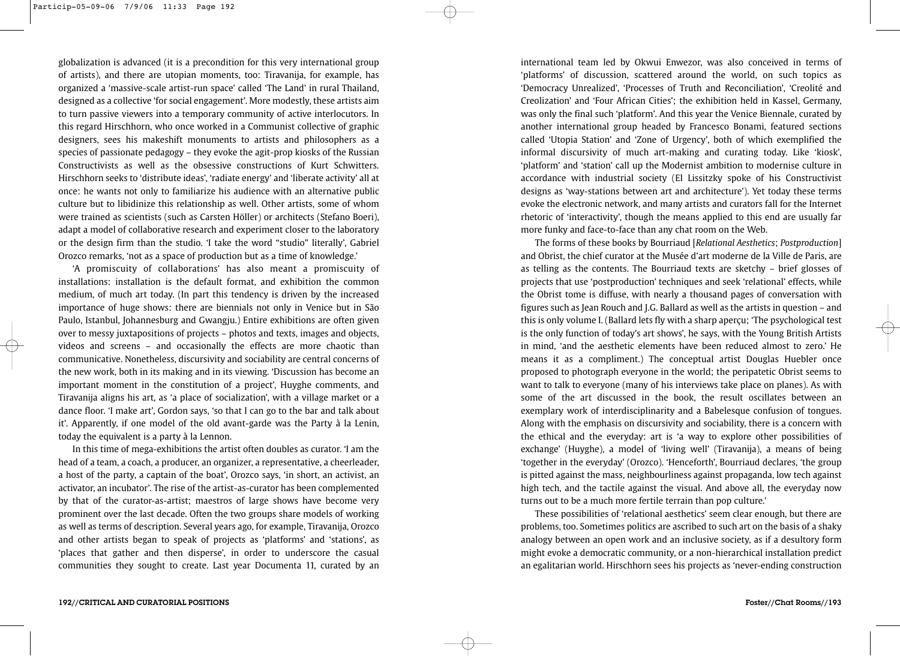globalization is advanced (it is a precondition for this very international group of artists), and there are utopian moments, too: Tiravanija, for example, has organized a 'massive-scale artist-run space' called 'The Land' in rural Thailand, designed as a collective 'for social engagement'. More modestly, these artists aim to turn passive viewers into a temporary community of active interlocutors. In this regard Hirschhorn, who once worked in a Communist collective of graphic designers, sees his makeshift monuments to artists and philosophers as a species of passionate pedagogy – they evoke the agit-prop kiosks of the Russian Constructivists as well as the obsessive constructions of Kurt Schwitters. Hirschhorn seeks to 'distribute ideas', 'radiate energy' and 'liberate activity' all at once: he wants not only to familiarize his audience with an alternative public culture but to libidinize this relationship as well. Other artists, some of whom were trained as scientists (such as Carsten Höller) or architects (Stefano Boeri), adapt a model of collaborative research and experiment closer to the laboratory or the design firm than the studio. 'I take the word "studio" literally', Gabriel Orozco remarks, 'not as a space of production but as a time of knowledge.'

'A promiscuity of collaborations' has also meant a promiscuity of installations: installation is the default format, and exhibition the common medium, of much art today. (In part this tendency is driven by the increased importance of huge shows: there are biennials not only in Venice but in São Paulo, Istanbul, Johannesburg and Gwangju.) Entire exhibitions are often given over to messy juxtapositions of projects – photos and texts, images and objects, videos and screens – and occasionally the effects are more chaotic than communicative. Nonetheless, discursivity and sociability are central concerns of the new work, both in its making and in its viewing. 'Discussion has become an important moment in the constitution of a project', Huyghe comments, and Tiravanija aligns his art, as 'a place of socialization', with a village market or a dance floor. 'I make art', Gordon says, 'so that I can go to the bar and talk about it'. Apparently, if one model of the old avant-garde was the Party à la Lenin, today the equivalent is a party à la Lennon.

In this time of mega-exhibitions the artist often doubles as curator. 'I am the head of a team, a coach, a producer, an organizer, a representative, a cheerleader, a host of the party, a captain of the boat', Orozco says, 'in short, an activist, an activator, an incubator'. The rise of the artist-as-curator has been complemented by that of the curator-as-artist; maestros of large shows have become very prominent over the last decade. Often the two groups share models of working as well as terms of description. Several years ago, for example, Tiravanija, Orozco and other artists began to speak of projects as 'platforms' and 'stations', as 'places that gather and then disperse', in order to underscore the casual communities they sought to create. Last year Documenta 11, curated by an international team led by Okwui Enwezor, was also conceived in terms of 'platforms' of discussion, scattered around the world, on such topics as 'Democracy Unrealized', 'Processes of Truth and Reconciliation', 'Creolité and Creolization' and 'Four African Cities'; the exhibition held in Kassel, Germany, was only the final such 'platform'. And this year the Venice Biennale, curated by another international group headed by Francesco Bonami, featured sections called 'Utopia Station' and 'Zone of Urgency', both of which exemplified the informal discursivity of much art-making and curating today. Like 'kiosk', 'platform' and 'station' call up the Modernist ambition to modernise culture in accordance with industrial society (El Lissitzky spoke of his Constructivist designs as 'way-stations between art and architecture'). Yet today these terms evoke the electronic network, and many artists and curators fall for the Internet rhetoric of 'interactivity', though the means applied to this end are usually far more funky and face-to-face than any chat room on the Web.

The forms of these books by Bourriaud [*Relational Aesthetics*; *Postproduction*] and Obrist, the chief curator at the Musée d'art moderne de la Ville de Paris, are as telling as the contents. The Bourriaud texts are sketchy – brief glosses of projects that use 'postproduction' techniques and seek 'relational' effects, while the Obrist tome is diffuse, with nearly a thousand pages of conversation with figures such as Jean Rouch and J.G. Ballard as well as the artists in question – and this is only volume I. (Ballard lets fly with a sharp aperçu; 'The psychological test is the only function of today's art shows', he says, with the Young British Artists in mind, 'and the aesthetic elements have been reduced almost to zero.' He means it as a compliment.) The conceptual artist Douglas Huebler once proposed to photograph everyone in the world; the peripatetic Obrist seems to want to talk to everyone (many of his interviews take place on planes). As with some of the art discussed in the book, the result oscillates between an exemplary work of interdisciplinarity and a Babelesque confusion of tongues. Along with the emphasis on discursivity and sociability, there is a concern with the ethical and the everyday: art is 'a way to explore other possibilities of exchange' (Huyghe), a model of 'living well' (Tiravanija), a means of being 'together in the everyday' (Orozco). 'Henceforth', Bourriaud declares, 'the group is pitted against the mass, neighbourliness against propaganda, low tech against high tech, and the tactile against the visual. And above all, the everyday now turns out to be a much more fertile terrain than pop culture.'

These possibilities of 'relational aesthetics' seem clear enough, but there are problems, too. Sometimes politics are ascribed to such art on the basis of a shaky analogy between an open work and an inclusive society, as if a desultory form might evoke a democratic community, or a non-hierarchical installation predict an egalitarian world. Hirschhorn sees his projects as 'never-ending construction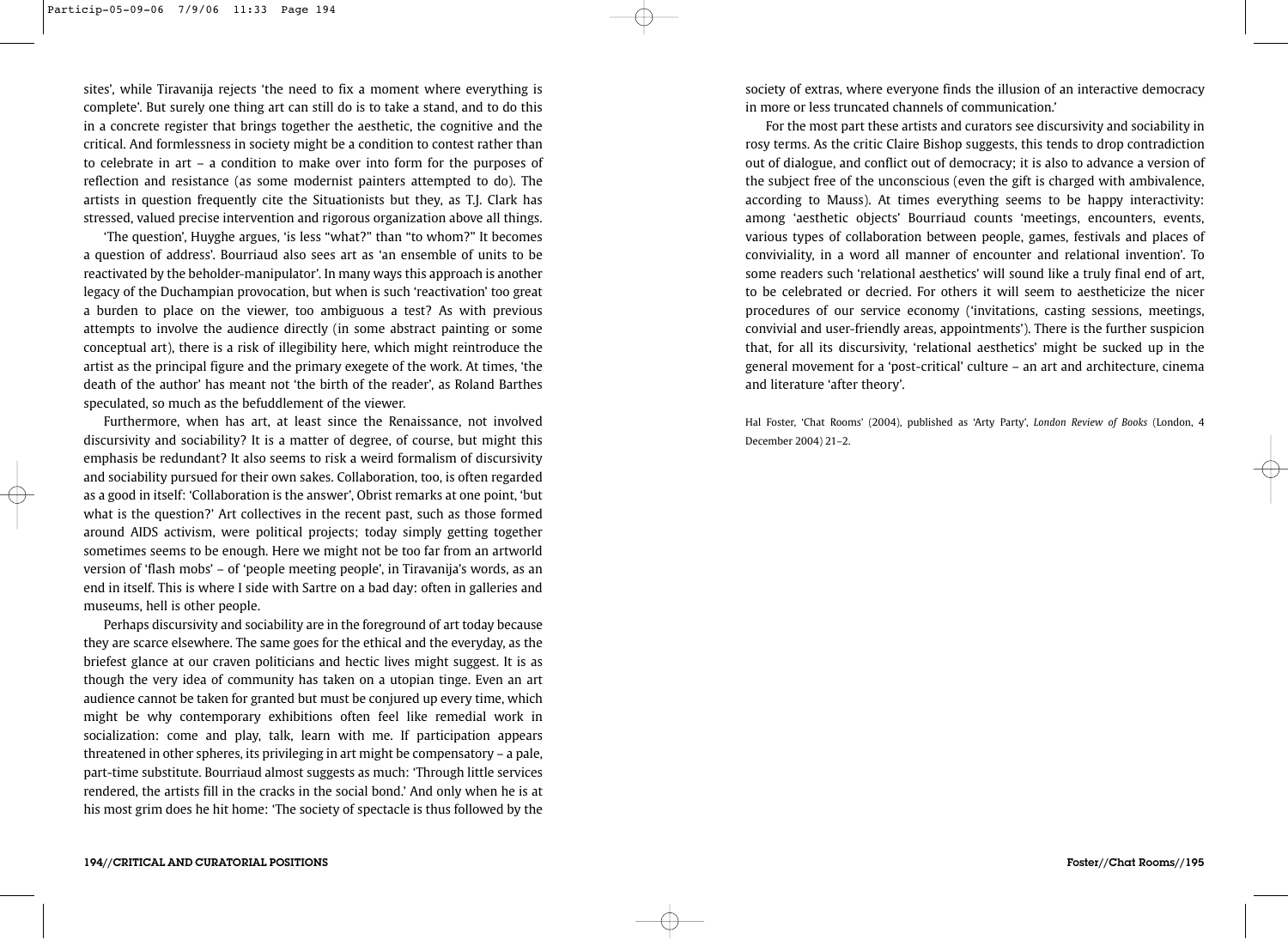sites', while Tiravanija rejects 'the need to fix a moment where everything is complete'. But surely one thing art can still do is to take a stand, and to do this in a concrete register that brings together the aesthetic, the cognitive and the critical. And formlessness in society might be a condition to contest rather than to celebrate in art – a condition to make over into form for the purposes of reflection and resistance (as some modernist painters attempted to do). The artists in question frequently cite the Situationists but they, as T.J. Clark has stressed, valued precise intervention and rigorous organization above all things.

'The question', Huyghe argues, 'is less "what?" than "to whom?" It becomes a question of address'. Bourriaud also sees art as 'an ensemble of units to be reactivated by the beholder-manipulator'. In many ways this approach is another legacy of the Duchampian provocation, but when is such 'reactivation' too great a burden to place on the viewer, too ambiguous a test? As with previous attempts to involve the audience directly (in some abstract painting or some conceptual art), there is a risk of illegibility here, which might reintroduce the artist as the principal figure and the primary exegete of the work. At times, 'the death of the author' has meant not 'the birth of the reader', as Roland Barthes speculated, so much as the befuddlement of the viewer.

Furthermore, when has art, at least since the Renaissance, not involved discursivity and sociability? It is a matter of degree, of course, but might this emphasis be redundant? It also seems to risk a weird formalism of discursivity and sociability pursued for their own sakes. Collaboration, too, is often regarded as a good in itself: 'Collaboration is the answer', Obrist remarks at one point, 'but what is the question?' Art collectives in the recent past, such as those formed around AIDS activism, were political projects; today simply getting together sometimes seems to be enough. Here we might not be too far from an artworld version of 'flash mobs' – of 'people meeting people', in Tiravanija's words, as an end in itself. This is where I side with Sartre on a bad day: often in galleries and museums, hell is other people.

Perhaps discursivity and sociability are in the foreground of art today because they are scarce elsewhere. The same goes for the ethical and the everyday, as the briefest glance at our craven politicians and hectic lives might suggest. It is as though the very idea of community has taken on a utopian tinge. Even an art audience cannot be taken for granted but must be conjured up every time, which might be why contemporary exhibitions often feel like remedial work in socialization: come and play, talk, learn with me. If participation appears threatened in other spheres, its privileging in art might be compensatory – a pale, part-time substitute. Bourriaud almost suggests as much: 'Through little services rendered, the artists fill in the cracks in the social bond.' And only when he is at his most grim does he hit home: 'The society of spectacle is thus followed by the society of extras, where everyone finds the illusion of an interactive democracy in more or less truncated channels of communication.'

For the most part these artists and curators see discursivity and sociability in rosy terms. As the critic Claire Bishop suggests, this tends to drop contradiction out of dialogue, and conflict out of democracy; it is also to advance a version of the subject free of the unconscious (even the gift is charged with ambivalence, according to Mauss). At times everything seems to be happy interactivity: among 'aesthetic objects' Bourriaud counts 'meetings, encounters, events, various types of collaboration between people, games, festivals and places of conviviality, in a word all manner of encounter and relational invention'. To some readers such 'relational aesthetics' will sound like a truly final end of art, to be celebrated or decried. For others it will seem to aestheticize the nicer procedures of our service economy ('invitations, casting sessions, meetings, convivial and user-friendly areas, appointments'). There is the further suspicion that, for all its discursivity, 'relational aesthetics' might be sucked up in the general movement for a 'post-critical' culture – an art and architecture, cinema and literature 'after theory'.

Hal Foster, 'Chat Rooms' (2004), published as 'Arty Party', *London Review of Books* (London, 4 December 2004) 21–2.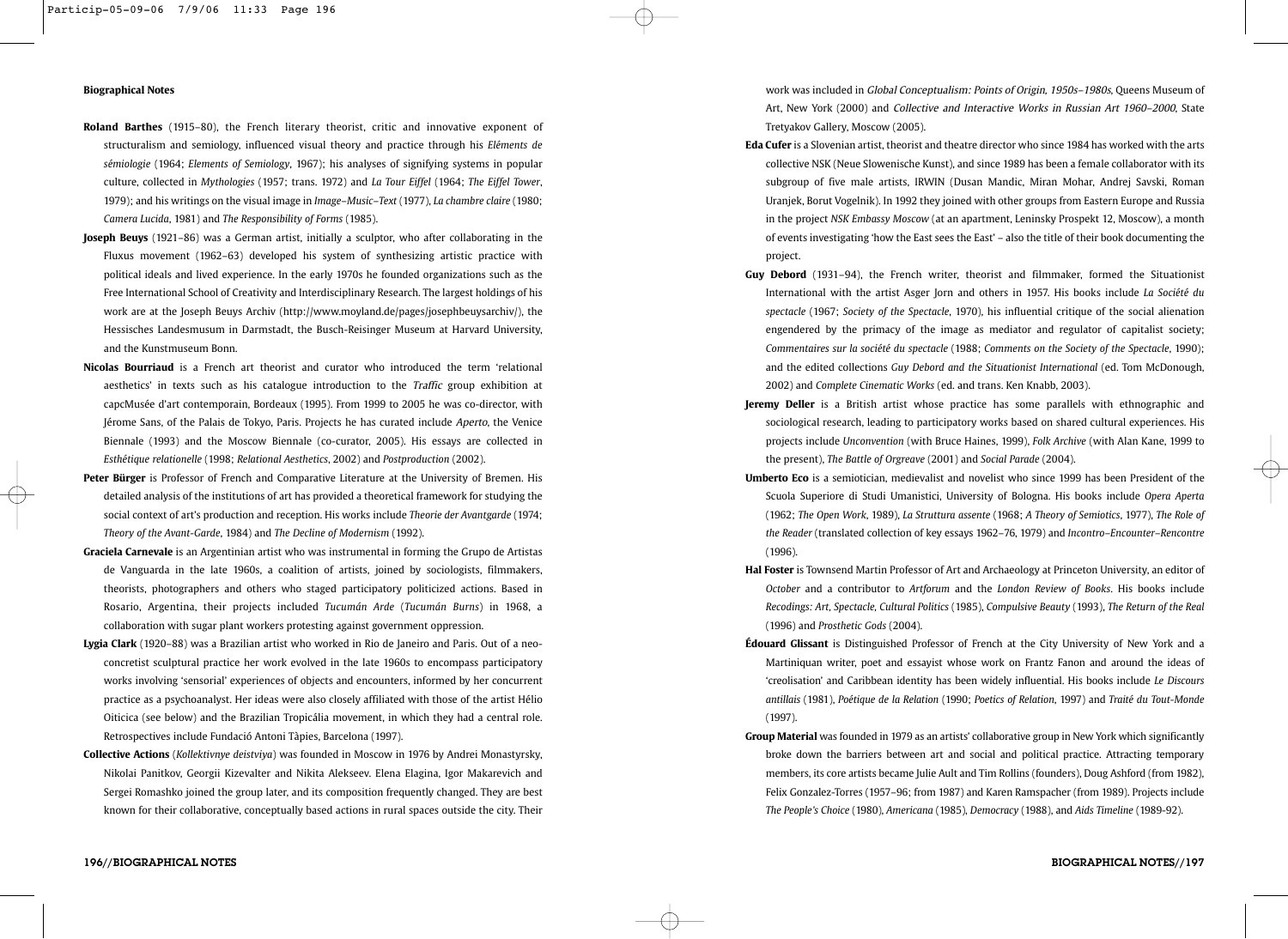**Biographical Notes**

**Roland Barthes** (1915–80), the French literary theorist, critic and innovative exponent of structuralism and semiology, influenced visual theory and practice through his *Eléments de sémiologie* (1964; *Elements of Semiology*, 1967); his analyses of signifying systems in popular culture, collected in *Mythologies* (1957; trans. 1972) and *La Tour Eiffel* (1964; *The Eiffel Tower*, 1979); and his writings on the visual image in *Image–Music–Text* (1977), *La chambre claire* (1980; *Camera Lucida*, 1981) and *The Responsibility of Forms* (1985).

**Joseph Beuys** (1921–86) was a German artist, initially a sculptor, who after collaborating in the Fluxus movement (1962–63) developed his system of synthesizing artistic practice with political ideals and lived experience. In the early 1970s he founded organizations such as the Free International School of Creativity and Interdisciplinary Research. The largest holdings of his work are at the Joseph Beuys Archiv (http://www.moyland.de/pages/josephbeuysarchiv/), the Hessisches Landesmusum in Darmstadt, the Busch-Reisinger Museum at Harvard University, and the Kunstmuseum Bonn.

**Nicolas Bourriaud** is a French art theorist and curator who introduced the term 'relational aesthetics' in texts such as his catalogue introduction to the *Traffic* group exhibition at capcMusée d'art contemporain, Bordeaux (1995). From 1999 to 2005 he was co-director, with Jérome Sans, of the Palais de Tokyo, Paris. Projects he has curated include *Aperto*, the Venice Biennale (1993) and the Moscow Biennale (co-curator, 2005). His essays are collected in *Esthétique relationelle* (1998; *Relational Aesthetics*, 2002) and *Postproduction* (2002).

**Peter Bürger** is Professor of French and Comparative Literature at the University of Bremen. His detailed analysis of the institutions of art has provided a theoretical framework for studying the social context of art's production and reception. His works include *Theorie der Avantgarde* (1974; *Theory of the Avant-Garde*, 1984) and *The Decline of Modernism* (1992).

**Graciela Carnevale** is an Argentinian artist who was instrumental in forming the Grupo de Artistas de Vanguarda in the late 1960s, a coalition of artists, joined by sociologists, filmmakers, theorists, photographers and others who staged participatory politicized actions. Based in Rosario, Argentina, their projects included *Tucumán Arde* (*Tucumán Burns*) in 1968, a collaboration with sugar plant workers protesting against government oppression.

**Lygia Clark** (1920–88) was a Brazilian artist who worked in Rio de Janeiro and Paris. Out of a neo-concretist sculptural practice her work evolved in the late 1960s to encompass participatory works involving 'sensorial' experiences of objects and encounters, informed by her concurrent practice as a psychoanalyst. Her ideas were also closely affiliated with those of the artist Hélio Oiticica (see below) and the Brazilian Tropicália movement, in which they had a central role. Retrospectives include Fundació Antoni Tàpies, Barcelona (1997).

**Collective Actions** (*Kollektivnye deistviya*) was founded in Moscow in 1976 by Andrei Monastyrsky, Nikolai Panitkov, Georgii Kizevalter and Nikita Alekseev. Elena Elagina, Igor Makarevich and Sergei Romashko joined the group later, and its composition frequently changed. They are best known for their collaborative, conceptually based actions in rural spaces outside the city. Their work was included in *Global Conceptualism: Points of Origin, 1950s–1980s*, Queens Museum of Art, New York (2000) and *Collective and Interactive Works in Russian Art 1960–2000*, State Tretyakov Gallery, Moscow (2005).

**Eda Cufer** is a Slovenian artist, theorist and theatre director who since 1984 has worked with the arts collective NSK (Neue Slowenische Kunst), and since 1989 has been a female collaborator with its subgroup of five male artists, IRWIN (Dusan Mandic, Miran Mohar, Andrej Savski, Roman Uranjek, Borut Vogelnik). In 1992 they joined with other groups from Eastern Europe and Russia in the project *NSK Embassy Moscow* (at an apartment, Leninsky Prospekt 12, Moscow), a month of events investigating 'how the East sees the East' – also the title of their book documenting the project.

**Guy Debord** (1931–94), the French writer, theorist and filmmaker, formed the Situationist International with the artist Asger Jorn and others in 1957. His books include *La Société du spectacle* (1967; *Society of the Spectacle*, 1970), his influential critique of the social alienation engendered by the primacy of the image as mediator and regulator of capitalist society; *Commentaires sur la société du spectacle* (1988; *Comments on the Society of the Spectacle*, 1990); and the edited collections *Guy Debord and the Situationist International* (ed. Tom McDonough, 2002) and *Complete Cinematic Works* (ed. and trans. Ken Knabb, 2003).

**Jeremy Deller** is a British artist whose practice has some parallels with ethnographic and sociological research, leading to participatory works based on shared cultural experiences. His projects include *Unconvention* (with Bruce Haines, 1999), *Folk Archive* (with Alan Kane, 1999 to the present), *The Battle of Orgreave* (2001) and *Social Parade* (2004).

**Umberto Eco** is a semiotician, medievalist and novelist who since 1999 has been President of the Scuola Superiore di Studi Umanistici, University of Bologna. His books include *Opera Aperta* (1962; *The Open Work*, 1989), *La Struttura assente* (1968; *A Theory of Semiotics*, 1977), *The Role of the Reader* (translated collection of key essays 1962–76, 1979) and *Incontro–Encounter–Rencontre* (1996).

**Hal Foster** is Townsend Martin Professor of Art and Archaeology at Princeton University, an editor of *October* and a contributor to *Artforum* and the *London Review of Books*. His books include *Recodings: Art, Spectacle, Cultural Politics* (1985), *Compulsive Beauty* (1993), *The Return of the Real* (1996) and *Prosthetic Gods* (2004).

**Édouard Glissant** is Distinguished Professor of French at the City University of New York and a Martiniquan writer, poet and essayist whose work on Frantz Fanon and around the ideas of 'creolisation' and Caribbean identity has been widely influential. His books include *Le Discours antillais* (1981), *Poétique de la Relation* (1990; *Poetics of Relation*, 1997) and *Traité du Tout-Monde* (1997).

**Group Material** was founded in 1979 as an artists' collaborative group in New York which significantly broke down the barriers between art and social and political practice. Attracting temporary members, its core artists became Julie Ault and Tim Rollins (founders), Doug Ashford (from 1982), Felix Gonzalez-Torres (1957–96; from 1987) and Karen Ramspacher (from 1989). Projects include *The People's Choice* (1980), *Americana* (1985), *Democracy* (1988), and *Aids Timeline* (1989-92).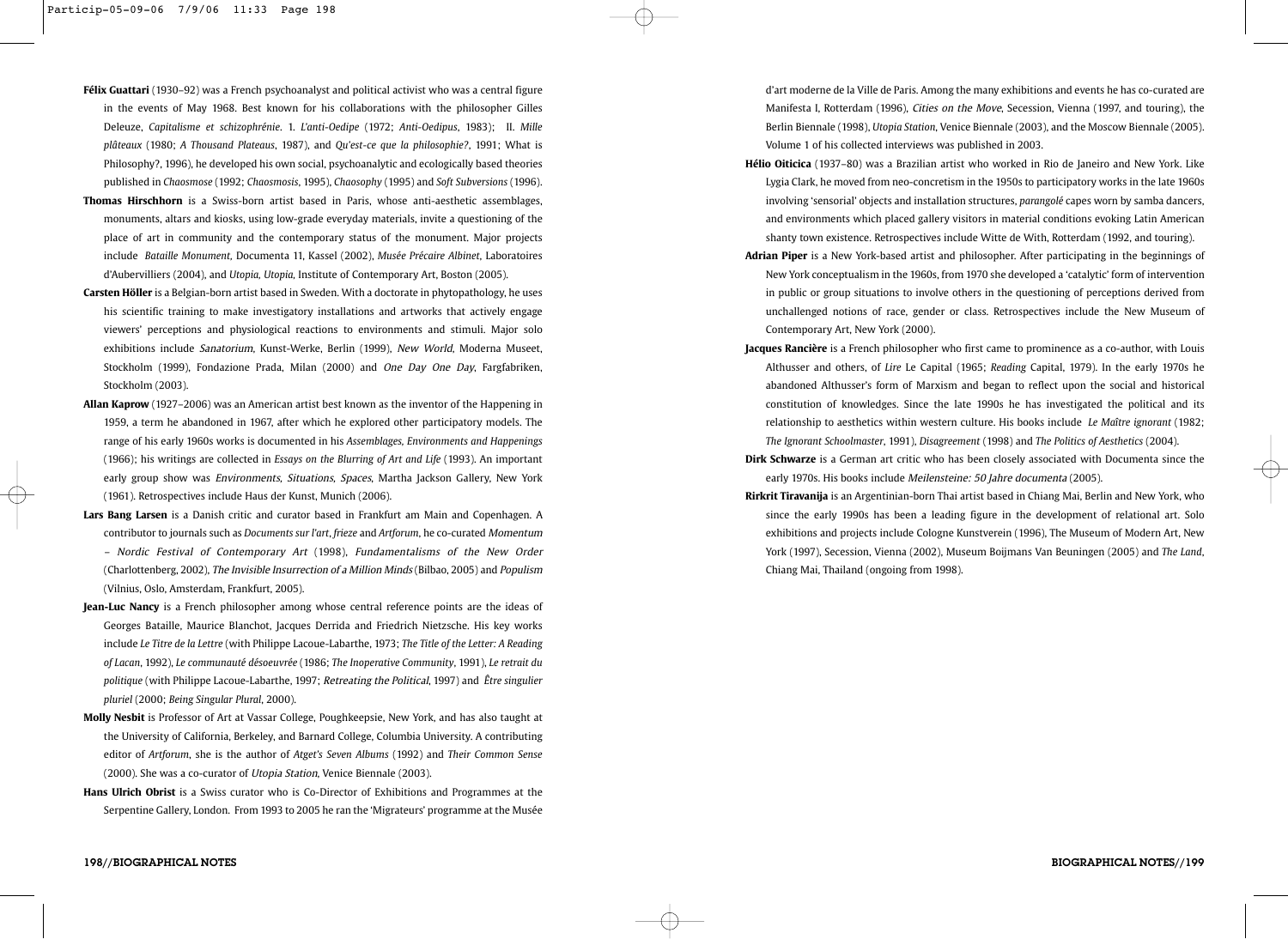**Félix Guattari** (1930–92) was a French psychoanalyst and political activist who was a central figure in the events of May 1968. Best known for his collaborations with the philosopher Gilles Deleuze, *Capitalisme et schizophrénie*. 1. *L'anti-Oedipe* (1972; *Anti-Oedipus*, 1983); II. *Mille plâteaux* (1980; *A Thousand Plateaus*, 1987), and *Qu'est-ce que la philosophie?*, 1991; What is Philosophy?, 1996), he developed his own social, psychoanalytic and ecologically based theories published in *Chaosmose* (1992; *Chaosmosis*, 1995), *Chaosophy* (1995) and *Soft Subversions* (1996).

**Thomas Hirschhorn** is a Swiss-born artist based in Paris, whose anti-aesthetic assemblages, monuments, altars and kiosks, using low-grade everyday materials, invite a questioning of the place of art in community and the contemporary status of the monument. Major projects include *Bataille Monument*, Documenta 11, Kassel (2002), *Musée Précaire Albinet*, Laboratoires d'Aubervilliers (2004), and *Utopia, Utopia*, Institute of Contemporary Art, Boston (2005).

**Carsten Höller** is a Belgian-born artist based in Sweden. With a doctorate in phytopathology, he uses his scientific training to make investigatory installations and artworks that actively engage viewers' perceptions and physiological reactions to environments and stimuli. Major solo exhibitions include *Sanatorium*, Kunst-Werke, Berlin (1999), *New World*, Moderna Museet, Stockholm (1999), Fondazione Prada, Milan (2000) and *One Day One Day*, Fargfabriken, Stockholm (2003).

**Allan Kaprow** (1927–2006) was an American artist best known as the inventor of the Happening in 1959, a term he abandoned in 1967, after which he explored other participatory models. The range of his early 1960s works is documented in his *Assemblages, Environments and Happenings* (1966); his writings are collected in *Essays on the Blurring of Art and Life* (1993). An important early group show was *Environments, Situations, Spaces*, Martha Jackson Gallery, New York (1961). Retrospectives include Haus der Kunst, Munich (2006).

**Lars Bang Larsen** is a Danish critic and curator based in Frankfurt am Main and Copenhagen. A contributor to journals such as *Documents sur l'art*, *frieze* and *Artforum*, he co-curated *Momentum – Nordic Festival of Contemporary Art* (1998), *Fundamentalisms of the New Order* (Charlottenberg, 2002), *The Invisible Insurrection of a Million Minds* (Bilbao, 2005) and *Populism* (Vilnius, Oslo, Amsterdam, Frankfurt, 2005).

**Jean-Luc Nancy** is a French philosopher among whose central reference points are the ideas of Georges Bataille, Maurice Blanchot, Jacques Derrida and Friedrich Nietzsche. His key works include *Le Titre de la Lettre* (with Philippe Lacoue-Labarthe, 1973; *The Title of the Letter: A Reading of Lacan*, 1992), *Le communauté désoeuvrée* (1986; *The Inoperative Community*, 1991), *Le retrait du politique* (with Philippe Lacoue-Labarthe, 1997; *Retreating the Political*, 1997) and *Être singulier pluriel* (2000; *Being Singular Plural*, 2000).

**Molly Nesbit** is Professor of Art at Vassar College, Poughkeepsie, New York, and has also taught at the University of California, Berkeley, and Barnard College, Columbia University. A contributing editor of *Artforum*, she is the author of *Atget's Seven Albums* (1992) and *Their Common Sense* (2000). She was a co-curator of *Utopia Station*, Venice Biennale (2003).

**Hans Ulrich Obrist** is a Swiss curator who is Co-Director of Exhibitions and Programmes at the Serpentine Gallery, London. From 1993 to 2005 he ran the 'Migrateurs' programme at the Musée d'art moderne de la Ville de Paris. Among the many exhibitions and events he has co-curated are Manifesta I, Rotterdam (1996), *Cities on the Move*, Secession, Vienna (1997, and touring), the Berlin Biennale (1998), *Utopia Station*, Venice Biennale (2003), and the Moscow Biennale (2005). Volume 1 of his collected interviews was published in 2003.

**Hélio Oiticica** (1937–80) was a Brazilian artist who worked in Rio de Janeiro and New York. Like Lygia Clark, he moved from neo-concretism in the 1950s to participatory works in the late 1960s involving 'sensorial' objects and installation structures, *parangolé* capes worn by samba dancers, and environments which placed gallery visitors in material conditions evoking Latin American shanty town existence. Retrospectives include Witte de With, Rotterdam (1992, and touring).

**Adrian Piper** is a New York-based artist and philosopher. After participating in the beginnings of New York conceptualism in the 1960s, from 1970 she developed a 'catalytic' form of intervention in public or group situations to involve others in the questioning of perceptions derived from unchallenged notions of race, gender or class. Retrospectives include the New Museum of Contemporary Art, New York (2000).

**Jacques Rancière** is a French philosopher who first came to prominence as a co-author, with Louis Althusser and others, of *Lire* Le Capital (1965; *Reading* Capital, 1979). In the early 1970s he abandoned Althusser's form of Marxism and began to reflect upon the social and historical constitution of knowledges. Since the late 1990s he has investigated the political and its relationship to aesthetics within western culture. His books include *Le Maître ignorant* (1982; *The Ignorant Schoolmaster*, 1991), *Disagreement* (1998) and *The Politics of Aesthetics* (2004).

**Dirk Schwarze** is a German art critic who has been closely associated with Documenta since the early 1970s. His books include *Meilensteine: 50 Jahre documenta* (2005).

**Rirkrit Tiravanija** is an Argentinian-born Thai artist based in Chiang Mai, Berlin and New York, who since the early 1990s has been a leading figure in the development of relational art. Solo exhibitions and projects include Cologne Kunstverein (1996), The Museum of Modern Art, New York (1997), Secession, Vienna (2002), Museum Boijmans Van Beuningen (2005) and *The Land*, Chiang Mai, Thailand (ongoing from 1998).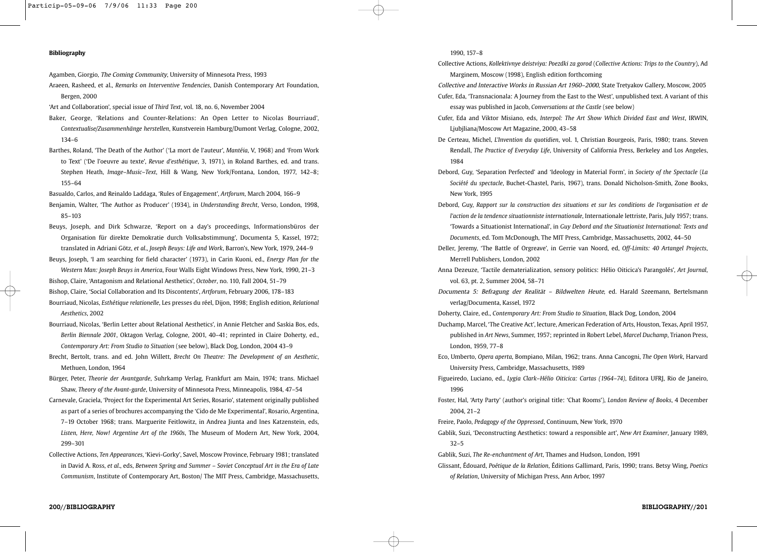## Bibliography

Agamben, Giorgio, *The Coming Community*, University of Minnesota Press, 1993

Araeen, Rasheed, et al., *Remarks on Interventive Tendencies*, Danish Contemporary Art Foundation, Bergen, 2000

'Art and Collaboration', special issue of *Third Text*, vol. 18, no. 6, November 2004

Baker, George, 'Relations and Counter-Relations: An Open Letter to Nicolas Bourriaud', *Contextualise/Zusammenhänge herstellen*, Kunstverein Hamburg/Dumont Verlag, Cologne, 2002, 134–6

Barthes, Roland, 'The Death of the Author' ('La mort de l'auteur', *Mantéia*, V, 1968) and 'From Work to Text' ('De l'oeuvre au texte', *Revue d'esthétique*, 3, 1971), in Roland Barthes, ed. and trans. Stephen Heath, *Image–Music–Text*, Hill & Wang, New York/Fontana, London, 1977, 142–8; 155–64

Basualdo, Carlos, and Reinaldo Laddaga, 'Rules of Engagement', *Artforum*, March 2004, 166–9

Benjamin, Walter, 'The Author as Producer' (1934), in *Understanding Brecht*, Verso, London, 1998, 85–103

Beuys, Joseph, and Dirk Schwarze, 'Report on a day's proceedings, Informationsbüros der Organisation für direkte Demokratie durch Volksabstimmung', Documenta 5, Kassel, 1972; translated in Adriani Götz, *et al.*, *Joseph Beuys: Life and Work*, Barron's, New York, 1979, 244–9

Beuys, Joseph, 'I am searching for field character' (1973), in Carin Kuoni, ed., *Energy Plan for the Western Man: Joseph Beuys in America*, Four Walls Eight Windows Press, New York, 1990, 21–3

Bishop, Claire, 'Antagonism and Relational Aesthetics', *October*, no. 110, Fall 2004, 51–79

Bishop, Claire, 'Social Collaboration and Its Discontents', *Artforum*, February 2006, 178–183

Bourriaud, Nicolas, *Esthétique relationelle*, Les presses du réel, Dijon, 1998; English edition, *Relational Aesthetics*, 2002

Bourriaud, Nicolas, 'Berlin Letter about Relational Aesthetics', in Annie Fletcher and Saskia Bos, eds, *Berlin Biennale 2001*, Oktagon Verlag, Cologne, 2001, 40–41; reprinted in Claire Doherty, ed., *Contemporary Art: From Studio to Situation* (see below), Black Dog, London, 2004 43–9

Brecht, Bertolt, trans. and ed. John Willett, *Brecht On Theatre: The Development of an Aesthetic*, Methuen, London, 1964

Bürger, Peter, *Theorie der Avantgarde*, Suhrkamp Verlag, Frankfurt am Main, 1974; trans. Michael Shaw, *Theory of the Avant-garde*, University of Minnesota Press, Minneapolis, 1984, 47–54

Carnevale, Graciela, 'Project for the Experimental Art Series, Rosario', statement originally published as part of a series of brochures accompanying the 'Cido de Me Experimental', Rosario, Argentina, 7–19 October 1968; trans. Marguerite Feitlowitz, in Andrea Jiunta and Ines Katzenstein, eds, *Listen, Here, Now! Argentine Art of the 1960s*, The Museum of Modern Art, New York, 2004, 299–301

Collective Actions, *Ten Appearances*, 'Kievi-Gorky', Savel, Moscow Province, February 1981; translated in David A. Ross, *et al.*, eds, *Between Spring and Summer – Soviet Conceptual Art in the Era of Late Communism*, Institute of Contemporary Art, Boston/ The MIT Press, Cambridge, Massachusetts, 1990, 157–8

Collective Actions, *Kollektivnye deistviya: Poezdki za gorod* (*Collective Actions: Trips to the Country*), Ad Marginem, Moscow (1998), English edition forthcoming

*Collective and Interactive Works in Russian Art 1960–2000*, State Tretyakov Gallery, Moscow, 2005

Cufer, Eda, 'Transnacionala: A Journey from the East to the West', unpublished text. A variant of this essay was published in Jacob, *Conversations at the Castle* (see below)

Cufer, Eda and Viktor Misiano, eds, *Interpol: The Art Show Which Divided East and West*, IRWIN, Ljubjliana/Moscow Art Magazine, 2000, 43–58

De Certeau, Michel, *L'Invention du quotidien*, vol. 1, Christian Bourgeois, Paris, 1980; trans. Steven Rendall, *The Practice of Everyday Life*, University of California Press, Berkeley and Los Angeles, 1984

Debord, Guy, 'Separation Perfected' and 'Ideology in Material Form', in *Society of the Spectacle* (*La Société du spectacle*, Buchet-Chastel, Paris, 1967), trans. Donald Nicholson-Smith, Zone Books, New York, 1995

Debord, Guy, *Rapport sur la construction des situations et sur les conditions de l'organisation et de l'action de la tendence situationniste internationale*, Internationale lettriste, Paris, July 1957; trans. 'Towards a Situationist International', in *Guy Debord and the Situationist International: Texts and Documents*, ed. Tom McDonough, The MIT Press, Cambridge, Massachusetts, 2002, 44–50

Deller, Jeremy, 'The Battle of Orgreave', in Gerrie van Noord, ed, *Off-Limits: 40 Artangel Projects*, Merrell Publishers, London, 2002

Anna Dezeuze, 'Tactile dematerialization, sensory politics: Hélio Oiticica's Parangolés', *Art Journal*, vol. 63, pt. 2, Summer 2004, 58–71

*Documenta 5: Befragung der Realität – Bildwelten Heute*, ed. Harald Szeemann, Bertelsmann verlag/Documenta, Kassel, 1972

Doherty, Claire, ed., *Contemporary Art: From Studio to Situation*, Black Dog, London, 2004

Duchamp, Marcel, 'The Creative Act', lecture, American Federation of Arts, Houston, Texas, April 1957, published in *Art News*, Summer, 1957; reprinted in Robert Lebel, *Marcel Duchamp*, Trianon Press, London, 1959, 77–8

Eco, Umberto, *Opera aperta*, Bompiano, Milan, 1962; trans. Anna Cancogni, *The Open Work*, Harvard University Press, Cambridge, Massachusetts, 1989

Figueiredo, Luciano, ed., *Lygia Clark–Hélio Oiticica: Cartas (1964–74)*, Editora UFRJ, Rio de Janeiro, 1996

Foster, Hal, 'Arty Party' (author's original title: 'Chat Rooms'), *London Review of Books*, 4 December 2004, 21–2

Freire, Paolo, *Pedagogy of the Oppressed*, Continuum, New York, 1970

Gablik, Suzi, 'Deconstructing Aesthetics: toward a responsible art', *New Art Examiner*, January 1989, 32–5

Gablik, Suzi, *The Re-enchantment of Art*, Thames and Hudson, London, 1991

Glissant, Édouard, *Poétique de la Relation*, Éditions Gallimard, Paris, 1990; trans. Betsy Wing, *Poetics of Relation*, University of Michigan Press, Ann Arbor, 1997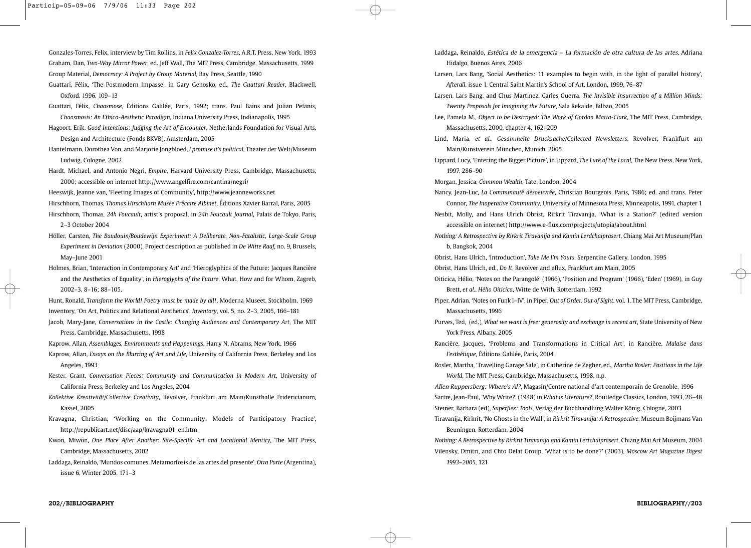Gonzales-Torres, Felix, interview by Tim Rollins, in *Felix Gonzalez-Torres*, A.R.T. Press, New York, 1993

Graham, Dan, *Two-Way Mirror Power*, ed. Jeff Wall, The MIT Press, Cambridge, Massachusetts, 1999

Group Material, *Democracy: A Project by Group Material*, Bay Press, Seattle, 1990

Guattari, Félix, 'The Postmodern Impasse', in Gary Genosko, ed., *The Guattari Reader*, Blackwell, Oxford, 1996, 109–13

Guattari, Félix, *Chaosmose*, Éditions Galilée, Paris, 1992; trans. Paul Bains and Julian Pefanis, *Chaosmosis: An Ethico-Aesthetic Paradigm*, Indiana University Press, Indianapolis, 1995

Hagoort, Erik, *Good Intentions: Judging the Art of Encounter*, Netherlands Foundation for Visual Arts, Design and Architecture (Fonds BKVB), Amsterdam, 2005

Hantelmann, Dorothea Von, and Marjorie Jongbloed, *I promise it's political*, Theater der Welt/Museum Ludwig, Cologne, 2002

Hardt, Michael, and Antonio Negri, *Empire*, Harvard University Press, Cambridge, Massachusetts, 2000; accessible on internet http://www.angelfire.com/cantina/negri/

Heeswijk, Jeanne van, 'Fleeting Images of Community', http://www.jeanneworks.net

Hirschhorn, Thomas, *Thomas Hirschhorn Musée Précaire Albinet*, Éditions Xavier Barral, Paris, 2005

Hirschhorn, Thomas, *24h Foucault*, artist's proposal, in *24h Foucault Journal*, Palais de Tokyo, Paris, 2–3 October 2004

Höller, Carsten, *The Baudouin/Boudewijn Experiment: A Deliberate, Non-Fatalistic, Large-Scale Group Experiment in Deviation* (2000), Project description as published in *De Witte Raaf*, no. 9, Brussels, May–June 2001

Holmes, Brian, 'Interaction in Contemporary Art' and 'Hieroglyphics of the Future: Jacques Rancière and the Aesthetics of Equality', in *Hieroglyphs of the Future*, What, How and for Whom, Zagreb, 2002–3, 8–16; 88–105.

Hunt, Ronald, *Transform the World! Poetry must be made by all!*, Moderna Museet, Stockholm, 1969

Inventory, 'On Art, Politics and Relational Aesthetics', *Inventory*, vol. 5, no. 2–3, 2005, 166–181

Jacob, Mary-Jane, *Conversations in the Castle: Changing Audiences and Contemporary Art*, The MIT Press, Cambridge, Massachusetts, 1998

Kaprow, Allan, *Assemblages, Environments and Happenings*, Harry N. Abrams, New York, 1966

Kaprow, Allan, *Essays on the Blurring of Art and Life*, University of California Press, Berkeley and Los Angeles, 1993

Kester, Grant, *Conversation Pieces: Community and Communication in Modern Art*, University of California Press, Berkeley and Los Angeles, 2004

*Kollektive Kreativität/Collective Creativity*, Revolver, Frankfurt am Main/Kunsthalle Fridericianum, Kassel, 2005

Kravagna, Christian, 'Working on the Community: Models of Participatory Practice', http://republicart.net/disc/aap/kravagna01_en.htm

Kwon, Miwon, *One Place After Another: Site-Specific Art and Locational Identity*, The MIT Press, Cambridge, Massachusetts, 2002

Laddaga, Reinaldo, 'Mundos comunes. Metamorfosis de las artes del presente', *Otra Parte* (Argentina), issue 6, Winter 2005, 171–3

Laddaga, Reinaldo, *Estética de la emergencia – La formación de otra cultura de las artes*, Adriana Hidalgo, Buenos Aires, 2006

Larsen, Lars Bang, 'Social Aesthetics: 11 examples to begin with, in the light of parallel history', *Afterall*, issue 1, Central Saint Martin's School of Art, London, 1999, 76–87

Larsen, Lars Bang, and Chus Martinez, Carles Guerra, *The Invisible Insurrection of a Million Minds: Twenty Proposals for Imagining the Future*, Sala Rekalde, Bilbao, 2005

Lee, Pamela M., *Object to be Destroyed: The Work of Gordon Matta-Clark*, The MIT Press, Cambridge, Massachusetts, 2000, chapter 4, 162–209

Lind, Maria, *et al.*, *Gesammelte Drucksache/Collected Newsletters*, Revolver, Frankfurt am Main/Kunstverein München, Munich, 2005

Lippard, Lucy, 'Entering the Bigger Picture', in Lippard, *The Lure of the Local*, The New Press, New York, 1997, 286–90

Morgan, Jessica, *Common Wealth*, Tate, London, 2004

Nancy, Jean-Luc, *La Communauté désoeuvrée*, Christian Bourgeois, Paris, 1986; ed. and trans. Peter Connor, *The Inoperative Community*, University of Minnesota Press, Minneapolis, 1991, chapter 1

Nesbit, Molly, and Hans Ulrich Obrist, Rirkrit Tiravanija, 'What is a Station?' (edited version accessible on internet) http://www.e-flux.com/projects/utopia/about.html

*Nothing: A Retrospective by Rirkrit Tiravanija and Kamin Lerdchaiprasert*, Chiang Mai Art Museum/Plan b, Bangkok, 2004

Obrist, Hans Ulrich, 'Introduction', *Take Me I'm Yours*, Serpentine Gallery, London, 1995

Obrist, Hans Ulrich, ed., *Do It*, Revolver and eflux, Frankfurt am Main, 2005

Oiticica, Hélio, 'Notes on the Parangolé' (1966), 'Position and Program' (1966), 'Eden' (1969), in Guy Brett, *et al.*, *Hélio Oiticica*, Witte de With, Rotterdam, 1992

Piper, Adrian, 'Notes on Funk I–IV', in Piper, *Out of Order, Out of Sight*, vol. 1, The MIT Press, Cambridge, Massachusetts, 1996

Purves, Ted, (ed.), *What we want is free: generosity and exchange in recent art*, State University of New York Press, Albany, 2005

Rancière, Jacques, 'Problems and Transformations in Critical Art', in Rancière, *Malaise dans l'esthétique*, Éditions Galilée, Paris, 2004

Rosler, Martha, 'Travelling Garage Sale', in Catherine de Zegher, ed., *Martha Rosler: Positions in the Life World*, The MIT Press, Cambridge, Massachusetts, 1998, n.p.

*Allen Ruppersberg: Where's Al?*, Magasin/Centre national d'art contemporain de Grenoble, 1996

Sartre, Jean-Paul, 'Why Write?' (1948) in *What is Literature?*, Routledge Classics, London, 1993, 26–48

Steiner, Barbara (ed), *Superflex: Tools*, Verlag der Buchhandlung Walter König, Cologne, 2003

Tiravanija, Rirkrit, 'No Ghosts in the Wall', in *Rirkrit Tiravanija: A Retrospective*, Museum Boijmans Van Beuningen, Rotterdam, 2004

*Nothing: A Retrospective by Rirkrit Tiravanija and Kamin Lertchaiprasert*, Chiang Mai Art Museum, 2004

Vilensky, Dmitri, and Chto Delat Group, 'What is to be done?' (2003), *Moscow Art Magazine Digest 1993–2005*, 121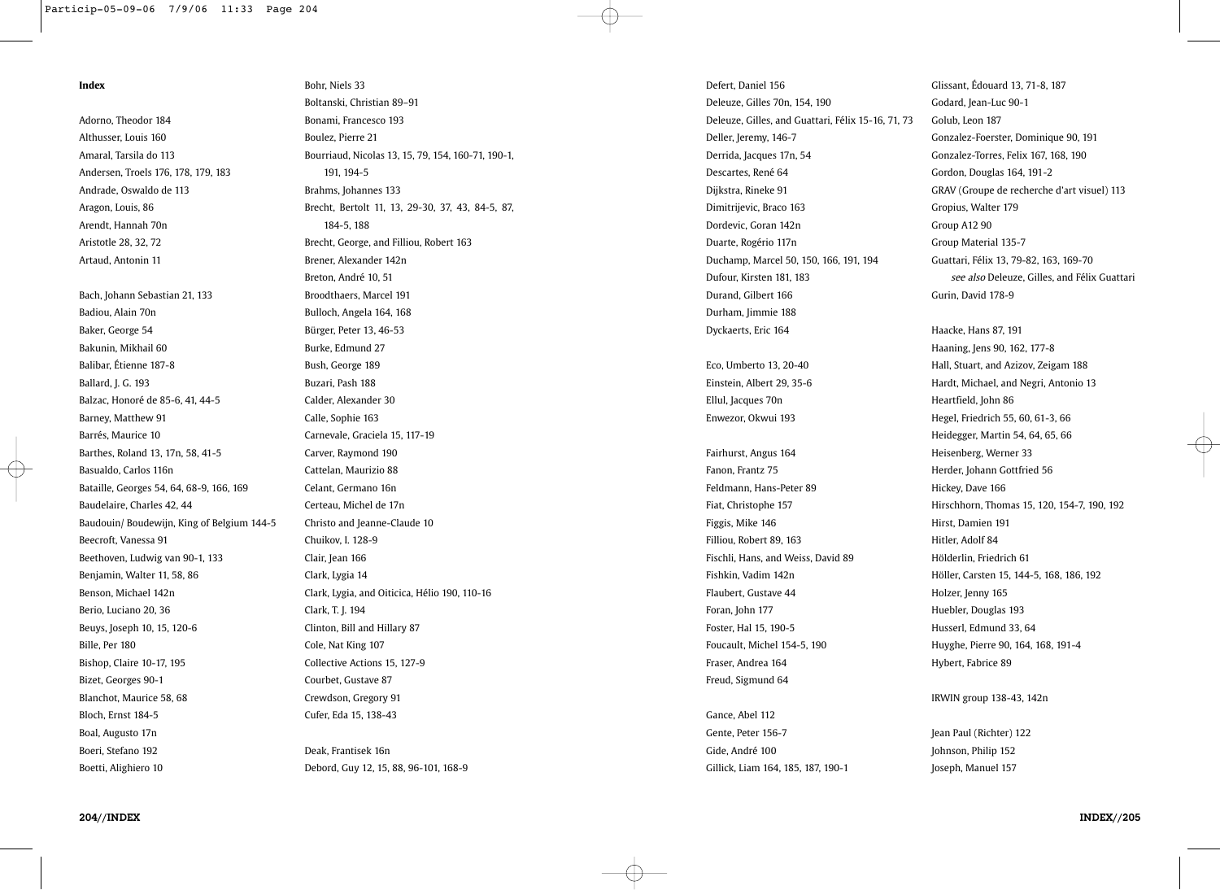# Index

Adorno, Theodor 184
Althusser, Louis 160
Amaral, Tarsila do 113
Andersen, Troels 176, 178, 179, 183
Andrade, Oswaldo de 113
Aragon, Louis, 86
Arendt, Hannah 70n
Aristotle 28, 32, 72
Artaud, Antonin 11

Bach, Johann Sebastian 21, 133
Badiou, Alain 70n
Baker, George 54
Bakunin, Mikhail 60
Balibar, Étienne 187-8
Ballard, J. G. 193
Balzac, Honoré de 85-6, 41, 44-5
Barney, Matthew 91
Barrés, Maurice 10
Barthes, Roland 13, 17n, 58, 41-5
Basualdo, Carlos 116n
Bataille, Georges 54, 64, 68-9, 166, 169
Baudelaire, Charles 42, 44
Baudouin/ Boudewijn, King of Belgium 144-5
Beecroft, Vanessa 91
Beethoven, Ludwig van 90-1, 133
Benjamin, Walter 11, 58, 86
Benson, Michael 142n
Berio, Luciano 20, 36
Beuys, Joseph 10, 15, 120-6
Bille, Per 180
Bishop, Claire 10-17, 195
Bizet, Georges 90-1
Blanchot, Maurice 58, 68
Bloch, Ernst 184-5
Boal, Augusto 17n
Boeri, Stefano 192
Boetti, Alighiero 10
Bohr, Niels 33
Boltanski, Christian 89–91
Bonami, Francesco 193
Boulez, Pierre 21
Bourriaud, Nicolas 13, 15, 79, 154, 160-71, 190-1, 191, 194-5
Brahms, Johannes 133
Brecht, Bertolt 11, 13, 29-30, 37, 43, 84-5, 87, 184-5, 188
Brecht, George, and Filliou, Robert 163
Brener, Alexander 142n
Breton, André 10, 51
Broodthaers, Marcel 191
Bulloch, Angela 164, 168
Bürger, Peter 13, 46-53
Burke, Edmund 27
Bush, George 189
Buzari, Pash 188
Calder, Alexander 30
Calle, Sophie 163
Carnevale, Graciela 15, 117-19
Carver, Raymond 190
Cattelan, Maurizio 88
Celant, Germano 16n
Certeau, Michel de 17n
Christo and Jeanne-Claude 10
Chuikov, I. 128-9
Clair, Jean 166
Clark, Lygia 14
Clark, Lygia, and Oiticica, Hélio 190, 110-16
Clark, T. J. 194
Clinton, Bill and Hillary 87
Cole, Nat King 107
Collective Actions 15, 127-9
Courbet, Gustave 87
Crewdson, Gregory 91
Cufer, Eda 15, 138-43

Deak, Frantisek 16n
Debord, Guy 12, 15, 88, 96-101, 168-9
Defert, Daniel 156
Deleuze, Gilles 70n, 154, 190
Deleuze, Gilles, and Guattari, Félix 15-16, 71, 73
Deller, Jeremy, 146-7
Derrida, Jacques 17n, 54
Descartes, René 64
Dijkstra, Rineke 91
Dimitrijevic, Braco 163
Dordevic, Goran 142n
Duarte, Rogério 117n
Duchamp, Marcel 50, 150, 166, 191, 194
Dufour, Kirsten 181, 183
Durand, Gilbert 166
Durham, Jimmie 188
Dyckaerts, Eric 164

Eco, Umberto 13, 20-40
Einstein, Albert 29, 35-6
Ellul, Jacques 70n
Enwezor, Okwui 193

Fairhurst, Angus 164
Fanon, Frantz 75
Feldmann, Hans-Peter 89
Fiat, Christophe 157
Figgis, Mike 146
Filliou, Robert 89, 163
Fischli, Hans, and Weiss, David 89
Fishkin, Vadim 142n
Flaubert, Gustave 44
Foran, John 177
Foster, Hal 15, 190-5
Foucault, Michel 154-5, 190
Fraser, Andrea 164
Freud, Sigmund 64

Gance, Abel 112
Gente, Peter 156-7
Gide, André 100
Gillick, Liam 164, 185, 187, 190-1
Glissant, Édouard 13, 71-8, 187
Godard, Jean-Luc 90-1
Golub, Leon 187
Gonzalez-Foerster, Dominique 90, 191
Gonzalez-Torres, Felix 167, 168, 190
Gordon, Douglas 164, 191-2
GRAV (Groupe de recherche d'art visuel) 113
Gropius, Walter 179
Group A12 90
Group Material 135-7
Guattari, Félix 13, 79-82, 163, 169-70
*see also* Deleuze, Gilles, and Félix Guattari
Gurin, David 178-9

Haacke, Hans 87, 191
Haaning, Jens 90, 162, 177-8
Hall, Stuart, and Azizov, Zeigam 188
Hardt, Michael, and Negri, Antonio 13
Heartfield, John 86
Hegel, Friedrich 55, 60, 61-3, 66
Heidegger, Martin 54, 64, 65, 66
Heisenberg, Werner 33
Herder, Johann Gottfried 56
Hickey, Dave 166
Hirschhorn, Thomas 15, 120, 154-7, 190, 192
Hirst, Damien 191
Hitler, Adolf 84
Hölderlin, Friedrich 61
Höller, Carsten 15, 144-5, 168, 186, 192
Holzer, Jenny 165
Huebler, Douglas 193
Husserl, Edmund 33, 64
Huyghe, Pierre 90, 164, 168, 191-4
Hybert, Fabrice 89

IRWIN group 138-43, 142n

Jean Paul (Richter) 122
Johnson, Philip 152
Joseph, Manuel 157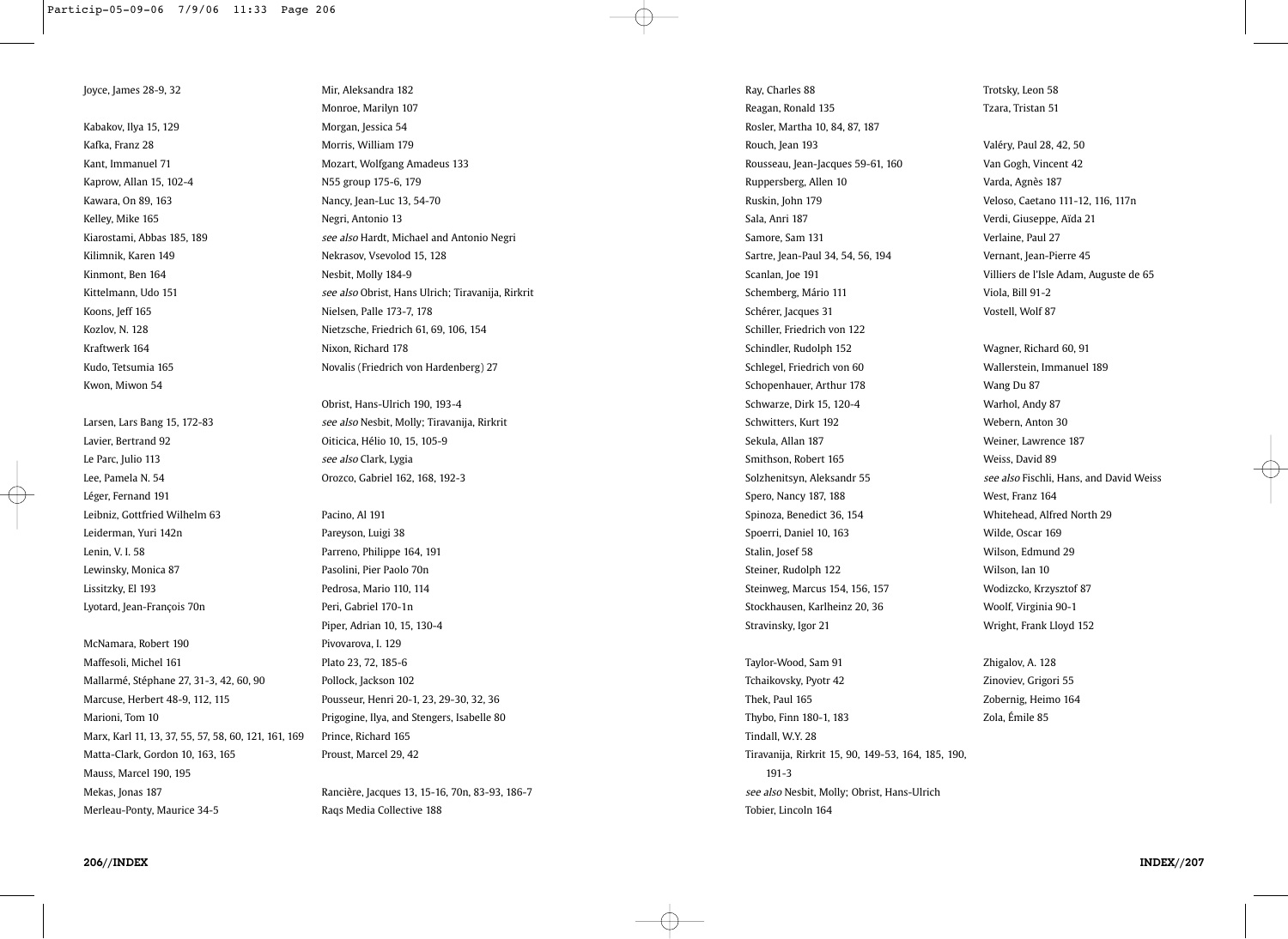Joyce, James 28-9, 32

Kabakov, Ilya 15, 129
Kafka, Franz 28
Kant, Immanuel 71
Kaprow, Allan 15, 102-4
Kawara, On 89, 163
Kelley, Mike 165
Kiarostami, Abbas 185, 189
Kilimnik, Karen 149
Kinmont, Ben 164
Kittelmann, Udo 151
Koons, Jeff 165
Kozlov, N. 128
Kraftwerk 164
Kudo, Tetsumia 165
Kwon, Miwon 54

Larsen, Lars Bang 15, 172-83
Lavier, Bertrand 92
Le Parc, Julio 113
Lee, Pamela N. 54
Léger, Fernand 191
Leibniz, Gottfried Wilhelm 63
Leiderman, Yuri 142n
Lenin, V. I. 58
Lewinsky, Monica 87
Lissitzky, El 193
Lyotard, Jean-François 70n

McNamara, Robert 190
Maffesoli, Michel 161
Mallarmé, Stéphane 27, 31-3, 42, 60, 90
Marcuse, Herbert 48-9, 112, 115
Marioni, Tom 10
Marx, Karl 11, 13, 37, 55, 57, 58, 60, 121, 161, 169
Matta-Clark, Gordon 10, 163, 165
Mauss, Marcel 190, 195
Mekas, Jonas 187
Merleau-Ponty, Maurice 34-5

Mir, Aleksandra 182
Monroe, Marilyn 107
Morgan, Jessica 54
Morris, William 179
Mozart, Wolfgang Amadeus 133
N55 group 175-6, 179
Nancy, Jean-Luc 13, 54-70
Negri, Antonio 13
*see also* Hardt, Michael and Antonio Negri
Nekrasov, Vsevolod 15, 128
Nesbit, Molly 184-9
*see also* Obrist, Hans Ulrich; Tiravanija, Rirkrit
Nielsen, Palle 173-7, 178
Nietzsche, Friedrich 61, 69, 106, 154
Nixon, Richard 178
Novalis (Friedrich von Hardenberg) 27

Obrist, Hans-Ulrich 190, 193-4
*see also* Nesbit, Molly; Tiravanija, Rirkrit
Oiticica, Hélio 10, 15, 105-9
*see also* Clark, Lygia
Orozco, Gabriel 162, 168, 192-3

Pacino, Al 191
Pareyson, Luigi 38
Parreno, Philippe 164, 191
Pasolini, Pier Paolo 70n
Pedrosa, Mario 110, 114
Peri, Gabriel 170-1n
Piper, Adrian 10, 15, 130-4
Pivovarova, I. 129
Plato 23, 72, 185-6
Pollock, Jackson 102
Pousseur, Henri 20-1, 23, 29-30, 32, 36
Prigogine, Ilya, and Stengers, Isabelle 80
Prince, Richard 165
Proust, Marcel 29, 42

Rancière, Jacques 13, 15-16, 70n, 83-93, 186-7
Raqs Media Collective 188

Ray, Charles 88
Reagan, Ronald 135
Rosler, Martha 10, 84, 87, 187
Rouch, Jean 193
Rousseau, Jean-Jacques 59-61, 160
Ruppersberg, Allen 10
Ruskin, John 179
Sala, Anri 187
Samore, Sam 131
Sartre, Jean-Paul 34, 54, 56, 194
Scanlan, Joe 191
Schemberg, Mário 111
Schérer, Jacques 31
Schiller, Friedrich von 122
Schindler, Rudolph 152
Schlegel, Friedrich von 60
Schopenhauer, Arthur 178
Schwarze, Dirk 15, 120-4
Schwitters, Kurt 192
Sekula, Allan 187
Smithson, Robert 165
Solzhenitsyn, Aleksandr 55
Spero, Nancy 187, 188
Spinoza, Benedict 36, 154
Spoerri, Daniel 10, 163
Stalin, Josef 58
Steiner, Rudolph 122
Steinweg, Marcus 154, 156, 157
Stockhausen, Karlheinz 20, 36
Stravinsky, Igor 21

Taylor-Wood, Sam 91
Tchaikovsky, Pyotr 42
Thek, Paul 165
Thybo, Finn 180-1, 183
Tindall, W.Y. 28
Tiravanija, Rirkrit 15, 90, 149-53, 164, 185, 190, 191-3
*see also* Nesbit, Molly; Obrist, Hans-Ulrich
Tobier, Lincoln 164

Trotsky, Leon 58
Tzara, Tristan 51

Valéry, Paul 28, 42, 50
Van Gogh, Vincent 42
Varda, Agnès 187
Veloso, Caetano 111-12, 116, 117n
Verdi, Giuseppe, Aïda 21
Verlaine, Paul 27
Vernant, Jean-Pierre 45
Villiers de l'Isle Adam, Auguste de 65
Viola, Bill 91-2
Vostell, Wolf 87

Wagner, Richard 60, 91
Wallerstein, Immanuel 189
Wang Du 87
Warhol, Andy 87
Webern, Anton 30
Weiner, Lawrence 187
Weiss, David 89
*see also* Fischli, Hans, and David Weiss
West, Franz 164
Whitehead, Alfred North 29
Wilde, Oscar 169
Wilson, Edmund 29
Wilson, Ian 10
Wodizcko, Krzysztof 87
Woolf, Virginia 90-1
Wright, Frank Lloyd 152

Zhigalov, A. 128
Zinoviev, Grigori 55
Zobernig, Heimo 164
Zola, Émile 85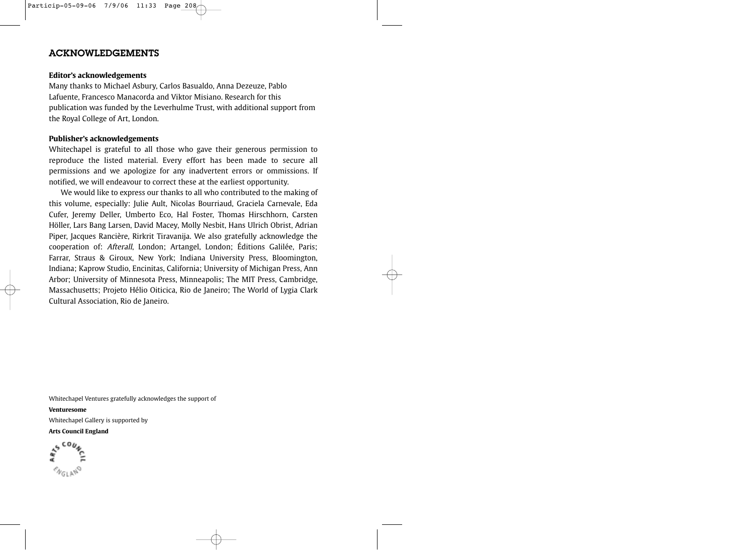# ACKNOWLEDGEMENTS

**Editor's acknowledgements**

Many thanks to Michael Asbury, Carlos Basualdo, Anna Dezeuze, Pablo Lafuente, Francesco Manacorda and Viktor Misiano. Research for this publication was funded by the Leverhulme Trust, with additional support from the Royal College of Art, London.

**Publisher's acknowledgements**

Whitechapel is grateful to all those who gave their generous permission to reproduce the listed material. Every effort has been made to secure all permissions and we apologize for any inadvertent errors or ommissions. If notified, we will endeavour to correct these at the earliest opportunity.

We would like to express our thanks to all who contributed to the making of this volume, especially: Julie Ault, Nicolas Bourriaud, Graciela Carnevale, Eda Cufer, Jeremy Deller, Umberto Eco, Hal Foster, Thomas Hirschhorn, Carsten Höller, Lars Bang Larsen, David Macey, Molly Nesbit, Hans Ulrich Obrist, Adrian Piper, Jacques Rancière, Rirkrit Tiravanija. We also gratefully acknowledge the cooperation of: *Afterall*, London; Artangel, London; Éditions Galilée, Paris; Farrar, Straus & Giroux, New York; Indiana University Press, Bloomington, Indiana; Kaprow Studio, Encinitas, California; University of Michigan Press, Ann Arbor; University of Minnesota Press, Minneapolis; The MIT Press, Cambridge, Massachusetts; Projeto Hélio Oiticica, Rio de Janeiro; The World of Lygia Clark Cultural Association, Rio de Janeiro.

Whitechapel Ventures gratefully acknowledges the support of

**Venturesome**

Whitechapel Gallery is supported by

**Arts Council England**

ARTS COUNCIL ENGLAND